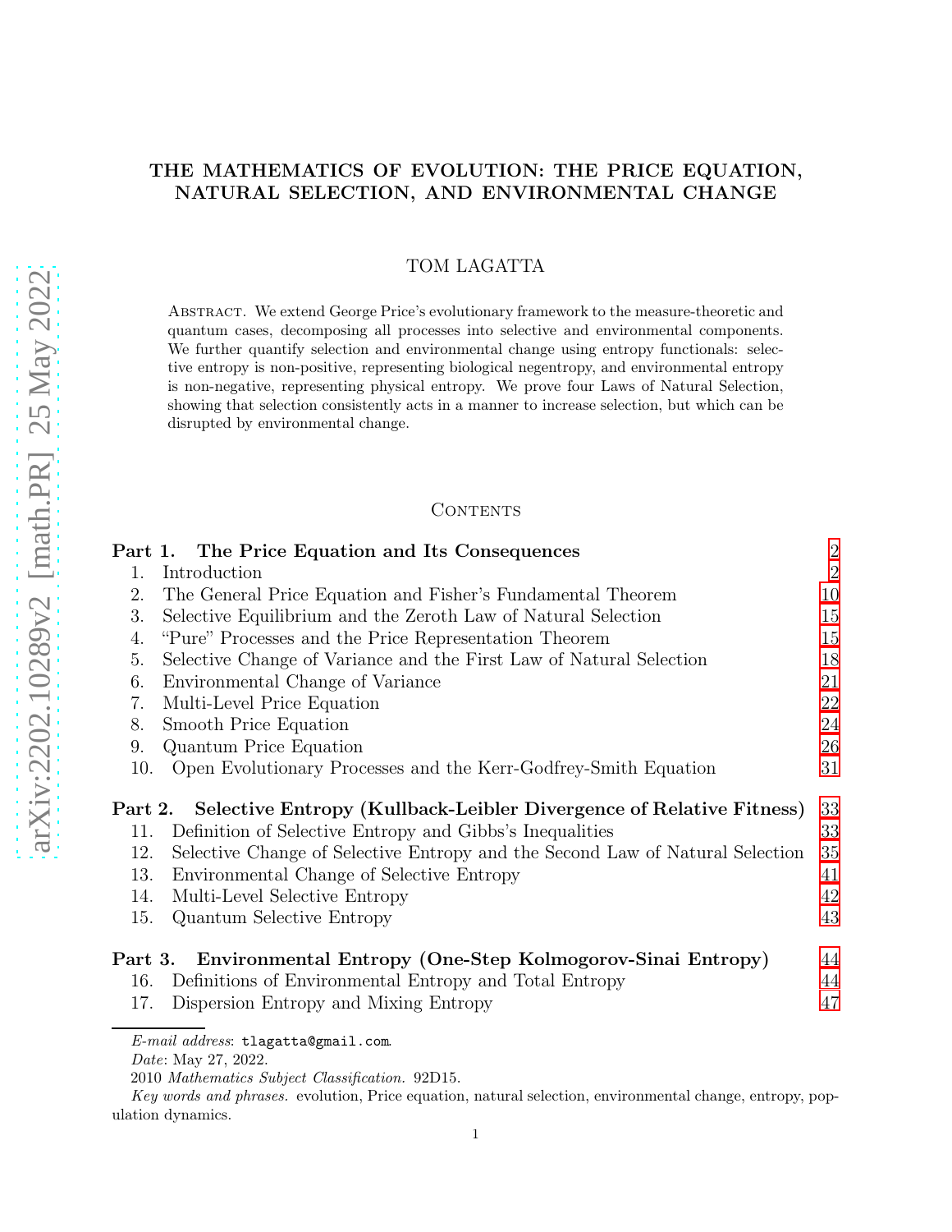# THE MATHEMATICS OF EVOLUTION: THE PRICE EQUATION, NATURAL SELECTION, AND ENVIRONMENTAL CHANGE

TOM LAGATTA

Abstract. We extend George Price's evolutionary framework to the measure-theoretic and quantum cases, decomposing all processes into selective and environmental components. We further quantify selection and environmental change using entropy functionals: selective entropy is non-positive, representing biological negentropy, and environmental entropy is non-negative, representing physical entropy. We prove four Laws of Natural Selection, showing that selection consistently acts in a manner to increase selection, but which can be disrupted by environmental change.

## Contents

**Part 1. The Price Equation and Its Consequences** — 2
1. Introduction — 2
2. The General Price Equation and Fisher's Fundamental Theorem — 10
3. Selective Equilibrium and the Zeroth Law of Natural Selection — 15
4. "Pure" Processes and the Price Representation Theorem — 15
5. Selective Change of Variance and the First Law of Natural Selection — 18
6. Environmental Change of Variance — 21
7. Multi-Level Price Equation — 22
8. Smooth Price Equation — 24
9. Quantum Price Equation — 26
10. Open Evolutionary Processes and the Kerr-Godfrey-Smith Equation — 31

**Part 2. Selective Entropy (Kullback-Leibler Divergence of Relative Fitness)** — 33
11. Definition of Selective Entropy and Gibbs's Inequalities — 33
12. Selective Change of Selective Entropy and the Second Law of Natural Selection — 35
13. Environmental Change of Selective Entropy — 41
14. Multi-Level Selective Entropy — 42
15. Quantum Selective Entropy — 43

**Part 3. Environmental Entropy (One-Step Kolmogorov-Sinai Entropy)** — 44
16. Definitions of Environmental Entropy and Total Entropy — 44
17. Dispersion Entropy and Mixing Entropy — 47

*E-mail address*: tlagatta@gmail.com.

*Date*: May 27, 2022.

2010 *Mathematics Subject Classification.* 92D15.

*Key words and phrases.* evolution, Price equation, natural selection, environmental change, entropy, population dynamics.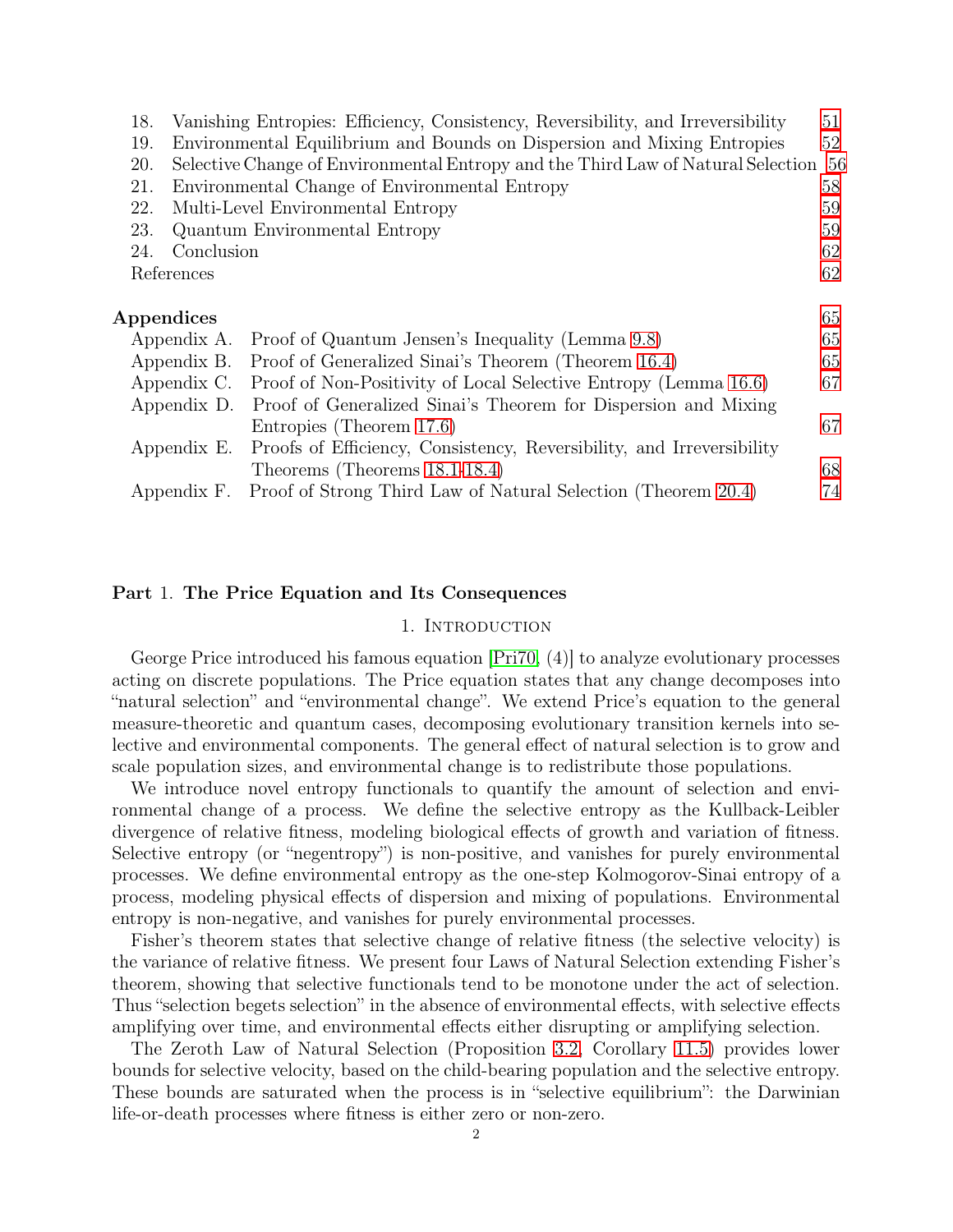18. Vanishing Entropies: Efficiency, Consistency, Reversibility, and Irreversibility 51
19. Environmental Equilibrium and Bounds on Dispersion and Mixing Entropies 52
20. Selective Change of Environmental Entropy and the Third Law of Natural Selection 56
21. Environmental Change of Environmental Entropy 58
22. Multi-Level Environmental Entropy 59
23. Quantum Environmental Entropy 59
24. Conclusion 62

References 62

**Appendices** 65

Appendix A. Proof of Quantum Jensen's Inequality (Lemma 9.8) 65

Appendix B. Proof of Generalized Sinai's Theorem (Theorem 16.4) 65

Appendix C. Proof of Non-Positivity of Local Selective Entropy (Lemma 16.6) 67

Appendix D. Proof of Generalized Sinai's Theorem for Dispersion and Mixing Entropies (Theorem 17.6) 67

Appendix E. Proofs of Efficiency, Consistency, Reversibility, and Irreversibility Theorems (Theorems 18.1-18.4) 68

Appendix F. Proof of Strong Third Law of Natural Selection (Theorem 20.4) 74

# Part 1. The Price Equation and Its Consequences

## 1. Introduction

George Price introduced his famous equation [Pri70, (4)] to analyze evolutionary processes acting on discrete populations. The Price equation states that any change decomposes into "natural selection" and "environmental change". We extend Price's equation to the general measure-theoretic and quantum cases, decomposing evolutionary transition kernels into selective and environmental components. The general effect of natural selection is to grow and scale population sizes, and environmental change is to redistribute those populations.

We introduce novel entropy functionals to quantify the amount of selection and environmental change of a process. We define the selective entropy as the Kullback-Leibler divergence of relative fitness, modeling biological effects of growth and variation of fitness. Selective entropy (or "negentropy") is non-positive, and vanishes for purely environmental processes. We define environmental entropy as the one-step Kolmogorov-Sinai entropy of a process, modeling physical effects of dispersion and mixing of populations. Environmental entropy is non-negative, and vanishes for purely environmental processes.

Fisher's theorem states that selective change of relative fitness (the selective velocity) is the variance of relative fitness. We present four Laws of Natural Selection extending Fisher's theorem, showing that selective functionals tend to be monotone under the act of selection. Thus "selection begets selection" in the absence of environmental effects, with selective effects amplifying over time, and environmental effects either disrupting or amplifying selection.

The Zeroth Law of Natural Selection (Proposition 3.2, Corollary 11.5) provides lower bounds for selective velocity, based on the child-bearing population and the selective entropy. These bounds are saturated when the process is in "selective equilibrium": the Darwinian life-or-death processes where fitness is either zero or non-zero.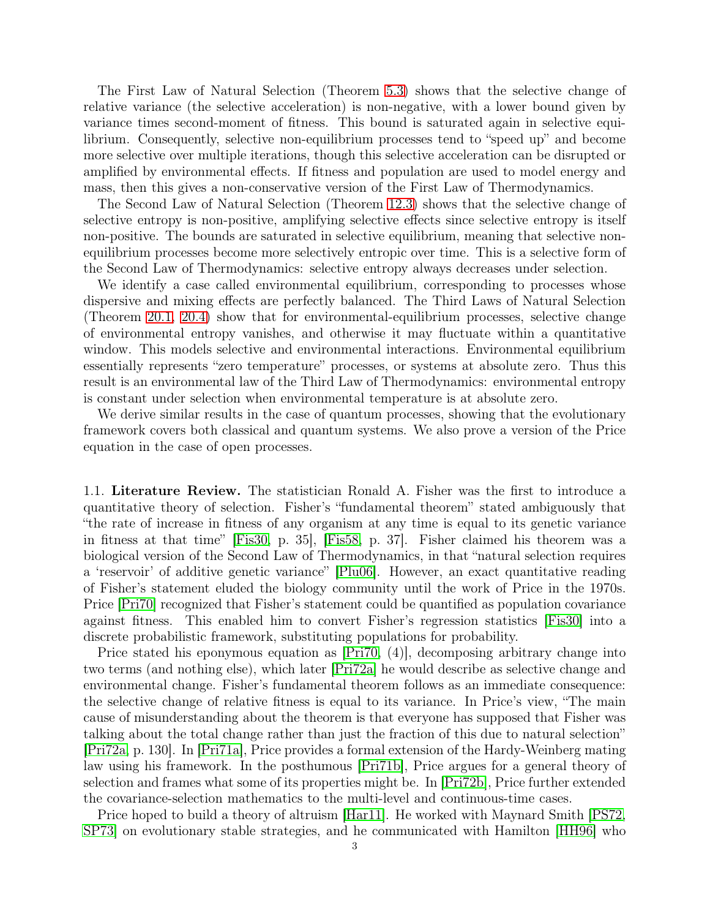The First Law of Natural Selection (Theorem 5.3) shows that the selective change of relative variance (the selective acceleration) is non-negative, with a lower bound given by variance times second-moment of fitness. This bound is saturated again in selective equilibrium. Consequently, selective non-equilibrium processes tend to "speed up" and become more selective over multiple iterations, though this selective acceleration can be disrupted or amplified by environmental effects. If fitness and population are used to model energy and mass, then this gives a non-conservative version of the First Law of Thermodynamics.

The Second Law of Natural Selection (Theorem 12.3) shows that the selective change of selective entropy is non-positive, amplifying selective effects since selective entropy is itself non-positive. The bounds are saturated in selective equilibrium, meaning that selective non-equilibrium processes become more selectively entropic over time. This is a selective form of the Second Law of Thermodynamics: selective entropy always decreases under selection.

We identify a case called environmental equilibrium, corresponding to processes whose dispersive and mixing effects are perfectly balanced. The Third Laws of Natural Selection (Theorem 20.1, 20.4) show that for environmental-equilibrium processes, selective change of environmental entropy vanishes, and otherwise it may fluctuate within a quantitative window. This models selective and environmental interactions. Environmental equilibrium essentially represents "zero temperature" processes, or systems at absolute zero. Thus this result is an environmental law of the Third Law of Thermodynamics: environmental entropy is constant under selection when environmental temperature is at absolute zero.

We derive similar results in the case of quantum processes, showing that the evolutionary framework covers both classical and quantum systems. We also prove a version of the Price equation in the case of open processes.

1.1. **Literature Review.** The statistician Ronald A. Fisher was the first to introduce a quantitative theory of selection. Fisher's "fundamental theorem" stated ambiguously that "the rate of increase in fitness of any organism at any time is equal to its genetic variance in fitness at that time" [Fis30, p. 35], [Fis58, p. 37]. Fisher claimed his theorem was a biological version of the Second Law of Thermodynamics, in that "natural selection requires a 'reservoir' of additive genetic variance" [Plu06]. However, an exact quantitative reading of Fisher's statement eluded the biology community until the work of Price in the 1970s. Price [Pri70] recognized that Fisher's statement could be quantified as population covariance against fitness. This enabled him to convert Fisher's regression statistics [Fis30] into a discrete probabilistic framework, substituting populations for probability.

Price stated his eponymous equation as [Pri70, (4)], decomposing arbitrary change into two terms (and nothing else), which later [Pri72a] he would describe as selective change and environmental change. Fisher's fundamental theorem follows as an immediate consequence: the selective change of relative fitness is equal to its variance. In Price's view, "The main cause of misunderstanding about the theorem is that everyone has supposed that Fisher was talking about the total change rather than just the fraction of this due to natural selection" [Pri72a, p. 130]. In [Pri71a], Price provides a formal extension of the Hardy-Weinberg mating law using his framework. In the posthumous [Pri71b], Price argues for a general theory of selection and frames what some of its properties might be. In [Pri72b], Price further extended the covariance-selection mathematics to the multi-level and continuous-time cases.

Price hoped to build a theory of altruism [Har11]. He worked with Maynard Smith [PS72, SP73] on evolutionary stable strategies, and he communicated with Hamilton [HH96] who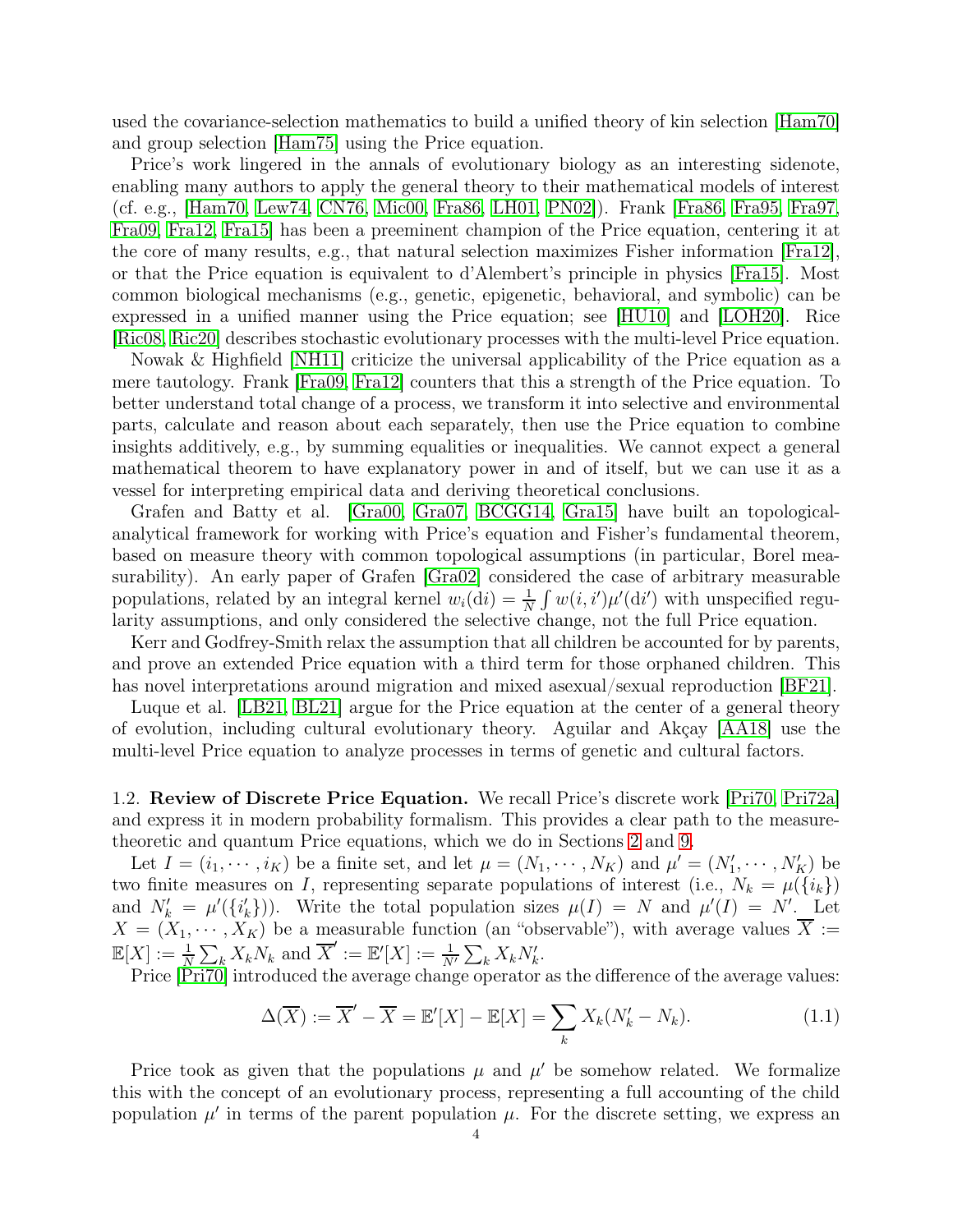used the covariance-selection mathematics to build a unified theory of kin selection [Ham70] and group selection [Ham75] using the Price equation.

Price's work lingered in the annals of evolutionary biology as an interesting sidenote, enabling many authors to apply the general theory to their mathematical models of interest (cf. e.g., [Ham70, Lew74, CN76, Mic00, Fra86, LH01, PN02]). Frank [Fra86, Fra95, Fra97, Fra09, Fra12, Fra15] has been a preeminent champion of the Price equation, centering it at the core of many results, e.g., that natural selection maximizes Fisher information [Fra12], or that the Price equation is equivalent to d'Alembert's principle in physics [Fra15]. Most common biological mechanisms (e.g., genetic, epigenetic, behavioral, and symbolic) can be expressed in a unified manner using the Price equation; see [HU10] and [LOH20]. Rice [Ric08, Ric20] describes stochastic evolutionary processes with the multi-level Price equation.

Nowak & Highfield [NH11] criticize the universal applicability of the Price equation as a mere tautology. Frank [Fra09, Fra12] counters that this a strength of the Price equation. To better understand total change of a process, we transform it into selective and environmental parts, calculate and reason about each separately, then use the Price equation to combine insights additively, e.g., by summing equalities or inequalities. We cannot expect a general mathematical theorem to have explanatory power in and of itself, but we can use it as a vessel for interpreting empirical data and deriving theoretical conclusions.

Grafen and Batty et al. [Gra00, Gra07, BCGG14, Gra15] have built an topological-analytical framework for working with Price's equation and Fisher's fundamental theorem, based on measure theory with common topological assumptions (in particular, Borel measurability). An early paper of Grafen [Gra02] considered the case of arbitrary measurable populations, related by an integral kernel $w_i(\mathrm{d}i) = \frac{1}{N}\int w(i,i')\mu'(\mathrm{d}i')$ with unspecified regularity assumptions, and only considered the selective change, not the full Price equation.

Kerr and Godfrey-Smith relax the assumption that all children be accounted for by parents, and prove an extended Price equation with a third term for those orphaned children. This has novel interpretations around migration and mixed asexual/sexual reproduction [BF21].

Luque et al. [LB21, BL21] argue for the Price equation at the center of a general theory of evolution, including cultural evolutionary theory. Aguilar and Akçay [AA18] use the multi-level Price equation to analyze processes in terms of genetic and cultural factors.

1.2. **Review of Discrete Price Equation.** We recall Price's discrete work [Pri70, Pri72a] and express it in modern probability formalism. This provides a clear path to the measure-theoretic and quantum Price equations, which we do in Sections 2 and 9.

Let $I = (i_1, \cdots, i_K)$ be a finite set, and let $\mu = (N_1, \cdots, N_K)$ and $\mu' = (N'_1, \cdots, N'_K)$ be two finite measures on $I$, representing separate populations of interest (i.e., $N_k = \mu(\{i_k\})$ and $N'_k = \mu'(\{i'_k\})$). Write the total population sizes $\mu(I) = N$ and $\mu'(I) = N'$. Let $X = (X_1, \cdots, X_K)$ be a measurable function (an "observable"), with average values $\overline{X} := \mathbb{E}[X] := \frac{1}{N}\sum_k X_k N_k$ and $\overline{X}' := \mathbb{E}'[X] := \frac{1}{N'}\sum_k X_k N'_k$.

Price [Pri70] introduced the average change operator as the difference of the average values:

$$\Delta(\overline{X}) := \overline{X}' - \overline{X} = \mathbb{E}'[X] - \mathbb{E}[X] = \sum_k X_k(N'_k - N_k). \tag{1.1}$$

Price took as given that the populations $\mu$ and $\mu'$ be somehow related. We formalize this with the concept of an evolutionary process, representing a full accounting of the child population $\mu'$ in terms of the parent population $\mu$. For the discrete setting, we express an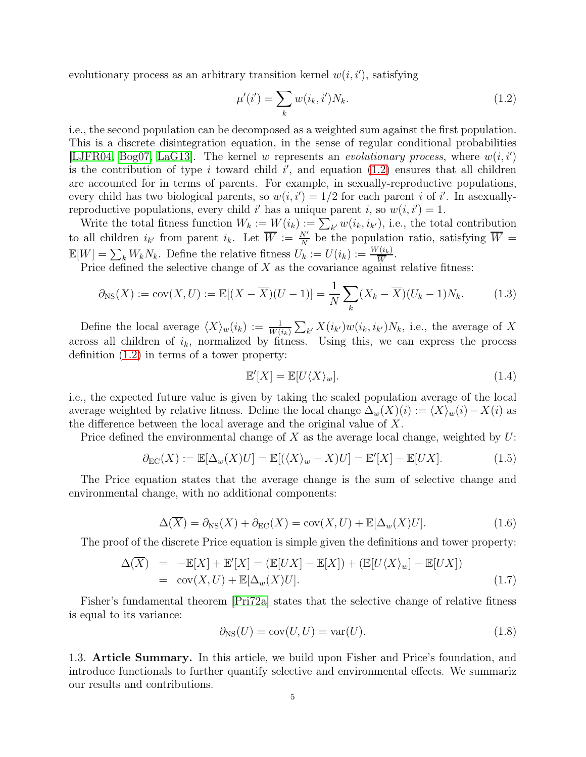evolutionary process as an arbitrary transition kernel $w(i, i')$, satisfying

$$\mu'(i') = \sum_k w(i_k, i')N_k. \tag{1.2}$$

i.e., the second population can be decomposed as a weighted sum against the first population. This is a discrete disintegration equation, in the sense of regular conditional probabilities [LJFR04, Bog07, LaG13]. The kernel $w$ represents an *evolutionary process*, where $w(i, i')$ is the contribution of type $i$ toward child $i'$, and equation (1.2) ensures that all children are accounted for in terms of parents. For example, in sexually-reproductive populations, every child has two biological parents, so $w(i, i') = 1/2$ for each parent $i$ of $i'$. In asexually-reproductive populations, every child $i'$ has a unique parent $i$, so $w(i, i') = 1$.

Write the total fitness function $W_k := W(i_k) := \sum_{k'} w(i_k, i_{k'})$, i.e., the total contribution to all children $i_{k'}$ from parent $i_k$. Let $\overline{W} := \frac{N'}{N}$ be the population ratio, satisfying $\overline{W} = \mathbb{E}[W] = \sum_k W_k N_k$. Define the relative fitness $U_k := U(i_k) := \frac{W(i_k)}{\overline{W}}$.

Price defined the selective change of $X$ as the covariance against relative fitness:

$$\partial_{\mathrm{NS}}(X) := \mathrm{cov}(X, U) := \mathbb{E}[(X - \overline{X})(U - 1)] = \frac{1}{N}\sum_k (X_k - \overline{X})(U_k - 1)N_k. \tag{1.3}$$

Define the local average $\langle X \rangle_w(i_k) := \frac{1}{W(i_k)} \sum_{k'} X(i_{k'})w(i_k, i_{k'})N_k$, i.e., the average of $X$ across all children of $i_k$, normalized by fitness. Using this, we can express the process definition (1.2) in terms of a tower property:

$$\mathbb{E}'[X] = \mathbb{E}[U\langle X \rangle_w]. \tag{1.4}$$

i.e., the expected future value is given by taking the scaled population average of the local average weighted by relative fitness. Define the local change $\Delta_w(X)(i) := \langle X \rangle_w(i) - X(i)$ as the difference between the local average and the original value of $X$.

Price defined the environmental change of $X$ as the average local change, weighted by $U$:

$$\partial_{\mathrm{EC}}(X) := \mathbb{E}[\Delta_w(X)U] = \mathbb{E}[(\langle X \rangle_w - X)U] = \mathbb{E}'[X] - \mathbb{E}[UX]. \tag{1.5}$$

The Price equation states that the average change is the sum of selective change and environmental change, with no additional components:

$$\Delta(\overline{X}) = \partial_{\mathrm{NS}}(X) + \partial_{\mathrm{EC}}(X) = \mathrm{cov}(X, U) + \mathbb{E}[\Delta_w(X)U]. \tag{1.6}$$

The proof of the discrete Price equation is simple given the definitions and tower property:

$$\begin{aligned} \Delta(\overline{X}) &= -\mathbb{E}[X] + \mathbb{E}'[X] = (\mathbb{E}[UX] - \mathbb{E}[X]) + (\mathbb{E}[U\langle X \rangle_w] - \mathbb{E}[UX]) \\ &= \mathrm{cov}(X, U) + \mathbb{E}[\Delta_w(X)U]. \end{aligned} \tag{1.7}$$

Fisher's fundamental theorem [Pri72a] states that the selective change of relative fitness is equal to its variance:

$$\partial_{\mathrm{NS}}(U) = \mathrm{cov}(U, U) = \mathrm{var}(U). \tag{1.8}$$

1.3. **Article Summary.** In this article, we build upon Fisher and Price's foundation, and introduce functionals to further quantify selective and environmental effects. We summariz our results and contributions.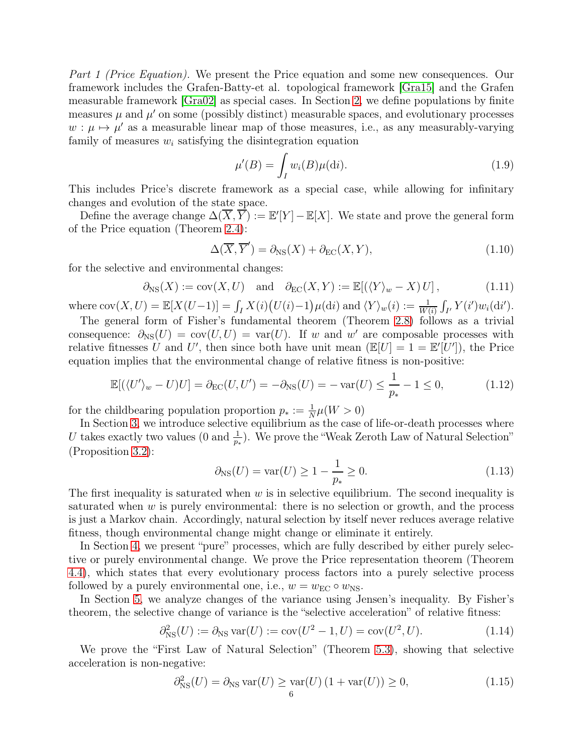*Part 1 (Price Equation).* We present the Price equation and some new consequences. Our framework includes the Grafen-Batty-et al. topological framework [Gra15] and the Grafen measurable framework [Gra02] as special cases. In Section 2, we define populations by finite measures $\mu$ and $\mu'$ on some (possibly distinct) measurable spaces, and evolutionary processes $w : \mu \mapsto \mu'$ as a measurable linear map of those measures, i.e., as any measurably-varying family of measures $w_i$ satisfying the disintegration equation

$$\mu'(B) = \int_I w_i(B)\mu(\mathrm{d}i). \tag{1.9}$$

This includes Price's discrete framework as a special case, while allowing for infinitary changes and evolution of the state space.

Define the average change $\Delta(\overline{X}, \overline{Y}) := \mathbb{E}'[Y] - \mathbb{E}[X]$. We state and prove the general form of the Price equation (Theorem 2.4):

$$\Delta(\overline{X}, \overline{Y}') = \partial_{\mathrm{NS}}(X) + \partial_{\mathrm{EC}}(X, Y), \tag{1.10}$$

for the selective and environmental changes:

$$\partial_{\mathrm{NS}}(X) := \mathrm{cov}(X, U) \quad \text{and} \quad \partial_{\mathrm{EC}}(X, Y) := \mathbb{E}[(\langle Y \rangle_w - X)\, U], \tag{1.11}$$

where $\mathrm{cov}(X, U) = \mathbb{E}[X(U-1)] = \int_I X(i)\big(U(i)-1\big)\mu(\mathrm{d}i)$ and $\langle Y \rangle_w(i) := \frac{1}{W(i)} \int_{I'} Y(i') w_i(\mathrm{d}i')$.

The general form of Fisher's fundamental theorem (Theorem 2.8) follows as a trivial consequence: $\partial_{\mathrm{NS}}(U) = \mathrm{cov}(U, U) = \mathrm{var}(U)$. If $w$ and $w'$ are composable processes with relative fitnesses $U$ and $U'$, then since both have unit mean ($\mathbb{E}[U] = 1 = \mathbb{E}'[U']$), the Price equation implies that the environmental change of relative fitness is non-positive:

$$\mathbb{E}[(\langle U' \rangle_w - U)U] = \partial_{\mathrm{EC}}(U, U') = -\partial_{\mathrm{NS}}(U) = -\,\mathrm{var}(U) \leq \frac{1}{p_*} - 1 \leq 0, \tag{1.12}$$

for the childbearing population proportion $p_* := \frac{1}{N}\mu(W > 0)$

In Section 3, we introduce selective equilibrium as the case of life-or-death processes where $U$ takes exactly two values ($0$ and $\frac{1}{p_*}$). We prove the "Weak Zeroth Law of Natural Selection" (Proposition 3.2):

$$\partial_{\mathrm{NS}}(U) = \mathrm{var}(U) \geq 1 - \frac{1}{p_*} \geq 0. \tag{1.13}$$

The first inequality is saturated when $w$ is in selective equilibrium. The second inequality is saturated when $w$ is purely environmental: there is no selection or growth, and the process is just a Markov chain. Accordingly, natural selection by itself never reduces average relative fitness, though environmental change might change or eliminate it entirely.

In Section 4, we present "pure" processes, which are fully described by either purely selective or purely environmental change. We prove the Price representation theorem (Theorem 4.4), which states that every evolutionary process factors into a purely selective process followed by a purely environmental one, i.e., $w = w_{\mathrm{EC}} \circ w_{\mathrm{NS}}$.

In Section 5, we analyze changes of the variance using Jensen's inequality. By Fisher's theorem, the selective change of variance is the "selective acceleration" of relative fitness:

$$\partial^2_{\mathrm{NS}}(U) := \partial_{\mathrm{NS}}\,\mathrm{var}(U) := \mathrm{cov}(U^2 - 1, U) = \mathrm{cov}(U^2, U). \tag{1.14}$$

We prove the "First Law of Natural Selection" (Theorem 5.3), showing that selective acceleration is non-negative:

$$\partial^2_{\mathrm{NS}}(U) = \partial_{\mathrm{NS}}\,\mathrm{var}(U) \geq \mathrm{var}(U)\,(1 + \mathrm{var}(U)) \geq 0, \tag{1.15}$$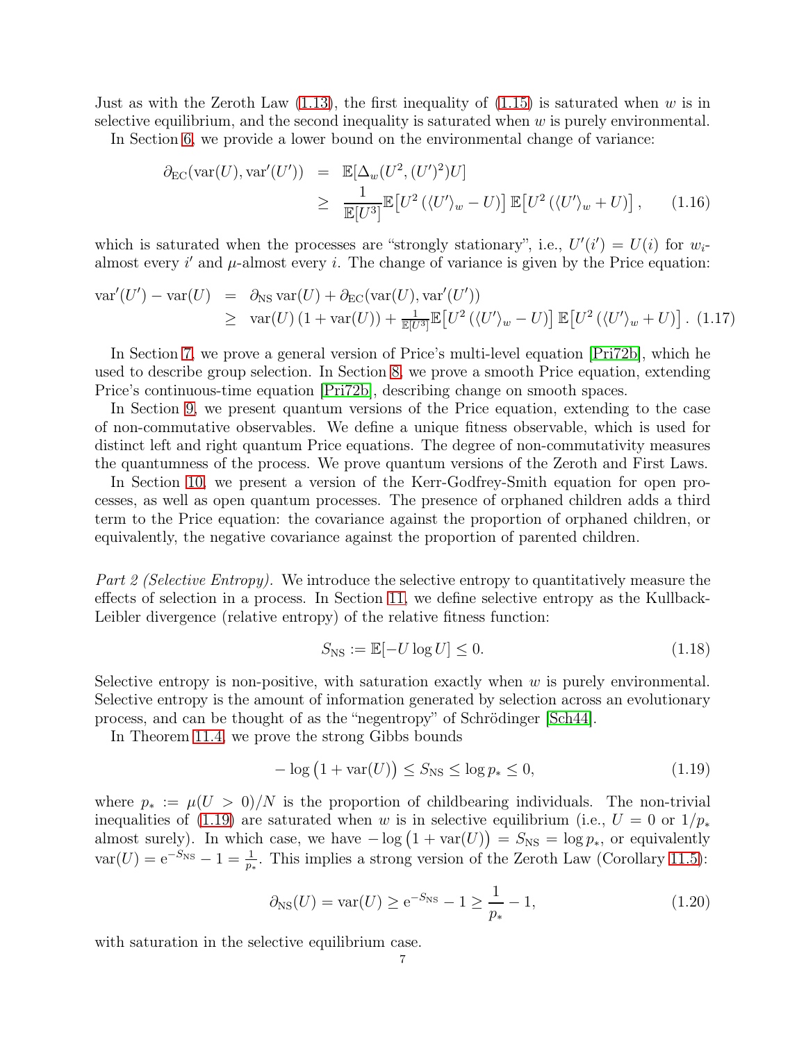Just as with the Zeroth Law (1.13), the first inequality of (1.15) is saturated when $w$ is in selective equilibrium, and the second inequality is saturated when $w$ is purely environmental.

In Section 6, we provide a lower bound on the environmental change of variance:

$$
\begin{aligned}
\partial_{\mathrm{EC}}(\mathrm{var}(U), \mathrm{var}'(U')) &= \mathbb{E}[\Delta_w(U^2, (U')^2)U] \\
&\geq \frac{1}{\mathbb{E}[U^3]} \mathbb{E}\big[U^2 \left(\langle U' \rangle_w - U\right)\big]\, \mathbb{E}\big[U^2 \left(\langle U' \rangle_w + U\right)\big], \qquad (1.16)
\end{aligned}
$$

which is saturated when the processes are "strongly stationary", i.e., $U'(i') = U(i)$ for $w_i$-almost every $i'$ and $\mu$-almost every $i$. The change of variance is given by the Price equation:

$$
\begin{aligned}
\mathrm{var}'(U') - \mathrm{var}(U) &= \partial_{\mathrm{NS}}\, \mathrm{var}(U) + \partial_{\mathrm{EC}}(\mathrm{var}(U), \mathrm{var}'(U')) \\
&\geq \mathrm{var}(U)\left(1 + \mathrm{var}(U)\right) + \tfrac{1}{\mathbb{E}[U^3]} \mathbb{E}\big[U^2 \left(\langle U' \rangle_w - U\right)\big]\, \mathbb{E}\big[U^2 \left(\langle U' \rangle_w + U\right)\big]. \quad (1.17)
\end{aligned}
$$

In Section 7, we prove a general version of Price's multi-level equation [Pri72b], which he used to describe group selection. In Section 8, we prove a smooth Price equation, extending Price's continuous-time equation [Pri72b], describing change on smooth spaces.

In Section 9, we present quantum versions of the Price equation, extending to the case of non-commutative observables. We define a unique fitness observable, which is used for distinct left and right quantum Price equations. The degree of non-commutativity measures the quantumness of the process. We prove quantum versions of the Zeroth and First Laws.

In Section 10, we present a version of the Kerr-Godfrey-Smith equation for open processes, as well as open quantum processes. The presence of orphaned children adds a third term to the Price equation: the covariance against the proportion of orphaned children, or equivalently, the negative covariance against the proportion of parented children.

*Part 2 (Selective Entropy).* We introduce the selective entropy to quantitatively measure the effects of selection in a process. In Section 11, we define selective entropy as the Kullback-Leibler divergence (relative entropy) of the relative fitness function:

$$
S_{\mathrm{NS}} := \mathbb{E}[-U \log U] \leq 0. \qquad (1.18)
$$

Selective entropy is non-positive, with saturation exactly when $w$ is purely environmental. Selective entropy is the amount of information generated by selection across an evolutionary process, and can be thought of as the "negentropy" of Schrödinger [Sch44].

In Theorem 11.4, we prove the strong Gibbs bounds

$$
-\log\big(1 + \mathrm{var}(U)\big) \leq S_{\mathrm{NS}} \leq \log p_* \leq 0, \qquad (1.19)
$$

where $p_* := \mu(U > 0)/N$ is the proportion of childbearing individuals. The non-trivial inequalities of (1.19) are saturated when $w$ is in selective equilibrium (i.e., $U = 0$ or $1/p_*$ almost surely). In which case, we have $-\log\big(1 + \mathrm{var}(U)\big) = S_{\mathrm{NS}} = \log p_*$, or equivalently $\mathrm{var}(U) = \mathrm{e}^{-S_{\mathrm{NS}}} - 1 = \frac{1}{p_*}$. This implies a strong version of the Zeroth Law (Corollary 11.5):

$$
\partial_{\mathrm{NS}}(U) = \mathrm{var}(U) \geq \mathrm{e}^{-S_{\mathrm{NS}}} - 1 \geq \frac{1}{p_*} - 1, \qquad (1.20)
$$

with saturation in the selective equilibrium case.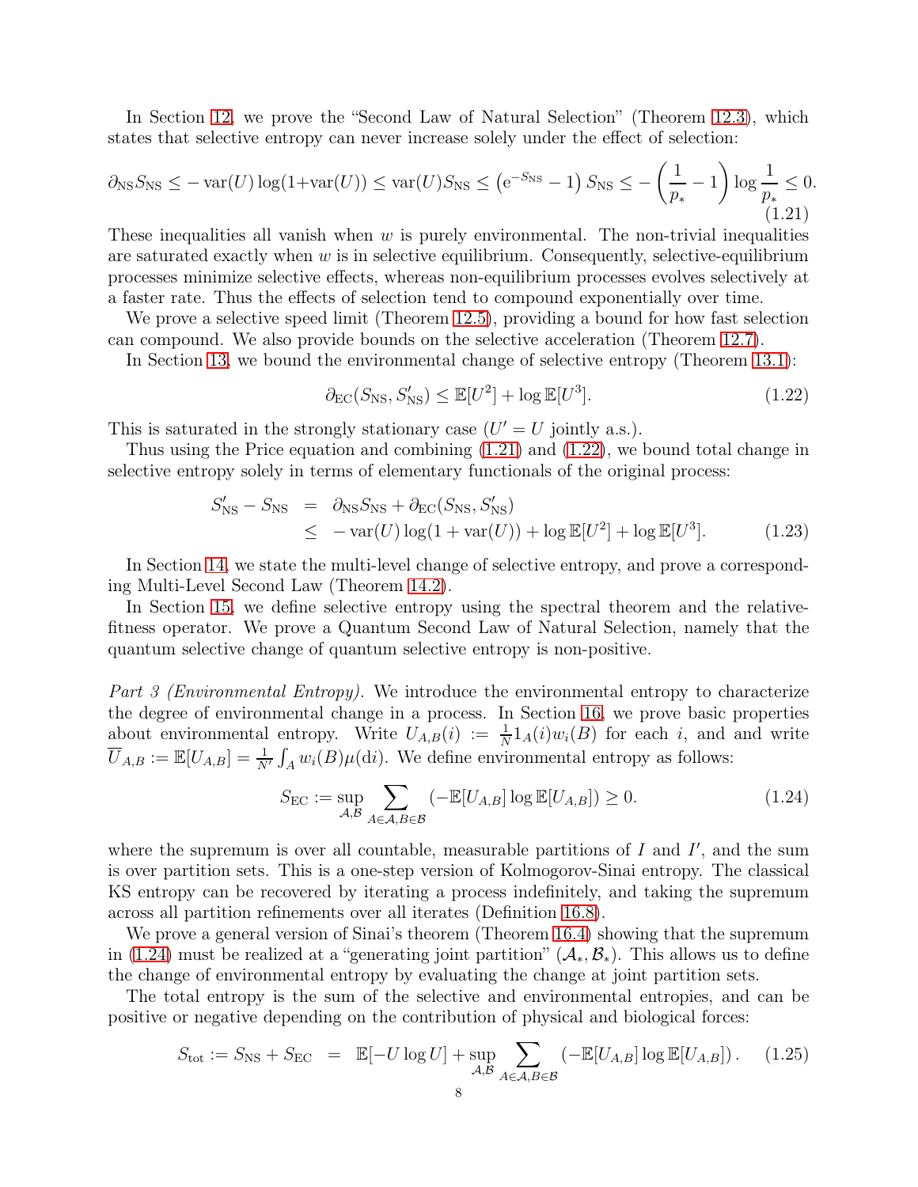In Section 12, we prove the "Second Law of Natural Selection" (Theorem 12.3), which states that selective entropy can never increase solely under the effect of selection:

$$\partial_{\rm NS} S_{\rm NS} \leq -\operatorname{var}(U)\log(1+\operatorname{var}(U)) \leq \operatorname{var}(U) S_{\rm NS} \leq \left(e^{-S_{\rm NS}}-1\right) S_{\rm NS} \leq -\left(\frac{1}{p_*}-1\right)\log\frac{1}{p_*} \leq 0. \tag{1.21}$$

These inequalities all vanish when $w$ is purely environmental. The non-trivial inequalities are saturated exactly when $w$ is in selective equilibrium. Consequently, selective-equilibrium processes minimize selective effects, whereas non-equilibrium processes evolves selectively at a faster rate. Thus the effects of selection tend to compound exponentially over time.

We prove a selective speed limit (Theorem 12.5), providing a bound for how fast selection can compound. We also provide bounds on the selective acceleration (Theorem 12.7).

In Section 13, we bound the environmental change of selective entropy (Theorem 13.1):

$$\partial_{\rm EC}(S_{\rm NS}, S'_{\rm NS}) \leq \mathbb{E}[U^2] + \log \mathbb{E}[U^3]. \tag{1.22}$$

This is saturated in the strongly stationary case ($U' = U$ jointly a.s.).

Thus using the Price equation and combining (1.21) and (1.22), we bound total change in selective entropy solely in terms of elementary functionals of the original process:

$$\begin{aligned} S'_{\rm NS} - S_{\rm NS} &= \partial_{\rm NS} S_{\rm NS} + \partial_{\rm EC}(S_{\rm NS}, S'_{\rm NS}) \\ &\leq -\operatorname{var}(U)\log(1+\operatorname{var}(U)) + \log\mathbb{E}[U^2] + \log\mathbb{E}[U^3]. \end{aligned} \tag{1.23}$$

In Section 14, we state the multi-level change of selective entropy, and prove a corresponding Multi-Level Second Law (Theorem 14.2).

In Section 15, we define selective entropy using the spectral theorem and the relative-fitness operator. We prove a Quantum Second Law of Natural Selection, namely that the quantum selective change of quantum selective entropy is non-positive.

*Part 3 (Environmental Entropy).* We introduce the environmental entropy to characterize the degree of environmental change in a process. In Section 16, we prove basic properties about environmental entropy. Write $U_{A,B}(i) := \frac{1}{N}1_A(i)w_i(B)$ for each $i$, and and write $\overline{U}_{A,B} := \mathbb{E}[U_{A,B}] = \frac{1}{N'}\int_A w_i(B)\mu(\mathrm{d}i)$. We define environmental entropy as follows:

$$S_{\rm EC} := \sup_{\mathcal{A},\mathcal{B}} \sum_{A\in\mathcal{A}, B\in\mathcal{B}} \left(-\mathbb{E}[U_{A,B}]\log\mathbb{E}[U_{A,B}]\right) \geq 0. \tag{1.24}$$

where the supremum is over all countable, measurable partitions of $I$ and $I'$, and the sum is over partition sets. This is a one-step version of Kolmogorov-Sinai entropy. The classical KS entropy can be recovered by iterating a process indefinitely, and taking the supremum across all partition refinements over all iterates (Definition 16.8).

We prove a general version of Sinai's theorem (Theorem 16.4) showing that the supremum in (1.24) must be realized at a "generating joint partition" $(\mathcal{A}_*, \mathcal{B}_*)$. This allows us to define the change of environmental entropy by evaluating the change at joint partition sets.

The total entropy is the sum of the selective and environmental entropies, and can be positive or negative depending on the contribution of physical and biological forces:

$$S_{\rm tot} := S_{\rm NS} + S_{\rm EC} = \mathbb{E}[-U\log U] + \sup_{\mathcal{A},\mathcal{B}} \sum_{A\in\mathcal{A}, B\in\mathcal{B}} \left(-\mathbb{E}[U_{A,B}]\log\mathbb{E}[U_{A,B}]\right). \tag{1.25}$$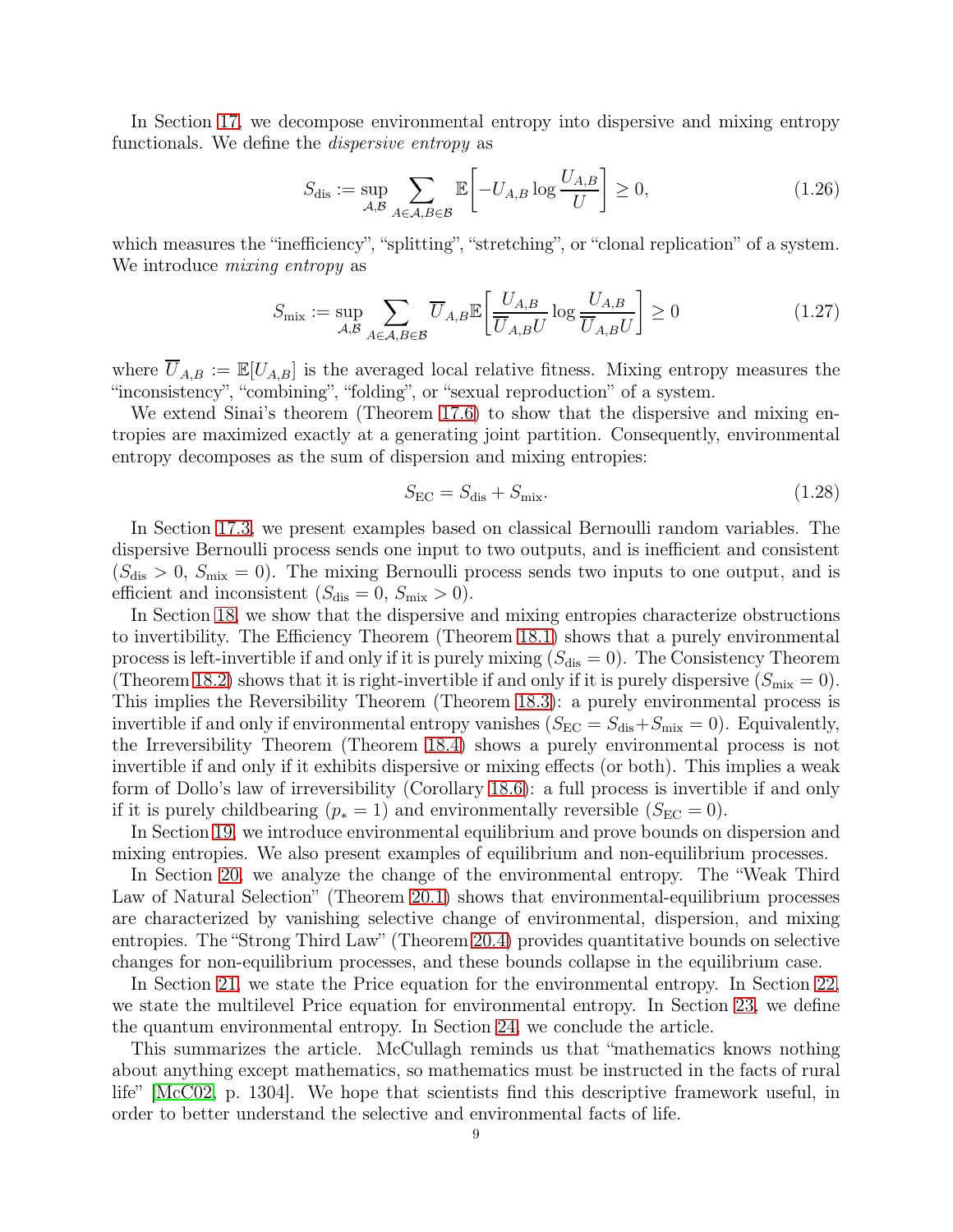In Section 17, we decompose environmental entropy into dispersive and mixing entropy functionals. We define the *dispersive entropy* as

$$S_{\mathrm{dis}} := \sup_{\mathcal{A},\mathcal{B}} \sum_{A\in\mathcal{A},B\in\mathcal{B}} \mathbb{E}\left[-U_{A,B}\log\frac{U_{A,B}}{U}\right] \geq 0, \tag{1.26}$$

which measures the "inefficiency", "splitting", "stretching", or "clonal replication" of a system. We introduce *mixing entropy* as

$$S_{\mathrm{mix}} := \sup_{\mathcal{A},\mathcal{B}} \sum_{A\in\mathcal{A},B\in\mathcal{B}} \overline{U}_{A,B}\mathbb{E}\left[\frac{U_{A,B}}{\overline{U}_{A,B}U}\log\frac{U_{A,B}}{\overline{U}_{A,B}U}\right] \geq 0 \tag{1.27}$$

where $\overline{U}_{A,B} := \mathbb{E}[U_{A,B}]$ is the averaged local relative fitness. Mixing entropy measures the "inconsistency", "combining", "folding", or "sexual reproduction" of a system.

We extend Sinai's theorem (Theorem 17.6) to show that the dispersive and mixing entropies are maximized exactly at a generating joint partition. Consequently, environmental entropy decomposes as the sum of dispersion and mixing entropies:

$$S_{\mathrm{EC}} = S_{\mathrm{dis}} + S_{\mathrm{mix}}. \tag{1.28}$$

In Section 17.3, we present examples based on classical Bernoulli random variables. The dispersive Bernoulli process sends one input to two outputs, and is inefficient and consistent ($S_{\mathrm{dis}} > 0$, $S_{\mathrm{mix}} = 0$). The mixing Bernoulli process sends two inputs to one output, and is efficient and inconsistent ($S_{\mathrm{dis}} = 0$, $S_{\mathrm{mix}} > 0$).

In Section 18, we show that the dispersive and mixing entropies characterize obstructions to invertibility. The Efficiency Theorem (Theorem 18.1) shows that a purely environmental process is left-invertible if and only if it is purely mixing ($S_{\mathrm{dis}} = 0$). The Consistency Theorem (Theorem 18.2) shows that it is right-invertible if and only if it is purely dispersive ($S_{\mathrm{mix}} = 0$). This implies the Reversibility Theorem (Theorem 18.3): a purely environmental process is invertible if and only if environmental entropy vanishes ($S_{\mathrm{EC}} = S_{\mathrm{dis}} + S_{\mathrm{mix}} = 0$). Equivalently, the Irreversibility Theorem (Theorem 18.4) shows a purely environmental process is not invertible if and only if it exhibits dispersive or mixing effects (or both). This implies a weak form of Dollo's law of irreversibility (Corollary 18.6): a full process is invertible if and only if it is purely childbearing ($p_* = 1$) and environmentally reversible ($S_{\mathrm{EC}} = 0$).

In Section 19, we introduce environmental equilibrium and prove bounds on dispersion and mixing entropies. We also present examples of equilibrium and non-equilibrium processes.

In Section 20, we analyze the change of the environmental entropy. The "Weak Third Law of Natural Selection" (Theorem 20.1) shows that environmental-equilibrium processes are characterized by vanishing selective change of environmental, dispersion, and mixing entropies. The "Strong Third Law" (Theorem 20.4) provides quantitative bounds on selective changes for non-equilibrium processes, and these bounds collapse in the equilibrium case.

In Section 21, we state the Price equation for the environmental entropy. In Section 22, we state the multilevel Price equation for environmental entropy. In Section 23, we define the quantum environmental entropy. In Section 24, we conclude the article.

This summarizes the article. McCullagh reminds us that "mathematics knows nothing about anything except mathematics, so mathematics must be instructed in the facts of rural life" [McC02, p. 1304]. We hope that scientists find this descriptive framework useful, in order to better understand the selective and environmental facts of life.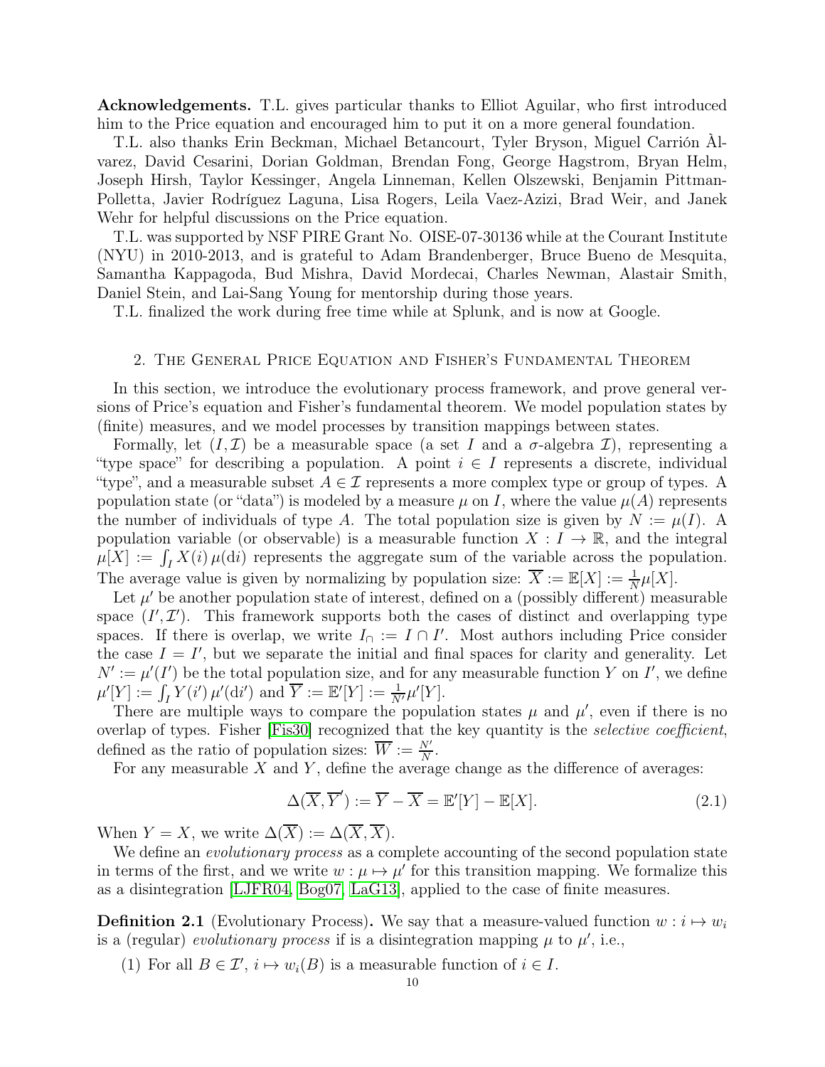**Acknowledgements.** T.L. gives particular thanks to Elliot Aguilar, who first introduced him to the Price equation and encouraged him to put it on a more general foundation.

T.L. also thanks Erin Beckman, Michael Betancourt, Tyler Bryson, Miguel Carrión Àlvarez, David Cesarini, Dorian Goldman, Brendan Fong, George Hagstrom, Bryan Helm, Joseph Hirsh, Taylor Kessinger, Angela Linneman, Kellen Olszewski, Benjamin Pittman-Polletta, Javier Rodríguez Laguna, Lisa Rogers, Leila Vaez-Azizi, Brad Weir, and Janek Wehr for helpful discussions on the Price equation.

T.L. was supported by NSF PIRE Grant No. OISE-07-30136 while at the Courant Institute (NYU) in 2010-2013, and is grateful to Adam Brandenberger, Bruce Bueno de Mesquita, Samantha Kappagoda, Bud Mishra, David Mordecai, Charles Newman, Alastair Smith, Daniel Stein, and Lai-Sang Young for mentorship during those years.

T.L. finalized the work during free time while at Splunk, and is now at Google.

## 2. The General Price Equation and Fisher's Fundamental Theorem

In this section, we introduce the evolutionary process framework, and prove general versions of Price's equation and Fisher's fundamental theorem. We model population states by (finite) measures, and we model processes by transition mappings between states.

Formally, let $(I, \mathcal{I})$ be a measurable space (a set $I$ and a $\sigma$-algebra $\mathcal{I}$), representing a "type space" for describing a population. A point $i \in I$ represents a discrete, individual "type", and a measurable subset $A \in \mathcal{I}$ represents a more complex type or group of types. A population state (or "data") is modeled by a measure $\mu$ on $I$, where the value $\mu(A)$ represents the number of individuals of type $A$. The total population size is given by $N := \mu(I)$. A population variable (or observable) is a measurable function $X : I \to \mathbb{R}$, and the integral $\mu[X] := \int_I X(i)\, \mu(\mathrm{d}i)$ represents the aggregate sum of the variable across the population. The average value is given by normalizing by population size: $\overline{X} := \mathbb{E}[X] := \frac{1}{N}\mu[X]$.

Let $\mu'$ be another population state of interest, defined on a (possibly different) measurable space $(I', \mathcal{I}')$. This framework supports both the cases of distinct and overlapping type spaces. If there is overlap, we write $I_\cap := I \cap I'$. Most authors including Price consider the case $I = I'$, but we separate the initial and final spaces for clarity and generality. Let $N' := \mu'(I')$ be the total population size, and for any measurable function $Y$ on $I'$, we define $\mu'[Y] := \int_I Y(i')\, \mu'(\mathrm{d}i')$ and $\overline{Y} := \mathbb{E}'[Y] := \frac{1}{N'}\mu'[Y]$.

There are multiple ways to compare the population states $\mu$ and $\mu'$, even if there is no overlap of types. Fisher [Fis30] recognized that the key quantity is the *selective coefficient*, defined as the ratio of population sizes: $\overline{W} := \frac{N'}{N}$.

For any measurable $X$ and $Y$, define the average change as the difference of averages:

$$\Delta(\overline{X}, \overline{Y}') := \overline{Y} - \overline{X} = \mathbb{E}'[Y] - \mathbb{E}[X]. \tag{2.1}$$

When $Y = X$, we write $\Delta(\overline{X}) := \Delta(\overline{X}, \overline{X})$.

We define an *evolutionary process* as a complete accounting of the second population state in terms of the first, and we write $w : \mu \mapsto \mu'$ for this transition mapping. We formalize this as a disintegration [LJFR04, Bog07, LaG13], applied to the case of finite measures.

**Definition 2.1** (Evolutionary Process)**.** We say that a measure-valued function $w : i \mapsto w_i$ is a (regular) *evolutionary process* if is a disintegration mapping $\mu$ to $\mu'$, i.e.,

(1) For all $B \in \mathcal{I}'$, $i \mapsto w_i(B)$ is a measurable function of $i \in I$.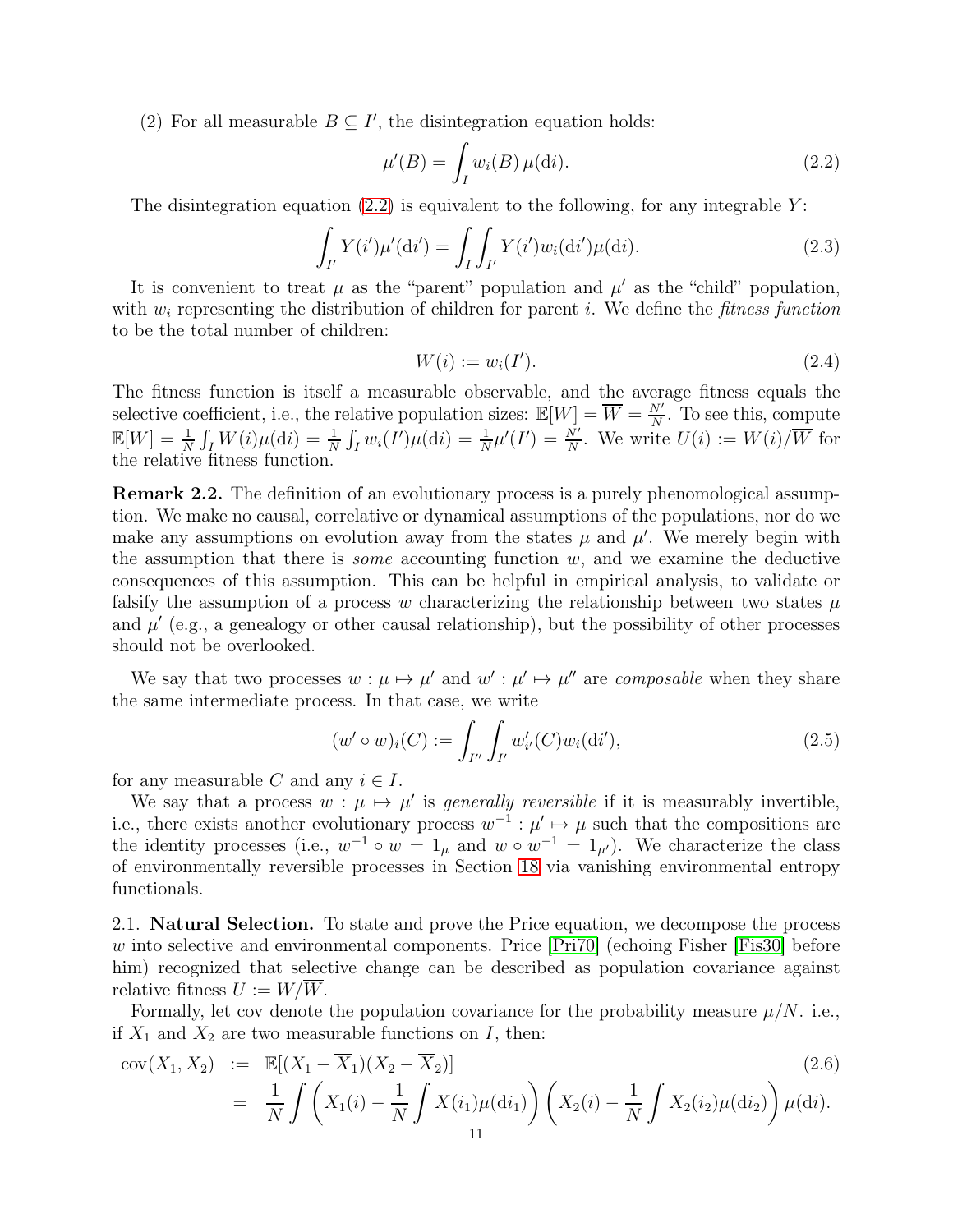(2) For all measurable $B \subseteq I'$, the disintegration equation holds:

$$\mu'(B) = \int_I w_i(B)\,\mu(\mathrm{d}i). \tag{2.2}$$

The disintegration equation (2.2) is equivalent to the following, for any integrable $Y$:

$$\int_{I'} Y(i')\mu'(\mathrm{d}i') = \int_I \int_{I'} Y(i') w_i(\mathrm{d}i')\mu(\mathrm{d}i). \tag{2.3}$$

It is convenient to treat $\mu$ as the "parent" population and $\mu'$ as the "child" population, with $w_i$ representing the distribution of children for parent $i$. We define the *fitness function* to be the total number of children:

$$W(i) := w_i(I'). \tag{2.4}$$

The fitness function is itself a measurable observable, and the average fitness equals the selective coefficient, i.e., the relative population sizes: $\mathbb{E}[W] = \overline{W} = \frac{N'}{N}$. To see this, compute $\mathbb{E}[W] = \frac{1}{N}\int_I W(i)\mu(\mathrm{d}i) = \frac{1}{N}\int_I w_i(I')\mu(\mathrm{d}i) = \frac{1}{N}\mu'(I') = \frac{N'}{N}$. We write $U(i) := W(i)/\overline{W}$ for the relative fitness function.

**Remark 2.2.** The definition of an evolutionary process is a purely phenomenological assumption. We make no causal, correlative or dynamical assumptions of the populations, nor do we make any assumptions on evolution away from the states $\mu$ and $\mu'$. We merely begin with the assumption that there is *some* accounting function $w$, and we examine the deductive consequences of this assumption. This can be helpful in empirical analysis, to validate or falsify the assumption of a process $w$ characterizing the relationship between two states $\mu$ and $\mu'$ (e.g., a genealogy or other causal relationship), but the possibility of other processes should not be overlooked.

We say that two processes $w : \mu \mapsto \mu'$ and $w' : \mu' \mapsto \mu''$ are *composable* when they share the same intermediate process. In that case, we write

$$(w' \circ w)_i(C) := \int_{I''}\int_{I'} w'_{i'}(C) w_i(\mathrm{d}i'), \tag{2.5}$$

for any measurable $C$ and any $i \in I$.

We say that a process $w : \mu \mapsto \mu'$ is *generally reversible* if it is measurably invertible, i.e., there exists another evolutionary process $w^{-1} : \mu' \mapsto \mu$ such that the compositions are the identity processes (i.e., $w^{-1} \circ w = 1_\mu$ and $w \circ w^{-1} = 1_{\mu'}$). We characterize the class of environmentally reversible processes in Section 18 via vanishing environmental entropy functionals.

## 2.1. Natural Selection.

To state and prove the Price equation, we decompose the process $w$ into selective and environmental components. Price [Pri70] (echoing Fisher [Fis30] before him) recognized that selective change can be described as population covariance against relative fitness $U := W/\overline{W}$.

Formally, let cov denote the population covariance for the probability measure $\mu/N$. i.e., if $X_1$ and $X_2$ are two measurable functions on $I$, then:

$$\begin{aligned}
\mathrm{cov}(X_1, X_2) &:= \mathbb{E}[(X_1 - \overline{X}_1)(X_2 - \overline{X}_2)] \\
&= \frac{1}{N}\int \left(X_1(i) - \frac{1}{N}\int X(i_1)\mu(\mathrm{d}i_1)\right)\left(X_2(i) - \frac{1}{N}\int X_2(i_2)\mu(\mathrm{d}i_2)\right)\mu(\mathrm{d}i).
\end{aligned} \tag{2.6}$$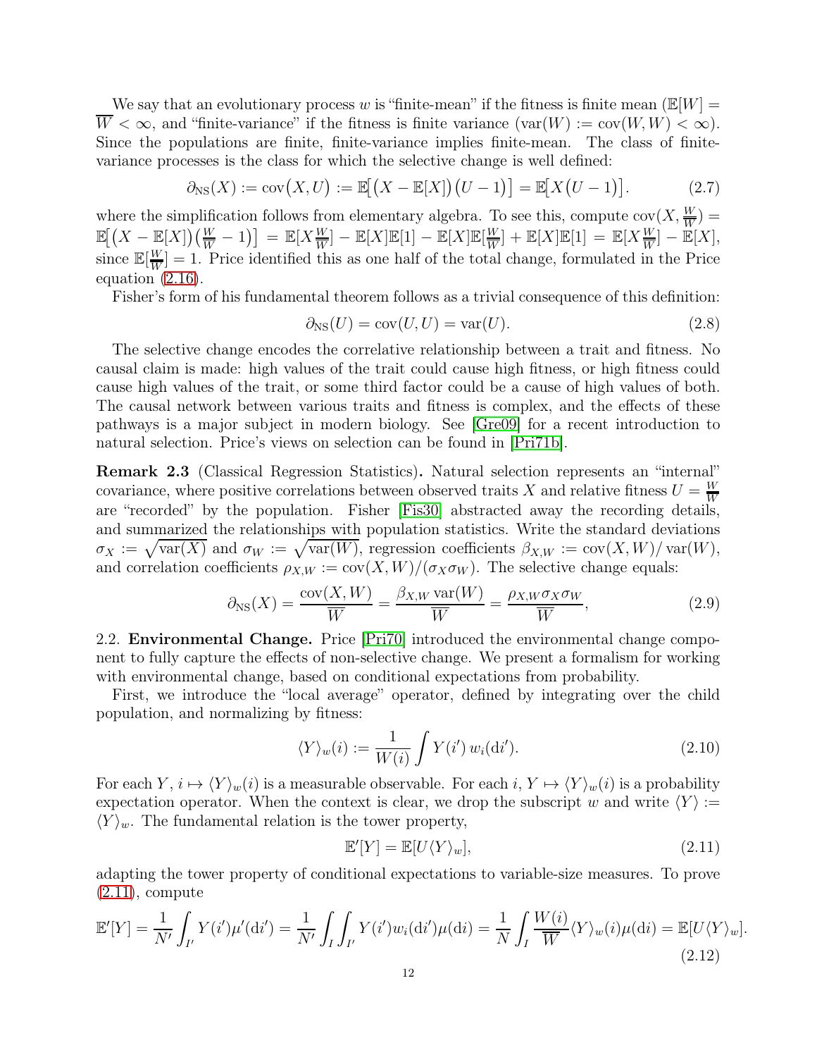We say that an evolutionary process $w$ is "finite-mean" if the fitness is finite mean ($\mathbb{E}[W] = \overline{W} < \infty$, and "finite-variance" if the fitness is finite variance ($\mathrm{var}(W) := \mathrm{cov}(W, W) < \infty$). Since the populations are finite, finite-variance implies finite-mean. The class of finite-variance processes is the class for which the selective change is well defined:

$$\partial_{\mathrm{NS}}(X) := \mathrm{cov}\big(X, U\big) := \mathbb{E}\big[\big(X - \mathbb{E}[X]\big)\big(U - 1\big)\big] = \mathbb{E}\big[X\big(U - 1\big)\big]. \tag{2.7}$$

where the simplification follows from elementary algebra. To see this, compute $\mathrm{cov}(X, \frac{W}{\overline{W}}) = \mathbb{E}\big[\big(X - \mathbb{E}[X]\big)\big(\frac{W}{\overline{W}} - 1\big)\big] = \mathbb{E}[X\frac{W}{\overline{W}}] - \mathbb{E}[X]\mathbb{E}[1] - \mathbb{E}[X]\mathbb{E}[\frac{W}{\overline{W}}] + \mathbb{E}[X]\mathbb{E}[1] = \mathbb{E}[X\frac{W}{\overline{W}}] - \mathbb{E}[X]$, since $\mathbb{E}[\frac{W}{\overline{W}}] = 1$. Price identified this as one half of the total change, formulated in the Price equation (2.16).

Fisher's form of his fundamental theorem follows as a trivial consequence of this definition:

$$\partial_{\mathrm{NS}}(U) = \mathrm{cov}(U, U) = \mathrm{var}(U). \tag{2.8}$$

The selective change encodes the correlative relationship between a trait and fitness. No causal claim is made: high values of the trait could cause high fitness, or high fitness could cause high values of the trait, or some third factor could be a cause of high values of both. The causal network between various traits and fitness is complex, and the effects of these pathways is a major subject in modern biology. See [Gre09] for a recent introduction to natural selection. Price's views on selection can be found in [Pri71b].

**Remark 2.3** (Classical Regression Statistics)**.** Natural selection represents an "internal" covariance, where positive correlations between observed traits $X$ and relative fitness $U = \frac{W}{\overline{W}}$ are "recorded" by the population. Fisher [Fis30] abstracted away the recording details, and summarized the relationships with population statistics. Write the standard deviations $\sigma_X := \sqrt{\mathrm{var}(X)}$ and $\sigma_W := \sqrt{\mathrm{var}(W)}$, regression coefficients $\beta_{X,W} := \mathrm{cov}(X, W)/\,\mathrm{var}(W)$, and correlation coefficients $\rho_{X,W} := \mathrm{cov}(X, W)/(\sigma_X \sigma_W)$. The selective change equals:

$$\partial_{\mathrm{NS}}(X) = \frac{\mathrm{cov}(X, W)}{\overline{W}} = \frac{\beta_{X,W}\,\mathrm{var}(W)}{\overline{W}} = \frac{\rho_{X,W}\sigma_X \sigma_W}{\overline{W}}, \tag{2.9}$$

2.2. **Environmental Change.** Price [Pri70] introduced the environmental change component to fully capture the effects of non-selective change. We present a formalism for working with environmental change, based on conditional expectations from probability.

First, we introduce the "local average" operator, defined by integrating over the child population, and normalizing by fitness:

$$\langle Y \rangle_w(i) := \frac{1}{W(i)} \int Y(i')\, w_i(\mathrm{d}i'). \tag{2.10}$$

For each $Y$, $i \mapsto \langle Y \rangle_w(i)$ is a measurable observable. For each $i$, $Y \mapsto \langle Y \rangle_w(i)$ is a probability expectation operator. When the context is clear, we drop the subscript $w$ and write $\langle Y \rangle := \langle Y \rangle_w$. The fundamental relation is the tower property,

$$\mathbb{E}'[Y] = \mathbb{E}[U\langle Y \rangle_w], \tag{2.11}$$

adapting the tower property of conditional expectations to variable-size measures. To prove (2.11), compute

$$\mathbb{E}'[Y] = \frac{1}{N'} \int_{I'} Y(i')\mu'(\mathrm{d}i') = \frac{1}{N'} \int_I \int_{I'} Y(i') w_i(\mathrm{d}i')\mu(\mathrm{d}i) = \frac{1}{N} \int_I \frac{W(i)}{\overline{W}} \langle Y \rangle_w(i)\mu(\mathrm{d}i) = \mathbb{E}[U\langle Y \rangle_w]. \tag{2.12}$$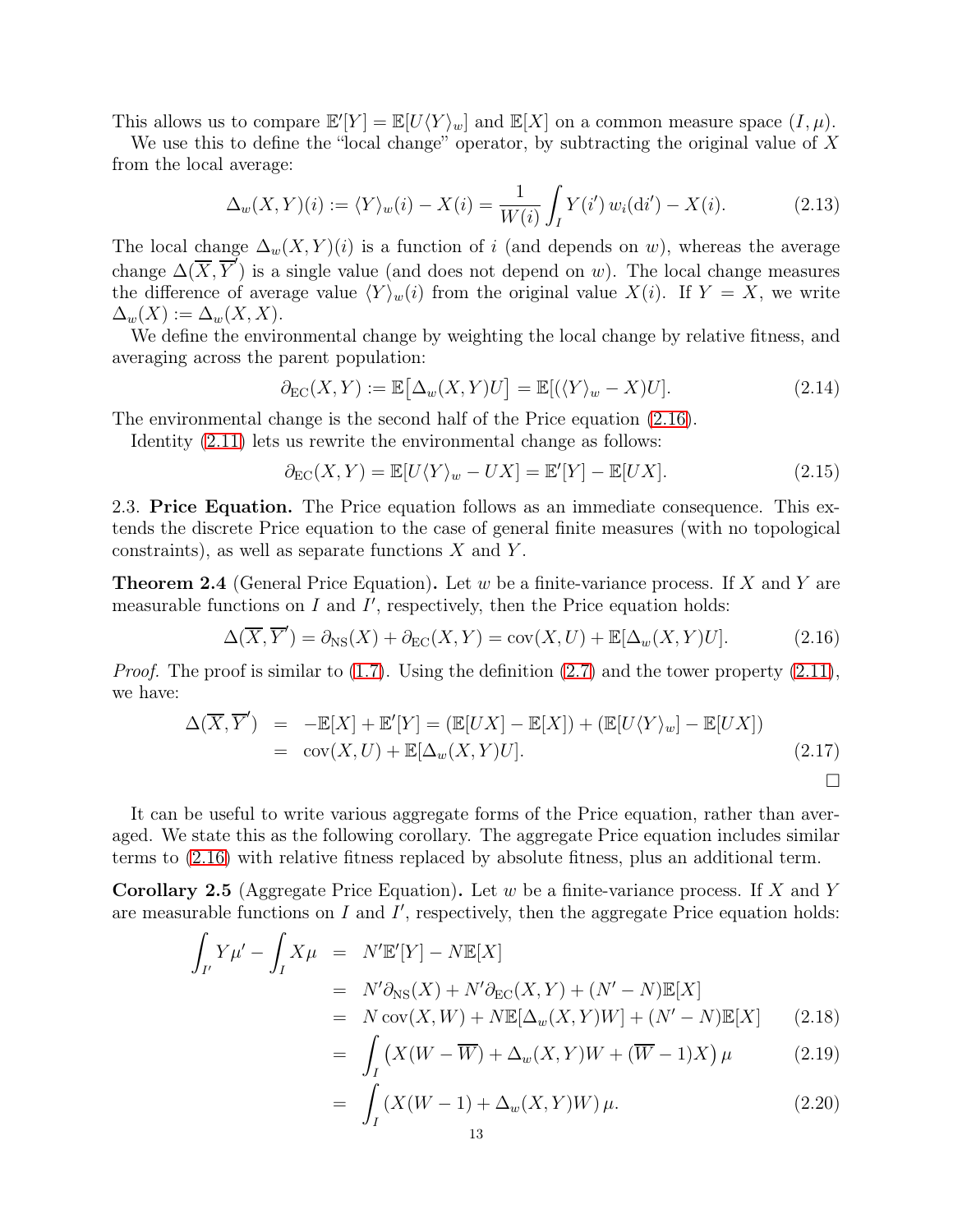This allows us to compare $\mathbb{E}'[Y] = \mathbb{E}[U\langle Y\rangle_w]$ and $\mathbb{E}[X]$ on a common measure space $(I, \mu)$.

We use this to define the "local change" operator, by subtracting the original value of $X$ from the local average:

$$\Delta_w(X,Y)(i) := \langle Y\rangle_w(i) - X(i) = \frac{1}{W(i)} \int_I Y(i')\, w_i(\mathrm{d}i') - X(i). \tag{2.13}$$

The local change $\Delta_w(X,Y)(i)$ is a function of $i$ (and depends on $w$), whereas the average change $\Delta(\overline{X}, \overline{Y}')$ is a single value (and does not depend on $w$). The local change measures the difference of average value $\langle Y\rangle_w(i)$ from the original value $X(i)$. If $Y = X$, we write $\Delta_w(X) := \Delta_w(X,X)$.

We define the environmental change by weighting the local change by relative fitness, and averaging across the parent population:

$$\partial_{\mathrm{EC}}(X,Y) := \mathbb{E}\big[\Delta_w(X,Y)U\big] = \mathbb{E}[(\langle Y\rangle_w - X)U]. \tag{2.14}$$

The environmental change is the second half of the Price equation (2.16).

Identity (2.11) lets us rewrite the environmental change as follows:

$$\partial_{\mathrm{EC}}(X,Y) = \mathbb{E}[U\langle Y\rangle_w - UX] = \mathbb{E}'[Y] - \mathbb{E}[UX]. \tag{2.15}$$

2.3. **Price Equation.** The Price equation follows as an immediate consequence. This extends the discrete Price equation to the case of general finite measures (with no topological constraints), as well as separate functions $X$ and $Y$.

**Theorem 2.4** (General Price Equation)**.** *Let $w$ be a finite-variance process. If $X$ and $Y$ are measurable functions on $I$ and $I'$, respectively, then the Price equation holds:*

$$\Delta(\overline{X}, \overline{Y}') = \partial_{\mathrm{NS}}(X) + \partial_{\mathrm{EC}}(X,Y) = \mathrm{cov}(X,U) + \mathbb{E}[\Delta_w(X,Y)U]. \tag{2.16}$$

*Proof.* The proof is similar to (1.7). Using the definition (2.7) and the tower property (2.11), we have:

$$\begin{aligned}\Delta(\overline{X}, \overline{Y}') &= -\mathbb{E}[X] + \mathbb{E}'[Y] = (\mathbb{E}[UX] - \mathbb{E}[X]) + (\mathbb{E}[U\langle Y\rangle_w] - \mathbb{E}[UX]) \\ &= \mathrm{cov}(X,U) + \mathbb{E}[\Delta_w(X,Y)U]. \end{aligned} \tag{2.17}$$

□

It can be useful to write various aggregate forms of the Price equation, rather than averaged. We state this as the following corollary. The aggregate Price equation includes similar terms to (2.16) with relative fitness replaced by absolute fitness, plus an additional term.

**Corollary 2.5** (Aggregate Price Equation)**.** *Let $w$ be a finite-variance process. If $X$ and $Y$ are measurable functions on $I$ and $I'$, respectively, then the aggregate Price equation holds:*

$$\begin{aligned}\int_{I'} Y\mu' - \int_I X\mu &= N'\mathbb{E}'[Y] - N\mathbb{E}[X] \\ &= N'\partial_{\mathrm{NS}}(X) + N'\partial_{\mathrm{EC}}(X,Y) + (N' - N)\mathbb{E}[X] \\ &= N\,\mathrm{cov}(X,W) + N\mathbb{E}[\Delta_w(X,Y)W] + (N' - N)\mathbb{E}[X] && (2.18) \\ &= \int_I \big(X(W - \overline{W}) + \Delta_w(X,Y)W + (\overline{W} - 1)X\big)\,\mu && (2.19) \\ &= \int_I (X(W-1) + \Delta_w(X,Y)W)\,\mu. && (2.20)\end{aligned}$$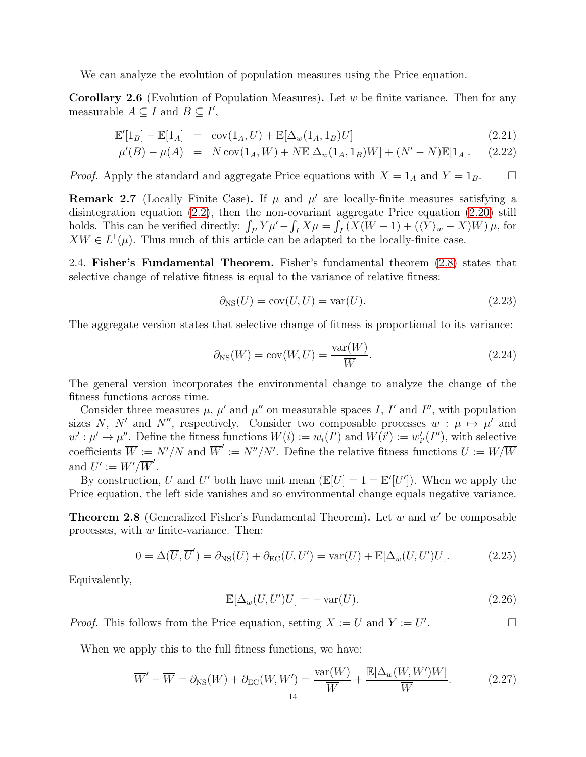We can analyze the evolution of population measures using the Price equation.

**Corollary 2.6** (Evolution of Population Measures)**.** Let $w$ be finite variance. Then for any measurable $A \subseteq I$ and $B \subseteq I'$,

$$
\begin{aligned}
\mathbb{E}'[1_B] - \mathbb{E}[1_A] &= \operatorname{cov}(1_A, U) + \mathbb{E}[\Delta_w(1_A, 1_B)U] && (2.21)\\
\mu'(B) - \mu(A) &= N \operatorname{cov}(1_A, W) + N\mathbb{E}[\Delta_w(1_A, 1_B)W] + (N' - N)\mathbb{E}[1_A]. && (2.22)
\end{aligned}
$$

*Proof.* Apply the standard and aggregate Price equations with $X = 1_A$ and $Y = 1_B$. $\square$

**Remark 2.7** (Locally Finite Case)**.** If $\mu$ and $\mu'$ are locally-finite measures satisfying a disintegration equation (2.2), then the non-covariant aggregate Price equation (2.20) still holds. This can be verified directly: $\int_{I'} Y \mu' - \int_I X\mu = \int_I (X(W-1) + (\langle Y\rangle_w - X)W)\,\mu$, for $XW \in L^1(\mu)$. Thus much of this article can be adapted to the locally-finite case.

2.4. **Fisher's Fundamental Theorem.** Fisher's fundamental theorem (2.8) states that selective change of relative fitness is equal to the variance of relative fitness:

$$\partial_{\mathrm{NS}}(U) = \operatorname{cov}(U, U) = \operatorname{var}(U). \tag{2.23}$$

The aggregate version states that selective change of fitness is proportional to its variance:

$$\partial_{\mathrm{NS}}(W) = \operatorname{cov}(W, U) = \frac{\operatorname{var}(W)}{\overline{W}}. \tag{2.24}$$

The general version incorporates the environmental change to analyze the change of the fitness functions across time.

Consider three measures $\mu$, $\mu'$ and $\mu''$ on measurable spaces $I$, $I'$ and $I''$, with population sizes $N$, $N'$ and $N''$, respectively. Consider two composable processes $w : \mu \mapsto \mu'$ and $w' : \mu' \mapsto \mu''$. Define the fitness functions $W(i) := w_i(I')$ and $W(i') := w'_{i'}(I'')$, with selective coefficients $\overline{W} := N'/N$ and $\overline{W}' := N''/N'$. Define the relative fitness functions $U := W/\overline{W}$ and $U' := W'/\overline{W}'$.

By construction, $U$ and $U'$ both have unit mean ($\mathbb{E}[U] = 1 = \mathbb{E}'[U']$). When we apply the Price equation, the left side vanishes and so environmental change equals negative variance.

**Theorem 2.8** (Generalized Fisher's Fundamental Theorem)**.** Let $w$ and $w'$ be composable processes, with $w$ finite-variance. Then:

$$0 = \Delta(\overline{U}, \overline{U}') = \partial_{\mathrm{NS}}(U) + \partial_{\mathrm{EC}}(U, U') = \operatorname{var}(U) + \mathbb{E}[\Delta_w(U, U')U]. \tag{2.25}$$

Equivalently,

$$\mathbb{E}[\Delta_w(U, U')U] = -\operatorname{var}(U). \tag{2.26}$$

*Proof.* This follows from the Price equation, setting $X := U$ and $Y := U'$. $\square$

When we apply this to the full fitness functions, we have:

$$\overline{W}' - \overline{W} = \partial_{\mathrm{NS}}(W) + \partial_{\mathrm{EC}}(W, W') = \frac{\operatorname{var}(W)}{\overline{W}} + \frac{\mathbb{E}[\Delta_w(W, W')W]}{\overline{W}}. \tag{2.27}$$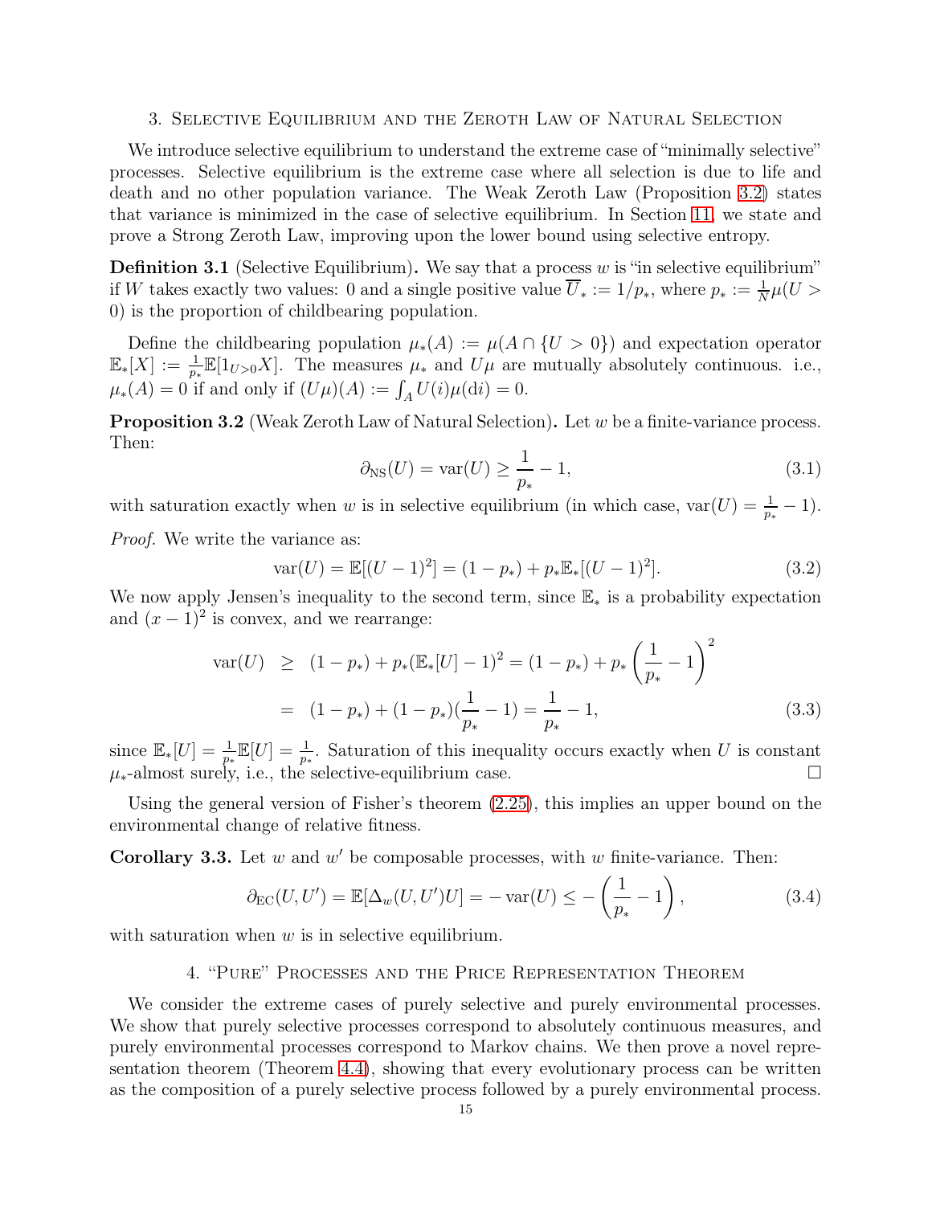## 3. Selective Equilibrium and the Zeroth Law of Natural Selection

We introduce selective equilibrium to understand the extreme case of "minimally selective" processes. Selective equilibrium is the extreme case where all selection is due to life and death and no other population variance. The Weak Zeroth Law (Proposition 3.2) states that variance is minimized in the case of selective equilibrium. In Section 11, we state and prove a Strong Zeroth Law, improving upon the lower bound using selective entropy.

**Definition 3.1** (Selective Equilibrium)**.** We say that a process $w$ is "in selective equilibrium" if $W$ takes exactly two values: 0 and a single positive value $\overline{U}_* := 1/p_*$, where $p_* := \frac{1}{N}\mu(U > 0)$ is the proportion of childbearing population.

Define the childbearing population $\mu_*(A) := \mu(A \cap \{U > 0\})$ and expectation operator $\mathbb{E}_*[X] := \frac{1}{p_*}\mathbb{E}[1_{U>0}X]$. The measures $\mu_*$ and $U\mu$ are mutually absolutely continuous. i.e., $\mu_*(A) = 0$ if and only if $(U\mu)(A) := \int_A U(i)\mu(\mathrm{d}i) = 0$.

**Proposition 3.2** (Weak Zeroth Law of Natural Selection)**.** Let $w$ be a finite-variance process. Then:

$$\partial_{\mathrm{NS}}(U) = \mathrm{var}(U) \geq \frac{1}{p_*} - 1, \tag{3.1}$$

with saturation exactly when $w$ is in selective equilibrium (in which case, $\mathrm{var}(U) = \frac{1}{p_*} - 1$).

*Proof.* We write the variance as:

$$\mathrm{var}(U) = \mathbb{E}[(U-1)^2] = (1-p_*) + p_*\mathbb{E}_*[(U-1)^2]. \tag{3.2}$$

We now apply Jensen's inequality to the second term, since $\mathbb{E}_*$ is a probability expectation and $(x-1)^2$ is convex, and we rearrange:

$$\begin{aligned}
\mathrm{var}(U) &\geq (1-p_*) + p_*(\mathbb{E}_*[U] - 1)^2 = (1-p_*) + p_*\left(\frac{1}{p_*} - 1\right)^2 \\
&= (1-p_*) + (1-p_*)(\frac{1}{p_*} - 1) = \frac{1}{p_*} - 1,
\end{aligned} \tag{3.3}$$

since $\mathbb{E}_*[U] = \frac{1}{p_*}\mathbb{E}[U] = \frac{1}{p_*}$. Saturation of this inequality occurs exactly when $U$ is constant $\mu_*$-almost surely, i.e., the selective-equilibrium case. □

Using the general version of Fisher's theorem (2.25), this implies an upper bound on the environmental change of relative fitness.

**Corollary 3.3.** Let $w$ and $w'$ be composable processes, with $w$ finite-variance. Then:

$$\partial_{\mathrm{EC}}(U, U') = \mathbb{E}[\Delta_w(U, U')U] = -\,\mathrm{var}(U) \leq -\left(\frac{1}{p_*} - 1\right), \tag{3.4}$$

with saturation when $w$ is in selective equilibrium.

## 4. "Pure" Processes and the Price Representation Theorem

We consider the extreme cases of purely selective and purely environmental processes. We show that purely selective processes correspond to absolutely continuous measures, and purely environmental processes correspond to Markov chains. We then prove a novel representation theorem (Theorem 4.4), showing that every evolutionary process can be written as the composition of a purely selective process followed by a purely environmental process.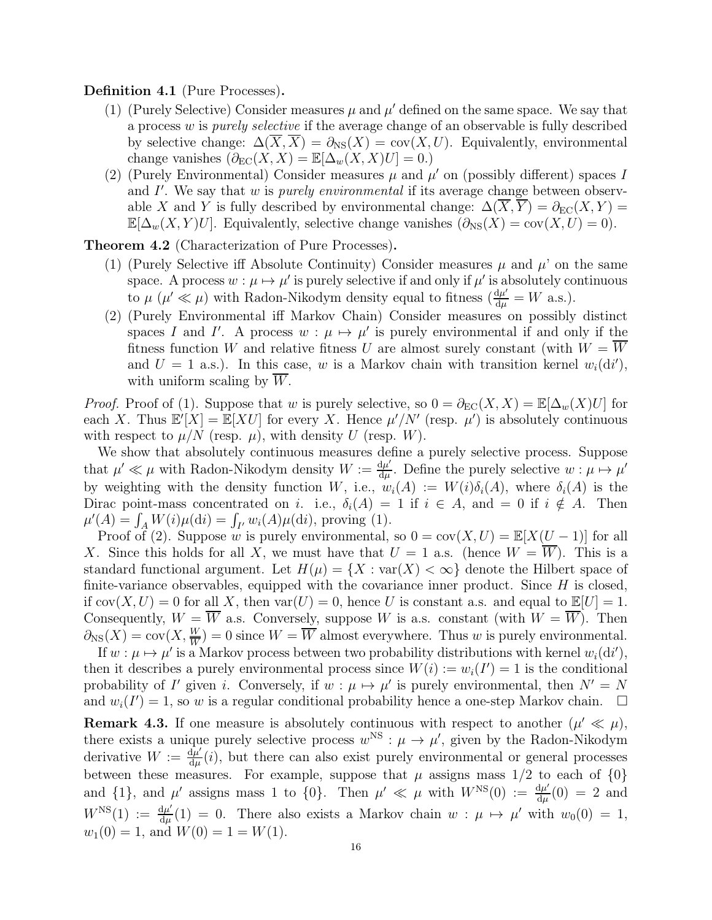**Definition 4.1** (Pure Processes)**.**

(1) (Purely Selective) Consider measures $\mu$ and $\mu'$ defined on the same space. We say that a process $w$ is *purely selective* if the average change of an observable is fully described by selective change: $\Delta(\overline{X}, \overline{X}) = \partial_{\rm NS}(X) = \text{cov}(X, U)$. Equivalently, environmental change vanishes ($\partial_{\rm EC}(X, X) = \mathbb{E}[\Delta_w(X, X)U] = 0$.)

(2) (Purely Environmental) Consider measures $\mu$ and $\mu'$ on (possibly different) spaces $I$ and $I'$. We say that $w$ is *purely environmental* if its average change between observable $X$ and $Y$ is fully described by environmental change: $\Delta(\overline{X}, \overline{Y}) = \partial_{\rm EC}(X, Y) = \mathbb{E}[\Delta_w(X, Y)U]$. Equivalently, selective change vanishes ($\partial_{\rm NS}(X) = \text{cov}(X, U) = 0$).

**Theorem 4.2** (Characterization of Pure Processes)**.**

(1) (Purely Selective iff Absolute Continuity) Consider measures $\mu$ and $\mu$' on the same space. A process $w : \mu \mapsto \mu'$ is purely selective if and only if $\mu'$ is absolutely continuous to $\mu$ ($\mu' \ll \mu$) with Radon-Nikodym density equal to fitness ($\frac{\mathrm{d}\mu'}{\mathrm{d}\mu} = W$ a.s.).

(2) (Purely Environmental iff Markov Chain) Consider measures on possibly distinct spaces $I$ and $I'$. A process $w : \mu \mapsto \mu'$ is purely environmental if and only if the fitness function $W$ and relative fitness $U$ are almost surely constant (with $W = \overline{W}$ and $U = 1$ a.s.). In this case, $w$ is a Markov chain with transition kernel $w_i(\mathrm{d}i')$, with uniform scaling by $\overline{W}$.

*Proof.* Proof of (1). Suppose that $w$ is purely selective, so $0 = \partial_{\rm EC}(X, X) = \mathbb{E}[\Delta_w(X)U]$ for each $X$. Thus $\mathbb{E}'[X] = \mathbb{E}[XU]$ for every $X$. Hence $\mu'/N'$ (resp. $\mu'$) is absolutely continuous with respect to $\mu/N$ (resp. $\mu$), with density $U$ (resp. $W$).

We show that absolutely continuous measures define a purely selective process. Suppose that $\mu' \ll \mu$ with Radon-Nikodym density $W := \frac{\mathrm{d}\mu'}{\mathrm{d}\mu}$. Define the purely selective $w : \mu \mapsto \mu'$ by weighting with the density function $W$, i.e., $w_i(A) := W(i)\delta_i(A)$, where $\delta_i(A)$ is the Dirac point-mass concentrated on $i$. i.e., $\delta_i(A) = 1$ if $i \in A$, and $= 0$ if $i \notin A$. Then $\mu'(A) = \int_A W(i)\mu(\mathrm{d}i) = \int_{I'} w_i(A)\mu(\mathrm{d}i)$, proving (1).

Proof of (2). Suppose $w$ is purely environmental, so $0 = \text{cov}(X, U) = \mathbb{E}[X(U - 1)]$ for all $X$. Since this holds for all $X$, we must have that $U = 1$ a.s. (hence $W = \overline{W}$). This is a standard functional argument. Let $H(\mu) = \{X : \text{var}(X) < \infty\}$ denote the Hilbert space of finite-variance observables, equipped with the covariance inner product. Since $H$ is closed, if $\text{cov}(X, U) = 0$ for all $X$, then $\text{var}(U) = 0$, hence $U$ is constant a.s. and equal to $\mathbb{E}[U] = 1$. Consequently, $W = \overline{W}$ a.s. Conversely, suppose $W$ is a.s. constant (with $W = \overline{W}$). Then $\partial_{\rm NS}(X) = \text{cov}(X, \frac{W}{\overline{W}}) = 0$ since $W = \overline{W}$ almost everywhere. Thus $w$ is purely environmental.

If $w : \mu \mapsto \mu'$ is a Markov process between two probability distributions with kernel $w_i(\mathrm{d}i')$, then it describes a purely environmental process since $W(i) := w_i(I') = 1$ is the conditional probability of $I'$ given $i$. Conversely, if $w : \mu \mapsto \mu'$ is purely environmental, then $N' = N$ and $w_i(I') = 1$, so $w$ is a regular conditional probability hence a one-step Markov chain. $\square$

**Remark 4.3.** If one measure is absolutely continuous with respect to another ($\mu' \ll \mu$), there exists a unique purely selective process $w^{\rm NS} : \mu \to \mu'$, given by the Radon-Nikodym derivative $W := \frac{\mathrm{d}\mu'}{\mathrm{d}\mu}(i)$, but there can also exist purely environmental or general processes between these measures. For example, suppose that $\mu$ assigns mass $1/2$ to each of $\{0\}$ and $\{1\}$, and $\mu'$ assigns mass 1 to $\{0\}$. Then $\mu' \ll \mu$ with $W^{\rm NS}(0) := \frac{\mathrm{d}\mu'}{\mathrm{d}\mu}(0) = 2$ and $W^{\rm NS}(1) := \frac{\mathrm{d}\mu'}{\mathrm{d}\mu}(1) = 0$. There also exists a Markov chain $w : \mu \mapsto \mu'$ with $w_0(0) = 1$, $w_1(0) = 1$, and $W(0) = 1 = W(1)$.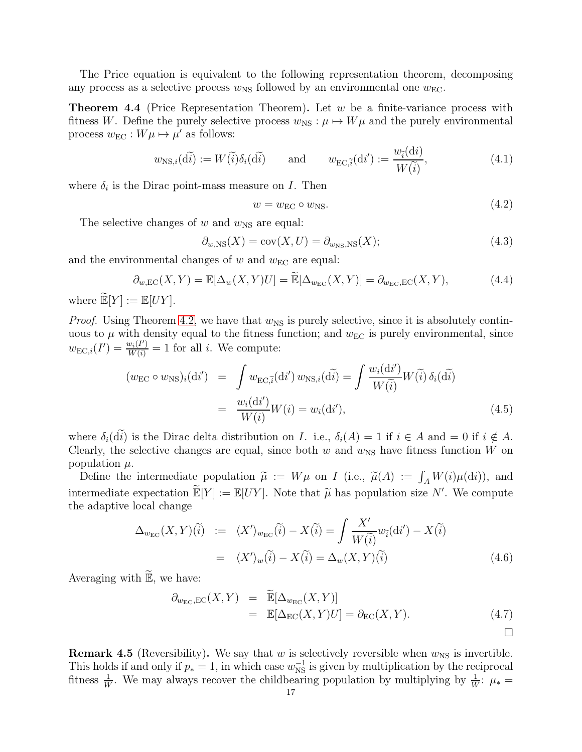The Price equation is equivalent to the following representation theorem, decomposing any process as a selective process $w_{\mathrm{NS}}$ followed by an environmental one $w_{\mathrm{EC}}$.

**Theorem 4.4** (Price Representation Theorem)**.** Let $w$ be a finite-variance process with fitness $W$. Define the purely selective process $w_{\mathrm{NS}} : \mu \mapsto W\mu$ and the purely environmental process $w_{\mathrm{EC}} : W\mu \mapsto \mu'$ as follows:

$$w_{\mathrm{NS},i}(\mathrm{d}\widetilde{i}) := W(\widetilde{i})\delta_i(\mathrm{d}\widetilde{i}) \qquad \text{and} \qquad w_{\mathrm{EC},\widetilde{i}}(\mathrm{d}i') := \frac{w_{\widetilde{i}}(\mathrm{d}i)}{W(\widetilde{i})}, \tag{4.1}$$

where $\delta_i$ is the Dirac point-mass measure on $I$. Then

$$w = w_{\mathrm{EC}} \circ w_{\mathrm{NS}}. \tag{4.2}$$

The selective changes of $w$ and $w_{\mathrm{NS}}$ are equal:

$$\partial_{w,\mathrm{NS}}(X) = \mathrm{cov}(X,U) = \partial_{w_{\mathrm{NS}},\mathrm{NS}}(X); \tag{4.3}$$

and the environmental changes of $w$ and $w_{\mathrm{EC}}$ are equal:

$$\partial_{w,\mathrm{EC}}(X,Y) = \mathbb{E}[\Delta_w(X,Y)U] = \widetilde{\mathbb{E}}[\Delta_{w_{\mathrm{EC}}}(X,Y)] = \partial_{w_{\mathrm{EC}},\mathrm{EC}}(X,Y), \tag{4.4}$$

where $\widetilde{\mathbb{E}}[Y] := \mathbb{E}[UY]$.

*Proof.* Using Theorem 4.2, we have that $w_{\mathrm{NS}}$ is purely selective, since it is absolutely continuous to $\mu$ with density equal to the fitness function; and $w_{\mathrm{EC}}$ is purely environmental, since $w_{\mathrm{EC},i}(I') = \frac{w_i(I')}{W(i)} = 1$ for all $i$. We compute:

$$\begin{aligned}(w_{\mathrm{EC}} \circ w_{\mathrm{NS}})_i(\mathrm{d}i') &= \int w_{\mathrm{EC},\widetilde{i}}(\mathrm{d}i')\, w_{\mathrm{NS},i}(\mathrm{d}\widetilde{i}) = \int \frac{w_i(\mathrm{d}i')}{W(\widetilde{i})} W(\widetilde{i})\, \delta_i(\mathrm{d}\widetilde{i}) \\ &= \frac{w_i(\mathrm{d}i')}{W(i)} W(i) = w_i(\mathrm{d}i'),\end{aligned} \tag{4.5}$$

where $\delta_i(\mathrm{d}\widetilde{i})$ is the Dirac delta distribution on $I$. i.e., $\delta_i(A) = 1$ if $i \in A$ and $= 0$ if $i \notin A$. Clearly, the selective changes are equal, since both $w$ and $w_{\mathrm{NS}}$ have fitness function $W$ on population $\mu$.

Define the intermediate population $\widetilde{\mu} := W\mu$ on $I$ (i.e., $\widetilde{\mu}(A) := \int_A W(i)\mu(\mathrm{d}i)$), and intermediate expectation $\widetilde{\mathbb{E}}[Y] := \mathbb{E}[UY]$. Note that $\widetilde{\mu}$ has population size $N'$. We compute the adaptive local change

$$\begin{aligned}\Delta_{w_{\mathrm{EC}}}(X,Y)(\widetilde{i}) &:= \langle X' \rangle_{w_{\mathrm{EC}}}(\widetilde{i}) - X(\widetilde{i}) = \int \frac{X'}{W(\widetilde{i})} w_{\widetilde{i}}(\mathrm{d}i') - X(\widetilde{i}) \\ &= \langle X' \rangle_w(\widetilde{i}) - X(\widetilde{i}) = \Delta_w(X,Y)(\widetilde{i})\end{aligned} \tag{4.6}$$

Averaging with $\widetilde{\mathbb{E}}$, we have:

$$\begin{aligned}\partial_{w_{\mathrm{EC}},\mathrm{EC}}(X,Y) &= \widetilde{\mathbb{E}}[\Delta_{w_{\mathrm{EC}}}(X,Y)] \\ &= \mathbb{E}[\Delta_{\mathrm{EC}}(X,Y)U] = \partial_{\mathrm{EC}}(X,Y).\end{aligned} \tag{4.7}$$

□

**Remark 4.5** (Reversibility)**.** We say that $w$ is selectively reversible when $w_{\mathrm{NS}}$ is invertible. This holds if and only if $p_* = 1$, in which case $w_{\mathrm{NS}}^{-1}$ is given by multiplication by the reciprocal fitness $\frac{1}{W}$. We may always recover the childbearing population by multiplying by $\frac{1}{W}$: $\mu_* =$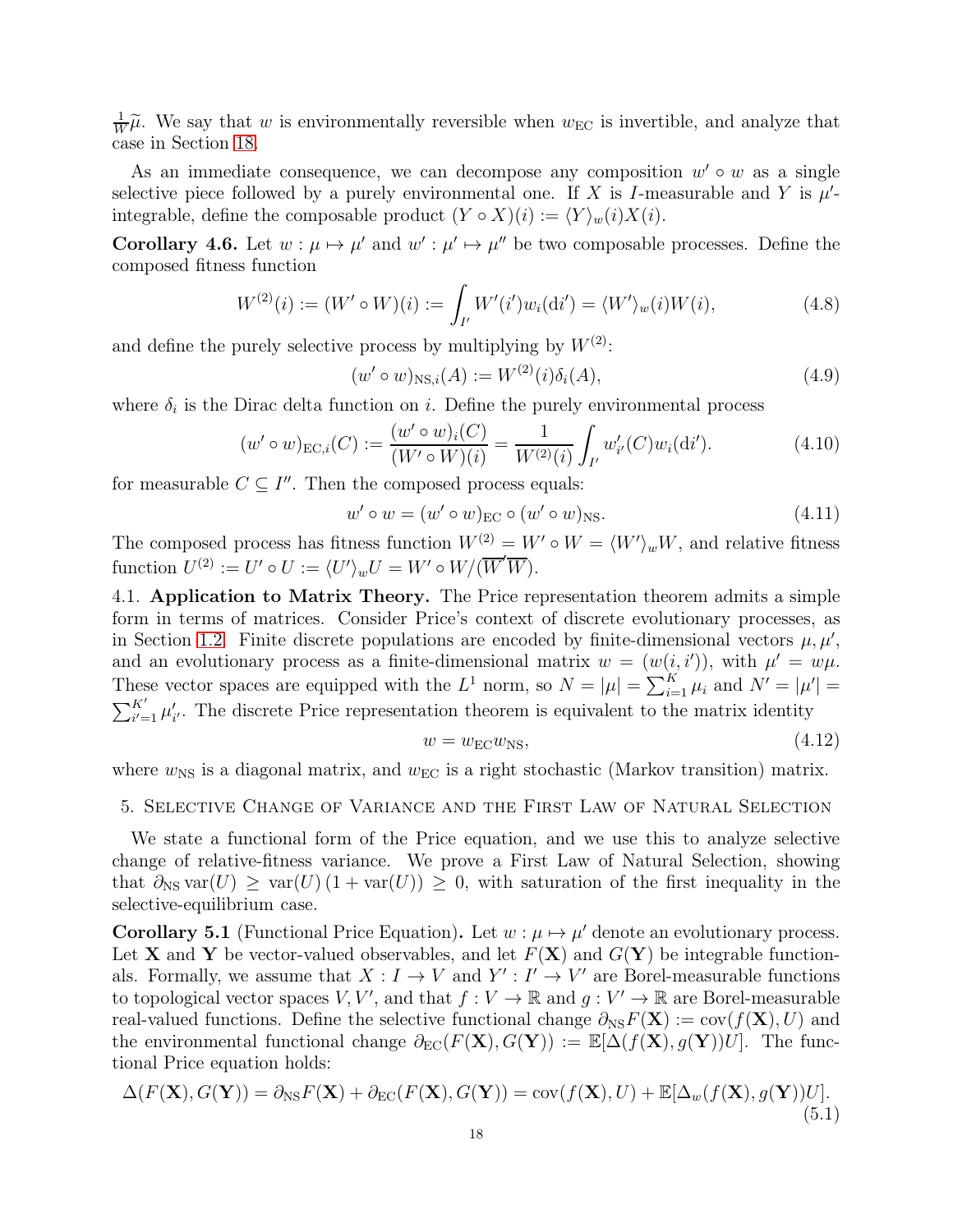$\frac{1}{W}\widetilde{\mu}$. We say that $w$ is environmentally reversible when $w_{\mathrm{EC}}$ is invertible, and analyze that case in Section 18.

As an immediate consequence, we can decompose any composition $w' \circ w$ as a single selective piece followed by a purely environmental one. If $X$ is $I$-measurable and $Y$ is $\mu'$-integrable, define the composable product $(Y \circ X)(i) := \langle Y \rangle_w(i) X(i)$.

**Corollary 4.6.** Let $w : \mu \mapsto \mu'$ and $w' : \mu' \mapsto \mu''$ be two composable processes. Define the composed fitness function

$$W^{(2)}(i) := (W' \circ W)(i) := \int_{I'} W'(i') w_i(\mathrm{d}i') = \langle W' \rangle_w(i) W(i), \tag{4.8}$$

and define the purely selective process by multiplying by $W^{(2)}$:

$$(w' \circ w)_{\mathrm{NS},i}(A) := W^{(2)}(i)\delta_i(A), \tag{4.9}$$

where $\delta_i$ is the Dirac delta function on $i$. Define the purely environmental process

$$(w' \circ w)_{\mathrm{EC},i}(C) := \frac{(w' \circ w)_i(C)}{(W' \circ W)(i)} = \frac{1}{W^{(2)}(i)} \int_{I'} w'_{i'}(C) w_i(\mathrm{d}i'). \tag{4.10}$$

for measurable $C \subseteq I''$. Then the composed process equals:

$$w' \circ w = (w' \circ w)_{\mathrm{EC}} \circ (w' \circ w)_{\mathrm{NS}}. \tag{4.11}$$

The composed process has fitness function $W^{(2)} = W' \circ W = \langle W' \rangle_w W$, and relative fitness function $U^{(2)} := U' \circ U := \langle U' \rangle_w U = W' \circ W / (\overline{W}'\overline{W})$.

4.1. **Application to Matrix Theory.** The Price representation theorem admits a simple form in terms of matrices. Consider Price's context of discrete evolutionary processes, as in Section 1.2. Finite discrete populations are encoded by finite-dimensional vectors $\mu, \mu'$, and an evolutionary process as a finite-dimensional matrix $w = (w(i, i'))$, with $\mu' = w\mu$. These vector spaces are equipped with the $L^1$ norm, so $N = |\mu| = \sum_{i=1}^{K} \mu_i$ and $N' = |\mu'| = \sum_{i'=1}^{K'} \mu'_{i'}$. The discrete Price representation theorem is equivalent to the matrix identity

$$w = w_{\mathrm{EC}} w_{\mathrm{NS}}, \tag{4.12}$$

where $w_{\mathrm{NS}}$ is a diagonal matrix, and $w_{\mathrm{EC}}$ is a right stochastic (Markov transition) matrix.

## 5. Selective Change of Variance and the First Law of Natural Selection

We state a functional form of the Price equation, and we use this to analyze selective change of relative-fitness variance. We prove a First Law of Natural Selection, showing that $\partial_{\mathrm{NS}} \operatorname{var}(U) \geq \operatorname{var}(U)(1 + \operatorname{var}(U)) \geq 0$, with saturation of the first inequality in the selective-equilibrium case.

**Corollary 5.1** (Functional Price Equation)**.** Let $w : \mu \mapsto \mu'$ denote an evolutionary process. Let $\mathbf{X}$ and $\mathbf{Y}$ be vector-valued observables, and let $F(\mathbf{X})$ and $G(\mathbf{Y})$ be integrable functionals. Formally, we assume that $X : I \to V$ and $Y' : I' \to V'$ are Borel-measurable functions to topological vector spaces $V, V'$, and that $f : V \to \mathbb{R}$ and $g : V' \to \mathbb{R}$ are Borel-measurable real-valued functions. Define the selective functional change $\partial_{\mathrm{NS}} F(\mathbf{X}) := \operatorname{cov}(f(\mathbf{X}), U)$ and the environmental functional change $\partial_{\mathrm{EC}}(F(\mathbf{X}), G(\mathbf{Y})) := \mathbb{E}[\Delta(f(\mathbf{X}), g(\mathbf{Y}))U]$. The functional Price equation holds:

$$\Delta(F(\mathbf{X}), G(\mathbf{Y})) = \partial_{\mathrm{NS}} F(\mathbf{X}) + \partial_{\mathrm{EC}}(F(\mathbf{X}), G(\mathbf{Y})) = \operatorname{cov}(f(\mathbf{X}), U) + \mathbb{E}[\Delta_w(f(\mathbf{X}), g(\mathbf{Y}))U]. \tag{5.1}$$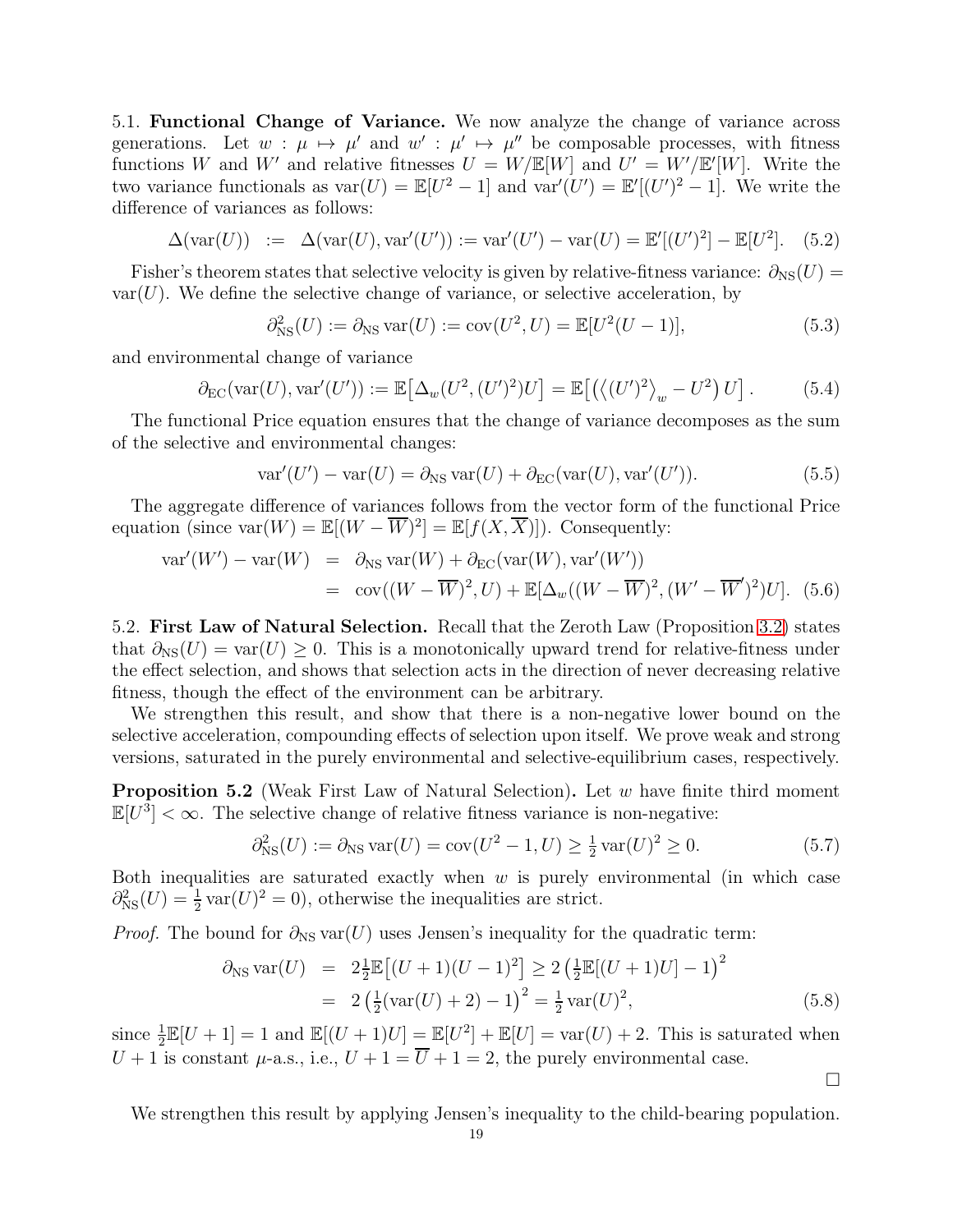5.1. **Functional Change of Variance.** We now analyze the change of variance across generations. Let $w : \mu \mapsto \mu'$ and $w' : \mu' \mapsto \mu''$ be composable processes, with fitness functions $W$ and $W'$ and relative fitnesses $U = W/\mathbb{E}[W]$ and $U' = W'/\mathbb{E}'[W]$. Write the two variance functionals as $\mathrm{var}(U) = \mathbb{E}[U^2 - 1]$ and $\mathrm{var}'(U') = \mathbb{E}'[(U')^2 - 1]$. We write the difference of variances as follows:

$$\Delta(\mathrm{var}(U)) \;\;:=\;\; \Delta(\mathrm{var}(U), \mathrm{var}'(U')) := \mathrm{var}'(U') - \mathrm{var}(U) = \mathbb{E}'[(U')^2] - \mathbb{E}[U^2]. \quad (5.2)$$

Fisher's theorem states that selective velocity is given by relative-fitness variance: $\partial_{\mathrm{NS}}(U) = \mathrm{var}(U)$. We define the selective change of variance, or selective acceleration, by

$$\partial^2_{\mathrm{NS}}(U) := \partial_{\mathrm{NS}} \,\mathrm{var}(U) := \mathrm{cov}(U^2, U) = \mathbb{E}[U^2(U-1)], \quad (5.3)$$

and environmental change of variance

$$\partial_{\mathrm{EC}}(\mathrm{var}(U), \mathrm{var}'(U')) := \mathbb{E}\big[\Delta_w(U^2, (U')^2)U\big] = \mathbb{E}\big[\big(\big\langle (U')^2 \big\rangle_w - U^2\big)\, U\big]\,. \quad (5.4)$$

The functional Price equation ensures that the change of variance decomposes as the sum of the selective and environmental changes:

$$\mathrm{var}'(U') - \mathrm{var}(U) = \partial_{\mathrm{NS}} \,\mathrm{var}(U) + \partial_{\mathrm{EC}}(\mathrm{var}(U), \mathrm{var}'(U')). \quad (5.5)$$

The aggregate difference of variances follows from the vector form of the functional Price equation (since $\mathrm{var}(W) = \mathbb{E}[(W - \overline{W})^2] = \mathbb{E}[f(X, \overline{X})]$). Consequently:

$$\begin{aligned}
\mathrm{var}'(W') - \mathrm{var}(W) &= \partial_{\mathrm{NS}} \,\mathrm{var}(W) + \partial_{\mathrm{EC}}(\mathrm{var}(W), \mathrm{var}'(W')) \\
&= \mathrm{cov}((W - \overline{W})^2, U) + \mathbb{E}[\Delta_w((W - \overline{W})^2, (W' - \overline{W}')^2)U]. \quad (5.6)
\end{aligned}$$

5.2. **First Law of Natural Selection.** Recall that the Zeroth Law (Proposition 3.2) states that $\partial_{\mathrm{NS}}(U) = \mathrm{var}(U) \geq 0$. This is a monotonically upward trend for relative-fitness under the effect selection, and shows that selection acts in the direction of never decreasing relative fitness, though the effect of the environment can be arbitrary.

We strengthen this result, and show that there is a non-negative lower bound on the selective acceleration, compounding effects of selection upon itself. We prove weak and strong versions, saturated in the purely environmental and selective-equilibrium cases, respectively.

**Proposition 5.2** (Weak First Law of Natural Selection)**.** Let $w$ have finite third moment $\mathbb{E}[U^3] < \infty$. The selective change of relative fitness variance is non-negative:

$$\partial^2_{\mathrm{NS}}(U) := \partial_{\mathrm{NS}} \,\mathrm{var}(U) = \mathrm{cov}(U^2 - 1, U) \geq \tfrac{1}{2} \mathrm{var}(U)^2 \geq 0. \quad (5.7)$$

Both inequalities are saturated exactly when $w$ is purely environmental (in which case $\partial^2_{\mathrm{NS}}(U) = \frac{1}{2}\mathrm{var}(U)^2 = 0$), otherwise the inequalities are strict.

*Proof.* The bound for $\partial_{\mathrm{NS}} \,\mathrm{var}(U)$ uses Jensen's inequality for the quadratic term:

$$\begin{aligned}
\partial_{\mathrm{NS}} \,\mathrm{var}(U) &= 2\tfrac{1}{2}\mathbb{E}\big[(U+1)(U-1)^2\big] \geq 2\left(\tfrac{1}{2}\mathbb{E}[(U+1)U] - 1\right)^2 \\
&= 2\left(\tfrac{1}{2}(\mathrm{var}(U) + 2) - 1\right)^2 = \tfrac{1}{2}\mathrm{var}(U)^2, \quad (5.8)
\end{aligned}$$

since $\frac{1}{2}\mathbb{E}[U+1] = 1$ and $\mathbb{E}[(U+1)U] = \mathbb{E}[U^2] + \mathbb{E}[U] = \mathrm{var}(U) + 2$. This is saturated when $U + 1$ is constant $\mu$-a.s., i.e., $U + 1 = \overline{U} + 1 = 2$, the purely environmental case.

□

We strengthen this result by applying Jensen's inequality to the child-bearing population.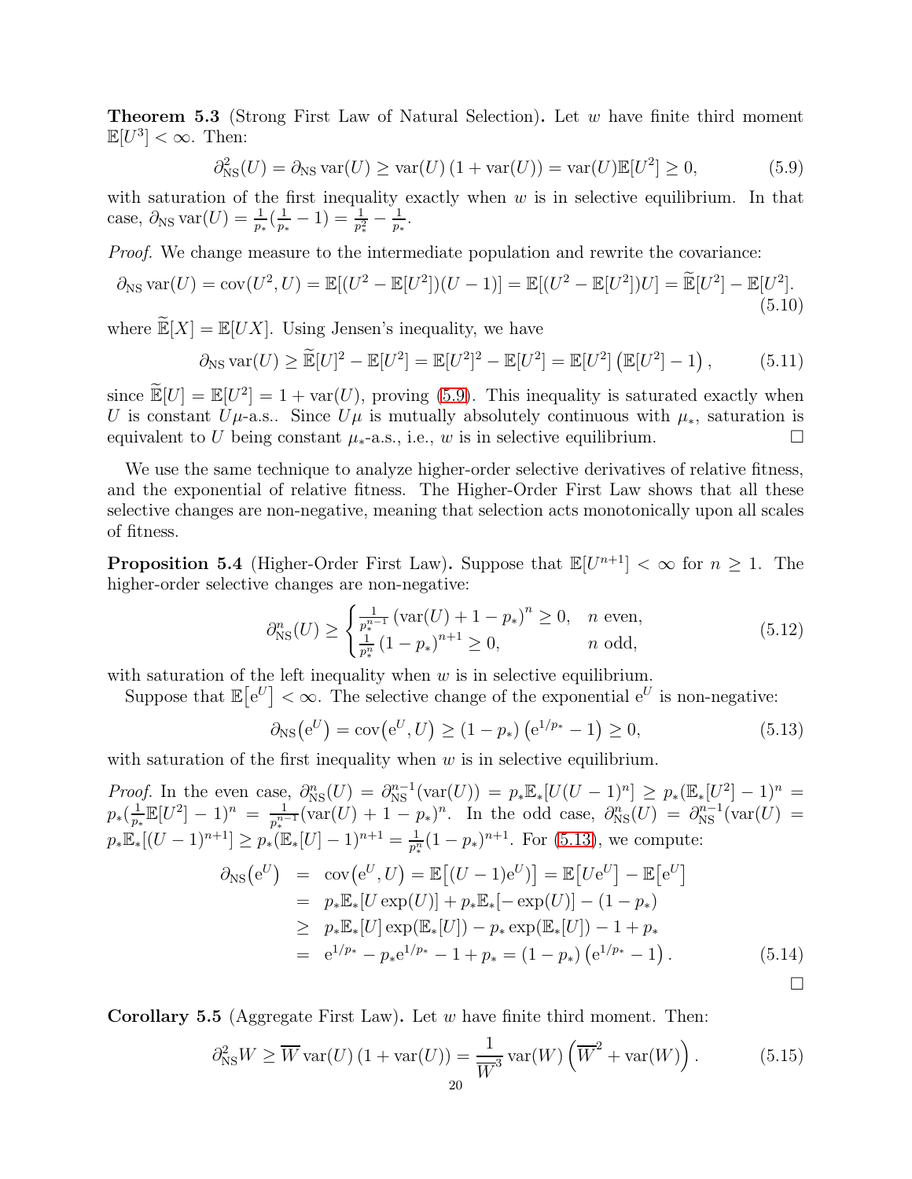**Theorem 5.3** (Strong First Law of Natural Selection)**.** Let $w$ have finite third moment $\mathbb{E}[U^3] < \infty$. Then:

$$\partial^2_{\mathrm{NS}}(U) = \partial_{\mathrm{NS}} \operatorname{var}(U) \geq \operatorname{var}(U)\left(1 + \operatorname{var}(U)\right) = \operatorname{var}(U)\mathbb{E}[U^2] \geq 0, \tag{5.9}$$

with saturation of the first inequality exactly when $w$ is in selective equilibrium. In that case, $\partial_{\mathrm{NS}} \operatorname{var}(U) = \frac{1}{p_*}(\frac{1}{p_*} - 1) = \frac{1}{p_*^2} - \frac{1}{p_*}$.

*Proof.* We change measure to the intermediate population and rewrite the covariance:

$$\partial_{\mathrm{NS}} \operatorname{var}(U) = \operatorname{cov}(U^2, U) = \mathbb{E}[(U^2 - \mathbb{E}[U^2])(U-1)] = \mathbb{E}[(U^2 - \mathbb{E}[U^2])U] = \widetilde{\mathbb{E}}[U^2] - \mathbb{E}[U^2]. \tag{5.10}$$

where $\widetilde{\mathbb{E}}[X] = \mathbb{E}[UX]$. Using Jensen's inequality, we have

$$\partial_{\mathrm{NS}} \operatorname{var}(U) \geq \widetilde{\mathbb{E}}[U]^2 - \mathbb{E}[U^2] = \mathbb{E}[U^2]^2 - \mathbb{E}[U^2] = \mathbb{E}[U^2]\left(\mathbb{E}[U^2] - 1\right), \tag{5.11}$$

since $\widetilde{\mathbb{E}}[U] = \mathbb{E}[U^2] = 1 + \operatorname{var}(U)$, proving (5.9). This inequality is saturated exactly when $U$ is constant $U\mu$-a.s.. Since $U\mu$ is mutually absolutely continuous with $\mu_*$, saturation is equivalent to $U$ being constant $\mu_*$-a.s., i.e., $w$ is in selective equilibrium. □

We use the same technique to analyze higher-order selective derivatives of relative fitness, and the exponential of relative fitness. The Higher-Order First Law shows that all these selective changes are non-negative, meaning that selection acts monotonically upon all scales of fitness.

**Proposition 5.4** (Higher-Order First Law)**.** Suppose that $\mathbb{E}[U^{n+1}] < \infty$ for $n \geq 1$. The higher-order selective changes are non-negative:

$$\partial^n_{\mathrm{NS}}(U) \geq \begin{cases} \frac{1}{p_*^{n-1}}\left(\operatorname{var}(U) + 1 - p_*\right)^n \geq 0, & n \text{ even,} \\ \frac{1}{p_*^n}\left(1 - p_*\right)^{n+1} \geq 0, & n \text{ odd,} \end{cases} \tag{5.12}$$

with saturation of the left inequality when $w$ is in selective equilibrium.

Suppose that $\mathbb{E}\left[\mathrm{e}^U\right] < \infty$. The selective change of the exponential $\mathrm{e}^U$ is non-negative:

$$\partial_{\mathrm{NS}}\left(\mathrm{e}^U\right) = \operatorname{cov}\left(\mathrm{e}^U, U\right) \geq (1 - p_*)\left(\mathrm{e}^{1/p_*} - 1\right) \geq 0, \tag{5.13}$$

with saturation of the first inequality when $w$ is in selective equilibrium.

*Proof.* In the even case, $\partial^n_{\mathrm{NS}}(U) = \partial^{n-1}_{\mathrm{NS}}(\operatorname{var}(U)) = p_*\mathbb{E}_*[U(U-1)^n] \geq p_*(\mathbb{E}_*[U^2] - 1)^n = p_*(\frac{1}{p_*}\mathbb{E}[U^2] - 1)^n = \frac{1}{p_*^{n-1}}(\operatorname{var}(U) + 1 - p_*)^n$. In the odd case, $\partial^n_{\mathrm{NS}}(U) = \partial^{n-1}_{\mathrm{NS}}(\operatorname{var}(U) = p_*\mathbb{E}_*[(U-1)^{n+1}] \geq p_*(\mathbb{E}_*[U] - 1)^{n+1} = \frac{1}{p_*^n}(1 - p_*)^{n+1}$. For (5.13), we compute:

$$\begin{aligned} \partial_{\mathrm{NS}}\left(\mathrm{e}^U\right) &= \operatorname{cov}\left(\mathrm{e}^U, U\right) = \mathbb{E}\left[(U-1)\mathrm{e}^U\right] = \mathbb{E}\left[U\mathrm{e}^U\right] - \mathbb{E}\left[\mathrm{e}^U\right] \\ &= p_*\mathbb{E}_*[U\exp(U)] + p_*\mathbb{E}_*[-\exp(U)] - (1 - p_*) \\ &\geq p_*\mathbb{E}_*[U]\exp(\mathbb{E}_*[U]) - p_*\exp(\mathbb{E}_*[U]) - 1 + p_* \\ &= \mathrm{e}^{1/p_*} - p_*\mathrm{e}^{1/p_*} - 1 + p_* = (1 - p_*)\left(\mathrm{e}^{1/p_*} - 1\right). \end{aligned} \tag{5.14}$$

□

**Corollary 5.5** (Aggregate First Law)**.** Let $w$ have finite third moment. Then:

$$\partial^2_{\mathrm{NS}}W \geq \overline{W}\operatorname{var}(U)\left(1 + \operatorname{var}(U)\right) = \frac{1}{\overline{W}^3}\operatorname{var}(W)\left(\overline{W}^2 + \operatorname{var}(W)\right). \tag{5.15}$$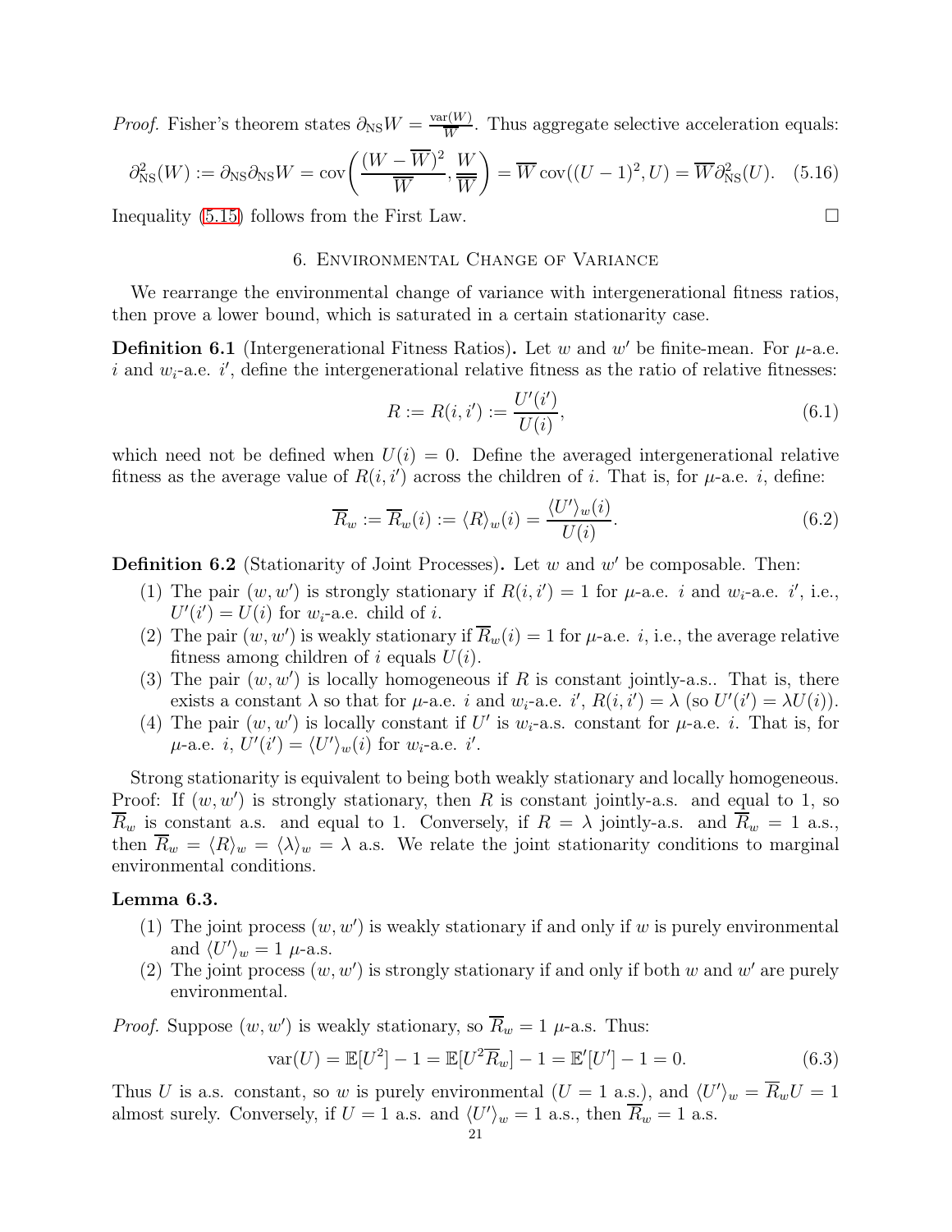*Proof.* Fisher's theorem states $\partial_{\mathrm{NS}} W = \frac{\mathrm{var}(W)}{\overline{W}}$. Thus aggregate selective acceleration equals:

$$\partial^2_{\mathrm{NS}}(W) := \partial_{\mathrm{NS}} \partial_{\mathrm{NS}} W = \mathrm{cov}\left( \frac{(W - \overline{W})^2}{\overline{W}}, \frac{W}{\overline{\overline{W}}} \right) = \overline{W}\, \mathrm{cov}((U-1)^2, U) = \overline{W} \partial^2_{\mathrm{NS}}(U). \tag{5.16}$$

Inequality (5.15) follows from the First Law. ☐

## 6. Environmental Change of Variance

We rearrange the environmental change of variance with intergenerational fitness ratios, then prove a lower bound, which is saturated in a certain stationarity case.

**Definition 6.1** (Intergenerational Fitness Ratios)**.** Let $w$ and $w'$ be finite-mean. For $\mu$-a.e. $i$ and $w_i$-a.e. $i'$, define the intergenerational relative fitness as the ratio of relative fitnesses:

$$R := R(i, i') := \frac{U'(i')}{U(i)}, \tag{6.1}$$

which need not be defined when $U(i) = 0$. Define the averaged intergenerational relative fitness as the average value of $R(i, i')$ across the children of $i$. That is, for $\mu$-a.e. $i$, define:

$$\overline{R}_w := \overline{R}_w(i) := \langle R \rangle_w(i) = \frac{\langle U' \rangle_w(i)}{U(i)}. \tag{6.2}$$

**Definition 6.2** (Stationarity of Joint Processes)**.** Let $w$ and $w'$ be composable. Then:

1. The pair $(w, w')$ is strongly stationary if $R(i, i') = 1$ for $\mu$-a.e. $i$ and $w_i$-a.e. $i'$, i.e., $U'(i') = U(i)$ for $w_i$-a.e. child of $i$.
2. The pair $(w, w')$ is weakly stationary if $\overline{R}_w(i) = 1$ for $\mu$-a.e. $i$, i.e., the average relative fitness among children of $i$ equals $U(i)$.
3. The pair $(w, w')$ is locally homogeneous if $R$ is constant jointly-a.s.. That is, there exists a constant $\lambda$ so that for $\mu$-a.e. $i$ and $w_i$-a.e. $i'$, $R(i, i') = \lambda$ (so $U'(i') = \lambda U(i)$).
4. The pair $(w, w')$ is locally constant if $U'$ is $w_i$-a.s. constant for $\mu$-a.e. $i$. That is, for $\mu$-a.e. $i$, $U'(i') = \langle U' \rangle_w(i)$ for $w_i$-a.e. $i'$.

Strong stationarity is equivalent to being both weakly stationary and locally homogeneous. Proof: If $(w, w')$ is strongly stationary, then $R$ is constant jointly-a.s. and equal to 1, so $\overline{R}_w$ is constant a.s. and equal to 1. Conversely, if $R = \lambda$ jointly-a.s. and $\overline{R}_w = 1$ a.s., then $\overline{R}_w = \langle R \rangle_w = \langle \lambda \rangle_w = \lambda$ a.s. We relate the joint stationarity conditions to marginal environmental conditions.

**Lemma 6.3.**

1. The joint process $(w, w')$ is weakly stationary if and only if $w$ is purely environmental and $\langle U' \rangle_w = 1$ $\mu$-a.s.
2. The joint process $(w, w')$ is strongly stationary if and only if both $w$ and $w'$ are purely environmental.

*Proof.* Suppose $(w, w')$ is weakly stationary, so $\overline{R}_w = 1$ $\mu$-a.s. Thus:

$$\mathrm{var}(U) = \mathbb{E}[U^2] - 1 = \mathbb{E}[U^2 \overline{R}_w] - 1 = \mathbb{E}'[U'] - 1 = 0. \tag{6.3}$$

Thus $U$ is a.s. constant, so $w$ is purely environmental ($U = 1$ a.s.), and $\langle U' \rangle_w = \overline{R}_w U = 1$ almost surely. Conversely, if $U = 1$ a.s. and $\langle U' \rangle_w = 1$ a.s., then $\overline{R}_w = 1$ a.s.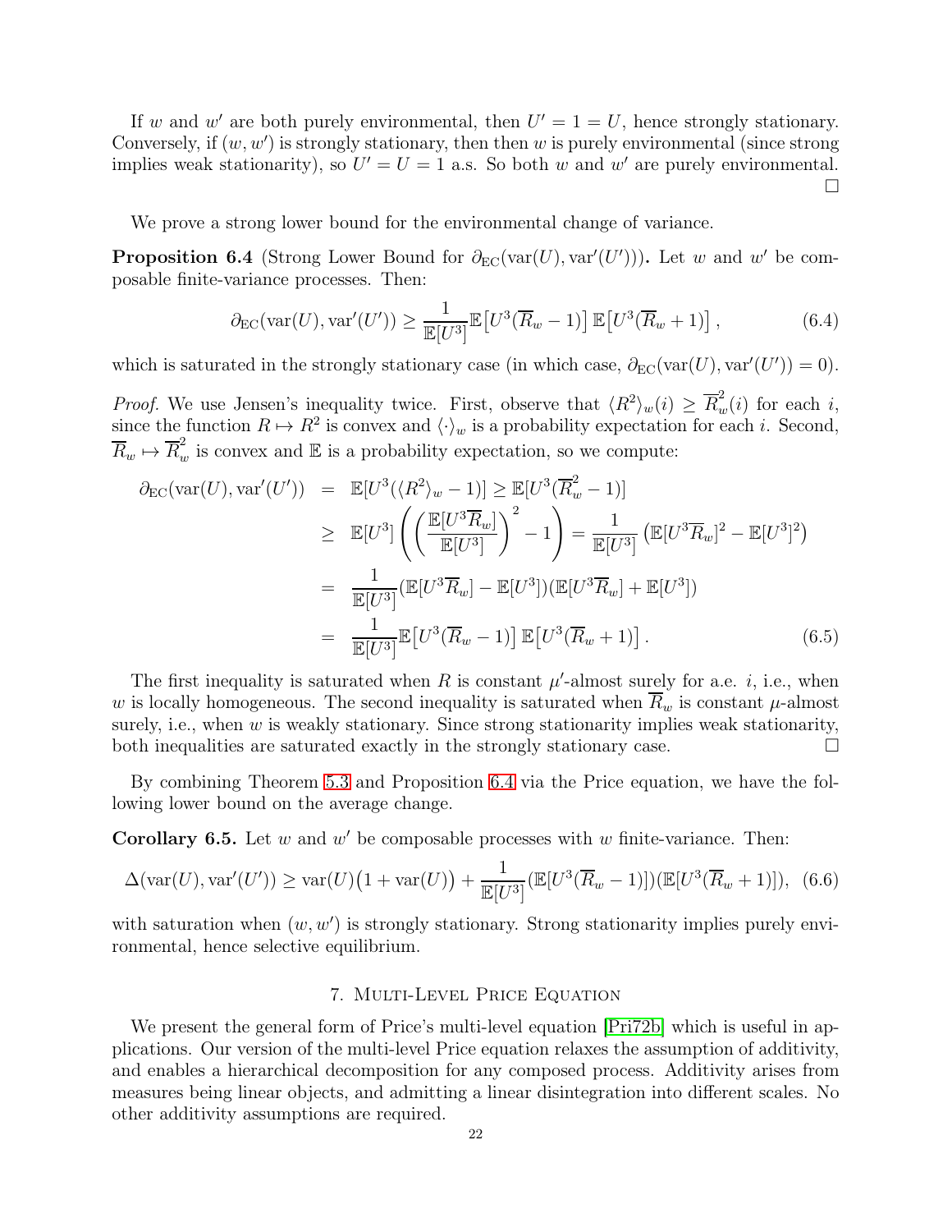If $w$ and $w'$ are both purely environmental, then $U' = 1 = U$, hence strongly stationary. Conversely, if $(w, w')$ is strongly stationary, then then $w$ is purely environmental (since strong implies weak stationarity), so $U' = U = 1$ a.s. So both $w$ and $w'$ are purely environmental. ☐

We prove a strong lower bound for the environmental change of variance.

**Proposition 6.4** (Strong Lower Bound for $\partial_{\mathrm{EC}}(\mathrm{var}(U), \mathrm{var}'(U'))$)**.** Let $w$ and $w'$ be composable finite-variance processes. Then:

$$\partial_{\mathrm{EC}}(\mathrm{var}(U), \mathrm{var}'(U')) \geq \frac{1}{\mathbb{E}[U^3]} \mathbb{E}\big[U^3(\overline{R}_w - 1)\big]\, \mathbb{E}\big[U^3(\overline{R}_w + 1)\big], \tag{6.4}$$

which is saturated in the strongly stationary case (in which case, $\partial_{\mathrm{EC}}(\mathrm{var}(U), \mathrm{var}'(U')) = 0$).

*Proof.* We use Jensen's inequality twice. First, observe that $\langle R^2 \rangle_w(i) \geq \overline{R}_w^2(i)$ for each $i$, since the function $R \mapsto R^2$ is convex and $\langle \cdot \rangle_w$ is a probability expectation for each $i$. Second, $\overline{R}_w \mapsto \overline{R}_w^2$ is convex and $\mathbb{E}$ is a probability expectation, so we compute:

$$\begin{aligned}
\partial_{\mathrm{EC}}(\mathrm{var}(U), \mathrm{var}'(U')) &= \mathbb{E}[U^3(\langle R^2 \rangle_w - 1)] \geq \mathbb{E}[U^3(\overline{R}_w^2 - 1)] \\
&\geq \mathbb{E}[U^3] \left( \left( \frac{\mathbb{E}[U^3 \overline{R}_w]}{\mathbb{E}[U^3]} \right)^2 - 1 \right) = \frac{1}{\mathbb{E}[U^3]} \left( \mathbb{E}[U^3 \overline{R}_w]^2 - \mathbb{E}[U^3]^2 \right) \\
&= \frac{1}{\mathbb{E}[U^3]} (\mathbb{E}[U^3 \overline{R}_w] - \mathbb{E}[U^3])(\mathbb{E}[U^3 \overline{R}_w] + \mathbb{E}[U^3]) \\
&= \frac{1}{\mathbb{E}[U^3]} \mathbb{E}\big[U^3(\overline{R}_w - 1)\big]\, \mathbb{E}\big[U^3(\overline{R}_w + 1)\big].
\end{aligned} \tag{6.5}$$

The first inequality is saturated when $R$ is constant $\mu'$-almost surely for a.e. $i$, i.e., when $w$ is locally homogeneous. The second inequality is saturated when $\overline{R}_w$ is constant $\mu$-almost surely, i.e., when $w$ is weakly stationary. Since strong stationarity implies weak stationarity, both inequalities are saturated exactly in the strongly stationary case. ☐

By combining Theorem 5.3 and Proposition 6.4 via the Price equation, we have the following lower bound on the average change.

**Corollary 6.5.** Let $w$ and $w'$ be composable processes with $w$ finite-variance. Then:

$$\Delta(\mathrm{var}(U), \mathrm{var}'(U')) \geq \mathrm{var}(U)\big(1 + \mathrm{var}(U)\big) + \frac{1}{\mathbb{E}[U^3]} (\mathbb{E}[U^3(\overline{R}_w - 1)])(\mathbb{E}[U^3(\overline{R}_w + 1)]), \tag{6.6}$$

with saturation when $(w, w')$ is strongly stationary. Strong stationarity implies purely environmental, hence selective equilibrium.

## 7. Multi-Level Price Equation

We present the general form of Price's multi-level equation [Pri72b] which is useful in applications. Our version of the multi-level Price equation relaxes the assumption of additivity, and enables a hierarchical decomposition for any composed process. Additivity arises from measures being linear objects, and admitting a linear disintegration into different scales. No other additivity assumptions are required.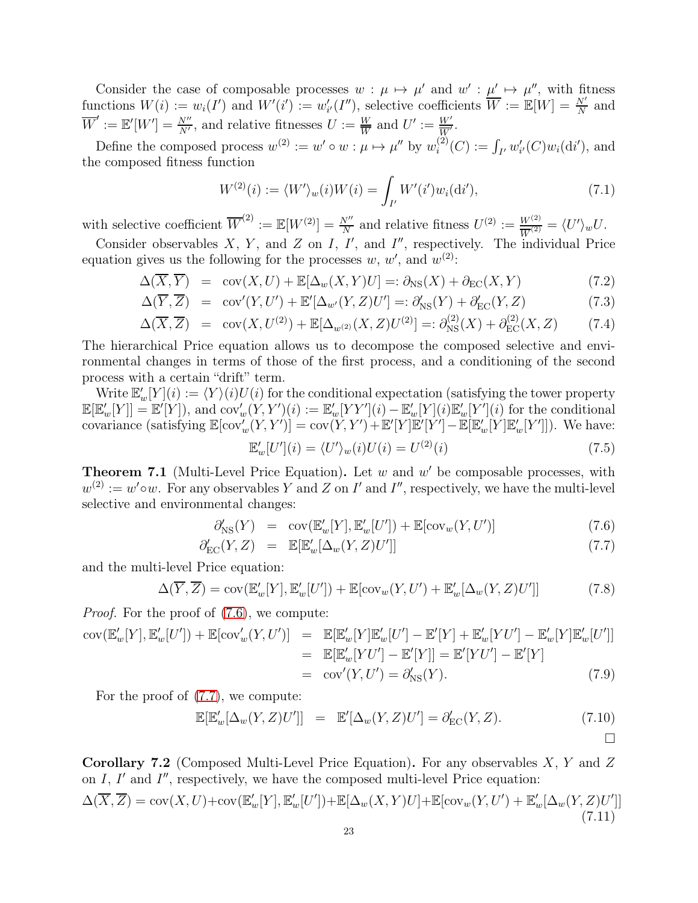Consider the case of composable processes $w : \mu \mapsto \mu'$ and $w' : \mu' \mapsto \mu''$, with fitness functions $W(i) := w_i(I')$ and $W'(i') := w'_{i'}(I'')$, selective coefficients $\overline{W} := \mathbb{E}[W] = \frac{N'}{N}$ and $\overline{W}' := \mathbb{E}'[W'] = \frac{N''}{N'}$, and relative fitnesses $U := \frac{W}{\overline{W}}$ and $U' := \frac{W'}{\overline{W}'}$.

Define the composed process $w^{(2)} := w' \circ w : \mu \mapsto \mu''$ by $w^{(2)}_i(C) := \int_{I'} w'_{i'}(C) w_i(\mathrm{d}i')$, and the composed fitness function

$$W^{(2)}(i) := \langle W' \rangle_w(i) W(i) = \int_{I'} W'(i') w_i(\mathrm{d}i'), \tag{7.1}$$

with selective coefficient $\overline{W}^{(2)} := \mathbb{E}[W^{(2)}] = \frac{N''}{N}$ and relative fitness $U^{(2)} := \frac{W^{(2)}}{\overline{W}^{(2)}} = \langle U' \rangle_w U$.

Consider observables $X$, $Y$, and $Z$ on $I$, $I'$, and $I''$, respectively. The individual Price equation gives us the following for the processes $w$, $w'$, and $w^{(2)}$:

$$\begin{aligned}
\Delta(\overline{X}, \overline{Y}) &= \mathrm{cov}(X, U) + \mathbb{E}[\Delta_w(X, Y) U] =: \partial_{\mathrm{NS}}(X) + \partial_{\mathrm{EC}}(X, Y) &(7.2)\\
\Delta(\overline{Y}, \overline{Z}) &= \mathrm{cov}'(Y, U') + \mathbb{E}'[\Delta_{w'}(Y, Z) U'] =: \partial'_{\mathrm{NS}}(Y) + \partial'_{\mathrm{EC}}(Y, Z) &(7.3)\\
\Delta(\overline{X}, \overline{Z}) &= \mathrm{cov}(X, U^{(2)}) + \mathbb{E}[\Delta_{w^{(2)}}(X, Z) U^{(2)}] =: \partial^{(2)}_{\mathrm{NS}}(X) + \partial^{(2)}_{\mathrm{EC}}(X, Z) &(7.4)
\end{aligned}$$

The hierarchical Price equation allows us to decompose the composed selective and environmental changes in terms of those of the first process, and a conditioning of the second process with a certain "drift" term.

Write $\mathbb{E}'_w[Y](i) := \langle Y \rangle(i) U(i)$ for the conditional expectation (satisfying the tower property $\mathbb{E}[\mathbb{E}'_w[Y]] = \mathbb{E}'[Y]$), and $\mathrm{cov}'_w(Y, Y')(i) := \mathbb{E}'_w[YY'](i) - \mathbb{E}'_w[Y](i)\mathbb{E}'_w[Y'](i)$ for the conditional covariance (satisfying $\mathbb{E}[\mathrm{cov}'_w(Y, Y')] = \mathrm{cov}(Y, Y') + \mathbb{E}'[Y]\mathbb{E}'[Y'] - \mathbb{E}[\mathbb{E}'_w[Y]\mathbb{E}'_w[Y']]$). We have:

$$\mathbb{E}'_w[U'](i) = \langle U' \rangle_w(i) U(i) = U^{(2)}(i) \tag{7.5}$$

**Theorem 7.1** (Multi-Level Price Equation)**.** *Let $w$ and $w'$ be composable processes, with $w^{(2)} := w' \circ w$. For any observables $Y$ and $Z$ on $I'$ and $I''$, respectively, we have the multi-level selective and environmental changes:*

$$\begin{aligned}
\partial'_{\mathrm{NS}}(Y) &= \mathrm{cov}(\mathbb{E}'_w[Y], \mathbb{E}'_w[U']) + \mathbb{E}[\mathrm{cov}_w(Y, U')] &(7.6)\\
\partial'_{\mathrm{EC}}(Y, Z) &= \mathbb{E}[\mathbb{E}'_w[\Delta_w(Y, Z) U']] &(7.7)
\end{aligned}$$

*and the multi-level Price equation:*

$$\Delta(\overline{Y}, \overline{Z}) = \mathrm{cov}(\mathbb{E}'_w[Y], \mathbb{E}'_w[U']) + \mathbb{E}[\mathrm{cov}_w(Y, U') + \mathbb{E}'_w[\Delta_w(Y, Z) U']] \tag{7.8}$$

*Proof.* For the proof of (7.6), we compute:

$$\begin{aligned}
\mathrm{cov}(\mathbb{E}'_w[Y], \mathbb{E}'_w[U']) + \mathbb{E}[\mathrm{cov}'_w(Y, U')] &= \mathbb{E}[\mathbb{E}'_w[Y]\mathbb{E}'_w[U'] - \mathbb{E}'[Y] + \mathbb{E}'_w[YU'] - \mathbb{E}'_w[Y]\mathbb{E}'_w[U']]\\
&= \mathbb{E}[\mathbb{E}'_w[YU'] - \mathbb{E}'[Y]] = \mathbb{E}'[YU'] - \mathbb{E}'[Y]\\
&= \mathrm{cov}'(Y, U') = \partial'_{\mathrm{NS}}(Y). &(7.9)
\end{aligned}$$

For the proof of (7.7), we compute:

$$\mathbb{E}[\mathbb{E}'_w[\Delta_w(Y, Z) U']] = \mathbb{E}'[\Delta_w(Y, Z) U'] = \partial'_{\mathrm{EC}}(Y, Z). \tag{7.10}$$

□

**Corollary 7.2** (Composed Multi-Level Price Equation)**.** *For any observables $X$, $Y$ and $Z$ on $I$, $I'$ and $I''$, respectively, we have the composed multi-level Price equation:*

$$\Delta(\overline{X}, \overline{Z}) = \mathrm{cov}(X, U) + \mathrm{cov}(\mathbb{E}'_w[Y], \mathbb{E}'_w[U']) + \mathbb{E}[\Delta_w(X, Y) U] + \mathbb{E}[\mathrm{cov}_w(Y, U') + \mathbb{E}'_w[\Delta_w(Y, Z) U']] \tag{7.11}$$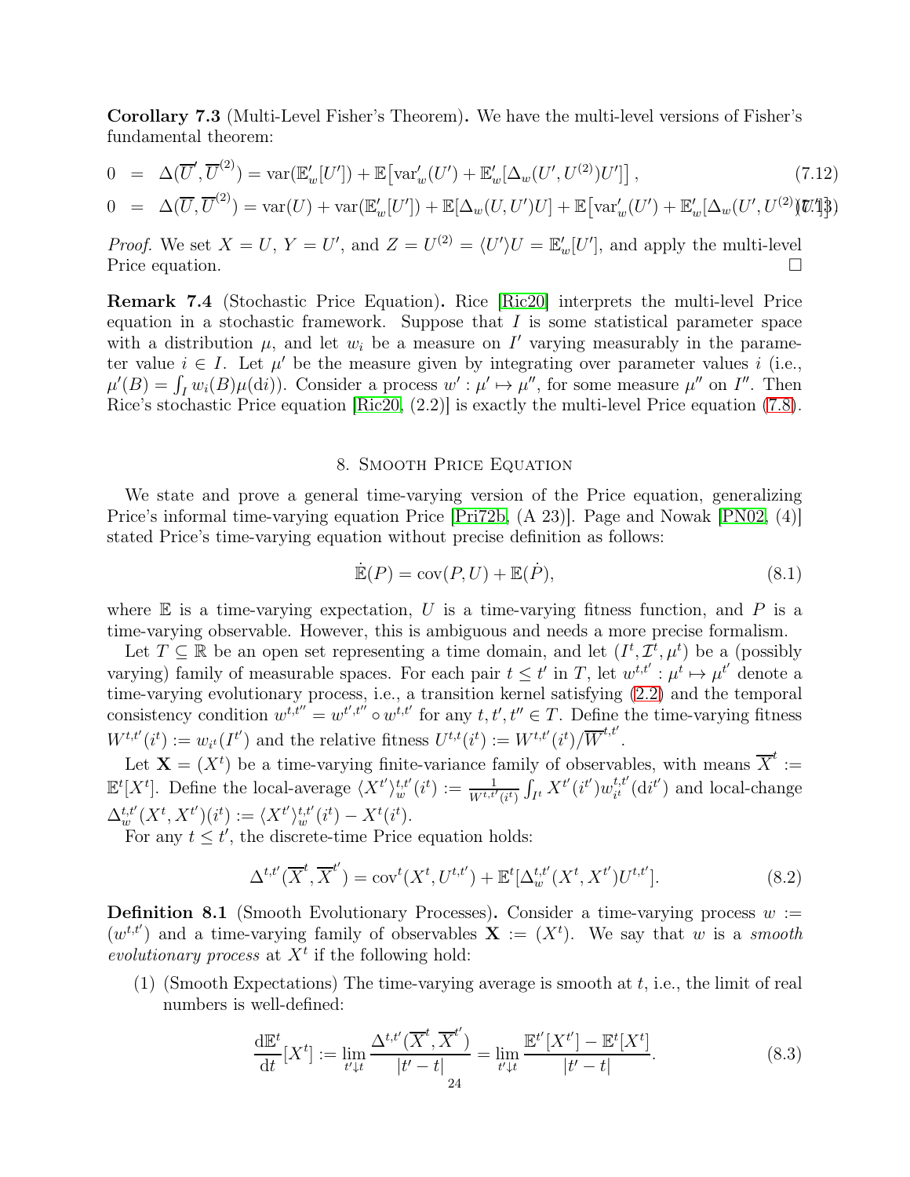**Corollary 7.3** (Multi-Level Fisher's Theorem)**.** We have the multi-level versions of Fisher's fundamental theorem:

$$0 = \Delta(\overline{U}', \overline{U}^{(2)}) = \mathrm{var}(\mathbb{E}'_w[U']) + \mathbb{E}\big[\mathrm{var}'_w(U') + \mathbb{E}'_w[\Delta_w(U', U^{(2)})U']\big], \tag{7.12}$$

$$0 = \Delta(\overline{U}, \overline{U}^{(2)}) = \mathrm{var}(U) + \mathrm{var}(\mathbb{E}'_w[U']) + \mathbb{E}[\Delta_w(U, U')U] + \mathbb{E}\big[\mathrm{var}'_w(U') + \mathbb{E}'_w[\Delta_w(U', U^{(2)})U']\big]. \tag{7.13}$$

*Proof.* We set $X = U$, $Y = U'$, and $Z = U^{(2)} = \langle U' \rangle U = \mathbb{E}'_w[U']$, and apply the multi-level Price equation. $\square$

**Remark 7.4** (Stochastic Price Equation)**.** Rice [Ric20] interprets the multi-level Price equation in a stochastic framework. Suppose that $I$ is some statistical parameter space with a distribution $\mu$, and let $w_i$ be a measure on $I'$ varying measurably in the parameter value $i \in I$. Let $\mu'$ be the measure given by integrating over parameter values $i$ (i.e., $\mu'(B) = \int_I w_i(B)\mu(\mathrm{d}i)$). Consider a process $w' : \mu' \mapsto \mu''$, for some measure $\mu''$ on $I''$. Then Rice's stochastic Price equation [Ric20, (2.2)] is exactly the multi-level Price equation (7.8).

## 8. Smooth Price Equation

We state and prove a general time-varying version of the Price equation, generalizing Price's informal time-varying equation Price [Pri72b, (A 23)]. Page and Nowak [PN02, (4)] stated Price's time-varying equation without precise definition as follows:

$$\dot{\mathbb{E}}(P) = \mathrm{cov}(P, U) + \mathbb{E}(\dot{P}), \tag{8.1}$$

where $\mathbb{E}$ is a time-varying expectation, $U$ is a time-varying fitness function, and $P$ is a time-varying observable. However, this is ambiguous and needs a more precise formalism.

Let $T \subseteq \mathbb{R}$ be an open set representing a time domain, and let $(I^t, \mathcal{I}^t, \mu^t)$ be a (possibly varying) family of measurable spaces. For each pair $t \le t'$ in $T$, let $w^{t,t'} : \mu^t \mapsto \mu^{t'}$ denote a time-varying evolutionary process, i.e., a transition kernel satisfying (2.2) and the temporal consistency condition $w^{t,t''} = w^{t',t''} \circ w^{t,t'}$ for any $t, t', t'' \in T$. Define the time-varying fitness $W^{t,t'}(i^t) := w_{i^t}(I^{t'})$ and the relative fitness $U^{t,t}(i^t) := W^{t,t'}(i^t)/\overline{W}^{t,t'}$.

Let $\mathbf{X} = (X^t)$ be a time-varying finite-variance family of observables, with means $\overline{X}^t := \mathbb{E}^t[X^t]$. Define the local-average $\langle X^{t'} \rangle_w^{t,t'}(i^t) := \frac{1}{W^{t,t'}(i^t)} \int_{I^t} X^{t'}(i^{t'}) w_{i^t}^{t,t'}(\mathrm{d}i^{t'})$ and local-change $\Delta_w^{t,t'}(X^t, X^{t'})(i^t) := \langle X^{t'} \rangle_w^{t,t'}(i^t) - X^t(i^t)$.

For any $t \le t'$, the discrete-time Price equation holds:

$$\Delta^{t,t'}(\overline{X}^t, \overline{X}^{t'}) = \mathrm{cov}^t(X^t, U^{t,t'}) + \mathbb{E}^t[\Delta_w^{t,t'}(X^t, X^{t'})U^{t,t'}]. \tag{8.2}$$

**Definition 8.1** (Smooth Evolutionary Processes)**.** Consider a time-varying process $w := (w^{t,t'})$ and a time-varying family of observables $\mathbf{X} := (X^t)$. We say that $w$ is a *smooth evolutionary process* at $X^t$ if the following hold:

(1) (Smooth Expectations) The time-varying average is smooth at $t$, i.e., the limit of real numbers is well-defined:

$$\frac{\mathrm{d}\mathbb{E}^t}{\mathrm{d}t}[X^t] := \lim_{t' \downarrow t} \frac{\Delta^{t,t'}(\overline{X}^t, \overline{X}^{t'})}{|t' - t|} = \lim_{t' \downarrow t} \frac{\mathbb{E}^{t'}[X^{t'}] - \mathbb{E}^t[X^t]}{|t' - t|}. \tag{8.3}$$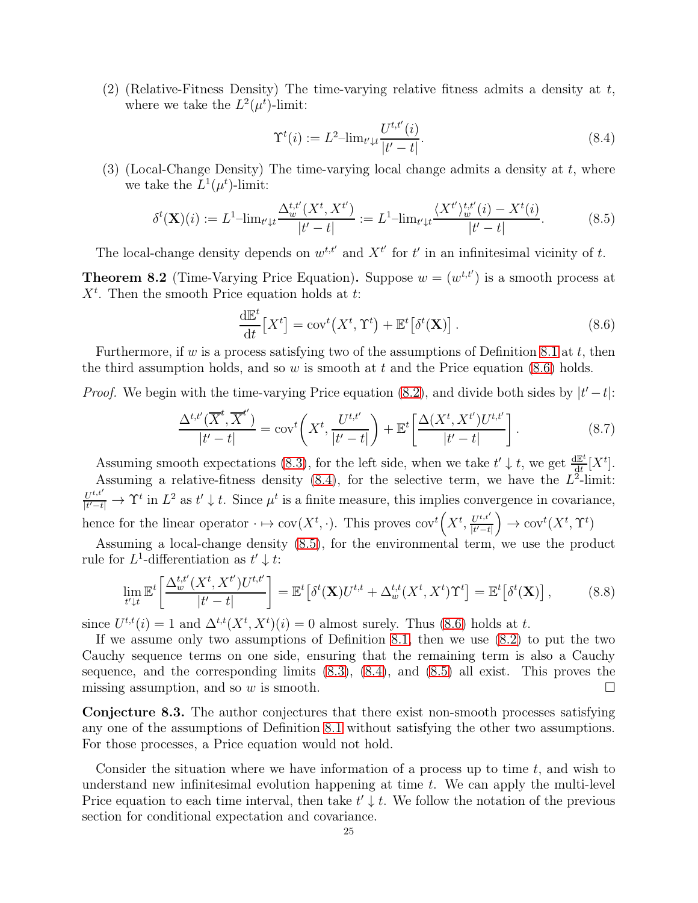(2) (Relative-Fitness Density) The time-varying relative fitness admits a density at $t$, where we take the $L^2(\mu^t)$-limit:

$$\Upsilon^t(i) := L^2\text{–}\lim_{t'\downarrow t} \frac{U^{t,t'}(i)}{|t'-t|}. \tag{8.4}$$

(3) (Local-Change Density) The time-varying local change admits a density at $t$, where we take the $L^1(\mu^t)$-limit:

$$\delta^t(\mathbf{X})(i) := L^1\text{–}\lim_{t'\downarrow t} \frac{\Delta_w^{t,t'}(X^t, X^{t'})}{|t'-t|} := L^1\text{–}\lim_{t'\downarrow t} \frac{\langle X^{t'}\rangle_w^{t,t'}(i) - X^t(i)}{|t'-t|}. \tag{8.5}$$

The local-change density depends on $w^{t,t'}$ and $X^{t'}$ for $t'$ in an infinitesimal vicinity of $t$.

**Theorem 8.2** (Time-Varying Price Equation)**.** Suppose $w = (w^{t,t'})$ is a smooth process at $X^t$. Then the smooth Price equation holds at $t$:

$$\frac{\mathrm{d}\mathbb{E}^t}{\mathrm{d}t}\big[X^t\big] = \mathrm{cov}^t\big(X^t, \Upsilon^t\big) + \mathbb{E}^t\big[\delta^t(\mathbf{X})\big]\,. \tag{8.6}$$

Furthermore, if $w$ is a process satisfying two of the assumptions of Definition 8.1 at $t$, then the third assumption holds, and so $w$ is smooth at $t$ and the Price equation (8.6) holds.

*Proof.* We begin with the time-varying Price equation (8.2), and divide both sides by $|t'-t|$:

$$\frac{\Delta^{t,t'}(\overline{X}^t, \overline{X}^{t'})}{|t'-t|} = \mathrm{cov}^t\bigg(X^t, \frac{U^{t,t'}}{|t'-t|}\bigg) + \mathbb{E}^t\bigg[\frac{\Delta(X^t, X^{t'})U^{t,t'}}{|t'-t|}\bigg]\,. \tag{8.7}$$

Assuming smooth expectations (8.3), for the left side, when we take $t' \downarrow t$, we get $\frac{\mathrm{d}\mathbb{E}^t}{\mathrm{d}t}[X^t]$.

Assuming a relative-fitness density (8.4), for the selective term, we have the $L^2$-limit: $\frac{U^{t,t'}}{|t'-t|} \to \Upsilon^t$ in $L^2$ as $t' \downarrow t$. Since $\mu^t$ is a finite measure, this implies convergence in covariance, hence for the linear operator $\cdot \mapsto \mathrm{cov}(X^t, \cdot)$. This proves $\mathrm{cov}^t\Big(X^t, \frac{U^{t,t'}}{|t'-t|}\Big) \to \mathrm{cov}^t(X^t, \Upsilon^t)$

Assuming a local-change density (8.5), for the environmental term, we use the product rule for $L^1$-differentiation as $t' \downarrow t$:

$$\lim_{t'\downarrow t} \mathbb{E}^t\bigg[\frac{\Delta_w^{t,t'}(X^t, X^{t'})U^{t,t'}}{|t'-t|}\bigg] = \mathbb{E}^t\big[\delta^t(\mathbf{X})U^{t,t} + \Delta_w^{t,t}(X^t, X^t)\Upsilon^t\big] = \mathbb{E}^t\big[\delta^t(\mathbf{X})\big]\,, \tag{8.8}$$

since $U^{t,t}(i) = 1$ and $\Delta^{t,t}(X^t, X^t)(i) = 0$ almost surely. Thus (8.6) holds at $t$.

If we assume only two assumptions of Definition 8.1, then we use (8.2) to put the two Cauchy sequence terms on one side, ensuring that the remaining term is also a Cauchy sequence, and the corresponding limits (8.3), (8.4), and (8.5) all exist. This proves the missing assumption, and so $w$ is smooth. $\square$

**Conjecture 8.3.** The author conjectures that there exist non-smooth processes satisfying any one of the assumptions of Definition 8.1 without satisfying the other two assumptions. For those processes, a Price equation would not hold.

Consider the situation where we have information of a process up to time $t$, and wish to understand new infinitesimal evolution happening at time $t$. We can apply the multi-level Price equation to each time interval, then take $t' \downarrow t$. We follow the notation of the previous section for conditional expectation and covariance.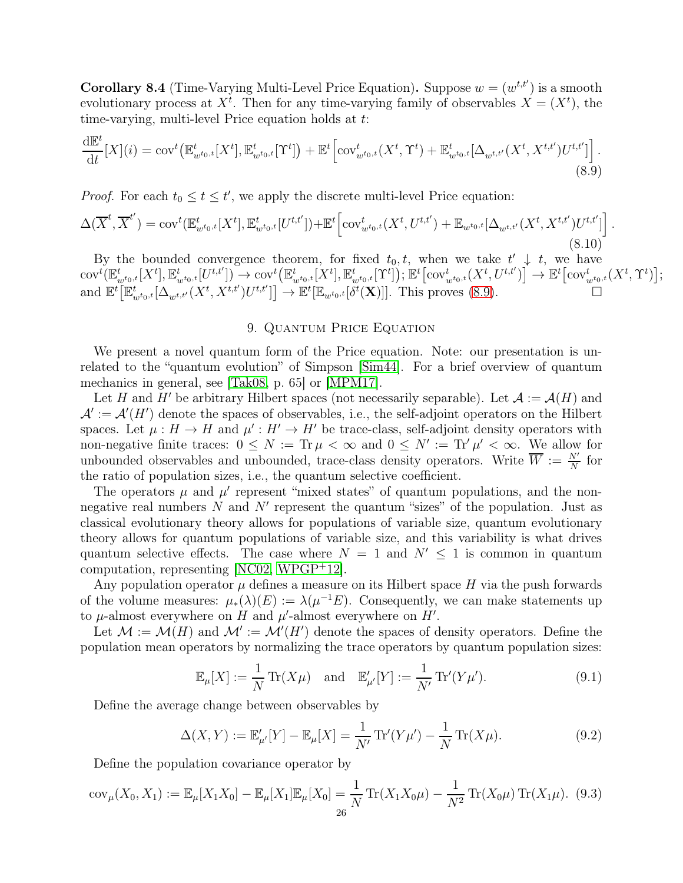**Corollary 8.4** (Time-Varying Multi-Level Price Equation)**.** Suppose $w = (w^{t,t'})$ is a smooth evolutionary process at $X^t$. Then for any time-varying family of observables $X = (X^t)$, the time-varying, multi-level Price equation holds at $t$:

$$\frac{\mathrm{d}\mathbb{E}^t}{\mathrm{d}t}[X](i) = \mathrm{cov}^t\big(\mathbb{E}^t_{w^{t_0,t}}[X^t], \mathbb{E}^t_{w^{t_0,t}}[\Upsilon^t]\big) + \mathbb{E}^t\Big[\mathrm{cov}^t_{w^{t_0,t}}(X^t, \Upsilon^t) + \mathbb{E}^t_{w^{t_0,t}}[\Delta_{w^{t,t'}}(X^t, X^{t,t'})U^{t,t'}]\Big]. \tag{8.9}$$

*Proof.* For each $t_0 \leq t \leq t'$, we apply the discrete multi-level Price equation:

$$\Delta(\overline{X}^t, \overline{X}^{t'}) = \mathrm{cov}^t(\mathbb{E}^t_{w^{t_0,t}}[X^t], \mathbb{E}^t_{w^{t_0,t}}[U^{t,t'}]) + \mathbb{E}^t\Big[\mathrm{cov}^t_{w^{t_0,t}}(X^t, U^{t,t'}) + \mathbb{E}_{w^{t_0,t}}[\Delta_{w^{t,t'}}(X^t, X^{t,t'})U^{t,t'}]\Big]. \tag{8.10}$$

By the bounded convergence theorem, for fixed $t_0, t$, when we take $t' \downarrow t$, we have $\mathrm{cov}^t(\mathbb{E}^t_{w^{t_0,t}}[X^t], \mathbb{E}^t_{w^{t_0,t}}[U^{t,t'}]) \to \mathrm{cov}^t\big(\mathbb{E}^t_{w^{t_0,t}}[X^t], \mathbb{E}^t_{w^{t_0,t}}[\Upsilon^t]\big)$; $\mathbb{E}^t\big[\mathrm{cov}^t_{w^{t_0,t}}(X^t, U^{t,t'})\big] \to \mathbb{E}^t\big[\mathrm{cov}^t_{w^{t_0,t}}(X^t, \Upsilon^t)\big]$; and $\mathbb{E}^t\big[\mathbb{E}^t_{w^{t_0,t}}[\Delta_{w^{t,t'}}(X^t, X^{t,t'})U^{t,t'}]\big] \to \mathbb{E}^t[\mathbb{E}_{w^{t_0,t}}[\delta^t(\mathbf{X})]]$. This proves (8.9). □

## 9. Quantum Price Equation

We present a novel quantum form of the Price equation. Note: our presentation is unrelated to the "quantum evolution" of Simpson [Sim44]. For a brief overview of quantum mechanics in general, see [Tak08, p. 65] or [MPM17].

Let $H$ and $H'$ be arbitrary Hilbert spaces (not necessarily separable). Let $\mathcal{A} := \mathcal{A}(H)$ and $\mathcal{A}' := \mathcal{A}'(H')$ denote the spaces of observables, i.e., the self-adjoint operators on the Hilbert spaces. Let $\mu : H \to H$ and $\mu' : H' \to H'$ be trace-class, self-adjoint density operators with non-negative finite traces: $0 \leq N := \mathrm{Tr}\,\mu < \infty$ and $0 \leq N' := \mathrm{Tr}'\,\mu' < \infty$. We allow for unbounded observables and unbounded, trace-class density operators. Write $\overline{W} := \frac{N'}{N}$ for the ratio of population sizes, i.e., the quantum selective coefficient.

The operators $\mu$ and $\mu'$ represent "mixed states" of quantum populations, and the non-negative real numbers $N$ and $N'$ represent the quantum "sizes" of the population. Just as classical evolutionary theory allows for populations of variable size, quantum evolutionary theory allows for quantum populations of variable size, and this variability is what drives quantum selective effects. The case where $N = 1$ and $N' \leq 1$ is common in quantum computation, representing [NC02, WPGP+12].

Any population operator $\mu$ defines a measure on its Hilbert space $H$ via the push forwards of the volume measures: $\mu_*(\lambda)(E) := \lambda(\mu^{-1}E)$. Consequently, we can make statements up to $\mu$-almost everywhere on $H$ and $\mu'$-almost everywhere on $H'$.

Let $\mathcal{M} := \mathcal{M}(H)$ and $\mathcal{M}' := \mathcal{M}'(H')$ denote the spaces of density operators. Define the population mean operators by normalizing the trace operators by quantum population sizes:

$$\mathbb{E}_\mu[X] := \frac{1}{N}\,\mathrm{Tr}(X\mu) \quad \text{and} \quad \mathbb{E}'_{\mu'}[Y] := \frac{1}{N'}\,\mathrm{Tr}'(Y\mu'). \tag{9.1}$$

Define the average change between observables by

$$\Delta(X, Y) := \mathbb{E}'_{\mu'}[Y] - \mathbb{E}_\mu[X] = \frac{1}{N'}\,\mathrm{Tr}'(Y\mu') - \frac{1}{N}\,\mathrm{Tr}(X\mu). \tag{9.2}$$

Define the population covariance operator by

$$\mathrm{cov}_\mu(X_0, X_1) := \mathbb{E}_\mu[X_1 X_0] - \mathbb{E}_\mu[X_1]\mathbb{E}_\mu[X_0] = \frac{1}{N}\,\mathrm{Tr}(X_1 X_0 \mu) - \frac{1}{N^2}\,\mathrm{Tr}(X_0\mu)\,\mathrm{Tr}(X_1\mu). \tag{9.3}$$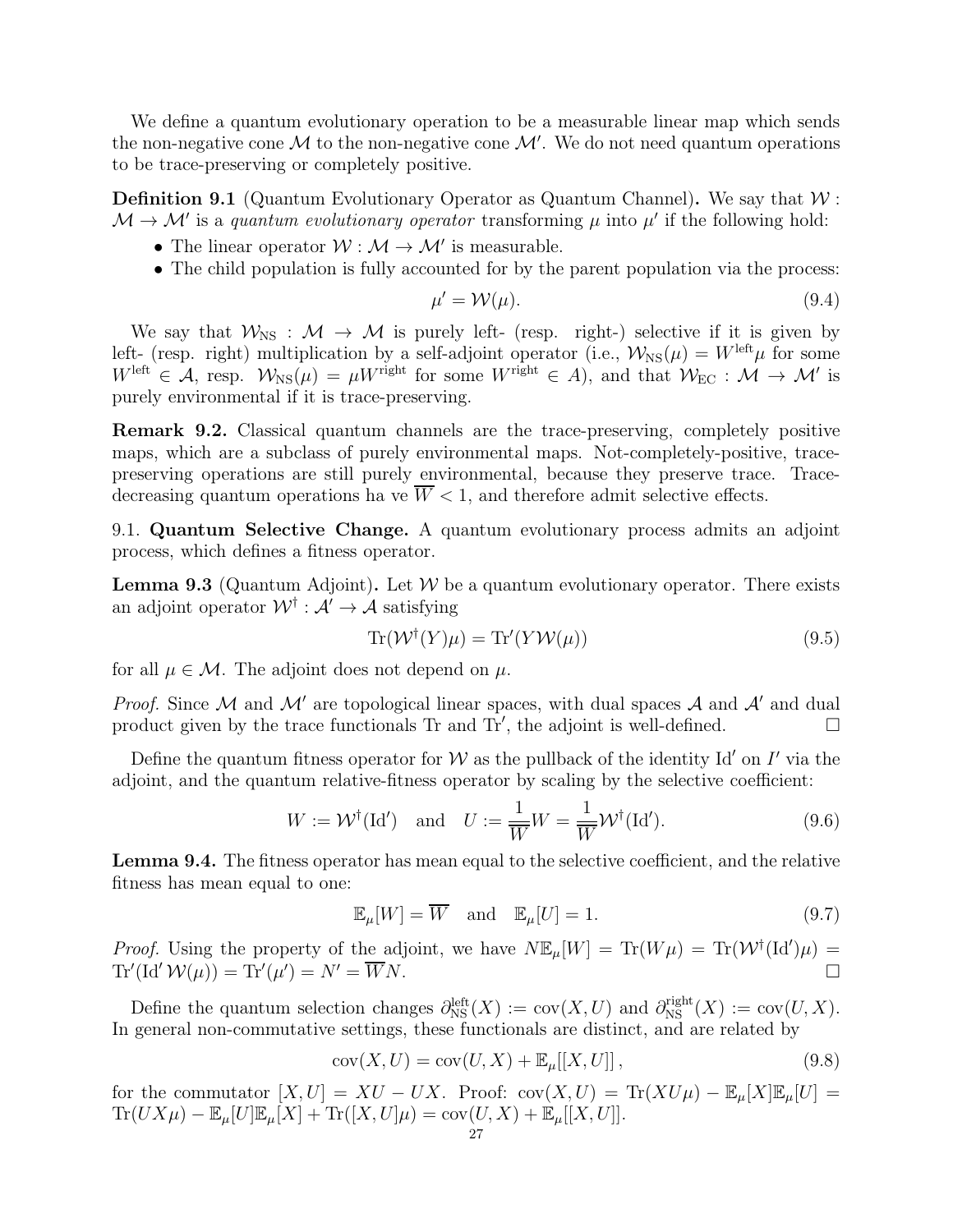We define a quantum evolutionary operation to be a measurable linear map which sends the non-negative cone $\mathcal{M}$ to the non-negative cone $\mathcal{M}'$. We do not need quantum operations to be trace-preserving or completely positive.

**Definition 9.1** (Quantum Evolutionary Operator as Quantum Channel)**.** We say that $\mathcal{W} : \mathcal{M} \to \mathcal{M}'$ is a *quantum evolutionary operator* transforming $\mu$ into $\mu'$ if the following hold:

- The linear operator $\mathcal{W} : \mathcal{M} \to \mathcal{M}'$ is measurable.
- The child population is fully accounted for by the parent population via the process:

$$\mu' = \mathcal{W}(\mu). \tag{9.4}$$

We say that $\mathcal{W}_{\text{NS}} : \mathcal{M} \to \mathcal{M}$ is purely left- (resp. right-) selective if it is given by left- (resp. right) multiplication by a self-adjoint operator (i.e., $\mathcal{W}_{\text{NS}}(\mu) = W^{\text{left}}\mu$ for some $W^{\text{left}} \in \mathcal{A}$, resp. $\mathcal{W}_{\text{NS}}(\mu) = \mu W^{\text{right}}$ for some $W^{\text{right}} \in A$), and that $\mathcal{W}_{\text{EC}} : \mathcal{M} \to \mathcal{M}'$ is purely environmental if it is trace-preserving.

**Remark 9.2.** Classical quantum channels are the trace-preserving, completely positive maps, which are a subclass of purely environmental maps. Not-completely-positive, trace-preserving operations are still purely environmental, because they preserve trace. Trace-decreasing quantum operations ha ve $\overline{W} < 1$, and therefore admit selective effects.

9.1. **Quantum Selective Change.** A quantum evolutionary process admits an adjoint process, which defines a fitness operator.

**Lemma 9.3** (Quantum Adjoint)**.** Let $\mathcal{W}$ be a quantum evolutionary operator. There exists an adjoint operator $\mathcal{W}^\dagger : \mathcal{A}' \to \mathcal{A}$ satisfying

$$\operatorname{Tr}(\mathcal{W}^\dagger(Y)\mu) = \operatorname{Tr}'(Y\mathcal{W}(\mu)) \tag{9.5}$$

for all $\mu \in \mathcal{M}$. The adjoint does not depend on $\mu$.

*Proof.* Since $\mathcal{M}$ and $\mathcal{M}'$ are topological linear spaces, with dual spaces $\mathcal{A}$ and $\mathcal{A}'$ and dual product given by the trace functionals $\operatorname{Tr}$ and $\operatorname{Tr}'$, the adjoint is well-defined. $\square$

Define the quantum fitness operator for $\mathcal{W}$ as the pullback of the identity $\operatorname{Id}'$ on $I'$ via the adjoint, and the quantum relative-fitness operator by scaling by the selective coefficient:

$$W := \mathcal{W}^\dagger(\operatorname{Id}') \quad \text{and} \quad U := \frac{1}{\overline{W}}W = \frac{1}{\overline{W}}\mathcal{W}^\dagger(\operatorname{Id}'). \tag{9.6}$$

**Lemma 9.4.** The fitness operator has mean equal to the selective coefficient, and the relative fitness has mean equal to one:

$$\mathbb{E}_\mu[W] = \overline{W} \quad \text{and} \quad \mathbb{E}_\mu[U] = 1. \tag{9.7}$$

*Proof.* Using the property of the adjoint, we have $N\mathbb{E}_\mu[W] = \operatorname{Tr}(W\mu) = \operatorname{Tr}(\mathcal{W}^\dagger(\operatorname{Id}')\mu) = \operatorname{Tr}'(\operatorname{Id}'\,\mathcal{W}(\mu)) = \operatorname{Tr}'(\mu') = N' = \overline{W}N$. $\square$

Define the quantum selection changes $\partial^{\text{left}}_{\text{NS}}(X) := \operatorname{cov}(X, U)$ and $\partial^{\text{right}}_{\text{NS}}(X) := \operatorname{cov}(U, X)$. In general non-commutative settings, these functionals are distinct, and are related by

$$\operatorname{cov}(X, U) = \operatorname{cov}(U, X) + \mathbb{E}_\mu[[X, U]], \tag{9.8}$$

for the commutator $[X, U] = XU - UX$. Proof: $\operatorname{cov}(X, U) = \operatorname{Tr}(XU\mu) - \mathbb{E}_\mu[X]\mathbb{E}_\mu[U] = \operatorname{Tr}(UX\mu) - \mathbb{E}_\mu[U]\mathbb{E}_\mu[X] + \operatorname{Tr}([X, U]\mu) = \operatorname{cov}(U, X) + \mathbb{E}_\mu[[X, U]]$.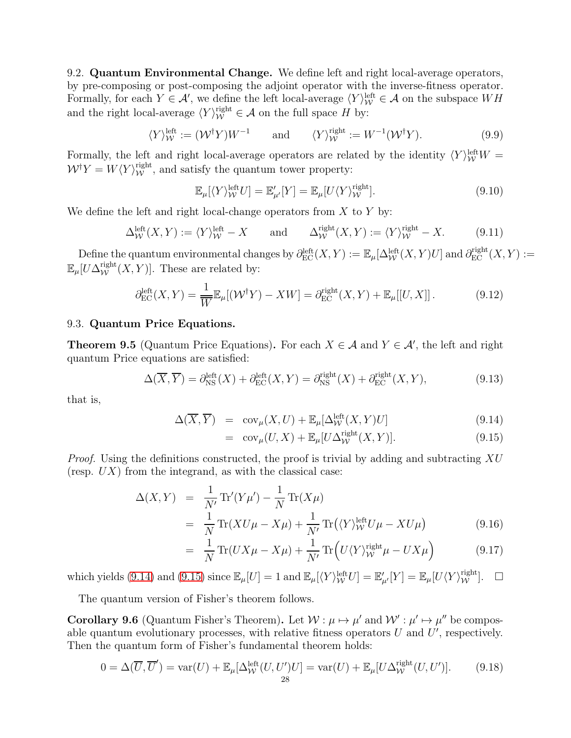9.2. **Quantum Environmental Change.** We define left and right local-average operators, by pre-composing or post-composing the adjoint operator with the inverse-fitness operator. Formally, for each $Y \in \mathcal{A}'$, we define the left local-average $\langle Y \rangle_{\mathcal{W}}^{\text{left}} \in \mathcal{A}$ on the subspace $WH$ and the right local-average $\langle Y \rangle_{\mathcal{W}}^{\text{right}} \in \mathcal{A}$ on the full space $H$ by:

$$\langle Y \rangle_{\mathcal{W}}^{\text{left}} := (\mathcal{W}^{\dagger} Y) W^{-1} \qquad \text{and} \qquad \langle Y \rangle_{\mathcal{W}}^{\text{right}} := W^{-1} (\mathcal{W}^{\dagger} Y). \tag{9.9}$$

Formally, the left and right local-average operators are related by the identity $\langle Y \rangle_{\mathcal{W}}^{\text{left}} W = \mathcal{W}^{\dagger} Y = W \langle Y \rangle_{\mathcal{W}}^{\text{right}}$, and satisfy the quantum tower property:

$$\mathbb{E}_{\mu}[\langle Y \rangle_{\mathcal{W}}^{\text{left}} U] = \mathbb{E}'_{\mu'}[Y] = \mathbb{E}_{\mu}[U \langle Y \rangle_{\mathcal{W}}^{\text{right}}]. \tag{9.10}$$

We define the left and right local-change operators from $X$ to $Y$ by:

$$\Delta_{\mathcal{W}}^{\text{left}}(X, Y) := \langle Y \rangle_{\mathcal{W}}^{\text{left}} - X \qquad \text{and} \qquad \Delta_{\mathcal{W}}^{\text{right}}(X, Y) := \langle Y \rangle_{\mathcal{W}}^{\text{right}} - X. \tag{9.11}$$

Define the quantum environmental changes by $\partial_{\text{EC}}^{\text{left}}(X, Y) := \mathbb{E}_{\mu}[\Delta_{\mathcal{W}}^{\text{left}}(X, Y) U]$ and $\partial_{\text{EC}}^{\text{right}}(X, Y) := \mathbb{E}_{\mu}[U \Delta_{\mathcal{W}}^{\text{right}}(X, Y)]$. These are related by:

$$\partial_{\text{EC}}^{\text{left}}(X, Y) = \frac{1}{\overline{\overline{W}}} \mathbb{E}_{\mu}[(\mathcal{W}^{\dagger} Y) - XW] = \partial_{\text{EC}}^{\text{right}}(X, Y) + \mathbb{E}_{\mu}[[U, X]]. \tag{9.12}$$

9.3. **Quantum Price Equations.**

**Theorem 9.5** (Quantum Price Equations)**.** *For each $X \in \mathcal{A}$ and $Y \in \mathcal{A}'$, the left and right quantum Price equations are satisfied:*

$$\Delta(\overline{X}, \overline{Y}) = \partial_{\text{NS}}^{\text{left}}(X) + \partial_{\text{EC}}^{\text{left}}(X, Y) = \partial_{\text{NS}}^{\text{right}}(X) + \partial_{\text{EC}}^{\text{right}}(X, Y), \tag{9.13}$$

*that is,*

$$\Delta(\overline{X}, \overline{Y}) = \operatorname{cov}_{\mu}(X, U) + \mathbb{E}_{\mu}[\Delta_{\mathcal{W}}^{\text{left}}(X, Y) U] \tag{9.14}$$

$$= \operatorname{cov}_{\mu}(U, X) + \mathbb{E}_{\mu}[U \Delta_{\mathcal{W}}^{\text{right}}(X, Y)]. \tag{9.15}$$

*Proof.* Using the definitions constructed, the proof is trivial by adding and subtracting $XU$ (resp. $UX$) from the integrand, as with the classical case:

$$\begin{aligned}
\Delta(X, Y) &= \frac{1}{N'} \operatorname{Tr}'(Y \mu') - \frac{1}{N} \operatorname{Tr}(X \mu) \\
&= \frac{1}{N} \operatorname{Tr}(XU\mu - X\mu) + \frac{1}{N'} \operatorname{Tr}\big(\langle Y \rangle_{\mathcal{W}}^{\text{left}} U \mu - XU\mu\big) \qquad (9.16) \\
&= \frac{1}{N} \operatorname{Tr}(UX\mu - X\mu) + \frac{1}{N'} \operatorname{Tr}\Big(U \langle Y \rangle_{\mathcal{W}}^{\text{right}} \mu - UX\mu\Big) \qquad (9.17)
\end{aligned}$$

which yields (9.14) and (9.15) since $\mathbb{E}_{\mu}[U] = 1$ and $\mathbb{E}_{\mu}[\langle Y \rangle_{\mathcal{W}}^{\text{left}} U] = \mathbb{E}'_{\mu'}[Y] = \mathbb{E}_{\mu}[U \langle Y \rangle_{\mathcal{W}}^{\text{right}}]$. $\square$

The quantum version of Fisher's theorem follows.

**Corollary 9.6** (Quantum Fisher's Theorem)**.** *Let $\mathcal{W} : \mu \mapsto \mu'$ and $\mathcal{W}' : \mu' \mapsto \mu''$ be composable quantum evolutionary processes, with relative fitness operators $U$ and $U'$, respectively. Then the quantum form of Fisher's fundamental theorem holds:*

$$0 = \Delta(\overline{U}, \overline{U}') = \operatorname{var}(U) + \mathbb{E}_{\mu}[\Delta_{\mathcal{W}}^{\text{left}}(U, U') U] = \operatorname{var}(U) + \mathbb{E}_{\mu}[U \Delta_{\mathcal{W}}^{\text{right}}(U, U')]. \tag{9.18}$$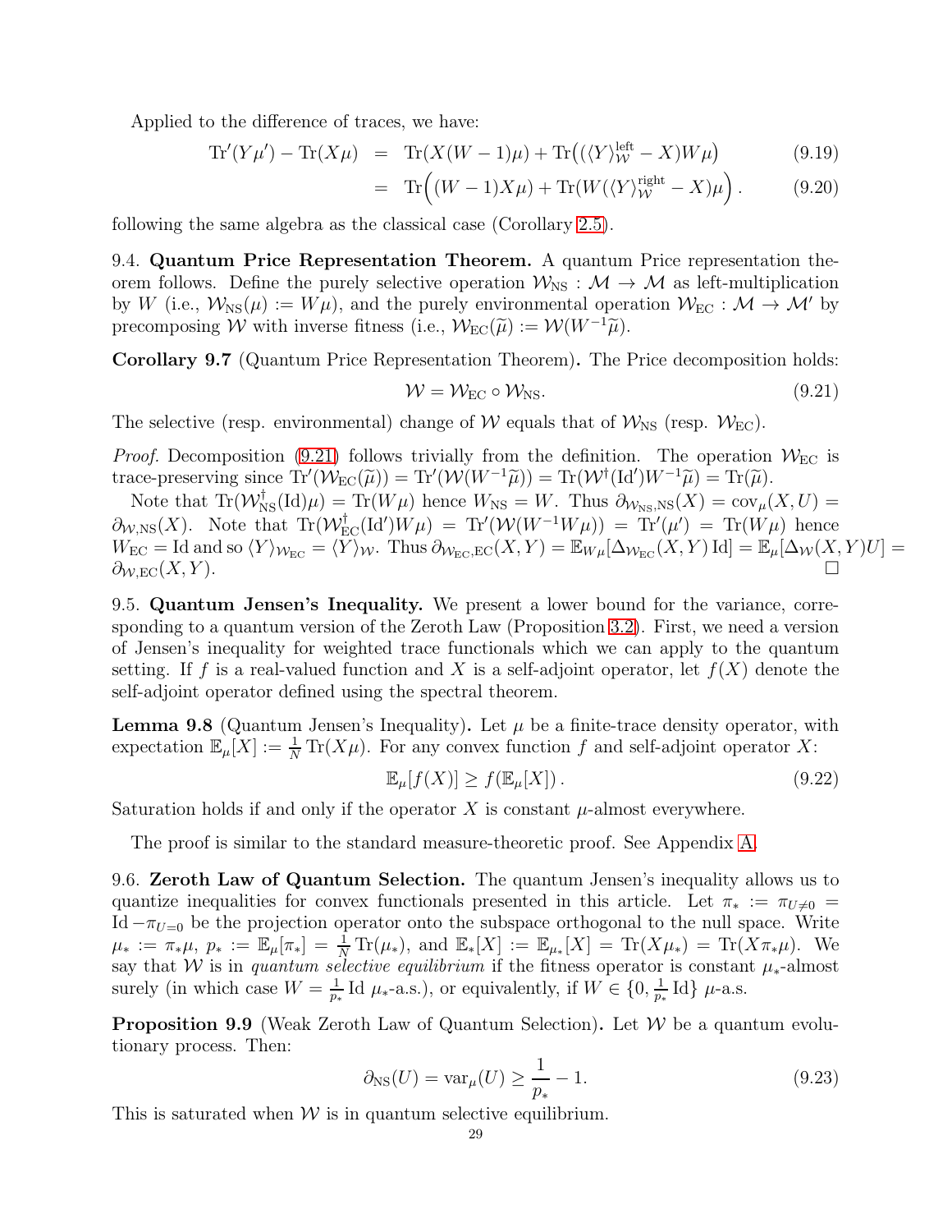Applied to the difference of traces, we have:

$$\operatorname{Tr}'(Y\mu') - \operatorname{Tr}(X\mu) = \operatorname{Tr}(X(W-1)\mu) + \operatorname{Tr}\big((\langle Y\rangle_{\mathcal{W}}^{\text{left}} - X)W\mu\big) \tag{9.19}$$

$$= \operatorname{Tr}\Big((W-1)X\mu) + \operatorname{Tr}(W(\langle Y\rangle_{\mathcal{W}}^{\text{right}} - X)\mu\Big). \tag{9.20}$$

following the same algebra as the classical case (Corollary 2.5).

9.4. **Quantum Price Representation Theorem.** A quantum Price representation theorem follows. Define the purely selective operation $\mathcal{W}_{\text{NS}} : \mathcal{M} \to \mathcal{M}$ as left-multiplication by $W$ (i.e., $\mathcal{W}_{\text{NS}}(\mu) := W\mu$), and the purely environmental operation $\mathcal{W}_{\text{EC}} : \mathcal{M} \to \mathcal{M}'$ by precomposing $\mathcal{W}$ with inverse fitness (i.e., $\mathcal{W}_{\text{EC}}(\widetilde{\mu}) := \mathcal{W}(W^{-1}\widetilde{\mu})$.

**Corollary 9.7** (Quantum Price Representation Theorem)**.** The Price decomposition holds:

$$\mathcal{W} = \mathcal{W}_{\text{EC}} \circ \mathcal{W}_{\text{NS}}. \tag{9.21}$$

The selective (resp. environmental) change of $\mathcal{W}$ equals that of $\mathcal{W}_{\text{NS}}$ (resp. $\mathcal{W}_{\text{EC}}$).

*Proof.* Decomposition (9.21) follows trivially from the definition. The operation $\mathcal{W}_{\text{EC}}$ is trace-preserving since $\operatorname{Tr}'(\mathcal{W}_{\text{EC}}(\widetilde{\mu})) = \operatorname{Tr}'(\mathcal{W}(W^{-1}\widetilde{\mu})) = \operatorname{Tr}(\mathcal{W}^{\dagger}(\text{Id}')W^{-1}\widetilde{\mu}) = \operatorname{Tr}(\widetilde{\mu})$.

Note that $\operatorname{Tr}(\mathcal{W}_{\text{NS}}^{\dagger}(\text{Id})\mu) = \operatorname{Tr}(W\mu)$ hence $W_{\text{NS}} = W$. Thus $\partial_{\mathcal{W}_{\text{NS}},\text{NS}}(X) = \operatorname{cov}_{\mu}(X,U) = \partial_{\mathcal{W},\text{NS}}(X)$. Note that $\operatorname{Tr}(\mathcal{W}_{\text{EC}}^{\dagger}(\text{Id}')W\mu) = \operatorname{Tr}'(\mathcal{W}(W^{-1}W\mu)) = \operatorname{Tr}'(\mu') = \operatorname{Tr}(W\mu)$ hence $W_{\text{EC}} = \text{Id}$ and so $\langle Y\rangle_{\mathcal{W}_{\text{EC}}} = \langle Y\rangle_{\mathcal{W}}$. Thus $\partial_{\mathcal{W}_{\text{EC}},\text{EC}}(X,Y) = \mathbb{E}_{W\mu}[\Delta_{\mathcal{W}_{\text{EC}}}(X,Y)\,\text{Id}] = \mathbb{E}_{\mu}[\Delta_{\mathcal{W}}(X,Y)U] = \partial_{\mathcal{W},\text{EC}}(X,Y)$. $\square$

9.5. **Quantum Jensen's Inequality.** We present a lower bound for the variance, corresponding to a quantum version of the Zeroth Law (Proposition 3.2). First, we need a version of Jensen's inequality for weighted trace functionals which we can apply to the quantum setting. If $f$ is a real-valued function and $X$ is a self-adjoint operator, let $f(X)$ denote the self-adjoint operator defined using the spectral theorem.

**Lemma 9.8** (Quantum Jensen's Inequality)**.** Let $\mu$ be a finite-trace density operator, with expectation $\mathbb{E}_{\mu}[X] := \frac{1}{N}\operatorname{Tr}(X\mu)$. For any convex function $f$ and self-adjoint operator $X$:

$$\mathbb{E}_{\mu}[f(X)] \geq f(\mathbb{E}_{\mu}[X]). \tag{9.22}$$

Saturation holds if and only if the operator $X$ is constant $\mu$-almost everywhere.

The proof is similar to the standard measure-theoretic proof. See Appendix A.

9.6. **Zeroth Law of Quantum Selection.** The quantum Jensen's inequality allows us to quantize inequalities for convex functionals presented in this article. Let $\pi_* := \pi_{U\neq 0} = \text{Id} - \pi_{U=0}$ be the projection operator onto the subspace orthogonal to the null space. Write $\mu_* := \pi_*\mu$, $p_* := \mathbb{E}_{\mu}[\pi_*] = \frac{1}{N}\operatorname{Tr}(\mu_*)$, and $\mathbb{E}_*[X] := \mathbb{E}_{\mu_*}[X] = \operatorname{Tr}(X\mu_*) = \operatorname{Tr}(X\pi_*\mu)$. We say that $\mathcal{W}$ is in *quantum selective equilibrium* if the fitness operator is constant $\mu_*$-almost surely (in which case $W = \frac{1}{p_*}\text{Id}$ $\mu_*$-a.s.), or equivalently, if $W \in \{0, \frac{1}{p_*}\text{Id}\}$ $\mu$-a.s.

**Proposition 9.9** (Weak Zeroth Law of Quantum Selection)**.** Let $\mathcal{W}$ be a quantum evolutionary process. Then:

$$\partial_{\text{NS}}(U) = \operatorname{var}_{\mu}(U) \geq \frac{1}{p_*} - 1. \tag{9.23}$$

This is saturated when $\mathcal{W}$ is in quantum selective equilibrium.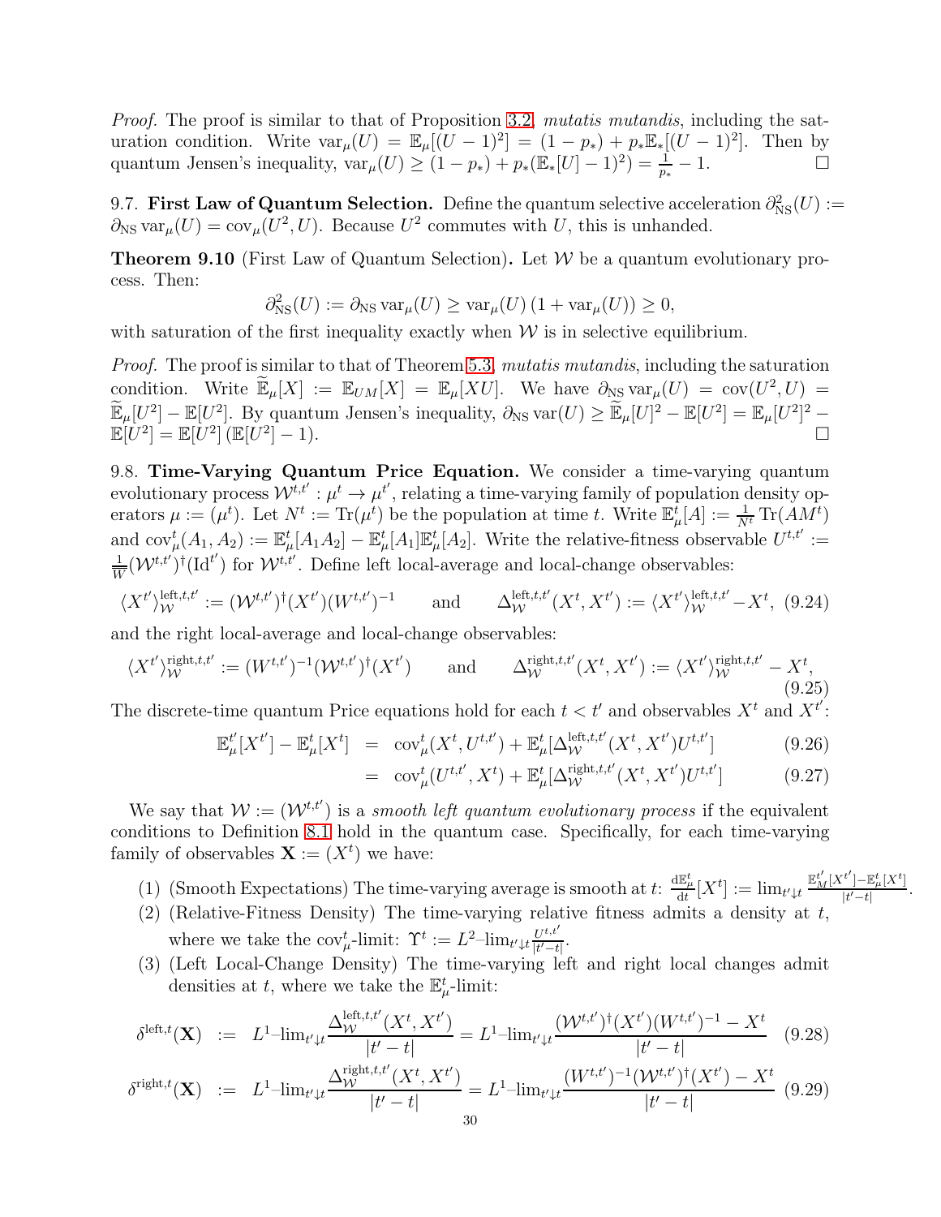*Proof.* The proof is similar to that of Proposition 3.2, *mutatis mutandis*, including the saturation condition. Write $\operatorname{var}_\mu(U) = \mathbb{E}_\mu[(U-1)^2] = (1-p_*) + p_*\mathbb{E}_*[(U-1)^2]$. Then by quantum Jensen's inequality, $\operatorname{var}_\mu(U) \geq (1-p_*) + p_*(\mathbb{E}_*[U]-1)^2) = \frac{1}{p_*} - 1$. □

9.7. **First Law of Quantum Selection.** Define the quantum selective acceleration $\partial^2_{\mathrm{NS}}(U) := \partial_{\mathrm{NS}} \operatorname{var}_\mu(U) = \operatorname{cov}_\mu(U^2, U)$. Because $U^2$ commutes with $U$, this is unhanded.

**Theorem 9.10** (First Law of Quantum Selection)**.** Let $\mathcal{W}$ be a quantum evolutionary process. Then:

$$\partial^2_{\mathrm{NS}}(U) := \partial_{\mathrm{NS}} \operatorname{var}_\mu(U) \geq \operatorname{var}_\mu(U)\left(1 + \operatorname{var}_\mu(U)\right) \geq 0,$$

with saturation of the first inequality exactly when $\mathcal{W}$ is in selective equilibrium.

*Proof.* The proof is similar to that of Theorem 5.3, *mutatis mutandis*, including the saturation condition. Write $\widetilde{\mathbb{E}}_\mu[X] := \mathbb{E}_{UM}[X] = \mathbb{E}_\mu[XU]$. We have $\partial_{\mathrm{NS}} \operatorname{var}_\mu(U) = \operatorname{cov}(U^2, U) = \widetilde{\mathbb{E}}_\mu[U^2] - \mathbb{E}[U^2]$. By quantum Jensen's inequality, $\partial_{\mathrm{NS}} \operatorname{var}(U) \geq \widetilde{\mathbb{E}}_\mu[U]^2 - \mathbb{E}[U^2] = \mathbb{E}_\mu[U^2]^2 - \mathbb{E}[U^2] = \mathbb{E}[U^2]\left(\mathbb{E}[U^2] - 1\right)$. □

9.8. **Time-Varying Quantum Price Equation.** We consider a time-varying quantum evolutionary process $\mathcal{W}^{t,t'} : \mu^t \to \mu^{t'}$, relating a time-varying family of population density operators $\mu := (\mu^t)$. Let $N^t := \operatorname{Tr}(\mu^t)$ be the population at time $t$. Write $\mathbb{E}^t_\mu[A] := \frac{1}{N^t}\operatorname{Tr}(AM^t)$ and $\operatorname{cov}^t_\mu(A_1, A_2) := \mathbb{E}^t_\mu[A_1A_2] - \mathbb{E}^t_\mu[A_1]\mathbb{E}^t_\mu[A_2]$. Write the relative-fitness observable $U^{t,t'} := \frac{1}{W}(\mathcal{W}^{t,t'})^\dagger(\mathrm{Id}^{t'})$ for $\mathcal{W}^{t,t'}$. Define left local-average and local-change observables:

$$\langle X^{t'}\rangle^{\mathrm{left},t,t'}_{\mathcal{W}} := (\mathcal{W}^{t,t'})^\dagger(X^{t'})(W^{t,t'})^{-1} \qquad \text{and} \qquad \Delta^{\mathrm{left},t,t'}_{\mathcal{W}}(X^t, X^{t'}) := \langle X^{t'}\rangle^{\mathrm{left},t,t'}_{\mathcal{W}} - X^t, \tag{9.24}$$

and the right local-average and local-change observables:

$$\langle X^{t'}\rangle^{\mathrm{right},t,t'}_{\mathcal{W}} := (W^{t,t'})^{-1}(\mathcal{W}^{t,t'})^\dagger(X^{t'}) \qquad \text{and} \qquad \Delta^{\mathrm{right},t,t'}_{\mathcal{W}}(X^t, X^{t'}) := \langle X^{t'}\rangle^{\mathrm{right},t,t'}_{\mathcal{W}} - X^t, \tag{9.25}$$

The discrete-time quantum Price equations hold for each $t < t'$ and observables $X^t$ and $X^{t'}$:

$$\mathbb{E}^{t'}_\mu[X^{t'}] - \mathbb{E}^t_\mu[X^t] = \operatorname{cov}^t_\mu(X^t, U^{t,t'}) + \mathbb{E}^t_\mu[\Delta^{\mathrm{left},t,t'}_{\mathcal{W}}(X^t, X^{t'})U^{t,t'}] \tag{9.26}$$

$$= \operatorname{cov}^t_\mu(U^{t,t'}, X^t) + \mathbb{E}^t_\mu[\Delta^{\mathrm{right},t,t'}_{\mathcal{W}}(X^t, X^{t'})U^{t,t'}] \tag{9.27}$$

We say that $\mathcal{W} := (\mathcal{W}^{t,t'})$ is a *smooth left quantum evolutionary process* if the equivalent conditions to Definition 8.1 hold in the quantum case. Specifically, for each time-varying family of observables $\mathbf{X} := (X^t)$ we have:

1. (Smooth Expectations) The time-varying average is smooth at $t$: $\frac{\mathrm{d}\mathbb{E}^t_\mu}{\mathrm{d}t}[X^t] := \lim_{t'\downarrow t} \frac{\mathbb{E}^{t'}_M[X^{t'}] - \mathbb{E}^t_\mu[X^t]}{|t'-t|}$.
2. (Relative-Fitness Density) The time-varying relative fitness admits a density at $t$, where we take the $\operatorname{cov}^t_\mu$-limit: $\Upsilon^t := L^2\text{–}\lim_{t'\downarrow t} \frac{U^{t,t'}}{|t'-t|}$.
3. (Left Local-Change Density) The time-varying left and right local changes admit densities at $t$, where we take the $\mathbb{E}^t_\mu$-limit:

$$\delta^{\mathrm{left},t}(\mathbf{X}) := L^1\text{–}\lim_{t'\downarrow t} \frac{\Delta^{\mathrm{left},t,t'}_{\mathcal{W}}(X^t, X^{t'})}{|t'-t|} = L^1\text{–}\lim_{t'\downarrow t} \frac{(\mathcal{W}^{t,t'})^\dagger(X^{t'})(W^{t,t'})^{-1} - X^t}{|t'-t|} \tag{9.28}$$

$$\delta^{\mathrm{right},t}(\mathbf{X}) := L^1\text{–}\lim_{t'\downarrow t} \frac{\Delta^{\mathrm{right},t,t'}_{\mathcal{W}}(X^t, X^{t'})}{|t'-t|} = L^1\text{–}\lim_{t'\downarrow t} \frac{(W^{t,t'})^{-1}(\mathcal{W}^{t,t'})^\dagger(X^{t'}) - X^t}{|t'-t|} \tag{9.29}$$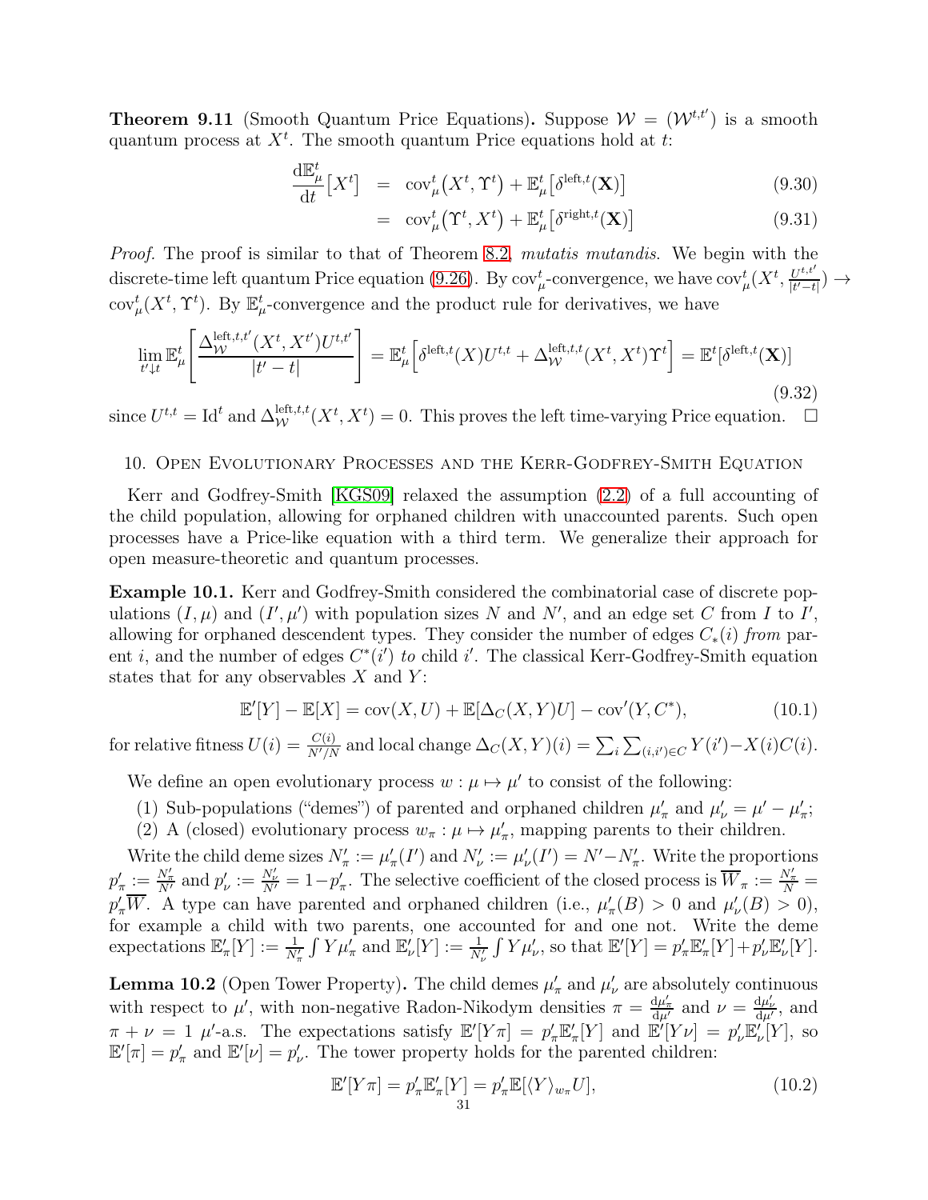**Theorem 9.11** (Smooth Quantum Price Equations)**.** Suppose $\mathcal{W} = (\mathcal{W}^{t,t'})$ is a smooth quantum process at $X^t$. The smooth quantum Price equations hold at $t$:

$$\frac{\mathrm{d}\mathbb{E}^t_\mu}{\mathrm{d}t}\big[X^t\big] \;=\; \mathrm{cov}^t_\mu\big(X^t, \Upsilon^t\big) + \mathbb{E}^t_\mu\big[\delta^{\mathrm{left},t}(\mathbf{X})\big] \tag{9.30}$$

$$\;=\; \mathrm{cov}^t_\mu\big(\Upsilon^t, X^t\big) + \mathbb{E}^t_\mu\big[\delta^{\mathrm{right},t}(\mathbf{X})\big] \tag{9.31}$$

*Proof.* The proof is similar to that of Theorem 8.2, *mutatis mutandis*. We begin with the discrete-time left quantum Price equation (9.26). By $\mathrm{cov}^t_\mu$-convergence, we have $\mathrm{cov}^t_\mu(X^t, \frac{U^{t,t'}}{|t'-t|}) \to \mathrm{cov}^t_\mu(X^t, \Upsilon^t)$. By $\mathbb{E}^t_\mu$-convergence and the product rule for derivatives, we have

$$\lim_{t'\downarrow t} \mathbb{E}^t_\mu\left[\frac{\Delta^{\mathrm{left},t,t'}_{\mathcal{W}}(X^t, X^{t'})U^{t,t'}}{|t'-t|}\right] = \mathbb{E}^t_\mu\Big[\delta^{\mathrm{left},t}(X)U^{t,t} + \Delta^{\mathrm{left},t,t}_{\mathcal{W}}(X^t, X^t)\Upsilon^t\Big] = \mathbb{E}^t[\delta^{\mathrm{left},t}(\mathbf{X})] \tag{9.32}$$

since $U^{t,t} = \mathrm{Id}^t$ and $\Delta^{\mathrm{left},t,t}_{\mathcal{W}}(X^t, X^t) = 0$. This proves the left time-varying Price equation. $\square$

## 10. Open Evolutionary Processes and the Kerr-Godfrey-Smith Equation

Kerr and Godfrey-Smith [KGS09] relaxed the assumption (2.2) of a full accounting of the child population, allowing for orphaned children with unaccounted parents. Such open processes have a Price-like equation with a third term. We generalize their approach for open measure-theoretic and quantum processes.

**Example 10.1.** Kerr and Godfrey-Smith considered the combinatorial case of discrete populations $(I, \mu)$ and $(I', \mu')$ with population sizes $N$ and $N'$, and an edge set $C$ from $I$ to $I'$, allowing for orphaned descendent types. They consider the number of edges $C_*(i)$ *from* parent $i$, and the number of edges $C^*(i')$ *to* child $i'$. The classical Kerr-Godfrey-Smith equation states that for any observables $X$ and $Y$:

$$\mathbb{E}'[Y] - \mathbb{E}[X] = \mathrm{cov}(X, U) + \mathbb{E}[\Delta_C(X, Y)U] - \mathrm{cov}'(Y, C^*), \tag{10.1}$$

for relative fitness $U(i) = \frac{C(i)}{N'/N}$ and local change $\Delta_C(X, Y)(i) = \sum_i \sum_{(i,i')\in C} Y(i') - X(i)C(i)$.

We define an open evolutionary process $w : \mu \mapsto \mu'$ to consist of the following:

(1) Sub-populations ("demes") of parented and orphaned children $\mu'_\pi$ and $\mu'_\nu = \mu' - \mu'_\pi$;
(2) A (closed) evolutionary process $w_\pi : \mu \mapsto \mu'_\pi$, mapping parents to their children.

Write the child deme sizes $N'_\pi := \mu'_\pi(I')$ and $N'_\nu := \mu'_\nu(I') = N' - N'_\pi$. Write the proportions $p'_\pi := \frac{N'_\pi}{N'}$ and $p'_\nu := \frac{N'_\nu}{N'} = 1 - p'_\pi$. The selective coefficient of the closed process is $\overline{W}_\pi := \frac{N'_\pi}{N} = p'_\pi \overline{W}$. A type can have parented and orphaned children (i.e., $\mu'_\pi(B) > 0$ and $\mu'_\nu(B) > 0$), for example a child with two parents, one accounted for and one not. Write the deme expectations $\mathbb{E}'_\pi[Y] := \frac{1}{N'_\pi}\int Y \mu'_\pi$ and $\mathbb{E}'_\nu[Y] := \frac{1}{N'_\nu}\int Y \mu'_\nu$, so that $\mathbb{E}'[Y] = p'_\pi \mathbb{E}'_\pi[Y] + p'_\nu \mathbb{E}'_\nu[Y]$.

**Lemma 10.2** (Open Tower Property)**.** The child demes $\mu'_\pi$ and $\mu'_\nu$ are absolutely continuous with respect to $\mu'$, with non-negative Radon-Nikodym densities $\pi = \frac{\mathrm{d}\mu'_\pi}{\mathrm{d}\mu'}$ and $\nu = \frac{\mathrm{d}\mu'_\nu}{\mathrm{d}\mu'}$, and $\pi + \nu = 1$ $\mu'$-a.s. The expectations satisfy $\mathbb{E}'[Y\pi] = p'_\pi \mathbb{E}'_\pi[Y]$ and $\mathbb{E}'[Y\nu] = p'_\nu \mathbb{E}'_\nu[Y]$, so $\mathbb{E}'[\pi] = p'_\pi$ and $\mathbb{E}'[\nu] = p'_\nu$. The tower property holds for the parented children:

$$\mathbb{E}'[Y\pi] = p'_\pi \mathbb{E}'_\pi[Y] = p'_\pi \mathbb{E}[\langle Y\rangle_{w_\pi} U], \tag{10.2}$$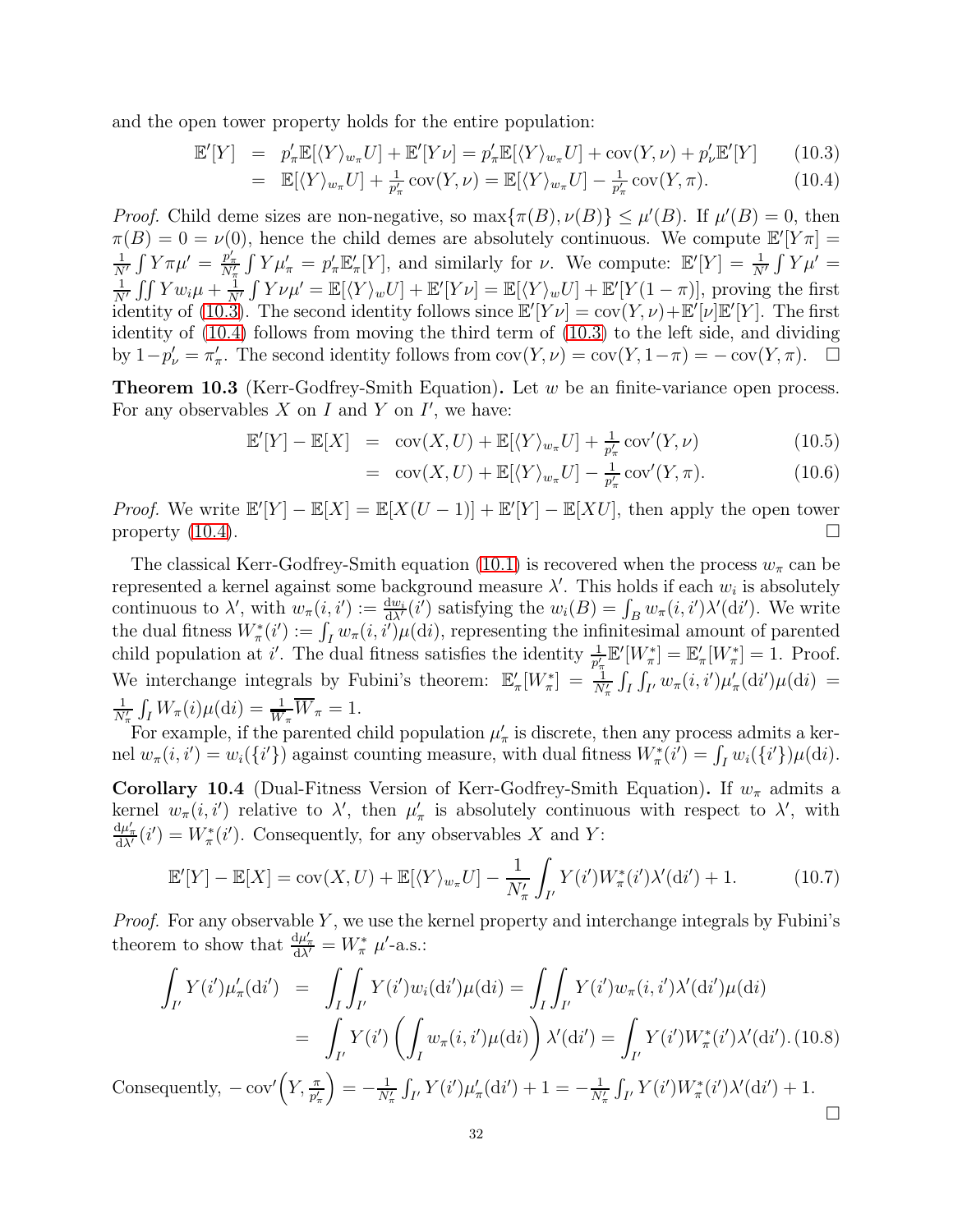and the open tower property holds for the entire population:

$$
\begin{aligned}
\mathbb{E}'[Y] &= p'_\pi \mathbb{E}[\langle Y\rangle_{w_\pi} U] + \mathbb{E}'[Y\nu] = p'_\pi \mathbb{E}[\langle Y\rangle_{w_\pi} U] + \operatorname{cov}(Y,\nu) + p'_\nu \mathbb{E}'[Y] &(10.3)\\
&= \mathbb{E}[\langle Y\rangle_{w_\pi} U] + \tfrac{1}{p'_\pi}\operatorname{cov}(Y,\nu) = \mathbb{E}[\langle Y\rangle_{w_\pi} U] - \tfrac{1}{p'_\pi}\operatorname{cov}(Y,\pi). &(10.4)
\end{aligned}
$$

*Proof.* Child deme sizes are non-negative, so $\max\{\pi(B),\nu(B)\} \le \mu'(B)$. If $\mu'(B)=0$, then $\pi(B)=0=\nu(0)$, hence the child demes are absolutely continuous. We compute $\mathbb{E}'[Y\pi] = \frac{1}{N'}\int Y\pi\mu' = \frac{p'_\pi}{N'_\pi}\int Y\mu'_\pi = p'_\pi \mathbb{E}'_\pi[Y]$, and similarly for $\nu$. We compute: $\mathbb{E}'[Y] = \frac{1}{N'}\int Y\mu' = \frac{1}{N'}\iint Y w_i \mu + \frac{1}{N'}\int Y\nu\mu' = \mathbb{E}[\langle Y\rangle_w U] + \mathbb{E}'[Y\nu] = \mathbb{E}[\langle Y\rangle_w U] + \mathbb{E}'[Y(1-\pi)]$, proving the first identity of (10.3). The second identity follows since $\mathbb{E}'[Y\nu] = \operatorname{cov}(Y,\nu) + \mathbb{E}'[\nu]\mathbb{E}'[Y]$. The first identity of (10.4) follows from moving the third term of (10.3) to the left side, and dividing by $1-p'_\nu = \pi'_\pi$. The second identity follows from $\operatorname{cov}(Y,\nu) = \operatorname{cov}(Y,1-\pi) = -\operatorname{cov}(Y,\pi)$. $\square$

**Theorem 10.3** (Kerr-Godfrey-Smith Equation)**.** Let $w$ be an finite-variance open process. For any observables $X$ on $I$ and $Y$ on $I'$, we have:

$$
\begin{aligned}
\mathbb{E}'[Y] - \mathbb{E}[X] &= \operatorname{cov}(X,U) + \mathbb{E}[\langle Y\rangle_{w_\pi} U] + \tfrac{1}{p'_\pi}\operatorname{cov}'(Y,\nu) &(10.5)\\
&= \operatorname{cov}(X,U) + \mathbb{E}[\langle Y\rangle_{w_\pi} U] - \tfrac{1}{p'_\pi}\operatorname{cov}'(Y,\pi). &(10.6)
\end{aligned}
$$

*Proof.* We write $\mathbb{E}'[Y] - \mathbb{E}[X] = \mathbb{E}[X(U-1)] + \mathbb{E}'[Y] - \mathbb{E}[XU]$, then apply the open tower property (10.4). $\square$

The classical Kerr-Godfrey-Smith equation (10.1) is recovered when the process $w_\pi$ can be represented a kernel against some background measure $\lambda'$. This holds if each $w_i$ is absolutely continuous to $\lambda'$, with $w_\pi(i,i') := \frac{\mathrm{d}w_i}{\mathrm{d}\lambda'}(i')$ satisfying the $w_i(B) = \int_B w_\pi(i,i')\lambda'(\mathrm{d}i')$. We write the dual fitness $W^*_\pi(i') := \int_I w_\pi(i,i')\mu(\mathrm{d}i)$, representing the infinitesimal amount of parented child population at $i'$. The dual fitness satisfies the identity $\frac{1}{p'_\pi}\mathbb{E}'[W^*_\pi] = \mathbb{E}'_\pi[W^*_\pi] = 1$. Proof. We interchange integrals by Fubini's theorem: $\mathbb{E}'_\pi[W^*_\pi] = \frac{1}{N'_\pi}\int_I\int_{I'} w_\pi(i,i')\mu'_\pi(\mathrm{d}i')\mu(\mathrm{d}i) = \frac{1}{N'_\pi}\int_I W_\pi(i)\mu(\mathrm{d}i) = \frac{1}{\overline{W}_\pi}\overline{W}_\pi = 1$.

For example, if the parented child population $\mu'_\pi$ is discrete, then any process admits a kernel $w_\pi(i,i') = w_i(\{i'\})$ against counting measure, with dual fitness $W^*_\pi(i') = \int_I w_i(\{i'\})\mu(\mathrm{d}i)$.

**Corollary 10.4** (Dual-Fitness Version of Kerr-Godfrey-Smith Equation)**.** If $w_\pi$ admits a kernel $w_\pi(i,i')$ relative to $\lambda'$, then $\mu'_\pi$ is absolutely continuous with respect to $\lambda'$, with $\frac{\mathrm{d}\mu'_\pi}{\mathrm{d}\lambda'}(i') = W^*_\pi(i')$. Consequently, for any observables $X$ and $Y$:

$$
\mathbb{E}'[Y] - \mathbb{E}[X] = \operatorname{cov}(X,U) + \mathbb{E}[\langle Y\rangle_{w_\pi} U] - \frac{1}{N'_\pi}\int_{I'} Y(i')W^*_\pi(i')\lambda'(\mathrm{d}i') + 1. \tag{10.7}
$$

*Proof.* For any observable $Y$, we use the kernel property and interchange integrals by Fubini's theorem to show that $\frac{\mathrm{d}\mu'_\pi}{\mathrm{d}\lambda'} = W^*_\pi$ $\mu'$-a.s.:

$$
\begin{aligned}
\int_{I'} Y(i')\mu'_\pi(\mathrm{d}i') &= \int_I\int_{I'} Y(i')w_i(\mathrm{d}i')\mu(\mathrm{d}i) = \int_I\int_{I'} Y(i')w_\pi(i,i')\lambda'(\mathrm{d}i')\mu(\mathrm{d}i)\\
&= \int_{I'} Y(i')\left(\int_I w_\pi(i,i')\mu(\mathrm{d}i)\right)\lambda'(\mathrm{d}i') = \int_{I'} Y(i')W^*_\pi(i')\lambda'(\mathrm{d}i'). &(10.8)
\end{aligned}
$$

Consequently, $-\operatorname{cov}'\left(Y,\frac{\pi}{p'_\pi}\right) = -\frac{1}{N'_\pi}\int_{I'} Y(i')\mu'_\pi(\mathrm{d}i') + 1 = -\frac{1}{N'_\pi}\int_{I'} Y(i')W^*_\pi(i')\lambda'(\mathrm{d}i') + 1$. $\square$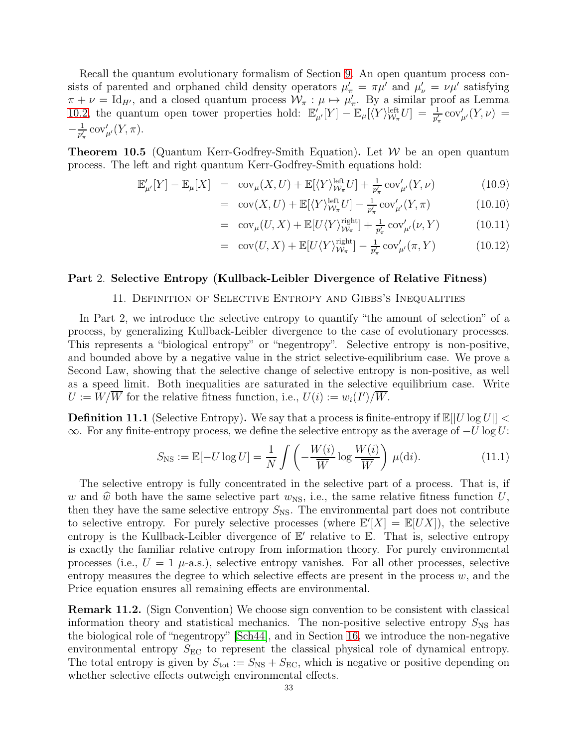Recall the quantum evolutionary formalism of Section 9. An open quantum process consists of parented and orphaned child density operators $\mu'_\pi = \pi\mu'$ and $\mu'_\nu = \nu\mu'$ satisfying $\pi + \nu = \mathrm{Id}_{H'}$, and a closed quantum process $\mathcal{W}_\pi : \mu \mapsto \mu'_\pi$. By a similar proof as Lemma 10.2, the quantum open tower properties hold: $\mathbb{E}'_{\mu'}[Y] - \mathbb{E}_\mu[\langle Y\rangle^{\text{left}}_{\mathcal{W}_\pi} U] = \frac{1}{p'_\pi}\operatorname{cov}'_{\mu'}(Y,\nu) = -\frac{1}{p'_\pi}\operatorname{cov}'_{\mu'}(Y,\pi)$.

**Theorem 10.5** (Quantum Kerr-Godfrey-Smith Equation)**.** Let $\mathcal{W}$ be an open quantum process. The left and right quantum Kerr-Godfrey-Smith equations hold:

$$
\begin{aligned}
\mathbb{E}'_{\mu'}[Y] - \mathbb{E}_\mu[X] &= \operatorname{cov}_\mu(X,U) + \mathbb{E}[\langle Y\rangle^{\text{left}}_{\mathcal{W}_\pi} U] + \tfrac{1}{p'_\pi}\operatorname{cov}'_{\mu'}(Y,\nu) && (10.9)\\
&= \operatorname{cov}(X,U) + \mathbb{E}[\langle Y\rangle^{\text{left}}_{\mathcal{W}_\pi} U] - \tfrac{1}{p'_\pi}\operatorname{cov}'_{\mu'}(Y,\pi) && (10.10)\\
&= \operatorname{cov}_\mu(U,X) + \mathbb{E}[U\langle Y\rangle^{\text{right}}_{\mathcal{W}_\pi}] + \tfrac{1}{p'_\pi}\operatorname{cov}'_{\mu'}(\nu,Y) && (10.11)\\
&= \operatorname{cov}(U,X) + \mathbb{E}[U\langle Y\rangle^{\text{right}}_{\mathcal{W}_\pi}] - \tfrac{1}{p'_\pi}\operatorname{cov}'_{\mu'}(\pi,Y) && (10.12)
\end{aligned}
$$

## Part 2. Selective Entropy (Kullback-Leibler Divergence of Relative Fitness)

### 11. Definition of Selective Entropy and Gibbs's Inequalities

In Part 2, we introduce the selective entropy to quantify "the amount of selection" of a process, by generalizing Kullback-Leibler divergence to the case of evolutionary processes. This represents a "biological entropy" or "negentropy". Selective entropy is non-positive, and bounded above by a negative value in the strict selective-equilibrium case. We prove a Second Law, showing that the selective change of selective entropy is non-positive, as well as a speed limit. Both inequalities are saturated in the selective equilibrium case. Write $U := W/\overline{W}$ for the relative fitness function, i.e., $U(i) := w_i(I')/\overline{W}$.

**Definition 11.1** (Selective Entropy)**.** We say that a process is finite-entropy if $\mathbb{E}[|U\log U|] < \infty$. For any finite-entropy process, we define the selective entropy as the average of $-U\log U$:

$$
S_{\mathrm{NS}} := \mathbb{E}[-U\log U] = \frac{1}{N}\int \left(-\frac{W(i)}{\overline{W}}\log\frac{W(i)}{\overline{W}}\right)\mu(\mathrm{d}i). \qquad (11.1)
$$

The selective entropy is fully concentrated in the selective part of a process. That is, if $w$ and $\widehat{w}$ both have the same selective part $w_{\mathrm{NS}}$, i.e., the same relative fitness function $U$, then they have the same selective entropy $S_{\mathrm{NS}}$. The environmental part does not contribute to selective entropy. For purely selective processes (where $\mathbb{E}'[X] = \mathbb{E}[UX]$), the selective entropy is the Kullback-Leibler divergence of $\mathbb{E}'$ relative to $\mathbb{E}$. That is, selective entropy is exactly the familiar relative entropy from information theory. For purely environmental processes (i.e., $U = 1$ $\mu$-a.s.), selective entropy vanishes. For all other processes, selective entropy measures the degree to which selective effects are present in the process $w$, and the Price equation ensures all remaining effects are environmental.

**Remark 11.2.** (Sign Convention) We choose sign convention to be consistent with classical information theory and statistical mechanics. The non-positive selective entropy $S_{\mathrm{NS}}$ has the biological role of "negentropy" [Sch44], and in Section 16, we introduce the non-negative environmental entropy $S_{\mathrm{EC}}$ to represent the classical physical role of dynamical entropy. The total entropy is given by $S_{\mathrm{tot}} := S_{\mathrm{NS}} + S_{\mathrm{EC}}$, which is negative or positive depending on whether selective effects outweigh environmental effects.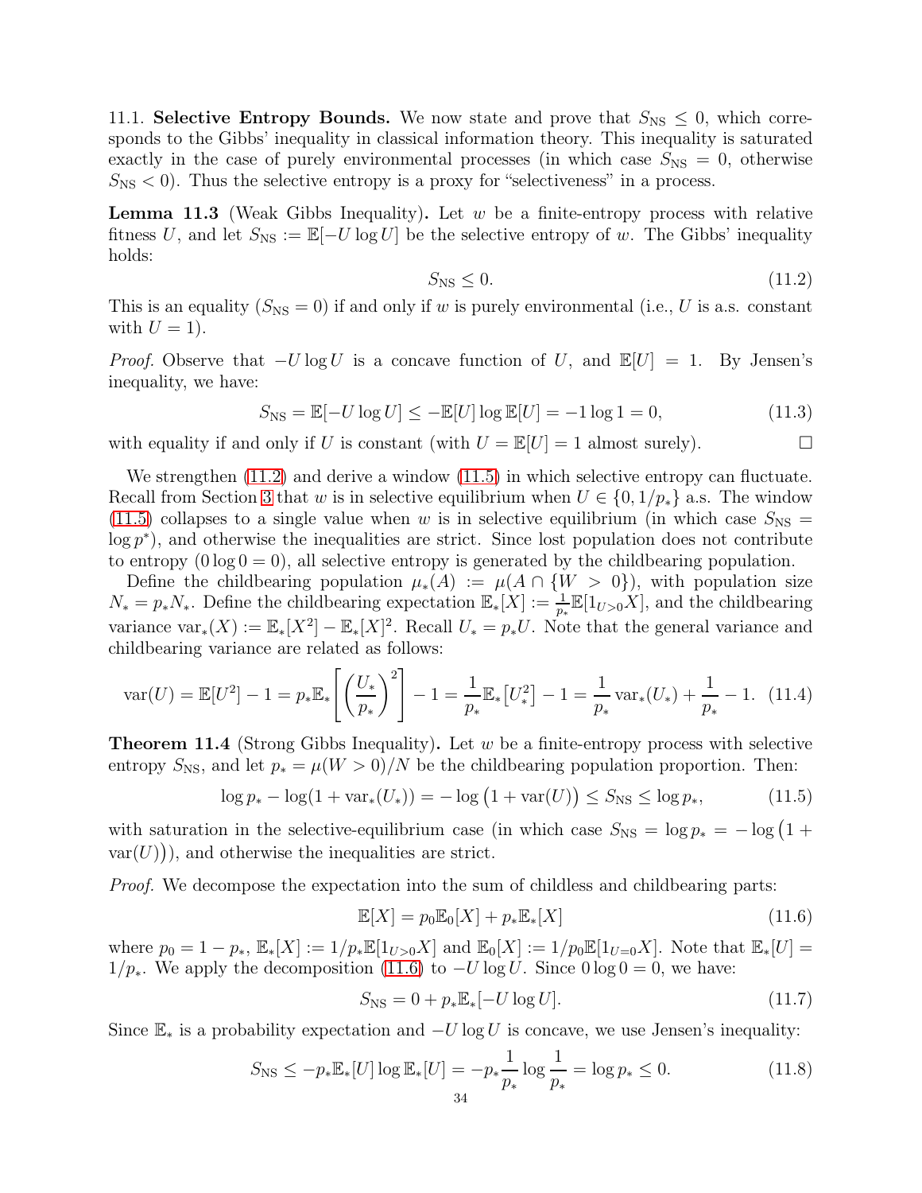### 11.1. Selective Entropy Bounds.

We now state and prove that $S_{\text{NS}} \leq 0$, which corresponds to the Gibbs' inequality in classical information theory. This inequality is saturated exactly in the case of purely environmental processes (in which case $S_{\text{NS}} = 0$, otherwise $S_{\text{NS}} < 0$). Thus the selective entropy is a proxy for "selectiveness" in a process.

**Lemma 11.3** (Weak Gibbs Inequality)**.** *Let $w$ be a finite-entropy process with relative fitness $U$, and let $S_{\text{NS}} := \mathbb{E}[-U \log U]$ be the selective entropy of $w$. The Gibbs' inequality holds:*

$$S_{\text{NS}} \leq 0. \tag{11.2}$$

*This is an equality ($S_{\text{NS}} = 0$) if and only if $w$ is purely environmental (i.e., $U$ is a.s. constant with $U = 1$).*

*Proof.* Observe that $-U \log U$ is a concave function of $U$, and $\mathbb{E}[U] = 1$. By Jensen's inequality, we have:

$$S_{\text{NS}} = \mathbb{E}[-U \log U] \leq -\mathbb{E}[U] \log \mathbb{E}[U] = -1 \log 1 = 0, \tag{11.3}$$

with equality if and only if $U$ is constant (with $U = \mathbb{E}[U] = 1$ almost surely). $\square$

We strengthen (11.2) and derive a window (11.5) in which selective entropy can fluctuate. Recall from Section 3 that $w$ is in selective equilibrium when $U \in \{0, 1/p_*\}$ a.s. The window (11.5) collapses to a single value when $w$ is in selective equilibrium (in which case $S_{\text{NS}} = \log p^*$), and otherwise the inequalities are strict. Since lost population does not contribute to entropy ($0 \log 0 = 0$), all selective entropy is generated by the childbearing population.

Define the childbearing population $\mu_*(A) := \mu(A \cap \{W > 0\})$, with population size $N_* = p_* N_*$. Define the childbearing expectation $\mathbb{E}_*[X] := \frac{1}{p_*}\mathbb{E}[1_{U>0} X]$, and the childbearing variance $\text{var}_*(X) := \mathbb{E}_*[X^2] - \mathbb{E}_*[X]^2$. Recall $U_* = p_* U$. Note that the general variance and childbearing variance are related as follows:

$$\text{var}(U) = \mathbb{E}[U^2] - 1 = p_* \mathbb{E}_*\left[\left(\frac{U_*}{p_*}\right)^2\right] - 1 = \frac{1}{p_*}\mathbb{E}_*\big[U_*^2\big] - 1 = \frac{1}{p_*}\text{var}_*(U_*) + \frac{1}{p_*} - 1. \tag{11.4}$$

**Theorem 11.4** (Strong Gibbs Inequality)**.** *Let $w$ be a finite-entropy process with selective entropy $S_{\text{NS}}$, and let $p_* = \mu(W > 0)/N$ be the childbearing population proportion. Then:*

$$\log p_* - \log(1 + \text{var}_*(U_*)) = -\log\big(1 + \text{var}(U)\big) \leq S_{\text{NS}} \leq \log p_*, \tag{11.5}$$

*with saturation in the selective-equilibrium case (in which case $S_{\text{NS}} = \log p_* = -\log\big(1 + \text{var}(U)\big)$), and otherwise the inequalities are strict.*

*Proof.* We decompose the expectation into the sum of childless and childbearing parts:

$$\mathbb{E}[X] = p_0 \mathbb{E}_0[X] + p_* \mathbb{E}_*[X] \tag{11.6}$$

where $p_0 = 1 - p_*$, $\mathbb{E}_*[X] := 1/p_* \mathbb{E}[1_{U>0} X]$ and $\mathbb{E}_0[X] := 1/p_0 \mathbb{E}[1_{U=0} X]$. Note that $\mathbb{E}_*[U] = 1/p_*$. We apply the decomposition (11.6) to $-U \log U$. Since $0 \log 0 = 0$, we have:

$$S_{\text{NS}} = 0 + p_* \mathbb{E}_*[-U \log U]. \tag{11.7}$$

Since $\mathbb{E}_*$ is a probability expectation and $-U \log U$ is concave, we use Jensen's inequality:

$$S_{\text{NS}} \leq -p_* \mathbb{E}_*[U] \log \mathbb{E}_*[U] = -p_* \frac{1}{p_*} \log \frac{1}{p_*} = \log p_* \leq 0. \tag{11.8}$$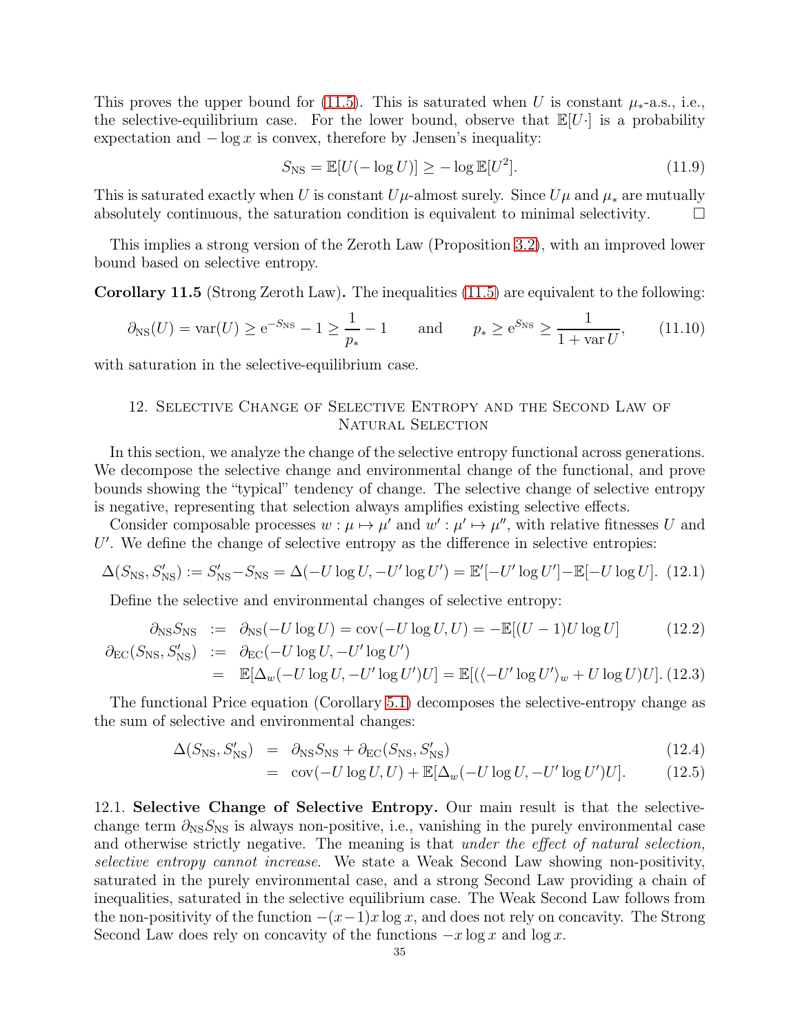This proves the upper bound for (11.5). This is saturated when $U$ is constant $\mu_*$-a.s., i.e., the selective-equilibrium case. For the lower bound, observe that $\mathbb{E}[U\cdot]$ is a probability expectation and $-\log x$ is convex, therefore by Jensen's inequality:

$$S_{\mathrm{NS}} = \mathbb{E}[U(-\log U)] \geq -\log \mathbb{E}[U^2]. \tag{11.9}$$

This is saturated exactly when $U$ is constant $U\mu$-almost surely. Since $U\mu$ and $\mu_*$ are mutually absolutely continuous, the saturation condition is equivalent to minimal selectivity. $\square$

This implies a strong version of the Zeroth Law (Proposition 3.2), with an improved lower bound based on selective entropy.

**Corollary 11.5** (Strong Zeroth Law)**.** The inequalities (11.5) are equivalent to the following:

$$\partial_{\mathrm{NS}}(U) = \mathrm{var}(U) \geq \mathrm{e}^{-S_{\mathrm{NS}}} - 1 \geq \frac{1}{p_*} - 1 \qquad \text{and} \qquad p_* \geq \mathrm{e}^{S_{\mathrm{NS}}} \geq \frac{1}{1 + \mathrm{var}\, U}, \tag{11.10}$$

with saturation in the selective-equilibrium case.

## 12. Selective Change of Selective Entropy and the Second Law of Natural Selection

In this section, we analyze the change of the selective entropy functional across generations. We decompose the selective change and environmental change of the functional, and prove bounds showing the "typical" tendency of change. The selective change of selective entropy is negative, representing that selection always amplifies existing selective effects.

Consider composable processes $w : \mu \mapsto \mu'$ and $w' : \mu' \mapsto \mu''$, with relative fitnesses $U$ and $U'$. We define the change of selective entropy as the difference in selective entropies:

$$\Delta(S_{\mathrm{NS}}, S'_{\mathrm{NS}}) := S'_{\mathrm{NS}} - S_{\mathrm{NS}} = \Delta(-U \log U, -U' \log U') = \mathbb{E}'[-U' \log U'] - \mathbb{E}[-U \log U]. \tag{12.1}$$

Define the selective and environmental changes of selective entropy:

$$\begin{aligned}
\partial_{\mathrm{NS}} S_{\mathrm{NS}} &:= \partial_{\mathrm{NS}}(-U \log U) = \mathrm{cov}(-U \log U, U) = -\mathbb{E}[(U-1) U \log U] &\quad (12.2)\\
\partial_{\mathrm{EC}}(S_{\mathrm{NS}}, S'_{\mathrm{NS}}) &:= \partial_{\mathrm{EC}}(-U \log U, -U' \log U') \\
&= \mathbb{E}[\Delta_w(-U \log U, -U' \log U') U] = \mathbb{E}[(\langle -U' \log U' \rangle_w + U \log U) U]. &\quad (12.3)
\end{aligned}$$

The functional Price equation (Corollary 5.1) decomposes the selective-entropy change as the sum of selective and environmental changes:

$$\begin{aligned}
\Delta(S_{\mathrm{NS}}, S'_{\mathrm{NS}}) &= \partial_{\mathrm{NS}} S_{\mathrm{NS}} + \partial_{\mathrm{EC}}(S_{\mathrm{NS}}, S'_{\mathrm{NS}}) &\quad (12.4)\\
&= \mathrm{cov}(-U \log U, U) + \mathbb{E}[\Delta_w(-U \log U, -U' \log U') U]. &\quad (12.5)
\end{aligned}$$

12.1. **Selective Change of Selective Entropy.** Our main result is that the selective-change term $\partial_{\mathrm{NS}} S_{\mathrm{NS}}$ is always non-positive, i.e., vanishing in the purely environmental case and otherwise strictly negative. The meaning is that *under the effect of natural selection, selective entropy cannot increase.* We state a Weak Second Law showing non-positivity, saturated in the purely environmental case, and a strong Second Law providing a chain of inequalities, saturated in the selective equilibrium case. The Weak Second Law follows from the non-positivity of the function $-(x-1)x \log x$, and does not rely on concavity. The Strong Second Law does rely on concavity of the functions $-x \log x$ and $\log x$.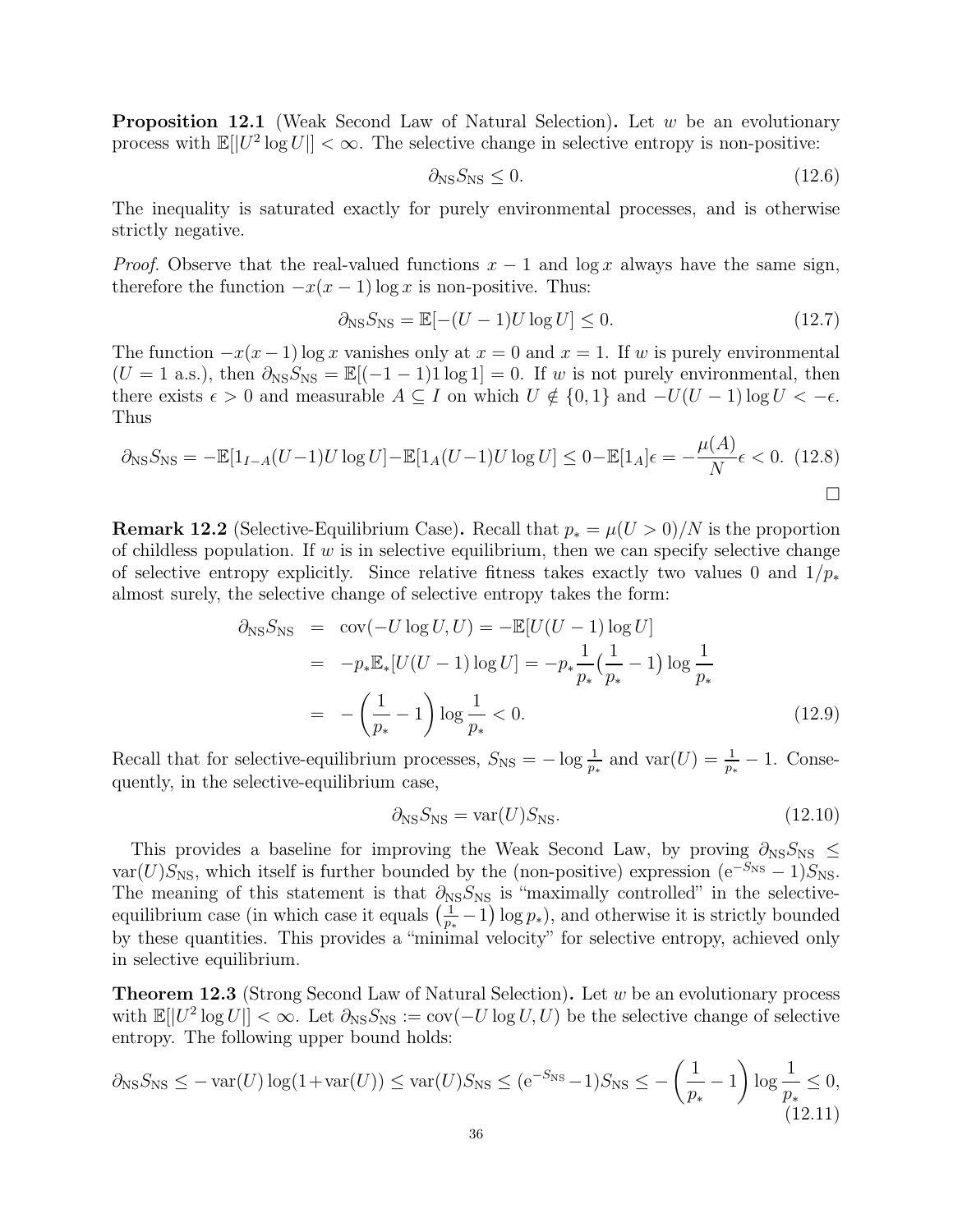**Proposition 12.1** (Weak Second Law of Natural Selection)**.** Let $w$ be an evolutionary process with $\mathbb{E}[|U^2 \log U|] < \infty$. The selective change in selective entropy is non-positive:

$$\partial_{\text{NS}} S_{\text{NS}} \leq 0. \tag{12.6}$$

The inequality is saturated exactly for purely environmental processes, and is otherwise strictly negative.

*Proof.* Observe that the real-valued functions $x - 1$ and $\log x$ always have the same sign, therefore the function $-x(x-1)\log x$ is non-positive. Thus:

$$\partial_{\text{NS}} S_{\text{NS}} = \mathbb{E}[-(U-1)U \log U] \leq 0. \tag{12.7}$$

The function $-x(x-1)\log x$ vanishes only at $x = 0$ and $x = 1$. If $w$ is purely environmental ($U = 1$ a.s.), then $\partial_{\text{NS}} S_{\text{NS}} = \mathbb{E}[(-1-1)1 \log 1] = 0$. If $w$ is not purely environmental, then there exists $\epsilon > 0$ and measurable $A \subseteq I$ on which $U \notin \{0,1\}$ and $-U(U-1)\log U < -\epsilon$. Thus

$$\partial_{\text{NS}} S_{\text{NS}} = -\mathbb{E}[1_{I-A}(U-1)U \log U] - \mathbb{E}[1_A(U-1)U \log U] \leq 0 - \mathbb{E}[1_A]\epsilon = -\frac{\mu(A)}{N}\epsilon < 0. \tag{12.8}$$

□

**Remark 12.2** (Selective-Equilibrium Case)**.** Recall that $p_* = \mu(U > 0)/N$ is the proportion of childless population. If $w$ is in selective equilibrium, then we can specify selective change of selective entropy explicitly. Since relative fitness takes exactly two values 0 and $1/p_*$ almost surely, the selective change of selective entropy takes the form:

$$\begin{aligned}
\partial_{\text{NS}} S_{\text{NS}} &= \operatorname{cov}(-U \log U, U) = -\mathbb{E}[U(U-1)\log U] \\
&= -p_* \mathbb{E}_*[U(U-1)\log U] = -p_* \frac{1}{p_*}\Big(\frac{1}{p_*} - 1\Big) \log \frac{1}{p_*} \\
&= -\left(\frac{1}{p_*} - 1\right) \log \frac{1}{p_*} < 0.
\end{aligned} \tag{12.9}$$

Recall that for selective-equilibrium processes, $S_{\text{NS}} = -\log \frac{1}{p_*}$ and $\operatorname{var}(U) = \frac{1}{p_*} - 1$. Consequently, in the selective-equilibrium case,

$$\partial_{\text{NS}} S_{\text{NS}} = \operatorname{var}(U) S_{\text{NS}}. \tag{12.10}$$

This provides a baseline for improving the Weak Second Law, by proving $\partial_{\text{NS}} S_{\text{NS}} \leq \operatorname{var}(U) S_{\text{NS}}$, which itself is further bounded by the (non-positive) expression $(\mathrm{e}^{-S_{\text{NS}}} - 1) S_{\text{NS}}$. The meaning of this statement is that $\partial_{\text{NS}} S_{\text{NS}}$ is "maximally controlled" in the selective-equilibrium case (in which case it equals $\big(\frac{1}{p_*} - 1\big)\log p_*$), and otherwise it is strictly bounded by these quantities. This provides a "minimal velocity" for selective entropy, achieved only in selective equilibrium.

**Theorem 12.3** (Strong Second Law of Natural Selection)**.** Let $w$ be an evolutionary process with $\mathbb{E}[|U^2 \log U|] < \infty$. Let $\partial_{\text{NS}} S_{\text{NS}} := \operatorname{cov}(-U \log U, U)$ be the selective change of selective entropy. The following upper bound holds:

$$\partial_{\text{NS}} S_{\text{NS}} \leq -\operatorname{var}(U)\log(1 + \operatorname{var}(U)) \leq \operatorname{var}(U) S_{\text{NS}} \leq (\mathrm{e}^{-S_{\text{NS}}} - 1) S_{\text{NS}} \leq -\left(\frac{1}{p_*} - 1\right) \log \frac{1}{p_*} \leq 0, \tag{12.11}$$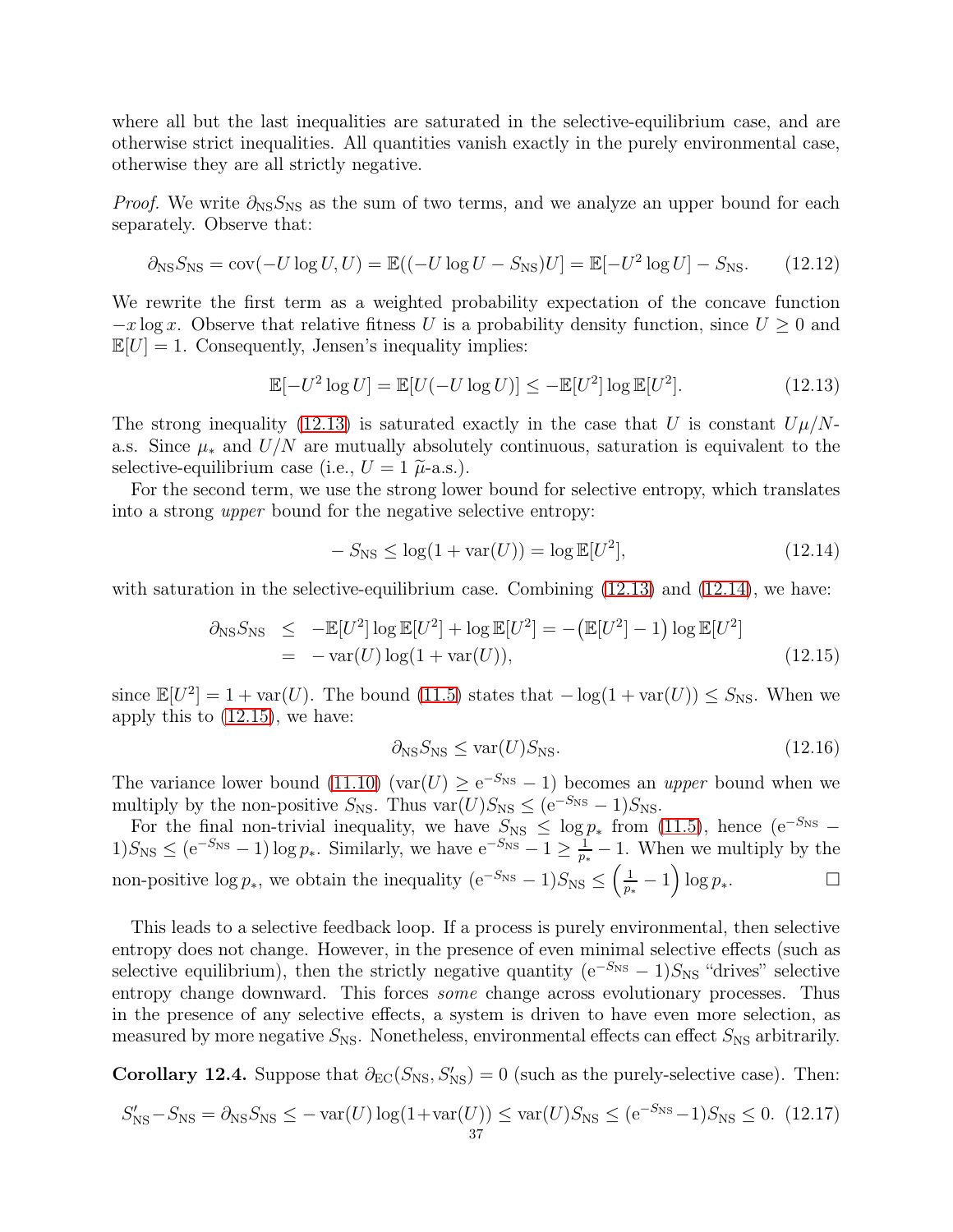where all but the last inequalities are saturated in the selective-equilibrium case, and are otherwise strict inequalities. All quantities vanish exactly in the purely environmental case, otherwise they are all strictly negative.

*Proof.* We write $\partial_{\mathrm{NS}} S_{\mathrm{NS}}$ as the sum of two terms, and we analyze an upper bound for each separately. Observe that:

$$\partial_{\mathrm{NS}} S_{\mathrm{NS}} = \mathrm{cov}(-U \log U, U) = \mathbb{E}((-U \log U - S_{\mathrm{NS}})U] = \mathbb{E}[-U^2 \log U] - S_{\mathrm{NS}}. \tag{12.12}$$

We rewrite the first term as a weighted probability expectation of the concave function $-x \log x$. Observe that relative fitness $U$ is a probability density function, since $U \geq 0$ and $\mathbb{E}[U] = 1$. Consequently, Jensen's inequality implies:

$$\mathbb{E}[-U^2 \log U] = \mathbb{E}[U(-U \log U)] \leq -\mathbb{E}[U^2] \log \mathbb{E}[U^2]. \tag{12.13}$$

The strong inequality (12.13) is saturated exactly in the case that $U$ is constant $U\mu/N$-a.s. Since $\mu_*$ and $U/N$ are mutually absolutely continuous, saturation is equivalent to the selective-equilibrium case (i.e., $U = 1$ $\widetilde{\mu}$-a.s.).

For the second term, we use the strong lower bound for selective entropy, which translates into a strong *upper* bound for the negative selective entropy:

$$-S_{\mathrm{NS}} \leq \log(1 + \mathrm{var}(U)) = \log \mathbb{E}[U^2], \tag{12.14}$$

with saturation in the selective-equilibrium case. Combining (12.13) and (12.14), we have:

$$\begin{aligned} \partial_{\mathrm{NS}} S_{\mathrm{NS}} &\leq -\mathbb{E}[U^2] \log \mathbb{E}[U^2] + \log \mathbb{E}[U^2] = -\big(\mathbb{E}[U^2] - 1\big) \log \mathbb{E}[U^2] \\ &= -\mathrm{var}(U) \log(1 + \mathrm{var}(U)), \end{aligned} \tag{12.15}$$

since $\mathbb{E}[U^2] = 1 + \mathrm{var}(U)$. The bound (11.5) states that $-\log(1 + \mathrm{var}(U)) \leq S_{\mathrm{NS}}$. When we apply this to (12.15), we have:

$$\partial_{\mathrm{NS}} S_{\mathrm{NS}} \leq \mathrm{var}(U) S_{\mathrm{NS}}. \tag{12.16}$$

The variance lower bound (11.10) ($\mathrm{var}(U) \geq \mathrm{e}^{-S_{\mathrm{NS}}} - 1$) becomes an *upper* bound when we multiply by the non-positive $S_{\mathrm{NS}}$. Thus $\mathrm{var}(U) S_{\mathrm{NS}} \leq (\mathrm{e}^{-S_{\mathrm{NS}}} - 1) S_{\mathrm{NS}}$.

For the final non-trivial inequality, we have $S_{\mathrm{NS}} \leq \log p_*$ from (11.5), hence $(\mathrm{e}^{-S_{\mathrm{NS}}} - 1) S_{\mathrm{NS}} \leq (\mathrm{e}^{-S_{\mathrm{NS}}} - 1) \log p_*$. Similarly, we have $\mathrm{e}^{-S_{\mathrm{NS}}} - 1 \geq \frac{1}{p_*} - 1$. When we multiply by the non-positive $\log p_*$, we obtain the inequality $(\mathrm{e}^{-S_{\mathrm{NS}}} - 1) S_{\mathrm{NS}} \leq \left(\frac{1}{p_*} - 1\right) \log p_*$. □

This leads to a selective feedback loop. If a process is purely environmental, then selective entropy does not change. However, in the presence of even minimal selective effects (such as selective equilibrium), then the strictly negative quantity $(\mathrm{e}^{-S_{\mathrm{NS}}} - 1) S_{\mathrm{NS}}$ "drives" selective entropy change downward. This forces *some* change across evolutionary processes. Thus in the presence of any selective effects, a system is driven to have even more selection, as measured by more negative $S_{\mathrm{NS}}$. Nonetheless, environmental effects can effect $S_{\mathrm{NS}}$ arbitrarily.

**Corollary 12.4.** Suppose that $\partial_{\mathrm{EC}}(S_{\mathrm{NS}}, S'_{\mathrm{NS}}) = 0$ (such as the purely-selective case). Then:

$$S'_{\mathrm{NS}} - S_{\mathrm{NS}} = \partial_{\mathrm{NS}} S_{\mathrm{NS}} \leq -\mathrm{var}(U) \log(1 + \mathrm{var}(U)) \leq \mathrm{var}(U) S_{\mathrm{NS}} \leq (\mathrm{e}^{-S_{\mathrm{NS}}} - 1) S_{\mathrm{NS}} \leq 0. \tag{12.17}$$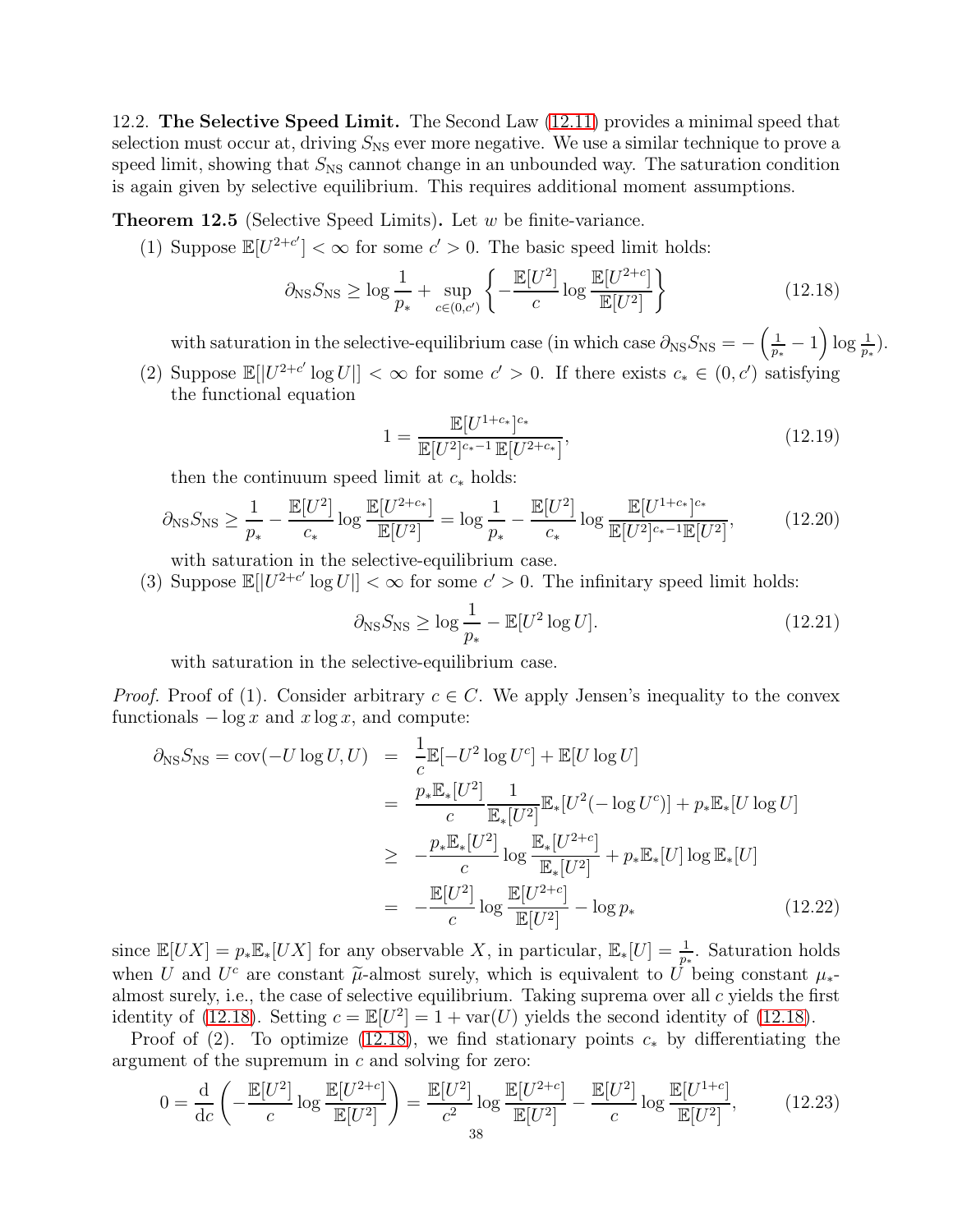12.2. **The Selective Speed Limit.** The Second Law (12.11) provides a minimal speed that selection must occur at, driving $S_{\mathrm{NS}}$ ever more negative. We use a similar technique to prove a speed limit, showing that $S_{\mathrm{NS}}$ cannot change in an unbounded way. The saturation condition is again given by selective equilibrium. This requires additional moment assumptions.

**Theorem 12.5** (Selective Speed Limits)**.** Let $w$ be finite-variance.

(1) Suppose $\mathbb{E}[U^{2+c'}] < \infty$ for some $c' > 0$. The basic speed limit holds:

$$\partial_{\mathrm{NS}} S_{\mathrm{NS}} \geq \log \frac{1}{p_*} + \sup_{c \in (0,c')} \left\{ -\frac{\mathbb{E}[U^2]}{c} \log \frac{\mathbb{E}[U^{2+c}]}{\mathbb{E}[U^2]} \right\} \tag{12.18}$$

with saturation in the selective-equilibrium case (in which case $\partial_{\mathrm{NS}} S_{\mathrm{NS}} = -\left(\frac{1}{p_*} - 1\right) \log \frac{1}{p_*}$).

(2) Suppose $\mathbb{E}[|U^{2+c'} \log U|] < \infty$ for some $c' > 0$. If there exists $c_* \in (0, c')$ satisfying the functional equation

$$1 = \frac{\mathbb{E}[U^{1+c_*}]^{c_*}}{\mathbb{E}[U^2]^{c_*-1}\,\mathbb{E}[U^{2+c_*}]}, \tag{12.19}$$

then the continuum speed limit at $c_*$ holds:

$$\partial_{\mathrm{NS}} S_{\mathrm{NS}} \geq \frac{1}{p_*} - \frac{\mathbb{E}[U^2]}{c_*} \log \frac{\mathbb{E}[U^{2+c_*}]}{\mathbb{E}[U^2]} = \log \frac{1}{p_*} - \frac{\mathbb{E}[U^2]}{c_*} \log \frac{\mathbb{E}[U^{1+c_*}]^{c_*}}{\mathbb{E}[U^2]^{c_*-1}\mathbb{E}[U^2]}, \tag{12.20}$$

with saturation in the selective-equilibrium case.

(3) Suppose $\mathbb{E}[|U^{2+c'} \log U|] < \infty$ for some $c' > 0$. The infinitary speed limit holds:

$$\partial_{\mathrm{NS}} S_{\mathrm{NS}} \geq \log \frac{1}{p_*} - \mathbb{E}[U^2 \log U]. \tag{12.21}$$

with saturation in the selective-equilibrium case.

*Proof.* Proof of (1). Consider arbitrary $c \in C$. We apply Jensen's inequality to the convex functionals $-\log x$ and $x \log x$, and compute:

$$\begin{aligned}
\partial_{\mathrm{NS}} S_{\mathrm{NS}} = \operatorname{cov}(-U \log U, U) &= \frac{1}{c}\mathbb{E}[-U^2 \log U^c] + \mathbb{E}[U \log U] \\
&= \frac{p_* \mathbb{E}_*[U^2]}{c} \frac{1}{\mathbb{E}_*[U^2]} \mathbb{E}_*[U^2(-\log U^c)] + p_* \mathbb{E}_*[U \log U] \\
&\geq -\frac{p_* \mathbb{E}_*[U^2]}{c} \log \frac{\mathbb{E}_*[U^{2+c}]}{\mathbb{E}_*[U^2]} + p_* \mathbb{E}_*[U] \log \mathbb{E}_*[U] \\
&= -\frac{\mathbb{E}[U^2]}{c} \log \frac{\mathbb{E}[U^{2+c}]}{\mathbb{E}[U^2]} - \log p_*
\end{aligned} \tag{12.22}$$

since $\mathbb{E}[UX] = p_* \mathbb{E}_*[UX]$ for any observable $X$, in particular, $\mathbb{E}_*[U] = \frac{1}{p_*}$. Saturation holds when $U$ and $U^c$ are constant $\widetilde{\mu}$-almost surely, which is equivalent to $U$ being constant $\mu_*$-almost surely, i.e., the case of selective equilibrium. Taking suprema over all $c$ yields the first identity of (12.18). Setting $c = \mathbb{E}[U^2] = 1 + \operatorname{var}(U)$ yields the second identity of (12.18).

Proof of (2). To optimize (12.18), we find stationary points $c_*$ by differentiating the argument of the supremum in $c$ and solving for zero:

$$0 = \frac{\mathrm{d}}{\mathrm{d}c}\left( -\frac{\mathbb{E}[U^2]}{c} \log \frac{\mathbb{E}[U^{2+c}]}{\mathbb{E}[U^2]} \right) = \frac{\mathbb{E}[U^2]}{c^2} \log \frac{\mathbb{E}[U^{2+c}]}{\mathbb{E}[U^2]} - \frac{\mathbb{E}[U^2]}{c} \log \frac{\mathbb{E}[U^{1+c}]}{\mathbb{E}[U^2]}, \tag{12.23}$$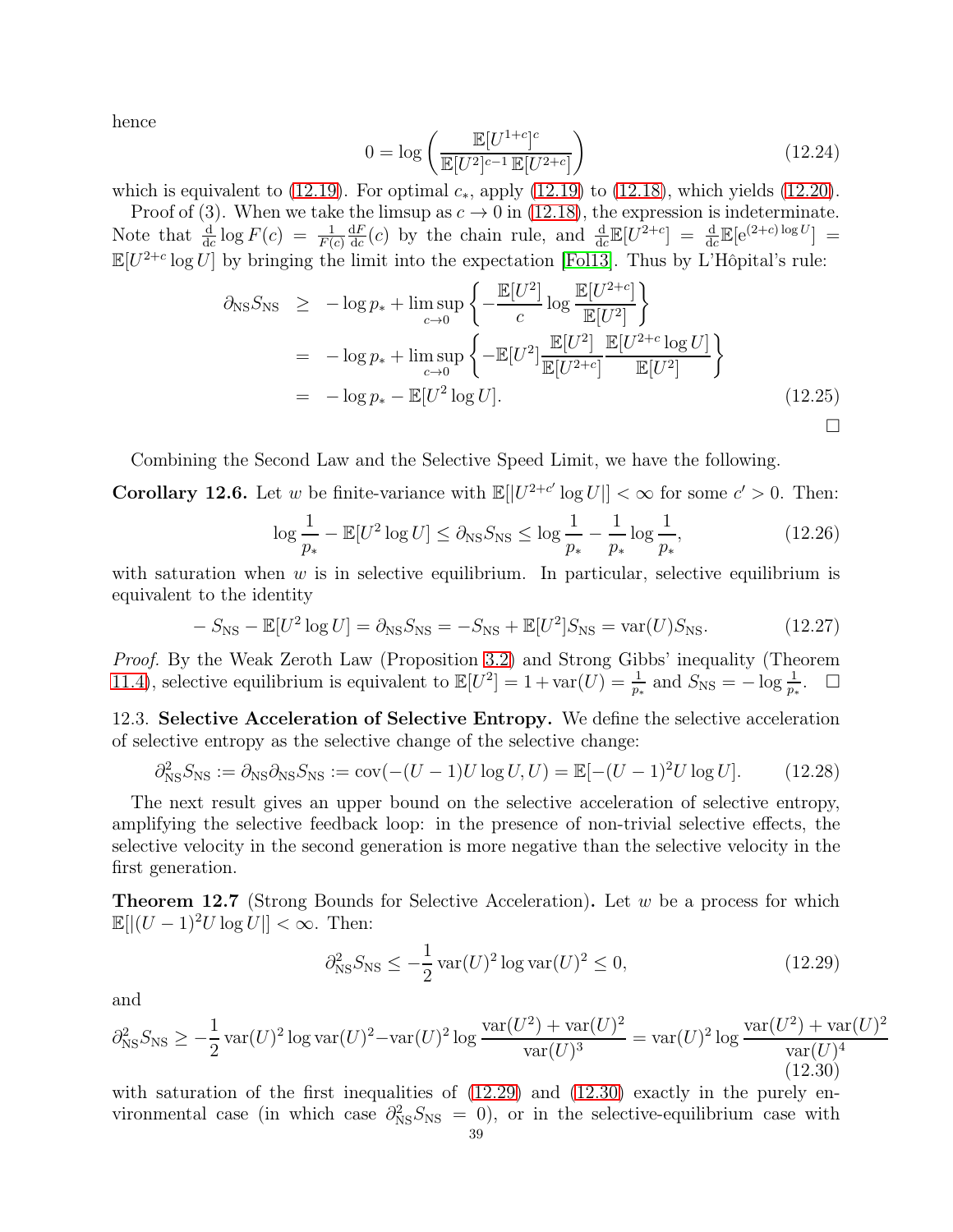hence

$$0 = \log\left(\frac{\mathbb{E}[U^{1+c}]^c}{\mathbb{E}[U^2]^{c-1}\,\mathbb{E}[U^{2+c}]}\right) \tag{12.24}$$

which is equivalent to (12.19). For optimal $c_*$, apply (12.19) to (12.18), which yields (12.20).

Proof of (3). When we take the limsup as $c \to 0$ in (12.18), the expression is indeterminate. Note that $\frac{\mathrm{d}}{\mathrm{d}c}\log F(c) = \frac{1}{F(c)}\frac{\mathrm{d}F}{\mathrm{d}c}(c)$ by the chain rule, and $\frac{\mathrm{d}}{\mathrm{d}c}\mathbb{E}[U^{2+c}] = \frac{\mathrm{d}}{\mathrm{d}c}\mathbb{E}[\mathrm{e}^{(2+c)\log U}] = \mathbb{E}[U^{2+c}\log U]$ by bringing the limit into the expectation [Fol13]. Thus by L'Hôpital's rule:

$$\begin{aligned}
\partial_{\mathrm{NS}} S_{\mathrm{NS}} &\geq -\log p_* + \limsup_{c\to 0}\left\{-\frac{\mathbb{E}[U^2]}{c}\log\frac{\mathbb{E}[U^{2+c}]}{\mathbb{E}[U^2]}\right\} \\
&= -\log p_* + \limsup_{c\to 0}\left\{-\mathbb{E}[U^2]\frac{\mathbb{E}[U^2]}{\mathbb{E}[U^{2+c}]}\frac{\mathbb{E}[U^{2+c}\log U]}{\mathbb{E}[U^2]}\right\} \\
&= -\log p_* - \mathbb{E}[U^2\log U].
\end{aligned} \tag{12.25}$$

□

Combining the Second Law and the Selective Speed Limit, we have the following.

**Corollary 12.6.** Let $w$ be finite-variance with $\mathbb{E}[|U^{2+c'}\log U|] < \infty$ for some $c' > 0$. Then:

$$\log\frac{1}{p_*} - \mathbb{E}[U^2\log U] \leq \partial_{\mathrm{NS}} S_{\mathrm{NS}} \leq \log\frac{1}{p_*} - \frac{1}{p_*}\log\frac{1}{p_*}, \tag{12.26}$$

with saturation when $w$ is in selective equilibrium. In particular, selective equilibrium is equivalent to the identity

$$-S_{\mathrm{NS}} - \mathbb{E}[U^2\log U] = \partial_{\mathrm{NS}} S_{\mathrm{NS}} = -S_{\mathrm{NS}} + \mathbb{E}[U^2]S_{\mathrm{NS}} = \mathrm{var}(U)S_{\mathrm{NS}}. \tag{12.27}$$

*Proof.* By the Weak Zeroth Law (Proposition 3.2) and Strong Gibbs' inequality (Theorem 11.4), selective equilibrium is equivalent to $\mathbb{E}[U^2] = 1 + \mathrm{var}(U) = \frac{1}{p_*}$ and $S_{\mathrm{NS}} = -\log\frac{1}{p_*}$. □

12.3. **Selective Acceleration of Selective Entropy.** We define the selective acceleration of selective entropy as the selective change of the selective change:

$$\partial^2_{\mathrm{NS}} S_{\mathrm{NS}} := \partial_{\mathrm{NS}}\partial_{\mathrm{NS}} S_{\mathrm{NS}} := \mathrm{cov}(-(U-1)U\log U, U) = \mathbb{E}[-(U-1)^2 U\log U]. \tag{12.28}$$

The next result gives an upper bound on the selective acceleration of selective entropy, amplifying the selective feedback loop: in the presence of non-trivial selective effects, the selective velocity in the second generation is more negative than the selective velocity in the first generation.

**Theorem 12.7** (Strong Bounds for Selective Acceleration)**.** Let $w$ be a process for which $\mathbb{E}[|(U-1)^2 U\log U|] < \infty$. Then:

$$\partial^2_{\mathrm{NS}} S_{\mathrm{NS}} \leq -\frac{1}{2}\,\mathrm{var}(U)^2\log\mathrm{var}(U)^2 \leq 0, \tag{12.29}$$

and

$$\partial^2_{\mathrm{NS}} S_{\mathrm{NS}} \geq -\frac{1}{2}\,\mathrm{var}(U)^2\log\mathrm{var}(U)^2 - \mathrm{var}(U)^2\log\frac{\mathrm{var}(U^2)+\mathrm{var}(U)^2}{\mathrm{var}(U)^3} = \mathrm{var}(U)^2\log\frac{\mathrm{var}(U^2)+\mathrm{var}(U)^2}{\mathrm{var}(U)^4} \tag{12.30}$$

with saturation of the first inequalities of (12.29) and (12.30) exactly in the purely environmental case (in which case $\partial^2_{\mathrm{NS}} S_{\mathrm{NS}} = 0$), or in the selective-equilibrium case with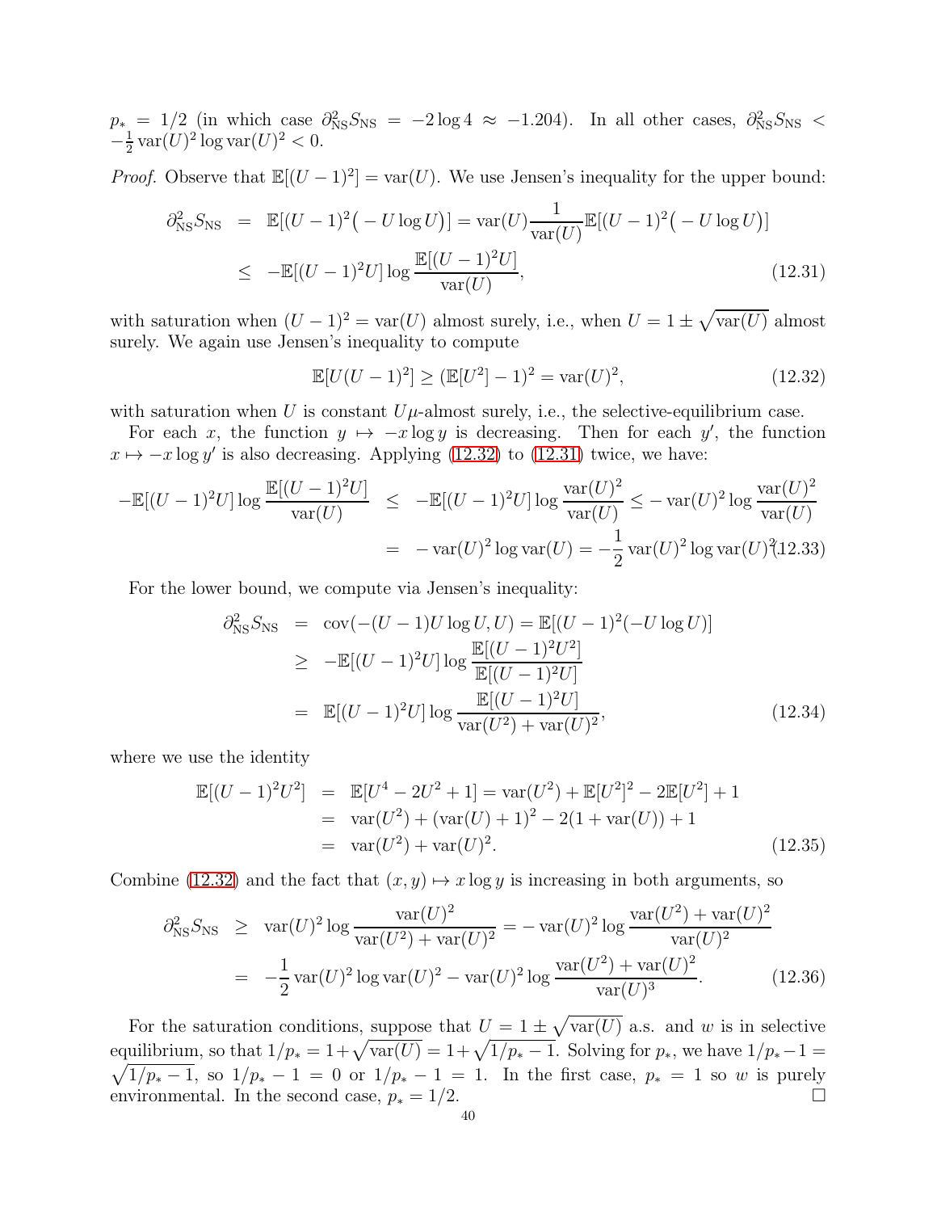$p_* = 1/2$ (in which case $\partial^2_{\rm NS} S_{\rm NS} = -2\log 4 \approx -1.204$). In all other cases, $\partial^2_{\rm NS} S_{\rm NS} < -\frac{1}{2}\operatorname{var}(U)^2 \log \operatorname{var}(U)^2 < 0$.

*Proof.* Observe that $\mathbb{E}[(U-1)^2] = \operatorname{var}(U)$. We use Jensen's inequality for the upper bound:

$$\begin{aligned}
\partial^2_{\rm NS} S_{\rm NS} &= \mathbb{E}[(U-1)^2\big(-U\log U\big)] = \operatorname{var}(U)\frac{1}{\operatorname{var}(U)}\mathbb{E}[(U-1)^2\big(-U\log U\big)] \\
&\leq -\mathbb{E}[(U-1)^2 U]\log\frac{\mathbb{E}[(U-1)^2 U]}{\operatorname{var}(U)}, \qquad (12.31)
\end{aligned}$$

with saturation when $(U-1)^2 = \operatorname{var}(U)$ almost surely, i.e., when $U = 1 \pm \sqrt{\operatorname{var}(U)}$ almost surely. We again use Jensen's inequality to compute

$$\mathbb{E}[U(U-1)^2] \geq (\mathbb{E}[U^2]-1)^2 = \operatorname{var}(U)^2, \qquad (12.32)$$

with saturation when $U$ is constant $U\mu$-almost surely, i.e., the selective-equilibrium case.

For each $x$, the function $y \mapsto -x\log y$ is decreasing. Then for each $y'$, the function $x \mapsto -x\log y'$ is also decreasing. Applying (12.32) to (12.31) twice, we have:

$$\begin{aligned}
-\mathbb{E}[(U-1)^2 U]\log\frac{\mathbb{E}[(U-1)^2 U]}{\operatorname{var}(U)} &\leq -\mathbb{E}[(U-1)^2 U]\log\frac{\operatorname{var}(U)^2}{\operatorname{var}(U)} \leq -\operatorname{var}(U)^2\log\frac{\operatorname{var}(U)^2}{\operatorname{var}(U)} \\
&= -\operatorname{var}(U)^2\log\operatorname{var}(U) = -\frac{1}{2}\operatorname{var}(U)^2\log\operatorname{var}(U)^2. \qquad (12.33)
\end{aligned}$$

For the lower bound, we compute via Jensen's inequality:

$$\begin{aligned}
\partial^2_{\rm NS} S_{\rm NS} &= \operatorname{cov}(-(U-1)U\log U, U) = \mathbb{E}[(U-1)^2(-U\log U)] \\
&\geq -\mathbb{E}[(U-1)^2 U]\log\frac{\mathbb{E}[(U-1)^2 U^2]}{\mathbb{E}[(U-1)^2 U]} \\
&= \mathbb{E}[(U-1)^2 U]\log\frac{\mathbb{E}[(U-1)^2 U]}{\operatorname{var}(U^2)+\operatorname{var}(U)^2}, \qquad (12.34)
\end{aligned}$$

where we use the identity

$$\begin{aligned}
\mathbb{E}[(U-1)^2 U^2] &= \mathbb{E}[U^4 - 2U^2 + 1] = \operatorname{var}(U^2) + \mathbb{E}[U^2]^2 - 2\mathbb{E}[U^2] + 1 \\
&= \operatorname{var}(U^2) + (\operatorname{var}(U)+1)^2 - 2(1+\operatorname{var}(U)) + 1 \\
&= \operatorname{var}(U^2) + \operatorname{var}(U)^2. \qquad (12.35)
\end{aligned}$$

Combine (12.32) and the fact that $(x,y) \mapsto x\log y$ is increasing in both arguments, so

$$\begin{aligned}
\partial^2_{\rm NS} S_{\rm NS} &\geq \operatorname{var}(U)^2\log\frac{\operatorname{var}(U)^2}{\operatorname{var}(U^2)+\operatorname{var}(U)^2} = -\operatorname{var}(U)^2\log\frac{\operatorname{var}(U^2)+\operatorname{var}(U)^2}{\operatorname{var}(U)^2} \\
&= -\frac{1}{2}\operatorname{var}(U)^2\log\operatorname{var}(U)^2 - \operatorname{var}(U)^2\log\frac{\operatorname{var}(U^2)+\operatorname{var}(U)^2}{\operatorname{var}(U)^3}. \qquad (12.36)
\end{aligned}$$

For the saturation conditions, suppose that $U = 1 \pm \sqrt{\operatorname{var}(U)}$ a.s. and $w$ is in selective equilibrium, so that $1/p_* = 1 + \sqrt{\operatorname{var}(U)} = 1 + \sqrt{1/p_* - 1}$. Solving for $p_*$, we have $1/p_* - 1 = \sqrt{1/p_* - 1}$, so $1/p_* - 1 = 0$ or $1/p_* - 1 = 1$. In the first case, $p_* = 1$ so $w$ is purely environmental. In the second case, $p_* = 1/2$. $\square$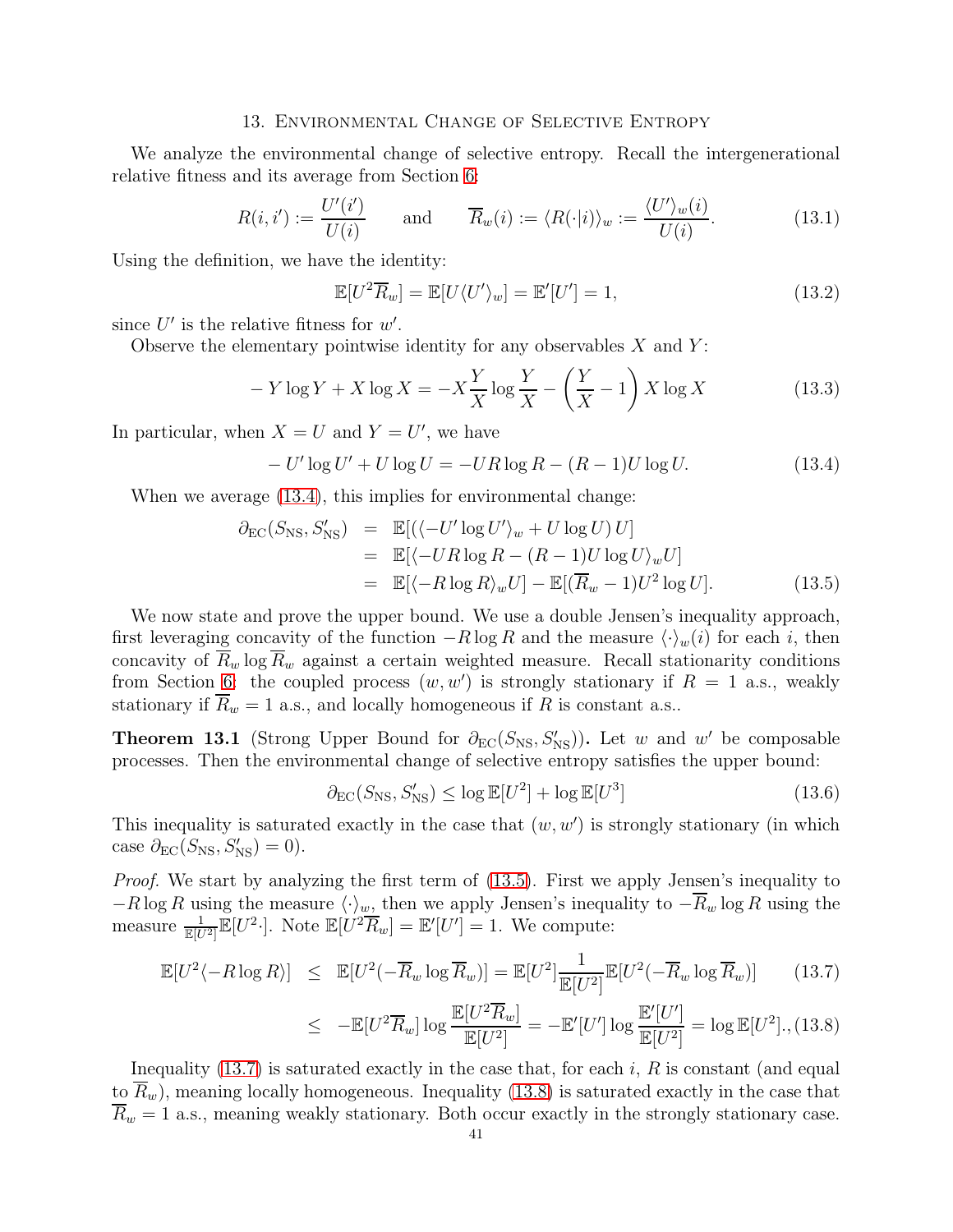## 13. Environmental Change of Selective Entropy

We analyze the environmental change of selective entropy. Recall the intergenerational relative fitness and its average from Section 6:

$$R(i,i') := \frac{U'(i')}{U(i)} \qquad \text{and} \qquad \overline{R}_w(i) := \langle R(\cdot|i)\rangle_w := \frac{\langle U'\rangle_w(i)}{U(i)}. \tag{13.1}$$

Using the definition, we have the identity:

$$\mathbb{E}[U^2\overline{R}_w] = \mathbb{E}[U\langle U'\rangle_w] = \mathbb{E}'[U'] = 1, \tag{13.2}$$

since $U'$ is the relative fitness for $w'$.

Observe the elementary pointwise identity for any observables $X$ and $Y$:

$$-Y\log Y + X\log X = -X\frac{Y}{X}\log\frac{Y}{X} - \left(\frac{Y}{X}-1\right)X\log X \tag{13.3}$$

In particular, when $X = U$ and $Y = U'$, we have

$$-U'\log U' + U\log U = -UR\log R - (R-1)U\log U. \tag{13.4}$$

When we average (13.4), this implies for environmental change:

$$\begin{aligned}
\partial_{\mathrm{EC}}(S_{\mathrm{NS}}, S'_{\mathrm{NS}}) &= \mathbb{E}[(\langle -U'\log U'\rangle_w + U\log U)\,U] \\
&= \mathbb{E}[\langle -UR\log R - (R-1)U\log U\rangle_w U] \\
&= \mathbb{E}[\langle -R\log R\rangle_w U] - \mathbb{E}[(\overline{R}_w - 1)U^2\log U].
\end{aligned} \tag{13.5}$$

We now state and prove the upper bound. We use a double Jensen's inequality approach, first leveraging concavity of the function $-R\log R$ and the measure $\langle\cdot\rangle_w(i)$ for each $i$, then concavity of $\overline{R}_w\log\overline{R}_w$ against a certain weighted measure. Recall stationarity conditions from Section 6: the coupled process $(w,w')$ is strongly stationary if $R=1$ a.s., weakly stationary if $\overline{R}_w = 1$ a.s., and locally homogeneous if $R$ is constant a.s..

**Theorem 13.1** (Strong Upper Bound for $\partial_{\mathrm{EC}}(S_{\mathrm{NS}}, S'_{\mathrm{NS}})$)**.** Let $w$ and $w'$ be composable processes. Then the environmental change of selective entropy satisfies the upper bound:

$$\partial_{\mathrm{EC}}(S_{\mathrm{NS}}, S'_{\mathrm{NS}}) \le \log\mathbb{E}[U^2] + \log\mathbb{E}[U^3] \tag{13.6}$$

This inequality is saturated exactly in the case that $(w,w')$ is strongly stationary (in which case $\partial_{\mathrm{EC}}(S_{\mathrm{NS}}, S'_{\mathrm{NS}}) = 0$).

*Proof.* We start by analyzing the first term of (13.5). First we apply Jensen's inequality to $-R\log R$ using the measure $\langle\cdot\rangle_w$, then we apply Jensen's inequality to $-\overline{R}_w\log R$ using the measure $\frac{1}{\mathbb{E}[U^2]}\mathbb{E}[U^2\cdot]$. Note $\mathbb{E}[U^2\overline{R}_w] = \mathbb{E}'[U'] = 1$. We compute:

$$\begin{aligned}
\mathbb{E}[U^2\langle -R\log R\rangle] &\le \mathbb{E}[U^2(-\overline{R}_w\log\overline{R}_w)] = \mathbb{E}[U^2]\frac{1}{\mathbb{E}[U^2]}\mathbb{E}[U^2(-\overline{R}_w\log\overline{R}_w)] & (13.7)\\
&\le -\mathbb{E}[U^2\overline{R}_w]\log\frac{\mathbb{E}[U^2\overline{R}_w]}{\mathbb{E}[U^2]} = -\mathbb{E}'[U']\log\frac{\mathbb{E}'[U']}{\mathbb{E}[U^2]} = \log\mathbb{E}[U^2]. & (13.8)
\end{aligned}$$

Inequality (13.7) is saturated exactly in the case that, for each $i$, $R$ is constant (and equal to $\overline{R}_w$), meaning locally homogeneous. Inequality (13.8) is saturated exactly in the case that $\overline{R}_w = 1$ a.s., meaning weakly stationary. Both occur exactly in the strongly stationary case.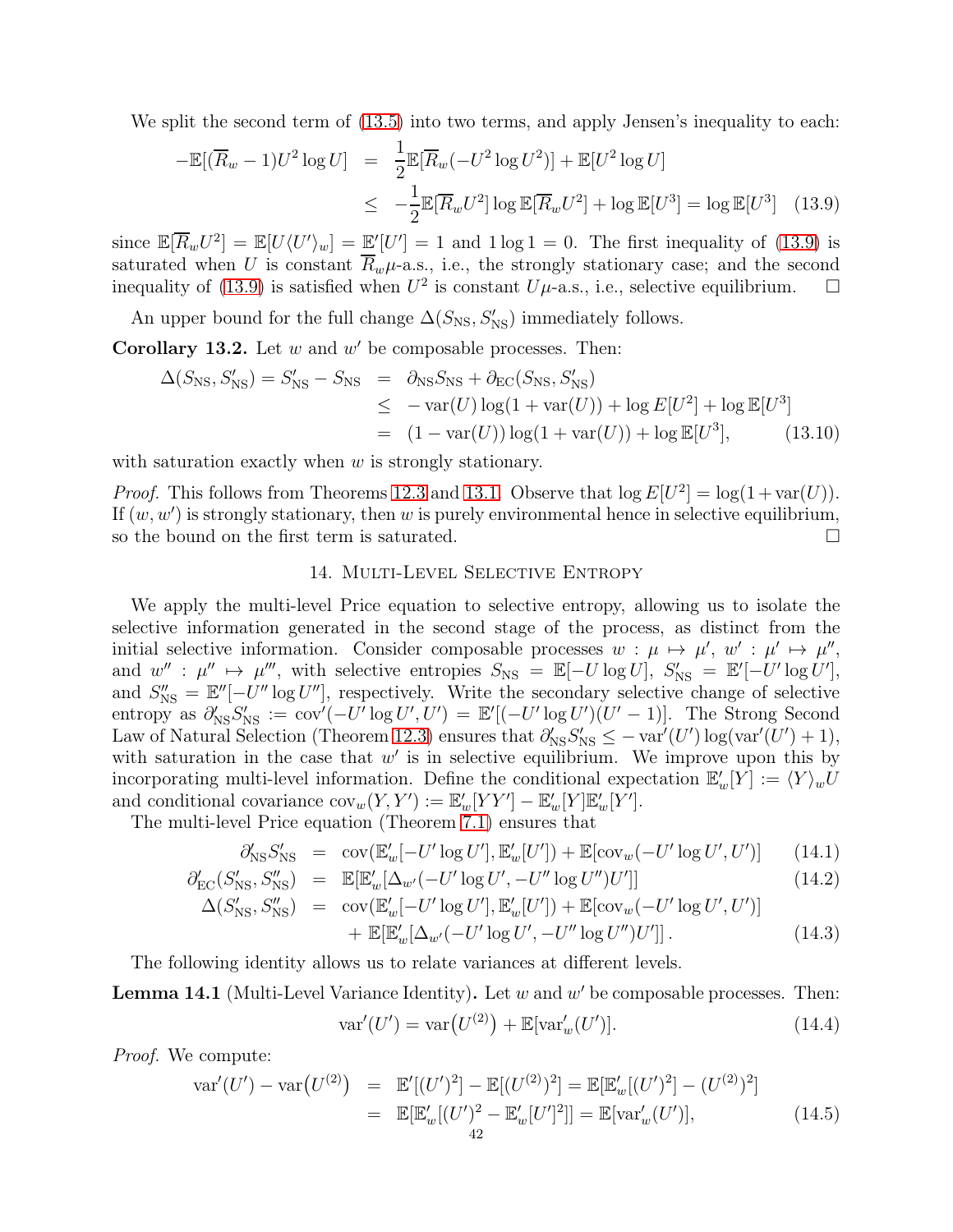We split the second term of (13.5) into two terms, and apply Jensen's inequality to each:

$$
\begin{aligned}
-\mathbb{E}[(\overline{R}_w - 1)U^2 \log U] &= \frac{1}{2}\mathbb{E}[\overline{R}_w(-U^2 \log U^2)] + \mathbb{E}[U^2 \log U] \\
&\leq -\frac{1}{2}\mathbb{E}[\overline{R}_w U^2] \log \mathbb{E}[\overline{R}_w U^2] + \log \mathbb{E}[U^3] = \log \mathbb{E}[U^3] \quad (13.9)
\end{aligned}
$$

since $\mathbb{E}[\overline{R}_w U^2] = \mathbb{E}[U\langle U'\rangle_w] = \mathbb{E}'[U'] = 1$ and $1 \log 1 = 0$. The first inequality of (13.9) is saturated when $U$ is constant $\overline{R}_w\mu$-a.s., i.e., the strongly stationary case; and the second inequality of (13.9) is satisfied when $U^2$ is constant $U\mu$-a.s., i.e., selective equilibrium. $\square$

An upper bound for the full change $\Delta(S_{\text{NS}}, S'_{\text{NS}})$ immediately follows.

**Corollary 13.2.** *Let $w$ and $w'$ be composable processes. Then:*

$$
\begin{aligned}
\Delta(S_{\text{NS}}, S'_{\text{NS}}) = S'_{\text{NS}} - S_{\text{NS}} &= \partial_{\text{NS}} S_{\text{NS}} + \partial_{\text{EC}}(S_{\text{NS}}, S'_{\text{NS}}) \\
&\leq -\operatorname{var}(U)\log(1+\operatorname{var}(U)) + \log E[U^2] + \log \mathbb{E}[U^3] \\
&= (1 - \operatorname{var}(U))\log(1+\operatorname{var}(U)) + \log \mathbb{E}[U^3], \quad (13.10)
\end{aligned}
$$

*with saturation exactly when $w$ is strongly stationary.*

*Proof.* This follows from Theorems 12.3 and 13.1. Observe that $\log E[U^2] = \log(1+\operatorname{var}(U))$. If $(w, w')$ is strongly stationary, then $w$ is purely environmental hence in selective equilibrium, so the bound on the first term is saturated. $\square$

## 14. Multi-Level Selective Entropy

We apply the multi-level Price equation to selective entropy, allowing us to isolate the selective information generated in the second stage of the process, as distinct from the initial selective information. Consider composable processes $w : \mu \mapsto \mu'$, $w' : \mu' \mapsto \mu''$, and $w'' : \mu'' \mapsto \mu'''$, with selective entropies $S_{\text{NS}} = \mathbb{E}[-U \log U]$, $S'_{\text{NS}} = \mathbb{E}'[-U' \log U']$, and $S''_{\text{NS}} = \mathbb{E}''[-U'' \log U'']$, respectively. Write the secondary selective change of selective entropy as $\partial'_{\text{NS}} S'_{\text{NS}} := \operatorname{cov}'(-U' \log U', U') = \mathbb{E}'[(-U' \log U')(U' - 1)]$. The Strong Second Law of Natural Selection (Theorem 12.3) ensures that $\partial'_{\text{NS}} S'_{\text{NS}} \leq -\operatorname{var}'(U')\log(\operatorname{var}'(U') + 1)$, with saturation in the case that $w'$ is in selective equilibrium. We improve upon this by incorporating multi-level information. Define the conditional expectation $\mathbb{E}'_w[Y] := \langle Y\rangle_w U$ and conditional covariance $\operatorname{cov}_w(Y, Y') := \mathbb{E}'_w[YY'] - \mathbb{E}'_w[Y]\mathbb{E}'_w[Y']$.

The multi-level Price equation (Theorem 7.1) ensures that

$$
\begin{aligned}
\partial'_{\text{NS}} S'_{\text{NS}} &= \operatorname{cov}(\mathbb{E}'_w[-U' \log U'], \mathbb{E}'_w[U']) + \mathbb{E}[\operatorname{cov}_w(-U' \log U', U')] \quad (14.1) \\
\partial'_{\text{EC}}(S'_{\text{NS}}, S''_{\text{NS}}) &= \mathbb{E}[\mathbb{E}'_w[\Delta_{w'}(-U' \log U', -U'' \log U'')U']] \quad (14.2) \\
\Delta(S'_{\text{NS}}, S''_{\text{NS}}) &= \operatorname{cov}(\mathbb{E}'_w[-U' \log U'], \mathbb{E}'_w[U']) + \mathbb{E}[\operatorname{cov}_w(-U' \log U', U')] \\
&\quad + \mathbb{E}[\mathbb{E}'_w[\Delta_{w'}(-U' \log U', -U'' \log U'')U']]. \quad (14.3)
\end{aligned}
$$

The following identity allows us to relate variances at different levels.

**Lemma 14.1** (Multi-Level Variance Identity)**.** *Let $w$ and $w'$ be composable processes. Then:*

$$
\operatorname{var}'(U') = \operatorname{var}\big(U^{(2)}\big) + \mathbb{E}[\operatorname{var}'_w(U')]. \quad (14.4)
$$

*Proof.* We compute:

$$
\begin{aligned}
\operatorname{var}'(U') - \operatorname{var}\big(U^{(2)}\big) &= \mathbb{E}'[(U')^2] - \mathbb{E}[(U^{(2)})^2] = \mathbb{E}[\mathbb{E}'_w[(U')^2] - (U^{(2)})^2] \\
&= \mathbb{E}[\mathbb{E}'_w[(U')^2 - \mathbb{E}'_w[U']^2]] = \mathbb{E}[\operatorname{var}'_w(U')], \quad (14.5)
\end{aligned}
$$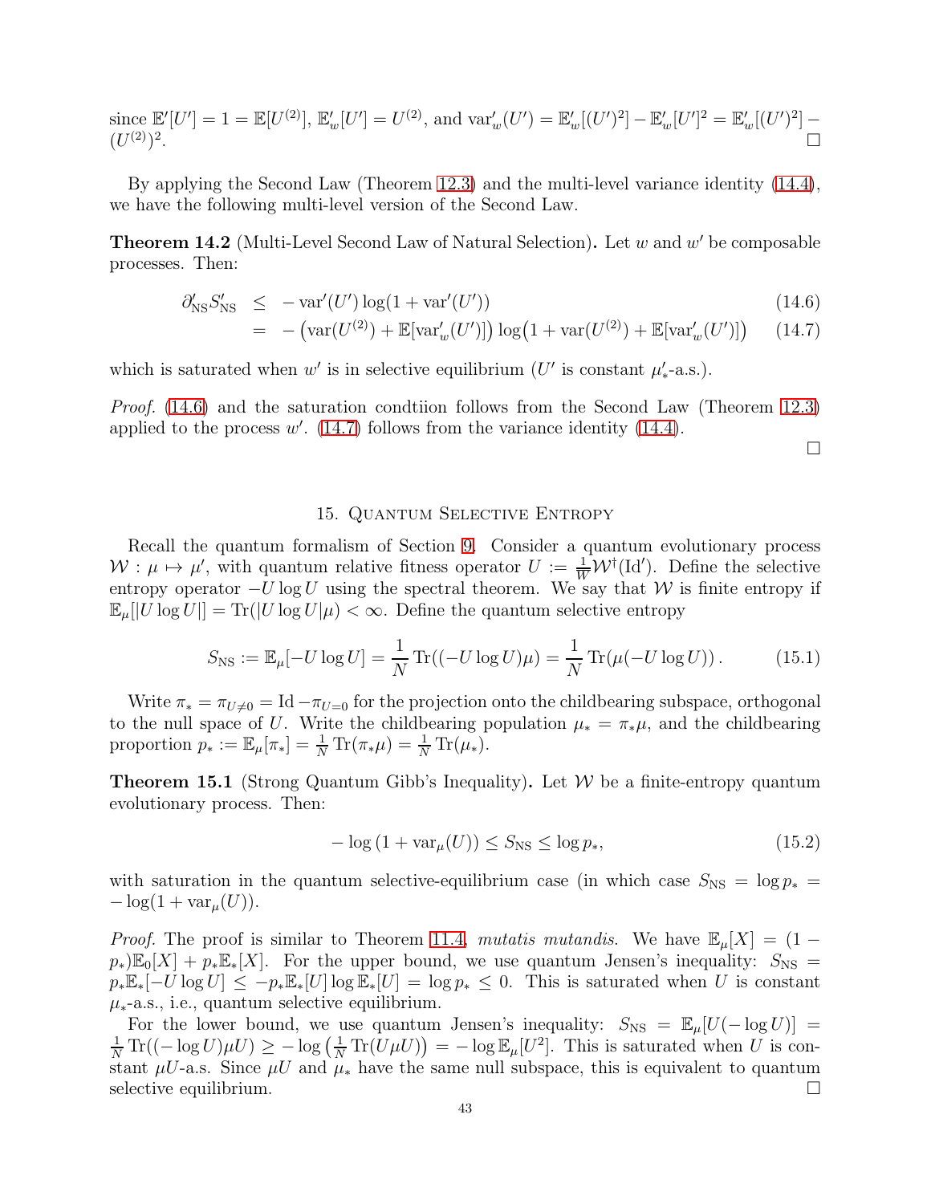since $\mathbb{E}'[U'] = 1 = \mathbb{E}[U^{(2)}]$, $\mathbb{E}'_w[U'] = U^{(2)}$, and $\mathrm{var}'_w(U') = \mathbb{E}'_w[(U')^2] - \mathbb{E}'_w[U']^2 = \mathbb{E}'_w[(U')^2] - (U^{(2)})^2$. □

By applying the Second Law (Theorem 12.3) and the multi-level variance identity (14.4), we have the following multi-level version of the Second Law.

**Theorem 14.2** (Multi-Level Second Law of Natural Selection)**.** Let $w$ and $w'$ be composable processes. Then:

$$
\begin{aligned}
\partial'_{\mathrm{NS}} S'_{\mathrm{NS}} &\leq -\mathrm{var}'(U') \log(1 + \mathrm{var}'(U')) && (14.6)\\
&= -\left(\mathrm{var}(U^{(2)}) + \mathbb{E}[\mathrm{var}'_w(U')]\right) \log\left(1 + \mathrm{var}(U^{(2)}) + \mathbb{E}[\mathrm{var}'_w(U')]\right) && (14.7)
\end{aligned}
$$

which is saturated when $w'$ is in selective equilibrium ($U'$ is constant $\mu'_*$-a.s.).

*Proof.* (14.6) and the saturation condtiion follows from the Second Law (Theorem 12.3) applied to the process $w'$. (14.7) follows from the variance identity (14.4).

□

## 15. Quantum Selective Entropy

Recall the quantum formalism of Section 9. Consider a quantum evolutionary process $\mathcal{W} : \mu \mapsto \mu'$, with quantum relative fitness operator $U := \frac{1}{W}\mathcal{W}^\dagger(\mathrm{Id}')$. Define the selective entropy operator $-U \log U$ using the spectral theorem. We say that $\mathcal{W}$ is finite entropy if $\mathbb{E}_\mu[|U \log U|] = \mathrm{Tr}(|U \log U|\mu) < \infty$. Define the quantum selective entropy

$$
S_{\mathrm{NS}} := \mathbb{E}_\mu[-U \log U] = \frac{1}{N}\mathrm{Tr}((-U \log U)\mu) = \frac{1}{N}\mathrm{Tr}(\mu(-U \log U)). \qquad (15.1)
$$

Write $\pi_* = \pi_{U \neq 0} = \mathrm{Id} - \pi_{U=0}$ for the projection onto the childbearing subspace, orthogonal to the null space of $U$. Write the childbearing population $\mu_* = \pi_* \mu$, and the childbearing proportion $p_* := \mathbb{E}_\mu[\pi_*] = \frac{1}{N}\mathrm{Tr}(\pi_* \mu) = \frac{1}{N}\mathrm{Tr}(\mu_*)$.

**Theorem 15.1** (Strong Quantum Gibb's Inequality)**.** Let $\mathcal{W}$ be a finite-entropy quantum evolutionary process. Then:

$$
-\log\left(1 + \mathrm{var}_\mu(U)\right) \leq S_{\mathrm{NS}} \leq \log p_*, \qquad (15.2)
$$

with saturation in the quantum selective-equilibrium case (in which case $S_{\mathrm{NS}} = \log p_* = -\log(1 + \mathrm{var}_\mu(U))$.

*Proof.* The proof is similar to Theorem 11.4, *mutatis mutandis*. We have $\mathbb{E}_\mu[X] = (1 - p_*)\mathbb{E}_0[X] + p_* \mathbb{E}_*[X]$. For the upper bound, we use quantum Jensen's inequality: $S_{\mathrm{NS}} = p_* \mathbb{E}_*[-U \log U] \leq -p_* \mathbb{E}_*[U] \log \mathbb{E}_*[U] = \log p_* \leq 0$. This is saturated when $U$ is constant $\mu_*$-a.s., i.e., quantum selective equilibrium.

For the lower bound, we use quantum Jensen's inequality: $S_{\mathrm{NS}} = \mathbb{E}_\mu[U(-\log U)] = \frac{1}{N}\mathrm{Tr}((-\log U)\mu U) \geq -\log\left(\frac{1}{N}\mathrm{Tr}(U\mu U)\right) = -\log \mathbb{E}_\mu[U^2]$. This is saturated when $U$ is constant $\mu U$-a.s. Since $\mu U$ and $\mu_*$ have the same null subspace, this is equivalent to quantum selective equilibrium. □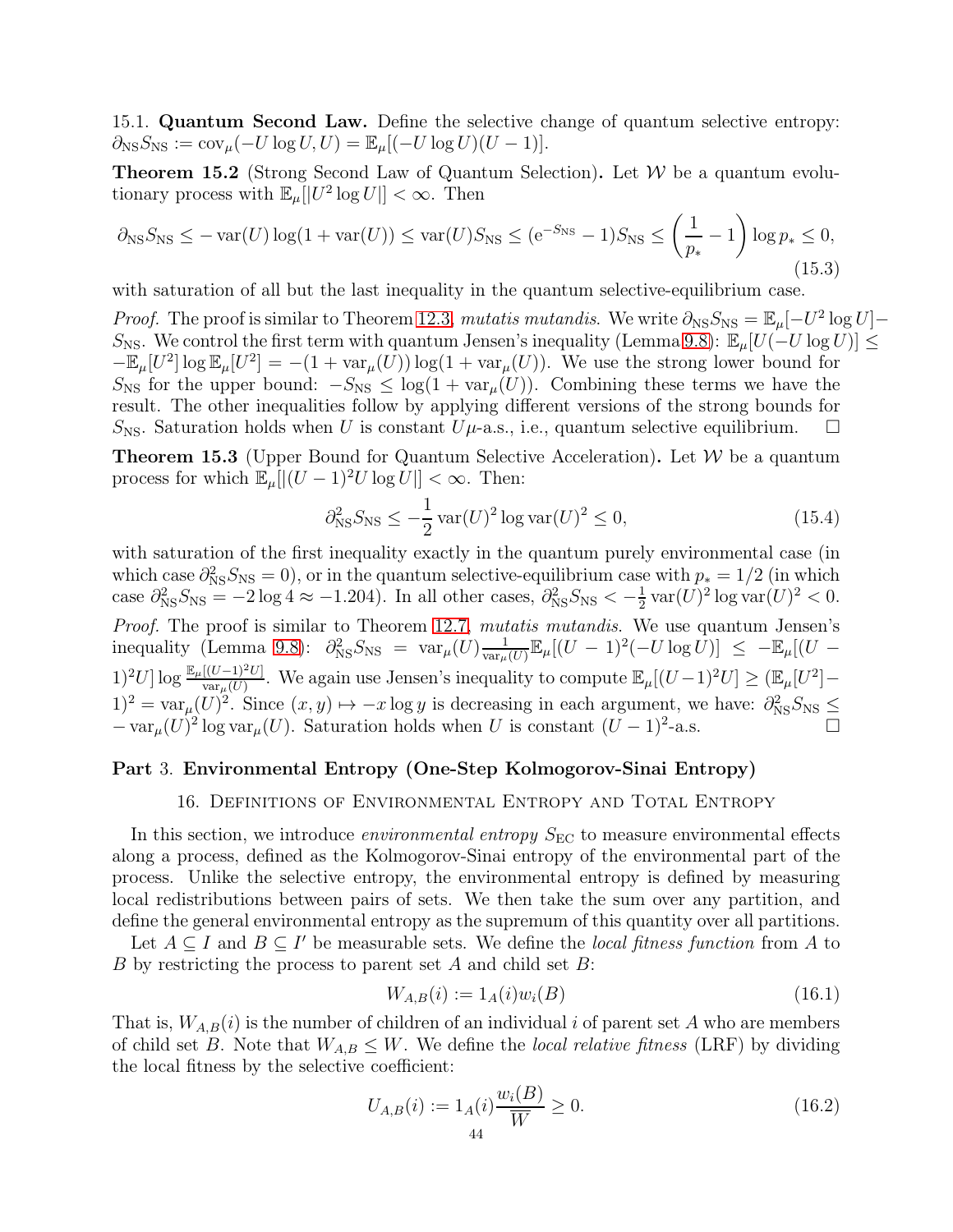15.1. **Quantum Second Law.** Define the selective change of quantum selective entropy: $\partial_{\mathrm{NS}} S_{\mathrm{NS}} := \operatorname{cov}_\mu(-U \log U, U) = \mathbb{E}_\mu[(-U \log U)(U-1)]$.

**Theorem 15.2** (Strong Second Law of Quantum Selection)**.** Let $\mathcal{W}$ be a quantum evolutionary process with $\mathbb{E}_\mu[|U^2 \log U|] < \infty$. Then

$$\partial_{\mathrm{NS}} S_{\mathrm{NS}} \leq -\operatorname{var}(U) \log(1+\operatorname{var}(U)) \leq \operatorname{var}(U) S_{\mathrm{NS}} \leq (\mathrm{e}^{-S_{\mathrm{NS}}} - 1) S_{\mathrm{NS}} \leq \left(\frac{1}{p_*} - 1\right) \log p_* \leq 0, \tag{15.3}$$

with saturation of all but the last inequality in the quantum selective-equilibrium case.

*Proof.* The proof is similar to Theorem 12.3, *mutatis mutandis*. We write $\partial_{\mathrm{NS}} S_{\mathrm{NS}} = \mathbb{E}_\mu[-U^2 \log U] - S_{\mathrm{NS}}$. We control the first term with quantum Jensen's inequality (Lemma 9.8): $\mathbb{E}_\mu[U(-U \log U)] \leq -\mathbb{E}_\mu[U^2] \log \mathbb{E}_\mu[U^2] = -(1+\operatorname{var}_\mu(U)) \log(1+\operatorname{var}_\mu(U))$. We use the strong lower bound for $S_{\mathrm{NS}}$ for the upper bound: $-S_{\mathrm{NS}} \leq \log(1+\operatorname{var}_\mu(U))$. Combining these terms we have the result. The other inequalities follow by applying different versions of the strong bounds for $S_{\mathrm{NS}}$. Saturation holds when $U$ is constant $U\mu$-a.s., i.e., quantum selective equilibrium. $\square$

**Theorem 15.3** (Upper Bound for Quantum Selective Acceleration)**.** Let $\mathcal{W}$ be a quantum process for which $\mathbb{E}_\mu[|(U-1)^2 U \log U|] < \infty$. Then:

$$\partial^2_{\mathrm{NS}} S_{\mathrm{NS}} \leq -\frac{1}{2} \operatorname{var}(U)^2 \log \operatorname{var}(U)^2 \leq 0, \tag{15.4}$$

with saturation of the first inequality exactly in the quantum purely environmental case (in which case $\partial^2_{\mathrm{NS}} S_{\mathrm{NS}} = 0$), or in the quantum selective-equilibrium case with $p_* = 1/2$ (in which case $\partial^2_{\mathrm{NS}} S_{\mathrm{NS}} = -2 \log 4 \approx -1.204$). In all other cases, $\partial^2_{\mathrm{NS}} S_{\mathrm{NS}} < -\frac{1}{2} \operatorname{var}(U)^2 \log \operatorname{var}(U)^2 < 0$.

*Proof.* The proof is similar to Theorem 12.7, *mutatis mutandis*. We use quantum Jensen's inequality (Lemma 9.8): $\partial^2_{\mathrm{NS}} S_{\mathrm{NS}} = \operatorname{var}_\mu(U) \frac{1}{\operatorname{var}_\mu(U)} \mathbb{E}_\mu[(U-1)^2(-U \log U)] \leq -\mathbb{E}_\mu[(U-1)^2 U] \log \frac{\mathbb{E}_\mu[(U-1)^2 U]}{\operatorname{var}_\mu(U)}$. We again use Jensen's inequality to compute $\mathbb{E}_\mu[(U-1)^2 U] \geq (\mathbb{E}_\mu[U^2] - 1)^2 = \operatorname{var}_\mu(U)^2$. Since $(x,y) \mapsto -x \log y$ is decreasing in each argument, we have: $\partial^2_{\mathrm{NS}} S_{\mathrm{NS}} \leq -\operatorname{var}_\mu(U)^2 \log \operatorname{var}_\mu(U)$. Saturation holds when $U$ is constant $(U-1)^2$-a.s. $\square$

# Part 3. Environmental Entropy (One-Step Kolmogorov-Sinai Entropy)

## 16. Definitions of Environmental Entropy and Total Entropy

In this section, we introduce *environmental entropy* $S_{\mathrm{EC}}$ to measure environmental effects along a process, defined as the Kolmogorov-Sinai entropy of the environmental part of the process. Unlike the selective entropy, the environmental entropy is defined by measuring local redistributions between pairs of sets. We then take the sum over any partition, and define the general environmental entropy as the supremum of this quantity over all partitions.

Let $A \subseteq I$ and $B \subseteq I'$ be measurable sets. We define the *local fitness function* from $A$ to $B$ by restricting the process to parent set $A$ and child set $B$:

$$W_{A,B}(i) := 1_A(i) w_i(B) \tag{16.1}$$

That is, $W_{A,B}(i)$ is the number of children of an individual $i$ of parent set $A$ who are members of child set $B$. Note that $W_{A,B} \leq W$. We define the *local relative fitness* (LRF) by dividing the local fitness by the selective coefficient:

$$U_{A,B}(i) := 1_A(i) \frac{w_i(B)}{\overline{W}} \geq 0. \tag{16.2}$$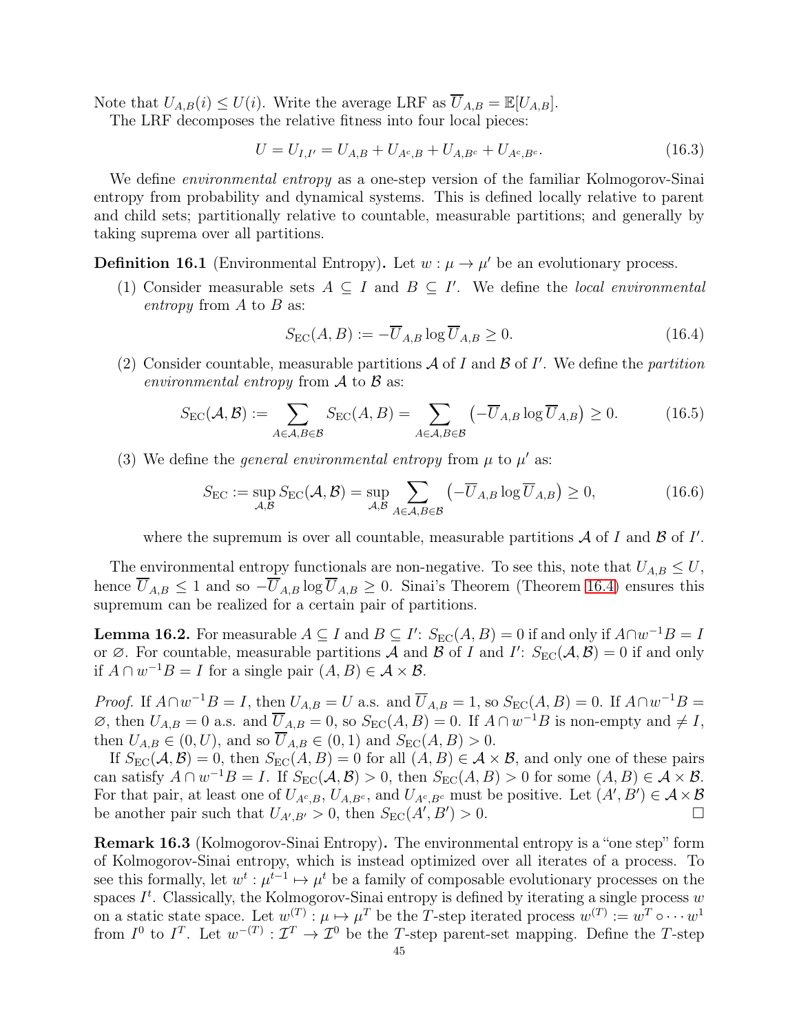Note that $U_{A,B}(i) \le U(i)$. Write the average LRF as $\overline{U}_{A,B} = \mathbb{E}[U_{A,B}]$.

The LRF decomposes the relative fitness into four local pieces:

$$U = U_{I,I'} = U_{A,B} + U_{A^c,B} + U_{A,B^c} + U_{A^c,B^c}. \tag{16.3}$$

We define *environmental entropy* as a one-step version of the familiar Kolmogorov-Sinai entropy from probability and dynamical systems. This is defined locally relative to parent and child sets; partitionally relative to countable, measurable partitions; and generally by taking suprema over all partitions.

**Definition 16.1** (Environmental Entropy)**.** Let $w : \mu \to \mu'$ be an evolutionary process.

(1) Consider measurable sets $A \subseteq I$ and $B \subseteq I'$. We define the *local environmental entropy* from $A$ to $B$ as:

$$S_{\mathrm{EC}}(A,B) := -\overline{U}_{A,B} \log \overline{U}_{A,B} \ge 0. \tag{16.4}$$

(2) Consider countable, measurable partitions $\mathcal{A}$ of $I$ and $\mathcal{B}$ of $I'$. We define the *partition environmental entropy* from $\mathcal{A}$ to $\mathcal{B}$ as:

$$S_{\mathrm{EC}}(\mathcal{A},\mathcal{B}) := \sum_{A \in \mathcal{A}, B \in \mathcal{B}} S_{\mathrm{EC}}(A,B) = \sum_{A \in \mathcal{A}, B \in \mathcal{B}} \left(-\overline{U}_{A,B} \log \overline{U}_{A,B}\right) \ge 0. \tag{16.5}$$

(3) We define the *general environmental entropy* from $\mu$ to $\mu'$ as:

$$S_{\mathrm{EC}} := \sup_{\mathcal{A},\mathcal{B}} S_{\mathrm{EC}}(\mathcal{A},\mathcal{B}) = \sup_{\mathcal{A},\mathcal{B}} \sum_{A \in \mathcal{A}, B \in \mathcal{B}} \left(-\overline{U}_{A,B} \log \overline{U}_{A,B}\right) \ge 0, \tag{16.6}$$

where the supremum is over all countable, measurable partitions $\mathcal{A}$ of $I$ and $\mathcal{B}$ of $I'$.

The environmental entropy functionals are non-negative. To see this, note that $U_{A,B} \le U$, hence $\overline{U}_{A,B} \le 1$ and so $-\overline{U}_{A,B} \log \overline{U}_{A,B} \ge 0$. Sinai's Theorem (Theorem 16.4) ensures this supremum can be realized for a certain pair of partitions.

**Lemma 16.2.** *For measurable $A \subseteq I$ and $B \subseteq I'$: $S_{\mathrm{EC}}(A,B) = 0$ if and only if $A \cap w^{-1}B = I$ or $\varnothing$. For countable, measurable partitions $\mathcal{A}$ and $\mathcal{B}$ of $I$ and $I'$: $S_{\mathrm{EC}}(\mathcal{A},\mathcal{B}) = 0$ if and only if $A \cap w^{-1}B = I$ for a single pair $(A,B) \in \mathcal{A} \times \mathcal{B}$.*

*Proof.* If $A \cap w^{-1}B = I$, then $U_{A,B} = U$ a.s. and $\overline{U}_{A,B} = 1$, so $S_{\mathrm{EC}}(A,B) = 0$. If $A \cap w^{-1}B = \varnothing$, then $U_{A,B} = 0$ a.s. and $\overline{U}_{A,B} = 0$, so $S_{\mathrm{EC}}(A,B) = 0$. If $A \cap w^{-1}B$ is non-empty and $\neq I$, then $U_{A,B} \in (0,U)$, and so $\overline{U}_{A,B} \in (0,1)$ and $S_{\mathrm{EC}}(A,B) > 0$.

If $S_{\mathrm{EC}}(\mathcal{A},\mathcal{B}) = 0$, then $S_{\mathrm{EC}}(A,B) = 0$ for all $(A,B) \in \mathcal{A} \times \mathcal{B}$, and only one of these pairs can satisfy $A \cap w^{-1}B = I$. If $S_{\mathrm{EC}}(\mathcal{A},\mathcal{B}) > 0$, then $S_{\mathrm{EC}}(A,B) > 0$ for some $(A,B) \in \mathcal{A} \times \mathcal{B}$. For that pair, at least one of $U_{A^c,B}$, $U_{A,B^c}$, and $U_{A^c,B^c}$ must be positive. Let $(A',B') \in \mathcal{A} \times \mathcal{B}$ be another pair such that $U_{A',B'} > 0$, then $S_{\mathrm{EC}}(A',B') > 0$. □

**Remark 16.3** (Kolmogorov-Sinai Entropy)**.** The environmental entropy is a "one step" form of Kolmogorov-Sinai entropy, which is instead optimized over all iterates of a process. To see this formally, let $w^t : \mu^{t-1} \mapsto \mu^t$ be a family of composable evolutionary processes on the spaces $I^t$. Classically, the Kolmogorov-Sinai entropy is defined by iterating a single process $w$ on a static state space. Let $w^{(T)} : \mu \mapsto \mu^T$ be the $T$-step iterated process $w^{(T)} := w^T \circ \cdots w^1$ from $I^0$ to $I^T$. Let $w^{-(T)} : \mathcal{I}^T \to \mathcal{I}^0$ be the $T$-step parent-set mapping. Define the $T$-step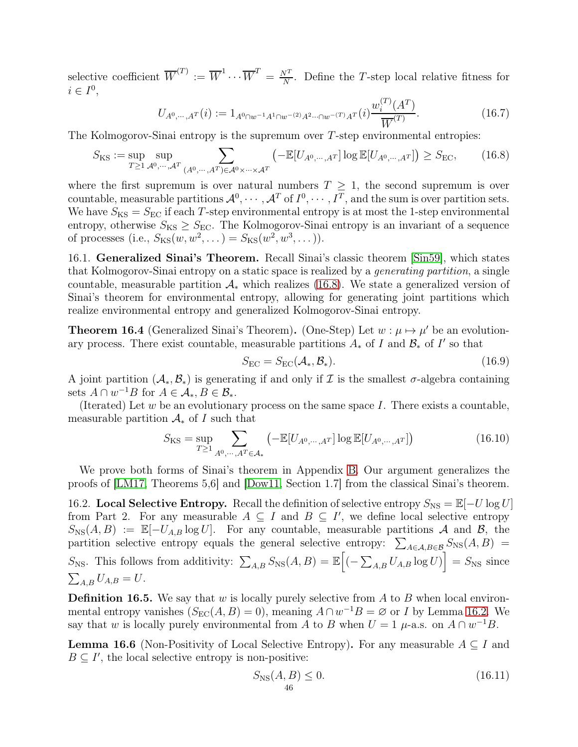selective coefficient $\overline{W}^{(T)} := \overline{W}^1 \cdots \overline{W}^T = \frac{N^T}{N}$. Define the $T$-step local relative fitness for $i \in I^0$,

$$U_{A^0,\cdots,A^T}(i) := 1_{A^0 \cap w^{-1}A^1 \cap w^{-(2)}A^2 \cdots \cap w^{-(T)}A^T}(i) \frac{w_i^{(T)}(A^T)}{\overline{W}^{(T)}}. \tag{16.7}$$

The Kolmogorov-Sinai entropy is the supremum over $T$-step environmental entropies:

$$S_{\text{KS}} := \sup_{T \geq 1} \sup_{\mathcal{A}^0,\cdots,\mathcal{A}^T} \sum_{(A^0,\cdots,A^T) \in \mathcal{A}^0 \times \cdots \times \mathcal{A}^T} \left(-\mathbb{E}[U_{A^0,\cdots,A^T}] \log \mathbb{E}[U_{A^0,\cdots,A^T}]\right) \geq S_{\text{EC}}, \tag{16.8}$$

where the first supremum is over natural numbers $T \geq 1$, the second supremum is over countable, measurable partitions $\mathcal{A}^0, \cdots, \mathcal{A}^T$ of $I^0, \cdots, I^T$, and the sum is over partition sets. We have $S_{\text{KS}} = S_{\text{EC}}$ if each $T$-step environmental entropy is at most the 1-step environmental entropy, otherwise $S_{\text{KS}} \geq S_{\text{EC}}$. The Kolmogorov-Sinai entropy is an invariant of a sequence of processes (i.e., $S_{\text{KS}}(w, w^2, \dots) = S_{\text{KS}}(w^2, w^3, \dots)$).

16.1. **Generalized Sinai's Theorem.** Recall Sinai's classic theorem [Sin59], which states that Kolmogorov-Sinai entropy on a static space is realized by a *generating partition*, a single countable, measurable partition $\mathcal{A}_*$ which realizes (16.8). We state a generalized version of Sinai's theorem for environmental entropy, allowing for generating joint partitions which realize environmental entropy and generalized Kolmogorov-Sinai entropy.

**Theorem 16.4** (Generalized Sinai's Theorem)**.** (One-Step) Let $w : \mu \mapsto \mu'$ be an evolutionary process. There exist countable, measurable partitions $A_*$ of $I$ and $\mathcal{B}_*$ of $I'$ so that

$$S_{\text{EC}} = S_{\text{EC}}(\mathcal{A}_*, \mathcal{B}_*). \tag{16.9}$$

A joint partition $(\mathcal{A}_*, \mathcal{B}_*)$ is generating if and only if $\mathcal{I}$ is the smallest $\sigma$-algebra containing sets $A \cap w^{-1}B$ for $A \in \mathcal{A}_*, B \in \mathcal{B}_*$.

(Iterated) Let $w$ be an evolutionary process on the same space $I$. There exists a countable, measurable partition $\mathcal{A}_*$ of $I$ such that

$$S_{\text{KS}} = \sup_{T \geq 1} \sum_{A^0,\cdots,A^T \in \mathcal{A}_*} \left(-\mathbb{E}[U_{A^0,\cdots,A^T}] \log \mathbb{E}[U_{A^0,\cdots,A^T}]\right) \tag{16.10}$$

We prove both forms of Sinai's theorem in Appendix B. Our argument generalizes the proofs of [LM17, Theorems 5,6] and [Dow11, Section 1.7] from the classical Sinai's theorem.

16.2. **Local Selective Entropy.** Recall the definition of selective entropy $S_{\text{NS}} = \mathbb{E}[-U \log U]$ from Part 2. For any measurable $A \subseteq I$ and $B \subseteq I'$, we define local selective entropy $S_{\text{NS}}(A, B) := \mathbb{E}[-U_{A,B} \log U]$. For any countable, measurable partitions $\mathcal{A}$ and $\mathcal{B}$, the partition selective entropy equals the general selective entropy: $\sum_{A \in \mathcal{A}, B \in \mathcal{B}} S_{\text{NS}}(A, B) = S_{\text{NS}}$. This follows from additivity: $\sum_{A,B} S_{\text{NS}}(A, B) = \mathbb{E}\Big[(-\sum_{A,B} U_{A,B} \log U)\Big] = S_{\text{NS}}$ since $\sum_{A,B} U_{A,B} = U$.

**Definition 16.5.** We say that $w$ is locally purely selective from $A$ to $B$ when local environmental entropy vanishes ($S_{\text{EC}}(A, B) = 0$), meaning $A \cap w^{-1}B = \varnothing$ or $I$ by Lemma 16.2. We say that $w$ is locally purely environmental from $A$ to $B$ when $U = 1$ $\mu$-a.s. on $A \cap w^{-1}B$.

**Lemma 16.6** (Non-Positivity of Local Selective Entropy)**.** For any measurable $A \subseteq I$ and $B \subseteq I'$, the local selective entropy is non-positive:

$$S_{\text{NS}}(A, B) \leq 0. \tag{16.11}$$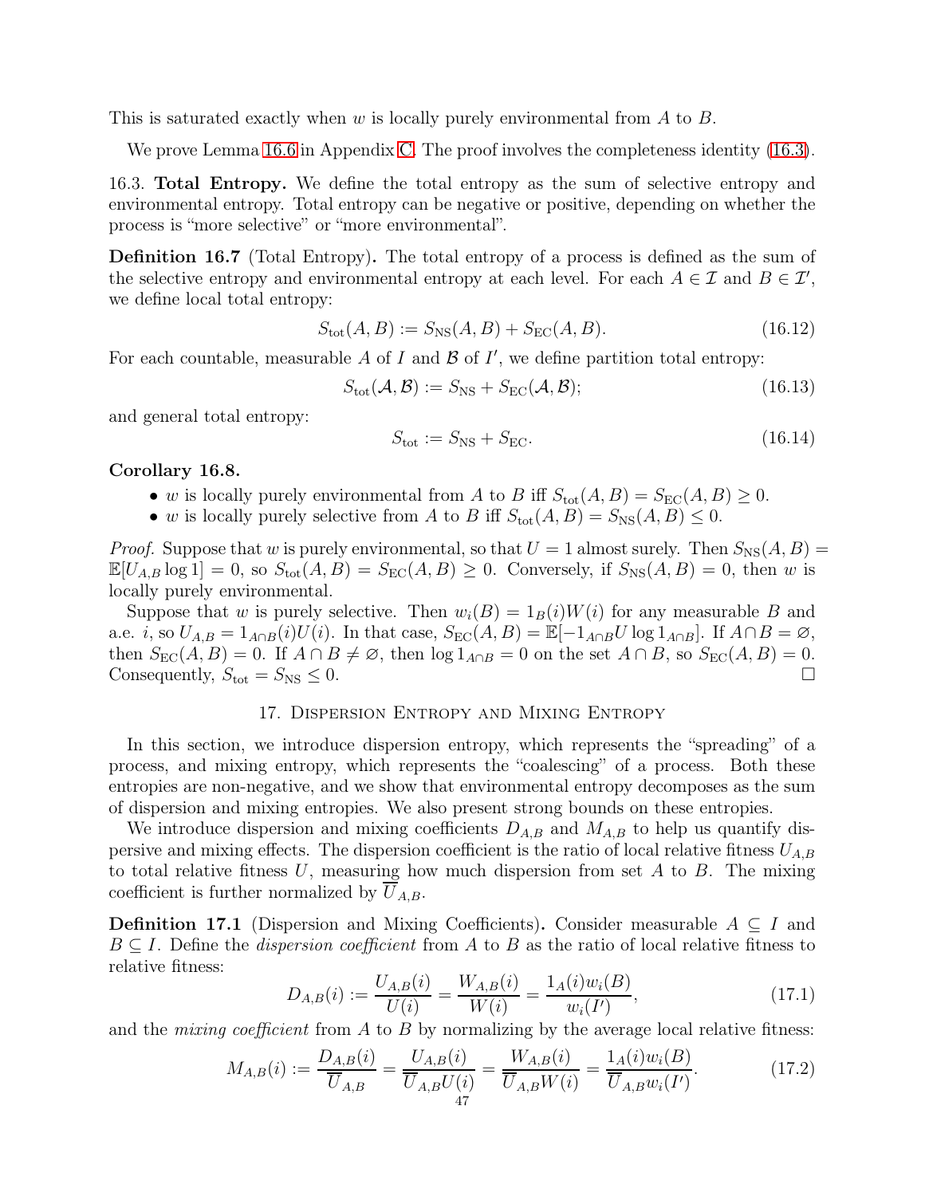This is saturated exactly when $w$ is locally purely environmental from $A$ to $B$.

We prove Lemma 16.6 in Appendix C. The proof involves the completeness identity (16.3).

### 16.3. Total Entropy.

We define the total entropy as the sum of selective entropy and environmental entropy. Total entropy can be negative or positive, depending on whether the process is "more selective" or "more environmental".

**Definition 16.7** (Total Entropy)**.** The total entropy of a process is defined as the sum of the selective entropy and environmental entropy at each level. For each $A \in \mathcal{I}$ and $B \in \mathcal{I}'$, we define local total entropy:

$$S_{\text{tot}}(A,B) := S_{\text{NS}}(A,B) + S_{\text{EC}}(A,B). \tag{16.12}$$

For each countable, measurable $\mathcal{A}$ of $I$ and $\mathcal{B}$ of $I'$, we define partition total entropy:

$$S_{\text{tot}}(\mathcal{A},\mathcal{B}) := S_{\text{NS}} + S_{\text{EC}}(\mathcal{A},\mathcal{B}); \tag{16.13}$$

and general total entropy:

$$S_{\text{tot}} := S_{\text{NS}} + S_{\text{EC}}. \tag{16.14}$$

**Corollary 16.8.**

- $w$ is locally purely environmental from $A$ to $B$ iff $S_{\text{tot}}(A,B) = S_{\text{EC}}(A,B) \geq 0$.
- $w$ is locally purely selective from $A$ to $B$ iff $S_{\text{tot}}(A,B) = S_{\text{NS}}(A,B) \leq 0$.

*Proof.* Suppose that $w$ is purely environmental, so that $U = 1$ almost surely. Then $S_{\text{NS}}(A,B) = \mathbb{E}[U_{A,B}\log 1] = 0$, so $S_{\text{tot}}(A,B) = S_{\text{EC}}(A,B) \geq 0$. Conversely, if $S_{\text{NS}}(A,B) = 0$, then $w$ is locally purely environmental.

Suppose that $w$ is purely selective. Then $w_i(B) = 1_B(i)W(i)$ for any measurable $B$ and a.e. $i$, so $U_{A,B} = 1_{A\cap B}(i)U(i)$. In that case, $S_{\text{EC}}(A,B) = \mathbb{E}[-1_{A\cap B}U\log 1_{A\cap B}]$. If $A\cap B = \varnothing$, then $S_{\text{EC}}(A,B) = 0$. If $A \cap B \neq \varnothing$, then $\log 1_{A\cap B} = 0$ on the set $A\cap B$, so $S_{\text{EC}}(A,B) = 0$. Consequently, $S_{\text{tot}} = S_{\text{NS}} \leq 0$. □

## 17. Dispersion Entropy and Mixing Entropy

In this section, we introduce dispersion entropy, which represents the "spreading" of a process, and mixing entropy, which represents the "coalescing" of a process. Both these entropies are non-negative, and we show that environmental entropy decomposes as the sum of dispersion and mixing entropies. We also present strong bounds on these entropies.

We introduce dispersion and mixing coefficients $D_{A,B}$ and $M_{A,B}$ to help us quantify dispersive and mixing effects. The dispersion coefficient is the ratio of local relative fitness $U_{A,B}$ to total relative fitness $U$, measuring how much dispersion from set $A$ to $B$. The mixing coefficient is further normalized by $\overline{U}_{A,B}$.

**Definition 17.1** (Dispersion and Mixing Coefficients)**.** Consider measurable $A \subseteq I$ and $B \subseteq I$. Define the *dispersion coefficient* from $A$ to $B$ as the ratio of local relative fitness to relative fitness:

$$D_{A,B}(i) := \frac{U_{A,B}(i)}{U(i)} = \frac{W_{A,B}(i)}{W(i)} = \frac{1_A(i)w_i(B)}{w_i(I')}, \tag{17.1}$$

and the *mixing coefficient* from $A$ to $B$ by normalizing by the average local relative fitness:

$$M_{A,B}(i) := \frac{D_{A,B}(i)}{\overline{U}_{A,B}} = \frac{U_{A,B}(i)}{\overline{U}_{A,B}U(i)} = \frac{W_{A,B}(i)}{\overline{U}_{A,B}W(i)} = \frac{1_A(i)w_i(B)}{\overline{U}_{A,B}w_i(I')}. \tag{17.2}$$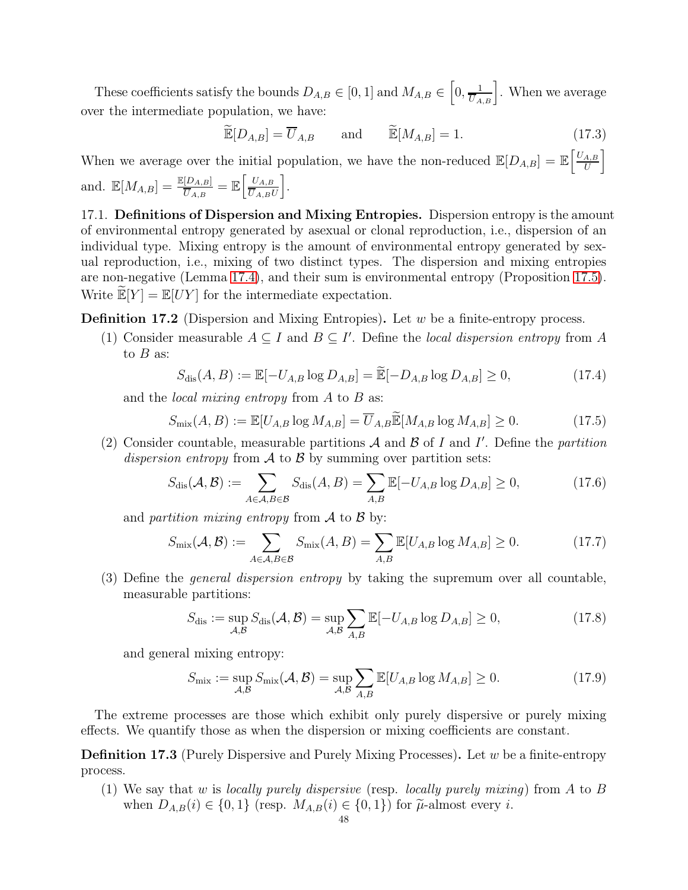These coefficients satisfy the bounds $D_{A,B} \in [0,1]$ and $M_{A,B} \in \left[0, \frac{1}{\overline{U}_{A,B}}\right]$. When we average over the intermediate population, we have:

$$\widetilde{\mathbb{E}}[D_{A,B}] = \overline{U}_{A,B} \qquad \text{and} \qquad \widetilde{\mathbb{E}}[M_{A,B}] = 1. \tag{17.3}$$

When we average over the initial population, we have the non-reduced $\mathbb{E}[D_{A,B}] = \mathbb{E}\left[\frac{U_{A,B}}{U}\right]$ and. $\mathbb{E}[M_{A,B}] = \frac{\mathbb{E}[D_{A,B}]}{\overline{U}_{A,B}} = \mathbb{E}\left[\frac{U_{A,B}}{\overline{U}_{A,B} U}\right]$.

17.1. **Definitions of Dispersion and Mixing Entropies.** Dispersion entropy is the amount of environmental entropy generated by asexual or clonal reproduction, i.e., dispersion of an individual type. Mixing entropy is the amount of environmental entropy generated by sexual reproduction, i.e., mixing of two distinct types. The dispersion and mixing entropies are non-negative (Lemma 17.4), and their sum is environmental entropy (Proposition 17.5). Write $\widetilde{\mathbb{E}}[Y] = \mathbb{E}[UY]$ for the intermediate expectation.

**Definition 17.2** (Dispersion and Mixing Entropies)**.** Let $w$ be a finite-entropy process.

(1) Consider measurable $A \subseteq I$ and $B \subseteq I'$. Define the *local dispersion entropy* from $A$ to $B$ as:

$$S_{\text{dis}}(A,B) := \mathbb{E}[-U_{A,B} \log D_{A,B}] = \widetilde{\mathbb{E}}[-D_{A,B} \log D_{A,B}] \geq 0, \tag{17.4}$$

and the *local mixing entropy* from $A$ to $B$ as:

$$S_{\text{mix}}(A,B) := \mathbb{E}[U_{A,B} \log M_{A,B}] = \overline{U}_{A,B} \widetilde{\mathbb{E}}[M_{A,B} \log M_{A,B}] \geq 0. \tag{17.5}$$

(2) Consider countable, measurable partitions $\mathcal{A}$ and $\mathcal{B}$ of $I$ and $I'$. Define the *partition dispersion entropy* from $\mathcal{A}$ to $\mathcal{B}$ by summing over partition sets:

$$S_{\text{dis}}(\mathcal{A},\mathcal{B}) := \sum_{A \in \mathcal{A}, B \in \mathcal{B}} S_{\text{dis}}(A,B) = \sum_{A,B} \mathbb{E}[-U_{A,B} \log D_{A,B}] \geq 0, \tag{17.6}$$

and *partition mixing entropy* from $\mathcal{A}$ to $\mathcal{B}$ by:

$$S_{\text{mix}}(\mathcal{A},\mathcal{B}) := \sum_{A \in \mathcal{A}, B \in \mathcal{B}} S_{\text{mix}}(A,B) = \sum_{A,B} \mathbb{E}[U_{A,B} \log M_{A,B}] \geq 0. \tag{17.7}$$

(3) Define the *general dispersion entropy* by taking the supremum over all countable, measurable partitions:

$$S_{\text{dis}} := \sup_{\mathcal{A},\mathcal{B}} S_{\text{dis}}(\mathcal{A},\mathcal{B}) = \sup_{\mathcal{A},\mathcal{B}} \sum_{A,B} \mathbb{E}[-U_{A,B} \log D_{A,B}] \geq 0, \tag{17.8}$$

and general mixing entropy:

$$S_{\text{mix}} := \sup_{\mathcal{A},\mathcal{B}} S_{\text{mix}}(\mathcal{A},\mathcal{B}) = \sup_{\mathcal{A},\mathcal{B}} \sum_{A,B} \mathbb{E}[U_{A,B} \log M_{A,B}] \geq 0. \tag{17.9}$$

The extreme processes are those which exhibit only purely dispersive or purely mixing effects. We quantify those as when the dispersion or mixing coefficients are constant.

**Definition 17.3** (Purely Dispersive and Purely Mixing Processes)**.** Let $w$ be a finite-entropy process.

(1) We say that $w$ is *locally purely dispersive* (resp. *locally purely mixing*) from $A$ to $B$ when $D_{A,B}(i) \in \{0,1\}$ (resp. $M_{A,B}(i) \in \{0,1\}$) for $\widetilde{\mu}$-almost every $i$.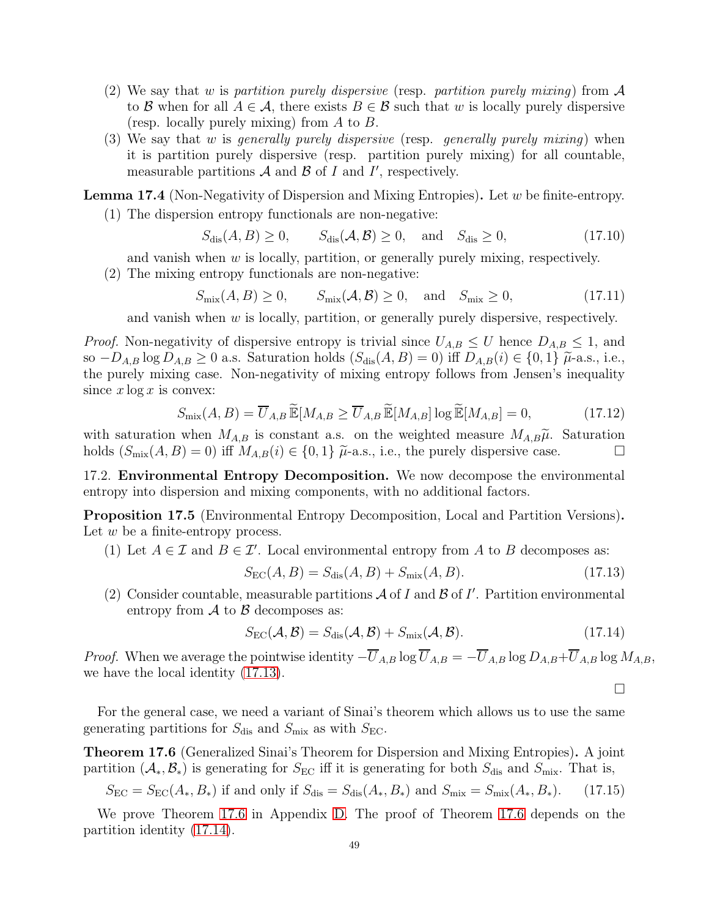(2) We say that $w$ is *partition purely dispersive* (resp. *partition purely mixing*) from $\mathcal{A}$ to $\mathcal{B}$ when for all $A \in \mathcal{A}$, there exists $B \in \mathcal{B}$ such that $w$ is locally purely dispersive (resp. locally purely mixing) from $A$ to $B$.

(3) We say that $w$ is *generally purely dispersive* (resp. *generally purely mixing*) when it is partition purely dispersive (resp. partition purely mixing) for all countable, measurable partitions $\mathcal{A}$ and $\mathcal{B}$ of $I$ and $I'$, respectively.

**Lemma 17.4** (Non-Negativity of Dispersion and Mixing Entropies)**.** Let $w$ be finite-entropy.

(1) The dispersion entropy functionals are non-negative:

$$S_{\text{dis}}(A, B) \geq 0, \qquad S_{\text{dis}}(\mathcal{A}, \mathcal{B}) \geq 0, \quad \text{and} \quad S_{\text{dis}} \geq 0, \tag{17.10}$$

and vanish when $w$ is locally, partition, or generally purely mixing, respectively.

(2) The mixing entropy functionals are non-negative:

$$S_{\text{mix}}(A, B) \geq 0, \qquad S_{\text{mix}}(\mathcal{A}, \mathcal{B}) \geq 0, \quad \text{and} \quad S_{\text{mix}} \geq 0, \tag{17.11}$$

and vanish when $w$ is locally, partition, or generally purely dispersive, respectively.

*Proof.* Non-negativity of dispersive entropy is trivial since $U_{A,B} \leq U$ hence $D_{A,B} \leq 1$, and so $-D_{A,B} \log D_{A,B} \geq 0$ a.s. Saturation holds ($S_{\text{dis}}(A, B) = 0$) iff $D_{A,B}(i) \in \{0, 1\}$ $\widetilde{\mu}$-a.s., i.e., the purely mixing case. Non-negativity of mixing entropy follows from Jensen's inequality since $x \log x$ is convex:

$$S_{\text{mix}}(A, B) = \overline{U}_{A,B}\, \widetilde{\mathbb{E}}[M_{A,B} \geq \overline{U}_{A,B}\, \widetilde{\mathbb{E}}[M_{A,B}] \log \widetilde{\mathbb{E}}[M_{A,B}] = 0, \tag{17.12}$$

with saturation when $M_{A,B}$ is constant a.s. on the weighted measure $M_{A,B}\widetilde{\mu}$. Saturation holds ($S_{\text{mix}}(A, B) = 0$) iff $M_{A,B}(i) \in \{0, 1\}$ $\widetilde{\mu}$-a.s., i.e., the purely dispersive case. $\square$

17.2. **Environmental Entropy Decomposition.** We now decompose the environmental entropy into dispersion and mixing components, with no additional factors.

**Proposition 17.5** (Environmental Entropy Decomposition, Local and Partition Versions)**.** Let $w$ be a finite-entropy process.

(1) Let $A \in \mathcal{I}$ and $B \in \mathcal{I}'$. Local environmental entropy from $A$ to $B$ decomposes as:

$$S_{\text{EC}}(A, B) = S_{\text{dis}}(A, B) + S_{\text{mix}}(A, B). \tag{17.13}$$

(2) Consider countable, measurable partitions $\mathcal{A}$ of $I$ and $\mathcal{B}$ of $I'$. Partition environmental entropy from $\mathcal{A}$ to $\mathcal{B}$ decomposes as:

$$S_{\text{EC}}(\mathcal{A}, \mathcal{B}) = S_{\text{dis}}(\mathcal{A}, \mathcal{B}) + S_{\text{mix}}(\mathcal{A}, \mathcal{B}). \tag{17.14}$$

*Proof.* When we average the pointwise identity $-\overline{U}_{A,B} \log \overline{U}_{A,B} = -\overline{U}_{A,B} \log D_{A,B} + \overline{U}_{A,B} \log M_{A,B}$, we have the local identity (17.13).

$\square$

For the general case, we need a variant of Sinai's theorem which allows us to use the same generating partitions for $S_{\text{dis}}$ and $S_{\text{mix}}$ as with $S_{\text{EC}}$.

**Theorem 17.6** (Generalized Sinai's Theorem for Dispersion and Mixing Entropies)**.** A joint partition $(\mathcal{A}_*, \mathcal{B}_*)$ is generating for $S_{\text{EC}}$ iff it is generating for both $S_{\text{dis}}$ and $S_{\text{mix}}$. That is,

$$S_{\text{EC}} = S_{\text{EC}}(A_*, B_*) \text{ if and only if } S_{\text{dis}} = S_{\text{dis}}(A_*, B_*) \text{ and } S_{\text{mix}} = S_{\text{mix}}(A_*, B_*). \tag{17.15}$$

We prove Theorem 17.6 in Appendix D. The proof of Theorem 17.6 depends on the partition identity (17.14).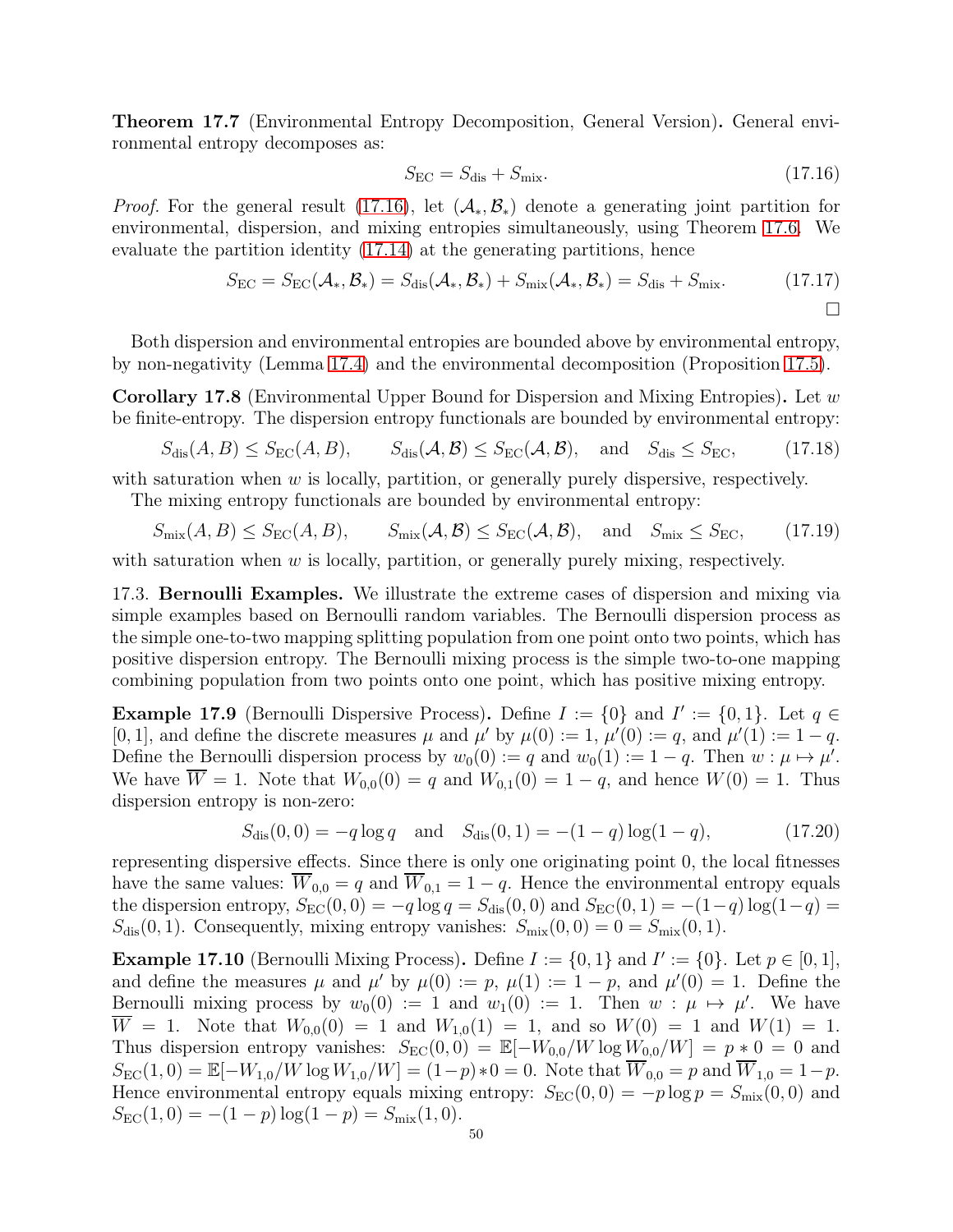**Theorem 17.7** (Environmental Entropy Decomposition, General Version)**.** General environmental entropy decomposes as:

$$S_{\mathrm{EC}} = S_{\mathrm{dis}} + S_{\mathrm{mix}}. \tag{17.16}$$

*Proof.* For the general result (17.16), let $(\mathcal{A}_*, \mathcal{B}_*)$ denote a generating joint partition for environmental, dispersion, and mixing entropies simultaneously, using Theorem 17.6. We evaluate the partition identity (17.14) at the generating partitions, hence

$$S_{\mathrm{EC}} = S_{\mathrm{EC}}(\mathcal{A}_*, \mathcal{B}_*) = S_{\mathrm{dis}}(\mathcal{A}_*, \mathcal{B}_*) + S_{\mathrm{mix}}(\mathcal{A}_*, \mathcal{B}_*) = S_{\mathrm{dis}} + S_{\mathrm{mix}}. \tag{17.17}$$

□

Both dispersion and environmental entropies are bounded above by environmental entropy, by non-negativity (Lemma 17.4) and the environmental decomposition (Proposition 17.5).

**Corollary 17.8** (Environmental Upper Bound for Dispersion and Mixing Entropies)**.** Let $w$ be finite-entropy. The dispersion entropy functionals are bounded by environmental entropy:

$$S_{\mathrm{dis}}(A, B) \leq S_{\mathrm{EC}}(A, B), \qquad S_{\mathrm{dis}}(\mathcal{A}, \mathcal{B}) \leq S_{\mathrm{EC}}(\mathcal{A}, \mathcal{B}), \quad \text{and} \quad S_{\mathrm{dis}} \leq S_{\mathrm{EC}}, \tag{17.18}$$

with saturation when $w$ is locally, partition, or generally purely dispersive, respectively.

The mixing entropy functionals are bounded by environmental entropy:

$$S_{\mathrm{mix}}(A, B) \leq S_{\mathrm{EC}}(A, B), \qquad S_{\mathrm{mix}}(\mathcal{A}, \mathcal{B}) \leq S_{\mathrm{EC}}(\mathcal{A}, \mathcal{B}), \quad \text{and} \quad S_{\mathrm{mix}} \leq S_{\mathrm{EC}}, \tag{17.19}$$

with saturation when $w$ is locally, partition, or generally purely mixing, respectively.

17.3. **Bernoulli Examples.** We illustrate the extreme cases of dispersion and mixing via simple examples based on Bernoulli random variables. The Bernoulli dispersion process as the simple one-to-two mapping splitting population from one point onto two points, which has positive dispersion entropy. The Bernoulli mixing process is the simple two-to-one mapping combining population from two points onto one point, which has positive mixing entropy.

**Example 17.9** (Bernoulli Dispersive Process)**.** Define $I := \{0\}$ and $I' := \{0, 1\}$. Let $q \in [0, 1]$, and define the discrete measures $\mu$ and $\mu'$ by $\mu(0) := 1$, $\mu'(0) := q$, and $\mu'(1) := 1 - q$. Define the Bernoulli dispersion process by $w_0(0) := q$ and $w_0(1) := 1 - q$. Then $w : \mu \mapsto \mu'$. We have $\overline{W} = 1$. Note that $W_{0,0}(0) = q$ and $W_{0,1}(0) = 1 - q$, and hence $W(0) = 1$. Thus dispersion entropy is non-zero:

$$S_{\mathrm{dis}}(0, 0) = -q \log q \quad \text{and} \quad S_{\mathrm{dis}}(0, 1) = -(1 - q) \log(1 - q), \tag{17.20}$$

representing dispersive effects. Since there is only one originating point 0, the local fitnesses have the same values: $\overline{W}_{0,0} = q$ and $\overline{W}_{0,1} = 1 - q$. Hence the environmental entropy equals the dispersion entropy, $S_{\mathrm{EC}}(0, 0) = -q \log q = S_{\mathrm{dis}}(0, 0)$ and $S_{\mathrm{EC}}(0, 1) = -(1-q) \log(1-q) = S_{\mathrm{dis}}(0, 1)$. Consequently, mixing entropy vanishes: $S_{\mathrm{mix}}(0, 0) = 0 = S_{\mathrm{mix}}(0, 1)$.

**Example 17.10** (Bernoulli Mixing Process)**.** Define $I := \{0, 1\}$ and $I' := \{0\}$. Let $p \in [0, 1]$, and define the measures $\mu$ and $\mu'$ by $\mu(0) := p$, $\mu(1) := 1 - p$, and $\mu'(0) = 1$. Define the Bernoulli mixing process by $w_0(0) := 1$ and $w_1(0) := 1$. Then $w : \mu \mapsto \mu'$. We have $\overline{W} = 1$. Note that $W_{0,0}(0) = 1$ and $W_{1,0}(1) = 1$, and so $W(0) = 1$ and $W(1) = 1$. Thus dispersion entropy vanishes: $S_{\mathrm{EC}}(0, 0) = \mathbb{E}[-W_{0,0}/W \log W_{0,0}/W] = p * 0 = 0$ and $S_{\mathrm{EC}}(1, 0) = \mathbb{E}[-W_{1,0}/W \log W_{1,0}/W] = (1-p) * 0 = 0$. Note that $\overline{W}_{0,0} = p$ and $\overline{W}_{1,0} = 1-p$. Hence environmental entropy equals mixing entropy: $S_{\mathrm{EC}}(0, 0) = -p \log p = S_{\mathrm{mix}}(0, 0)$ and $S_{\mathrm{EC}}(1, 0) = -(1 - p) \log(1 - p) = S_{\mathrm{mix}}(1, 0)$.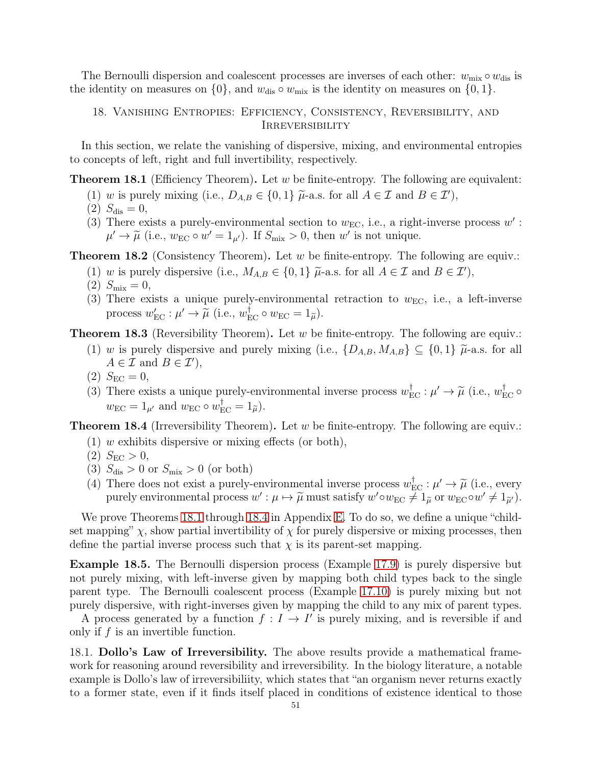The Bernoulli dispersion and coalescent processes are inverses of each other: $w_{\mathrm{mix}} \circ w_{\mathrm{dis}}$ is the identity on measures on $\{0\}$, and $w_{\mathrm{dis}} \circ w_{\mathrm{mix}}$ is the identity on measures on $\{0, 1\}$.

## 18. Vanishing Entropies: Efficiency, Consistency, Reversibility, and Irreversibility

In this section, we relate the vanishing of dispersive, mixing, and environmental entropies to concepts of left, right and full invertibility, respectively.

**Theorem 18.1** (Efficiency Theorem)**.** Let $w$ be finite-entropy. The following are equivalent:

1. $w$ is purely mixing (i.e., $D_{A,B} \in \{0, 1\}$ $\widetilde{\mu}$-a.s. for all $A \in \mathcal{I}$ and $B \in \mathcal{I}'$),
2. $S_{\mathrm{dis}} = 0$,
3. There exists a purely-environmental section to $w_{\mathrm{EC}}$, i.e., a right-inverse process $w' : \mu' \to \widetilde{\mu}$ (i.e., $w_{\mathrm{EC}} \circ w' = 1_{\mu'}$). If $S_{\mathrm{mix}} > 0$, then $w'$ is not unique.

**Theorem 18.2** (Consistency Theorem)**.** Let $w$ be finite-entropy. The following are equiv.:

1. $w$ is purely dispersive (i.e., $M_{A,B} \in \{0, 1\}$ $\widetilde{\mu}$-a.s. for all $A \in \mathcal{I}$ and $B \in \mathcal{I}'$),
2. $S_{\mathrm{mix}} = 0$,
3. There exists a unique purely-environmental retraction to $w_{\mathrm{EC}}$, i.e., a left-inverse process $w'_{\mathrm{EC}} : \mu' \to \widetilde{\mu}$ (i.e., $w^{\dagger}_{\mathrm{EC}} \circ w_{\mathrm{EC}} = 1_{\widetilde{\mu}}$).

**Theorem 18.3** (Reversibility Theorem)**.** Let $w$ be finite-entropy. The following are equiv.:

1. $w$ is purely dispersive and purely mixing (i.e., $\{D_{A,B}, M_{A,B}\} \subseteq \{0, 1\}$ $\widetilde{\mu}$-a.s. for all $A \in \mathcal{I}$ and $B \in \mathcal{I}'$),
2. $S_{\mathrm{EC}} = 0$,
3. There exists a unique purely-environmental inverse process $w^{\dagger}_{\mathrm{EC}} : \mu' \to \widetilde{\mu}$ (i.e., $w^{\dagger}_{\mathrm{EC}} \circ w_{\mathrm{EC}} = 1_{\mu'}$ and $w_{\mathrm{EC}} \circ w^{\dagger}_{\mathrm{EC}} = 1_{\widetilde{\mu}}$).

**Theorem 18.4** (Irreversibility Theorem)**.** Let $w$ be finite-entropy. The following are equiv.:

1. $w$ exhibits dispersive or mixing effects (or both),
2. $S_{\mathrm{EC}} > 0$,
3. $S_{\mathrm{dis}} > 0$ or $S_{\mathrm{mix}} > 0$ (or both)
4. There does not exist a purely-environmental inverse process $w^{\dagger}_{\mathrm{EC}} : \mu' \to \widetilde{\mu}$ (i.e., every purely environmental process $w' : \mu \mapsto \widetilde{\mu}$ must satisfy $w' \circ w_{\mathrm{EC}} \neq 1_{\widetilde{\mu}}$ or $w_{\mathrm{EC}} \circ w' \neq 1_{\widetilde{\mu}'}$).

We prove Theorems 18.1 through 18.4 in Appendix E. To do so, we define a unique "child-set mapping" $\chi$, show partial invertibility of $\chi$ for purely dispersive or mixing processes, then define the partial inverse process such that $\chi$ is its parent-set mapping.

**Example 18.5.** The Bernoulli dispersion process (Example 17.9) is purely dispersive but not purely mixing, with left-inverse given by mapping both child types back to the single parent type. The Bernoulli coalescent process (Example 17.10) is purely mixing but not purely dispersive, with right-inverses given by mapping the child to any mix of parent types.

A process generated by a function $f : I \to I'$ is purely mixing, and is reversible if and only if $f$ is an invertible function.

18.1. **Dollo's Law of Irreversibility.** The above results provide a mathematical framework for reasoning around reversibility and irreversibility. In the biology literature, a notable example is Dollo's law of irreversibiliity, which states that "an organism never returns exactly to a former state, even if it finds itself placed in conditions of existence identical to those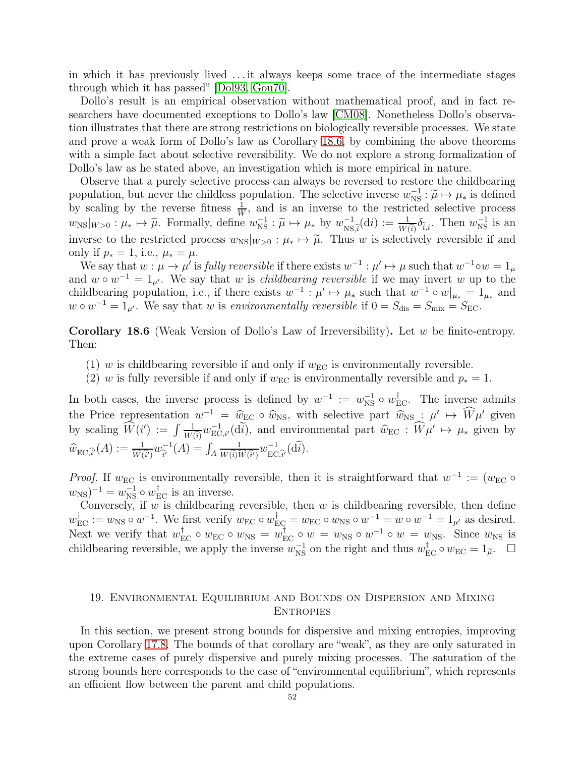in which it has previously lived ... it always keeps some trace of the intermediate stages through which it has passed" [Dol93, Gou70].

Dollo's result is an empirical observation without mathematical proof, and in fact researchers have documented exceptions to Dollo's law [CM08]. Nonetheless Dollo's observation illustrates that there are strong restrictions on biologically reversible processes. We state and prove a weak form of Dollo's law as Corollary 18.6, by combining the above theorems with a simple fact about selective reversibility. We do not explore a strong formalization of Dollo's law as he stated above, an investigation which is more empirical in nature.

Observe that a purely selective process can always be reversed to restore the childbearing population, but never the childless population. The selective inverse $w_{\rm NS}^{-1} : \widetilde{\mu} \mapsto \mu_*$ is defined by scaling by the reverse fitness $\frac{1}{W}$, and is an inverse to the restricted selective process $w_{\rm NS}|_{W>0} : \mu_* \mapsto \widetilde{\mu}$. Formally, define $w_{\rm NS}^{-1} : \widetilde{\mu} \mapsto \mu_*$ by $w_{{\rm NS},\widetilde{i}}^{-1}(\mathrm{d}i) := \frac{1}{W(i)} \delta_{\widetilde{i},i}$. Then $w_{\rm NS}^{-1}$ is an inverse to the restricted process $w_{\rm NS}|_{W>0} : \mu_* \mapsto \widetilde{\mu}$. Thus $w$ is selectively reversible if and only if $p_* = 1$, i.e., $\mu_* = \mu$.

We say that $w : \mu \to \mu'$ is *fully reversible* if there exists $w^{-1} : \mu' \mapsto \mu$ such that $w^{-1} \circ w = 1_\mu$ and $w \circ w^{-1} = 1_{\mu'}$. We say that $w$ is *childbearing reversible* if we may invert $w$ up to the childbearing population, i.e., if there exists $w^{-1} : \mu' \mapsto \mu_*$ such that $w^{-1} \circ w|_{\mu_*} = 1_{\mu_*}$ and $w \circ w^{-1} = 1_{\mu'}$. We say that $w$ is *environmentally reversible* if $0 = S_{\rm dis} = S_{\rm mix} = S_{\rm EC}$.

**Corollary 18.6** (Weak Version of Dollo's Law of Irreversibility)**.** Let $w$ be finite-entropy. Then:

(1) $w$ is childbearing reversible if and only if $w_{\rm EC}$ is environmentally reversible.
(2) $w$ is fully reversible if and only if $w_{\rm EC}$ is environmentally reversible and $p_* = 1$.

In both cases, the inverse process is defined by $w^{-1} := w_{\rm NS}^{-1} \circ w_{\rm EC}^{\dagger}$. The inverse admits the Price representation $w^{-1} = \widehat{w}_{\rm EC} \circ \widehat{w}_{\rm NS}$, with selective part $\widehat{w}_{\rm NS} : \mu' \mapsto \widehat{W}\mu'$ given by scaling $\widehat{W}(i') := \int \frac{1}{W(\widetilde{i})} w_{{\rm EC},i'}^{-1}(\mathrm{d}\widetilde{i})$, and environmental part $\widehat{w}_{\rm EC} : \widehat{W}\mu' \mapsto \mu_*$ given by $\widehat{w}_{{\rm EC},\widehat{i}'}(A) := \frac{1}{\widehat{W}(\widehat{i}')} w_{\widehat{i}'}^{-1}(A) = \int_A \frac{1}{W(\widetilde{i})\widehat{W}(\widehat{i}')} w_{{\rm EC},\widehat{i}'}^{-1}(\mathrm{d}\widetilde{i})$.

*Proof.* If $w_{\rm EC}$ is environmentally reversible, then it is straightforward that $w^{-1} := (w_{\rm EC} \circ w_{\rm NS})^{-1} = w_{\rm NS}^{-1} \circ w_{\rm EC}^{\dagger}$ is an inverse.

Conversely, if $w$ is childbearing reversible, then $w$ is childbearing reversible, then define $w_{\rm EC}^{\dagger} := w_{\rm NS} \circ w^{-1}$. We first verify $w_{\rm EC} \circ w_{\rm EC}^{\dagger} = w_{\rm EC} \circ w_{\rm NS} \circ w^{-1} = w \circ w^{-1} = 1_{\mu'}$ as desired. Next we verify that $w_{\rm EC}^{\dagger} \circ w_{\rm EC} \circ w_{\rm NS} = w_{\rm EC}^{\dagger} \circ w = w_{\rm NS} \circ w^{-1} \circ w = w_{\rm NS}$. Since $w_{\rm NS}$ is childbearing reversible, we apply the inverse $w_{\rm NS}^{-1}$ on the right and thus $w_{\rm EC}^{\dagger} \circ w_{\rm EC} = 1_{\widetilde{\mu}}$. $\square$

## 19. Environmental Equilibrium and Bounds on Dispersion and Mixing Entropies

In this section, we present strong bounds for dispersive and mixing entropies, improving upon Corollary 17.8. The bounds of that corollary are "weak", as they are only saturated in the extreme cases of purely dispersive and purely mixing processes. The saturation of the strong bounds here corresponds to the case of "environmental equilibrium", which represents an efficient flow between the parent and child populations.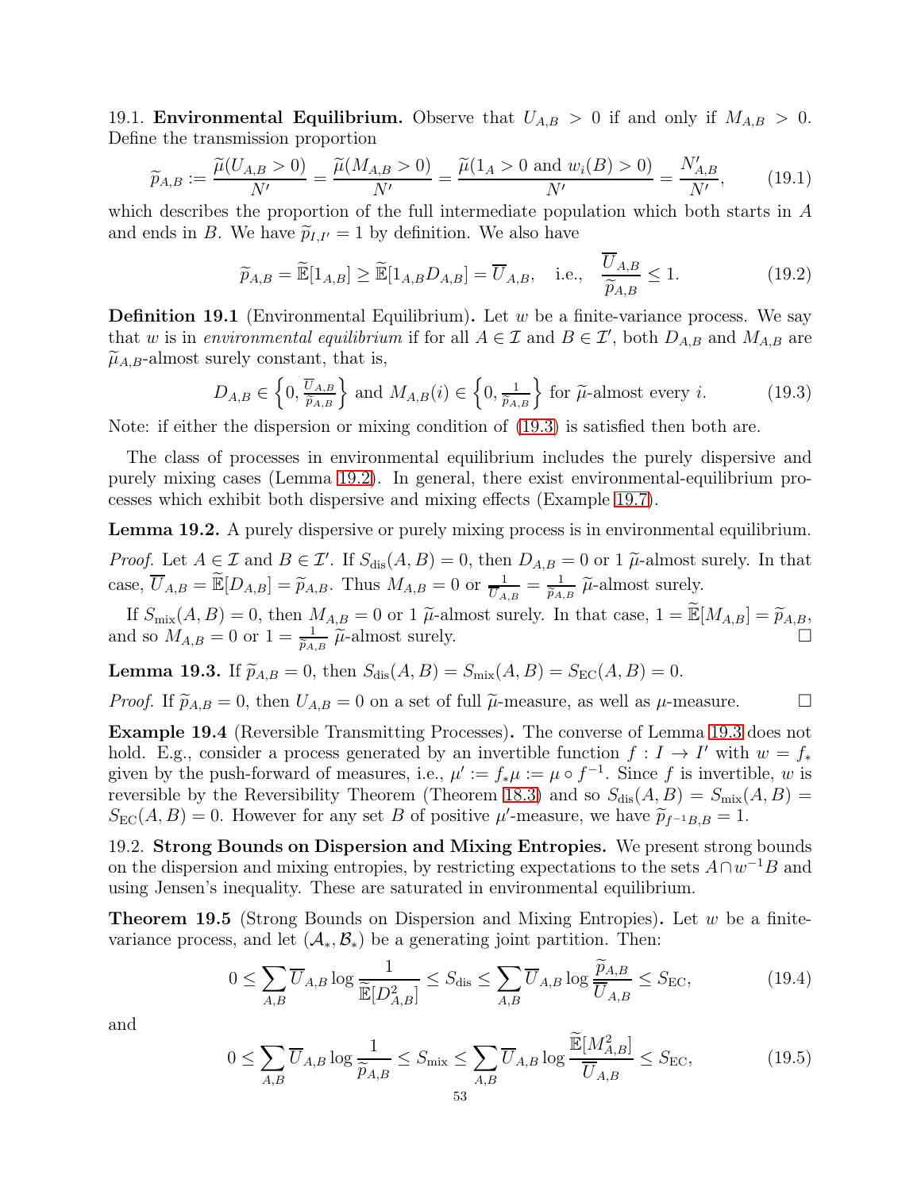19.1. **Environmental Equilibrium.** Observe that $U_{A,B} > 0$ if and only if $M_{A,B} > 0$. Define the transmission proportion

$$\widetilde{p}_{A,B} := \frac{\widetilde{\mu}(U_{A,B} > 0)}{N'} = \frac{\widetilde{\mu}(M_{A,B} > 0)}{N'} = \frac{\widetilde{\mu}(1_A > 0 \text{ and } w_i(B) > 0)}{N'} = \frac{N'_{A,B}}{N'}, \tag{19.1}$$

which describes the proportion of the full intermediate population which both starts in $A$ and ends in $B$. We have $\widetilde{p}_{I,I'} = 1$ by definition. We also have

$$\widetilde{p}_{A,B} = \widetilde{\mathbb{E}}[1_{A,B}] \geq \widetilde{\mathbb{E}}[1_{A,B} D_{A,B}] = \overline{U}_{A,B}, \quad \text{i.e.,} \quad \frac{\overline{U}_{A,B}}{\widetilde{p}_{A,B}} \leq 1. \tag{19.2}$$

**Definition 19.1** (Environmental Equilibrium)**.** Let $w$ be a finite-variance process. We say that $w$ is in *environmental equilibrium* if for all $A \in \mathcal{I}$ and $B \in \mathcal{I}'$, both $D_{A,B}$ and $M_{A,B}$ are $\widetilde{\mu}_{A,B}$-almost surely constant, that is,

$$D_{A,B} \in \left\{0, \frac{\overline{U}_{A,B}}{\widetilde{p}_{A,B}}\right\} \text{ and } M_{A,B}(i) \in \left\{0, \frac{1}{\widetilde{p}_{A,B}}\right\} \text{ for } \widetilde{\mu}\text{-almost every } i. \tag{19.3}$$

Note: if either the dispersion or mixing condition of (19.3) is satisfied then both are.

The class of processes in environmental equilibrium includes the purely dispersive and purely mixing cases (Lemma 19.2). In general, there exist environmental-equilibrium processes which exhibit both dispersive and mixing effects (Example 19.7).

**Lemma 19.2.** *A purely dispersive or purely mixing process is in environmental equilibrium.*

*Proof.* Let $A \in \mathcal{I}$ and $B \in \mathcal{I}'$. If $S_{\text{dis}}(A, B) = 0$, then $D_{A,B} = 0$ or $1$ $\widetilde{\mu}$-almost surely. In that case, $\overline{U}_{A,B} = \widetilde{\mathbb{E}}[D_{A,B}] = \widetilde{p}_{A,B}$. Thus $M_{A,B} = 0$ or $\frac{1}{\overline{U}_{A,B}} = \frac{1}{\widetilde{p}_{A,B}}$ $\widetilde{\mu}$-almost surely.

If $S_{\text{mix}}(A, B) = 0$, then $M_{A,B} = 0$ or $1$ $\widetilde{\mu}$-almost surely. In that case, $1 = \widetilde{\mathbb{E}}[M_{A,B}] = \widetilde{p}_{A,B}$, and so $M_{A,B} = 0$ or $1 = \frac{1}{\widetilde{p}_{A,B}}$ $\widetilde{\mu}$-almost surely. □

**Lemma 19.3.** *If $\widetilde{p}_{A,B} = 0$, then $S_{\text{dis}}(A, B) = S_{\text{mix}}(A, B) = S_{\text{EC}}(A, B) = 0$.*

*Proof.* If $\widetilde{p}_{A,B} = 0$, then $U_{A,B} = 0$ on a set of full $\widetilde{\mu}$-measure, as well as $\mu$-measure. □

**Example 19.4** (Reversible Transmitting Processes)**.** The converse of Lemma 19.3 does not hold. E.g., consider a process generated by an invertible function $f : I \to I'$ with $w = f_*$ given by the push-forward of measures, i.e., $\mu' := f_*\mu := \mu \circ f^{-1}$. Since $f$ is invertible, $w$ is reversible by the Reversibility Theorem (Theorem 18.3) and so $S_{\text{dis}}(A, B) = S_{\text{mix}}(A, B) = S_{\text{EC}}(A, B) = 0$. However for any set $B$ of positive $\mu'$-measure, we have $\widetilde{p}_{f^{-1}B,B} = 1$.

19.2. **Strong Bounds on Dispersion and Mixing Entropies.** We present strong bounds on the dispersion and mixing entropies, by restricting expectations to the sets $A \cap w^{-1}B$ and using Jensen's inequality. These are saturated in environmental equilibrium.

**Theorem 19.5** (Strong Bounds on Dispersion and Mixing Entropies)**.** *Let $w$ be a finite-variance process, and let $(\mathcal{A}_*, \mathcal{B}_*)$ be a generating joint partition. Then:*

$$0 \leq \sum_{A,B} \overline{U}_{A,B} \log \frac{1}{\widetilde{\mathbb{E}}[D_{A,B}^2]} \leq S_{\text{dis}} \leq \sum_{A,B} \overline{U}_{A,B} \log \frac{\widetilde{p}_{A,B}}{\overline{U}_{A,B}} \leq S_{\text{EC}}, \tag{19.4}$$

*and*

$$0 \leq \sum_{A,B} \overline{U}_{A,B} \log \frac{1}{\widetilde{p}_{A,B}} \leq S_{\text{mix}} \leq \sum_{A,B} \overline{U}_{A,B} \log \frac{\widetilde{\mathbb{E}}[M_{A,B}^2]}{\overline{U}_{A,B}} \leq S_{\text{EC}}, \tag{19.5}$$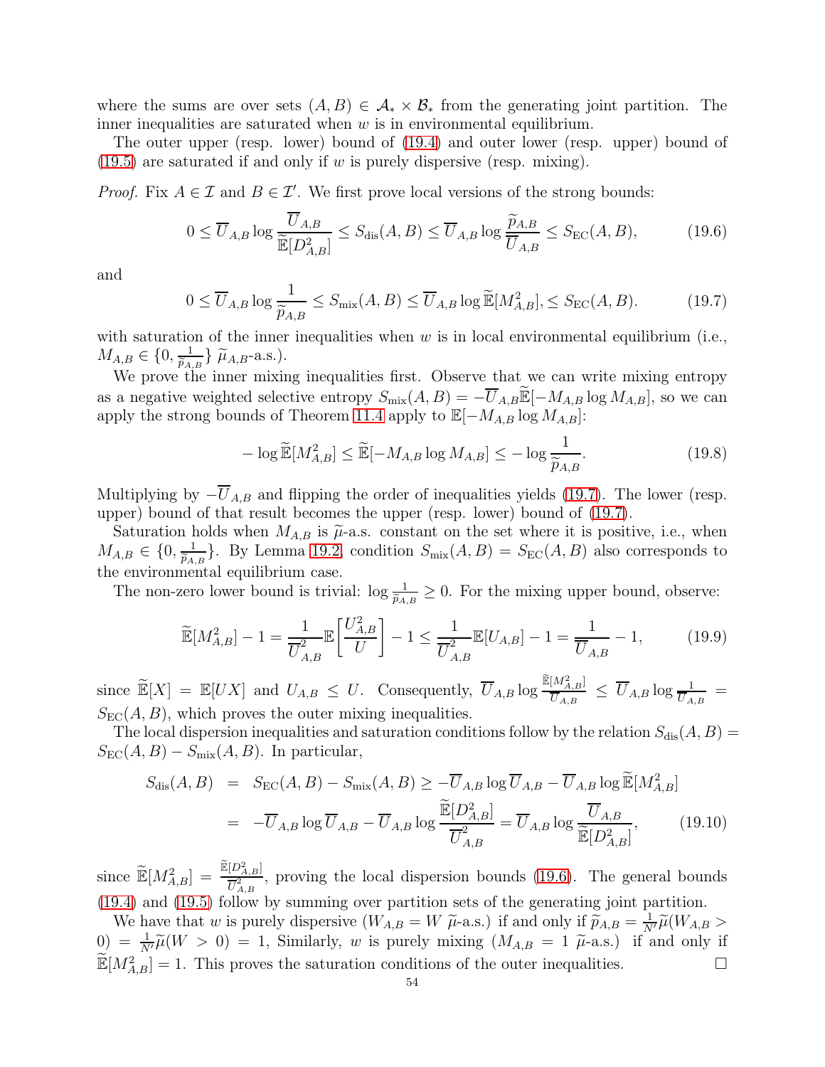where the sums are over sets $(A, B) \in \mathcal{A}_* \times \mathcal{B}_*$ from the generating joint partition. The inner inequalities are saturated when $w$ is in environmental equilibrium.

The outer upper (resp. lower) bound of (19.4) and outer lower (resp. upper) bound of (19.5) are saturated if and only if $w$ is purely dispersive (resp. mixing).

*Proof.* Fix $A \in \mathcal{I}$ and $B \in \mathcal{I}'$. We first prove local versions of the strong bounds:

$$0 \leq \overline{U}_{A,B} \log \frac{\overline{U}_{A,B}}{\widetilde{\mathbb{E}}[D^2_{A,B}]} \leq S_{\text{dis}}(A, B) \leq \overline{U}_{A,B} \log \frac{\widetilde{p}_{A,B}}{\overline{U}_{A,B}} \leq S_{\text{EC}}(A, B), \tag{19.6}$$

and

$$0 \leq \overline{U}_{A,B} \log \frac{1}{\widetilde{p}_{A,B}} \leq S_{\text{mix}}(A, B) \leq \overline{U}_{A,B} \log \widetilde{\mathbb{E}}[M^2_{A,B}], \leq S_{\text{EC}}(A, B). \tag{19.7}$$

with saturation of the inner inequalities when $w$ is in local environmental equilibrium (i.e., $M_{A,B} \in \{0, \frac{1}{\widetilde{p}_{A,B}}\}$ $\widetilde{\mu}_{A,B}$-a.s.).

We prove the inner mixing inequalities first. Observe that we can write mixing entropy as a negative weighted selective entropy $S_{\text{mix}}(A, B) = -\overline{U}_{A,B} \widetilde{\mathbb{E}}[-M_{A,B} \log M_{A,B}]$, so we can apply the strong bounds of Theorem 11.4 apply to $\mathbb{E}[-M_{A,B} \log M_{A,B}]$:

$$-\log \widetilde{\mathbb{E}}[M^2_{A,B}] \leq \widetilde{\mathbb{E}}[-M_{A,B} \log M_{A,B}] \leq -\log \frac{1}{\widetilde{p}_{A,B}}. \tag{19.8}$$

Multiplying by $-\overline{U}_{A,B}$ and flipping the order of inequalities yields (19.7). The lower (resp. upper) bound of that result becomes the upper (resp. lower) bound of (19.7).

Saturation holds when $M_{A,B}$ is $\widetilde{\mu}$-a.s. constant on the set where it is positive, i.e., when $M_{A,B} \in \{0, \frac{1}{\widetilde{p}_{A,B}}\}$. By Lemma 19.2, condition $S_{\text{mix}}(A, B) = S_{\text{EC}}(A, B)$ also corresponds to the environmental equilibrium case.

The non-zero lower bound is trivial: $\log \frac{1}{\widetilde{p}_{A,B}} \geq 0$. For the mixing upper bound, observe:

$$\widetilde{\mathbb{E}}[M^2_{A,B}] - 1 = \frac{1}{\overline{U}^2_{A,B}} \mathbb{E}\left[\frac{U^2_{A,B}}{U}\right] - 1 \leq \frac{1}{\overline{U}^2_{A,B}} \mathbb{E}[U_{A,B}] - 1 = \frac{1}{\overline{U}_{A,B}} - 1, \tag{19.9}$$

since $\widetilde{\mathbb{E}}[X] = \mathbb{E}[UX]$ and $U_{A,B} \leq U$. Consequently, $\overline{U}_{A,B} \log \frac{\widetilde{\mathbb{E}}[M^2_{A,B}]}{\overline{U}_{A,B}} \leq \overline{U}_{A,B} \log \frac{1}{\overline{U}_{A,B}} = S_{\text{EC}}(A, B)$, which proves the outer mixing inequalities.

The local dispersion inequalities and saturation conditions follow by the relation $S_{\text{dis}}(A, B) = S_{\text{EC}}(A, B) - S_{\text{mix}}(A, B)$. In particular,

$$\begin{aligned} S_{\text{dis}}(A, B) &= S_{\text{EC}}(A, B) - S_{\text{mix}}(A, B) \geq -\overline{U}_{A,B} \log \overline{U}_{A,B} - \overline{U}_{A,B} \log \widetilde{\mathbb{E}}[M^2_{A,B}] \\ &= -\overline{U}_{A,B} \log \overline{U}_{A,B} - \overline{U}_{A,B} \log \frac{\widetilde{\mathbb{E}}[D^2_{A,B}]}{\overline{U}^2_{A,B}} = \overline{U}_{A,B} \log \frac{\overline{U}_{A,B}}{\widetilde{\mathbb{E}}[D^2_{A,B}]}, \end{aligned} \tag{19.10}$$

since $\widetilde{\mathbb{E}}[M^2_{A,B}] = \frac{\widetilde{\mathbb{E}}[D^2_{A,B}]}{\overline{U}^2_{A,B}}$, proving the local dispersion bounds (19.6). The general bounds (19.4) and (19.5) follow by summing over partition sets of the generating joint partition.

We have that $w$ is purely dispersive ($W_{A,B} = W$ $\widetilde{\mu}$-a.s.) if and only if $\widetilde{p}_{A,B} = \frac{1}{N'}\widetilde{\mu}(W_{A,B} > 0) = \frac{1}{N'}\widetilde{\mu}(W > 0) = 1$, Similarly, $w$ is purely mixing ($M_{A,B} = 1$ $\widetilde{\mu}$-a.s.) if and only if $\widetilde{\mathbb{E}}[M^2_{A,B}] = 1$. This proves the saturation conditions of the outer inequalities. $\square$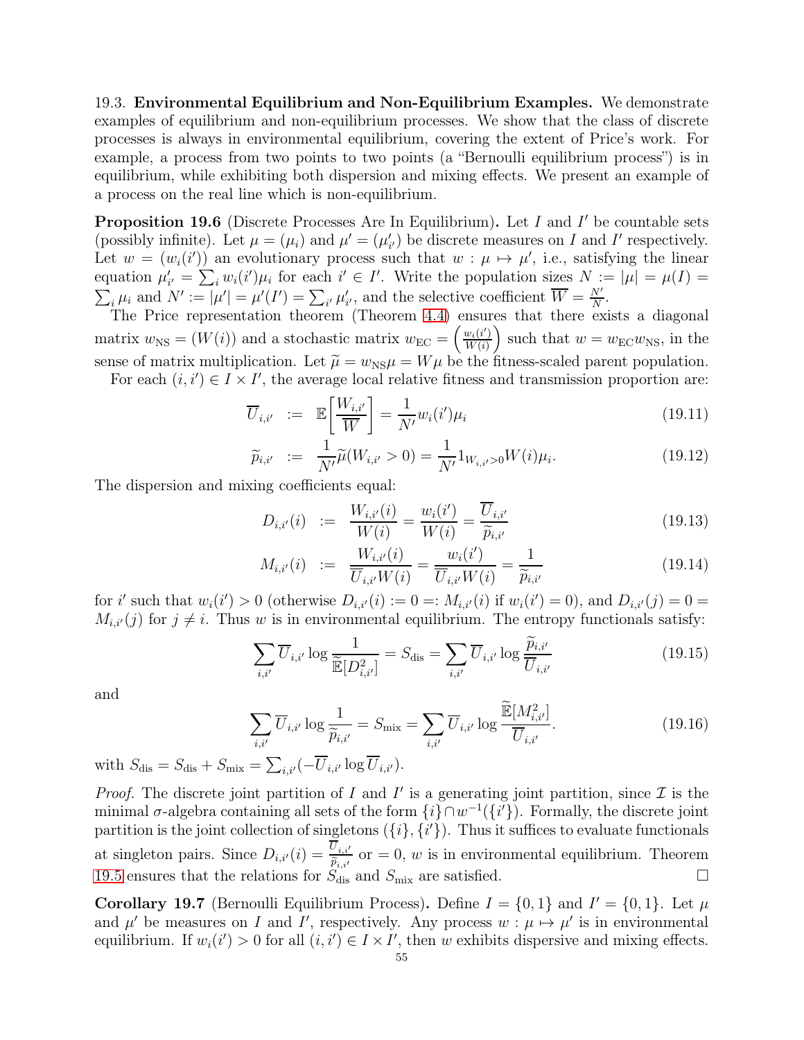19.3. **Environmental Equilibrium and Non-Equilibrium Examples.** We demonstrate examples of equilibrium and non-equilibrium processes. We show that the class of discrete processes is always in environmental equilibrium, covering the extent of Price's work. For example, a process from two points to two points (a "Bernoulli equilibrium process") is in equilibrium, while exhibiting both dispersion and mixing effects. We present an example of a process on the real line which is non-equilibrium.

**Proposition 19.6** (Discrete Processes Are In Equilibrium)**.** Let $I$ and $I'$ be countable sets (possibly infinite). Let $\mu = (\mu_i)$ and $\mu' = (\mu'_{i'})$ be discrete measures on $I$ and $I'$ respectively. Let $w = (w_i(i'))$ an evolutionary process such that $w : \mu \mapsto \mu'$, i.e., satisfying the linear equation $\mu'_{i'} = \sum_i w_i(i')\mu_i$ for each $i' \in I'$. Write the population sizes $N := |\mu| = \mu(I) = \sum_i \mu_i$ and $N' := |\mu'| = \mu'(I') = \sum_{i'} \mu'_{i'}$, and the selective coefficient $\overline{W} = \frac{N'}{N}$.

The Price representation theorem (Theorem 4.4) ensures that there exists a diagonal matrix $w_{\mathrm{NS}} = (W(i))$ and a stochastic matrix $w_{\mathrm{EC}} = \left(\frac{w_i(i')}{W(i)}\right)$ such that $w = w_{\mathrm{EC}} w_{\mathrm{NS}}$, in the sense of matrix multiplication. Let $\widetilde{\mu} = w_{\mathrm{NS}}\mu = W\mu$ be the fitness-scaled parent population.

For each $(i, i') \in I \times I'$, the average local relative fitness and transmission proportion are:

$$\overline{U}_{i,i'} \;:=\; \mathbb{E}\left[\frac{W_{i,i'}}{\overline{W}}\right] = \frac{1}{N'} w_i(i')\mu_i \tag{19.11}$$

$$\widetilde{p}_{i,i'} \;:=\; \frac{1}{N'}\widetilde{\mu}(W_{i,i'} > 0) = \frac{1}{N'} 1_{W_{i,i'}>0} W(i)\mu_i. \tag{19.12}$$

The dispersion and mixing coefficients equal:

$$D_{i,i'}(i) \;:=\; \frac{W_{i,i'}(i)}{W(i)} = \frac{w_i(i')}{W(i)} = \frac{\overline{U}_{i,i'}}{\widetilde{p}_{i,i'}} \tag{19.13}$$

$$M_{i,i'}(i) \;:=\; \frac{W_{i,i'}(i)}{\overline{U}_{i,i'} W(i)} = \frac{w_i(i')}{\overline{U}_{i,i'} W(i)} = \frac{1}{\widetilde{p}_{i,i'}} \tag{19.14}$$

for $i'$ such that $w_i(i') > 0$ (otherwise $D_{i,i'}(i) := 0 =: M_{i,i'}(i)$ if $w_i(i') = 0$), and $D_{i,i'}(j) = 0 = M_{i,i'}(j)$ for $j \neq i$. Thus $w$ is in environmental equilibrium. The entropy functionals satisfy:

$$\sum_{i,i'} \overline{U}_{i,i'} \log \frac{1}{\widetilde{\mathbb{E}}[D^2_{i,i'}]} = S_{\mathrm{dis}} = \sum_{i,i'} \overline{U}_{i,i'} \log \frac{\widetilde{p}_{i,i'}}{\overline{U}_{i,i'}} \tag{19.15}$$

and

$$\sum_{i,i'} \overline{U}_{i,i'} \log \frac{1}{\widetilde{p}_{i,i'}} = S_{\mathrm{mix}} = \sum_{i,i'} \overline{U}_{i,i'} \log \frac{\widetilde{\mathbb{E}}[M^2_{i,i'}]}{\overline{U}_{i,i'}}. \tag{19.16}$$

with $S_{\mathrm{dis}} = S_{\mathrm{dis}} + S_{\mathrm{mix}} = \sum_{i,i'}(-\overline{U}_{i,i'} \log \overline{U}_{i,i'})$.

*Proof.* The discrete joint partition of $I$ and $I'$ is a generating joint partition, since $\mathcal{I}$ is the minimal $\sigma$-algebra containing all sets of the form $\{i\} \cap w^{-1}(\{i'\})$. Formally, the discrete joint partition is the joint collection of singletons $(\{i\}, \{i'\})$. Thus it suffices to evaluate functionals at singleton pairs. Since $D_{i,i'}(i) = \frac{\overline{U}_{i,i'}}{\widetilde{p}_{i,i'}}$ or $= 0$, $w$ is in environmental equilibrium. Theorem 19.5 ensures that the relations for $S_{\mathrm{dis}}$ and $S_{\mathrm{mix}}$ are satisfied. $\square$

**Corollary 19.7** (Bernoulli Equilibrium Process)**.** Define $I = \{0, 1\}$ and $I' = \{0, 1\}$. Let $\mu$ and $\mu'$ be measures on $I$ and $I'$, respectively. Any process $w : \mu \mapsto \mu'$ is in environmental equilibrium. If $w_i(i') > 0$ for all $(i, i') \in I \times I'$, then $w$ exhibits dispersive and mixing effects.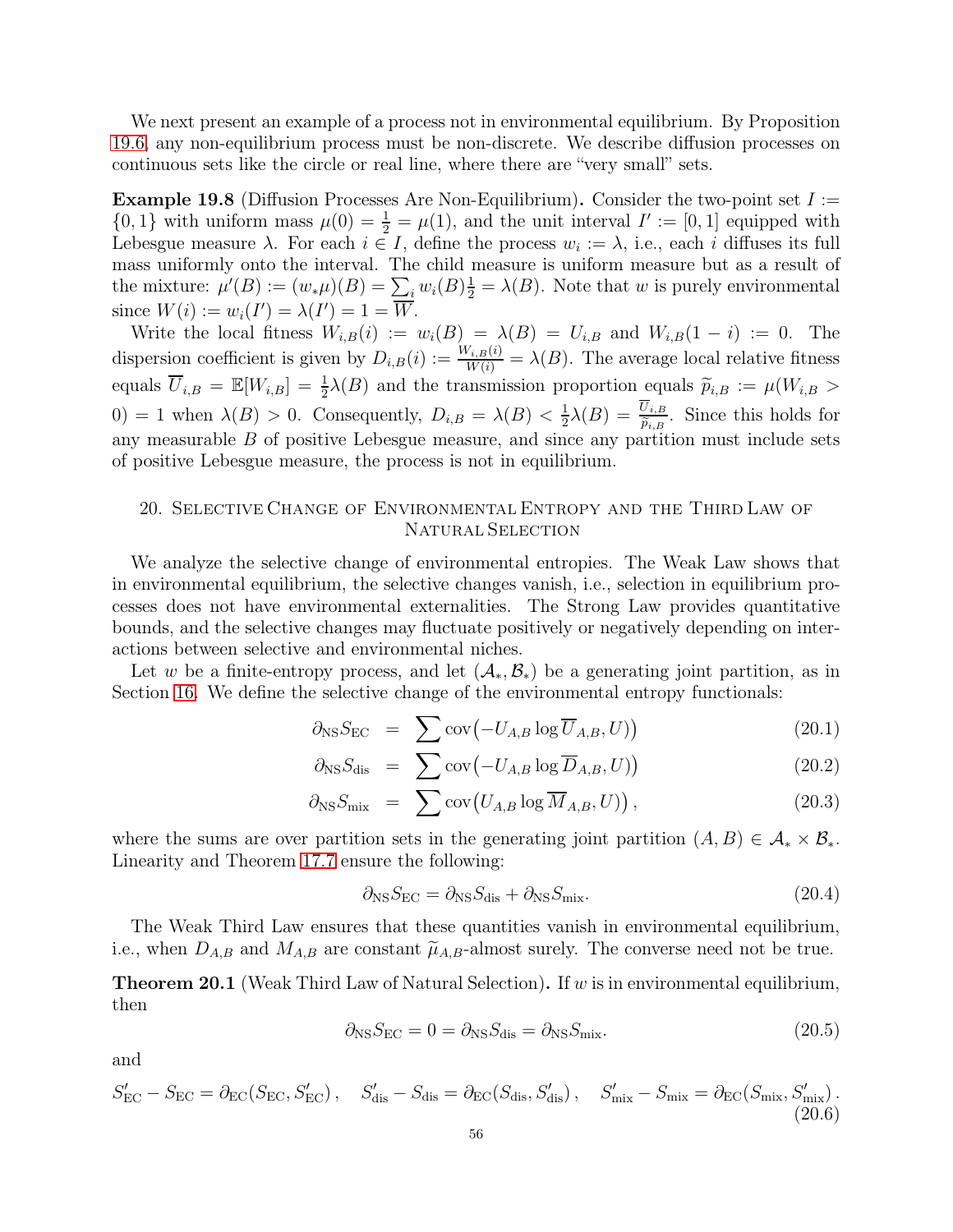We next present an example of a process not in environmental equilibrium. By Proposition 19.6, any non-equilibrium process must be non-discrete. We describe diffusion processes on continuous sets like the circle or real line, where there are "very small" sets.

**Example 19.8** (Diffusion Processes Are Non-Equilibrium)**.** Consider the two-point set $I := \{0,1\}$ with uniform mass $\mu(0) = \frac{1}{2} = \mu(1)$, and the unit interval $I' := [0,1]$ equipped with Lebesgue measure $\lambda$. For each $i \in I$, define the process $w_i := \lambda$, i.e., each $i$ diffuses its full mass uniformly onto the interval. The child measure is uniform measure but as a result of the mixture: $\mu'(B) := (w_*\mu)(B) = \sum_i w_i(B)\frac{1}{2} = \lambda(B)$. Note that $w$ is purely environmental since $W(i) := w_i(I') = \lambda(I') = 1 = \overline{W}$.

Write the local fitness $W_{i,B}(i) := w_i(B) = \lambda(B) = U_{i,B}$ and $W_{i,B}(1-i) := 0$. The dispersion coefficient is given by $D_{i,B}(i) := \frac{W_{i,B}(i)}{W(i)} = \lambda(B)$. The average local relative fitness equals $\overline{U}_{i,B} = \mathbb{E}[W_{i,B}] = \frac{1}{2}\lambda(B)$ and the transmission proportion equals $\widetilde{p}_{i,B} := \mu(W_{i,B} > 0) = 1$ when $\lambda(B) > 0$. Consequently, $D_{i,B} = \lambda(B) < \frac{1}{2}\lambda(B) = \frac{\overline{U}_{i,B}}{\widetilde{p}_{i,B}}$. Since this holds for any measurable $B$ of positive Lebesgue measure, and since any partition must include sets of positive Lebesgue measure, the process is not in equilibrium.

## 20. Selective Change of Environmental Entropy and the Third Law of Natural Selection

We analyze the selective change of environmental entropies. The Weak Law shows that in environmental equilibrium, the selective changes vanish, i.e., selection in equilibrium processes does not have environmental externalities. The Strong Law provides quantitative bounds, and the selective changes may fluctuate positively or negatively depending on interactions between selective and environmental niches.

Let $w$ be a finite-entropy process, and let $(\mathcal{A}_*, \mathcal{B}_*)$ be a generating joint partition, as in Section 16. We define the selective change of the environmental entropy functionals:

$$\partial_{\mathrm{NS}} S_{\mathrm{EC}} \;=\; \sum \operatorname{cov}\big(-U_{A,B} \log \overline{U}_{A,B}, U\big) \tag{20.1}$$

$$\partial_{\mathrm{NS}} S_{\mathrm{dis}} \;=\; \sum \operatorname{cov}\big(-U_{A,B} \log \overline{D}_{A,B}, U\big) \tag{20.2}$$

$$\partial_{\mathrm{NS}} S_{\mathrm{mix}} \;=\; \sum \operatorname{cov}\big(U_{A,B} \log \overline{M}_{A,B}, U\big), \tag{20.3}$$

where the sums are over partition sets in the generating joint partition $(A,B) \in \mathcal{A}_* \times \mathcal{B}_*$. Linearity and Theorem 17.7 ensure the following:

$$\partial_{\mathrm{NS}} S_{\mathrm{EC}} = \partial_{\mathrm{NS}} S_{\mathrm{dis}} + \partial_{\mathrm{NS}} S_{\mathrm{mix}}. \tag{20.4}$$

The Weak Third Law ensures that these quantities vanish in environmental equilibrium, i.e., when $D_{A,B}$ and $M_{A,B}$ are constant $\widetilde{\mu}_{A,B}$-almost surely. The converse need not be true.

**Theorem 20.1** (Weak Third Law of Natural Selection)**.** If $w$ is in environmental equilibrium, then

$$\partial_{\mathrm{NS}} S_{\mathrm{EC}} = 0 = \partial_{\mathrm{NS}} S_{\mathrm{dis}} = \partial_{\mathrm{NS}} S_{\mathrm{mix}}. \tag{20.5}$$

and

$$S'_{\mathrm{EC}} - S_{\mathrm{EC}} = \partial_{\mathrm{EC}}(S_{\mathrm{EC}}, S'_{\mathrm{EC}}), \quad S'_{\mathrm{dis}} - S_{\mathrm{dis}} = \partial_{\mathrm{EC}}(S_{\mathrm{dis}}, S'_{\mathrm{dis}}), \quad S'_{\mathrm{mix}} - S_{\mathrm{mix}} = \partial_{\mathrm{EC}}(S_{\mathrm{mix}}, S'_{\mathrm{mix}}). \tag{20.6}$$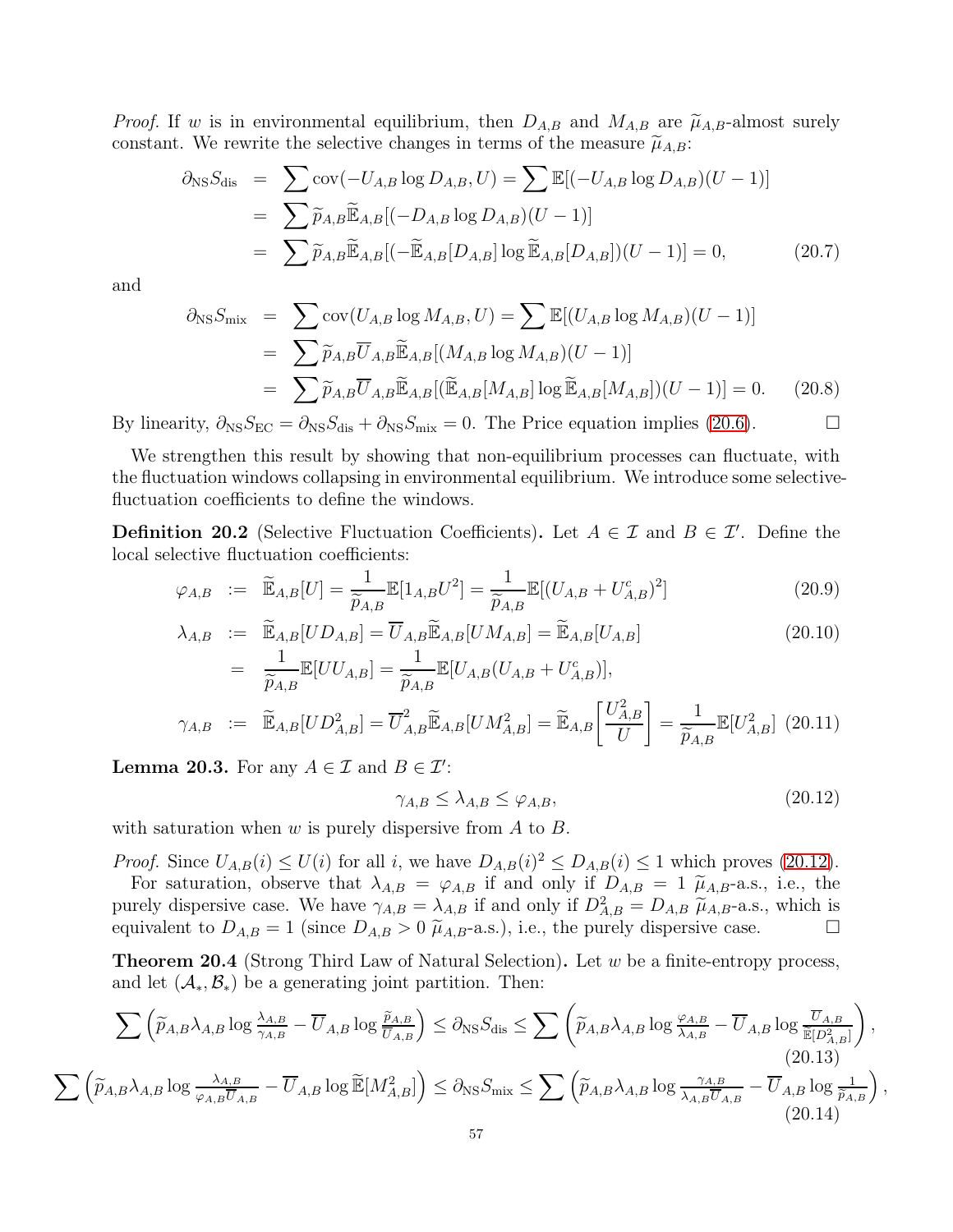*Proof.* If $w$ is in environmental equilibrium, then $D_{A,B}$ and $M_{A,B}$ are $\widetilde{\mu}_{A,B}$-almost surely constant. We rewrite the selective changes in terms of the measure $\widetilde{\mu}_{A,B}$:

$$
\begin{aligned}
\partial_{\mathrm{NS}} S_{\mathrm{dis}} &= \sum \operatorname{cov}(-U_{A,B}\log D_{A,B}, U) = \sum \mathbb{E}[(-U_{A,B}\log D_{A,B})(U-1)] \\
&= \sum \widetilde{p}_{A,B}\widetilde{\mathbb{E}}_{A,B}[(-D_{A,B}\log D_{A,B})(U-1)] \\
&= \sum \widetilde{p}_{A,B}\widetilde{\mathbb{E}}_{A,B}[(-\widetilde{\mathbb{E}}_{A,B}[D_{A,B}]\log \widetilde{\mathbb{E}}_{A,B}[D_{A,B}])(U-1)] = 0, \qquad (20.7)
\end{aligned}
$$

and

$$
\begin{aligned}
\partial_{\mathrm{NS}} S_{\mathrm{mix}} &= \sum \operatorname{cov}(U_{A,B}\log M_{A,B}, U) = \sum \mathbb{E}[(U_{A,B}\log M_{A,B})(U-1)] \\
&= \sum \widetilde{p}_{A,B}\overline{U}_{A,B}\widetilde{\mathbb{E}}_{A,B}[(M_{A,B}\log M_{A,B})(U-1)] \\
&= \sum \widetilde{p}_{A,B}\overline{U}_{A,B}\widetilde{\mathbb{E}}_{A,B}[(\widetilde{\mathbb{E}}_{A,B}[M_{A,B}]\log \widetilde{\mathbb{E}}_{A,B}[M_{A,B}])(U-1)] = 0. \qquad (20.8)
\end{aligned}
$$

By linearity, $\partial_{\mathrm{NS}} S_{\mathrm{EC}} = \partial_{\mathrm{NS}} S_{\mathrm{dis}} + \partial_{\mathrm{NS}} S_{\mathrm{mix}} = 0$. The Price equation implies (20.6). $\square$

We strengthen this result by showing that non-equilibrium processes can fluctuate, with the fluctuation windows collapsing in environmental equilibrium. We introduce some selective-fluctuation coefficients to define the windows.

**Definition 20.2** (Selective Fluctuation Coefficients)**.** Let $A \in \mathcal{I}$ and $B \in \mathcal{I}'$. Define the local selective fluctuation coefficients:

$$
\begin{aligned}
\varphi_{A,B} &:= \widetilde{\mathbb{E}}_{A,B}[U] = \frac{1}{\widetilde{p}_{A,B}}\mathbb{E}[1_{A,B}U^2] = \frac{1}{\widetilde{p}_{A,B}}\mathbb{E}[(U_{A,B}+U^c_{A,B})^2] \qquad (20.9) \\
\lambda_{A,B} &:= \widetilde{\mathbb{E}}_{A,B}[UD_{A,B}] = \overline{U}_{A,B}\widetilde{\mathbb{E}}_{A,B}[UM_{A,B}] = \widetilde{\mathbb{E}}_{A,B}[U_{A,B}] \qquad (20.10) \\
&= \frac{1}{\widetilde{p}_{A,B}}\mathbb{E}[UU_{A,B}] = \frac{1}{\widetilde{p}_{A,B}}\mathbb{E}[U_{A,B}(U_{A,B}+U^c_{A,B})], \\
\gamma_{A,B} &:= \widetilde{\mathbb{E}}_{A,B}[UD^2_{A,B}] = \overline{U}^2_{A,B}\widetilde{\mathbb{E}}_{A,B}[UM^2_{A,B}] = \widetilde{\mathbb{E}}_{A,B}\left[\frac{U^2_{A,B}}{U}\right] = \frac{1}{\widetilde{p}_{A,B}}\mathbb{E}[U^2_{A,B}] \qquad (20.11)
\end{aligned}
$$

**Lemma 20.3.** For any $A \in \mathcal{I}$ and $B \in \mathcal{I}'$:

$$
\gamma_{A,B} \le \lambda_{A,B} \le \varphi_{A,B}, \qquad (20.12)
$$

with saturation when $w$ is purely dispersive from $A$ to $B$.

*Proof.* Since $U_{A,B}(i) \le U(i)$ for all $i$, we have $D_{A,B}(i)^2 \le D_{A,B}(i) \le 1$ which proves (20.12).

For saturation, observe that $\lambda_{A,B} = \varphi_{A,B}$ if and only if $D_{A,B} = 1$ $\widetilde{\mu}_{A,B}$-a.s., i.e., the purely dispersive case. We have $\gamma_{A,B} = \lambda_{A,B}$ if and only if $D^2_{A,B} = D_{A,B}$ $\widetilde{\mu}_{A,B}$-a.s., which is equivalent to $D_{A,B} = 1$ (since $D_{A,B} > 0$ $\widetilde{\mu}_{A,B}$-a.s.), i.e., the purely dispersive case. $\square$

**Theorem 20.4** (Strong Third Law of Natural Selection)**.** Let $w$ be a finite-entropy process, and let $(\mathcal{A}_*, \mathcal{B}_*)$ be a generating joint partition. Then:

$$
\sum\left(\widetilde{p}_{A,B}\lambda_{A,B}\log\tfrac{\lambda_{A,B}}{\gamma_{A,B}} - \overline{U}_{A,B}\log\tfrac{\widetilde{p}_{A,B}}{\overline{U}_{A,B}}\right) \le \partial_{\mathrm{NS}} S_{\mathrm{dis}} \le \sum\left(\widetilde{p}_{A,B}\lambda_{A,B}\log\tfrac{\varphi_{A,B}}{\lambda_{A,B}} - \overline{U}_{A,B}\log\tfrac{\overline{U}_{A,B}}{\widetilde{\mathbb{E}}[D^2_{A,B}]}\right), \qquad (20.13)
$$

$$
\sum\left(\widetilde{p}_{A,B}\lambda_{A,B}\log\tfrac{\lambda_{A,B}}{\varphi_{A,B}\overline{U}_{A,B}} - \overline{U}_{A,B}\log\widetilde{\mathbb{E}}[M^2_{A,B}]\right) \le \partial_{\mathrm{NS}} S_{\mathrm{mix}} \le \sum\left(\widetilde{p}_{A,B}\lambda_{A,B}\log\tfrac{\gamma_{A,B}}{\lambda_{A,B}\overline{U}_{A,B}} - \overline{U}_{A,B}\log\tfrac{1}{\widetilde{p}_{A,B}}\right), \qquad (20.14)
$$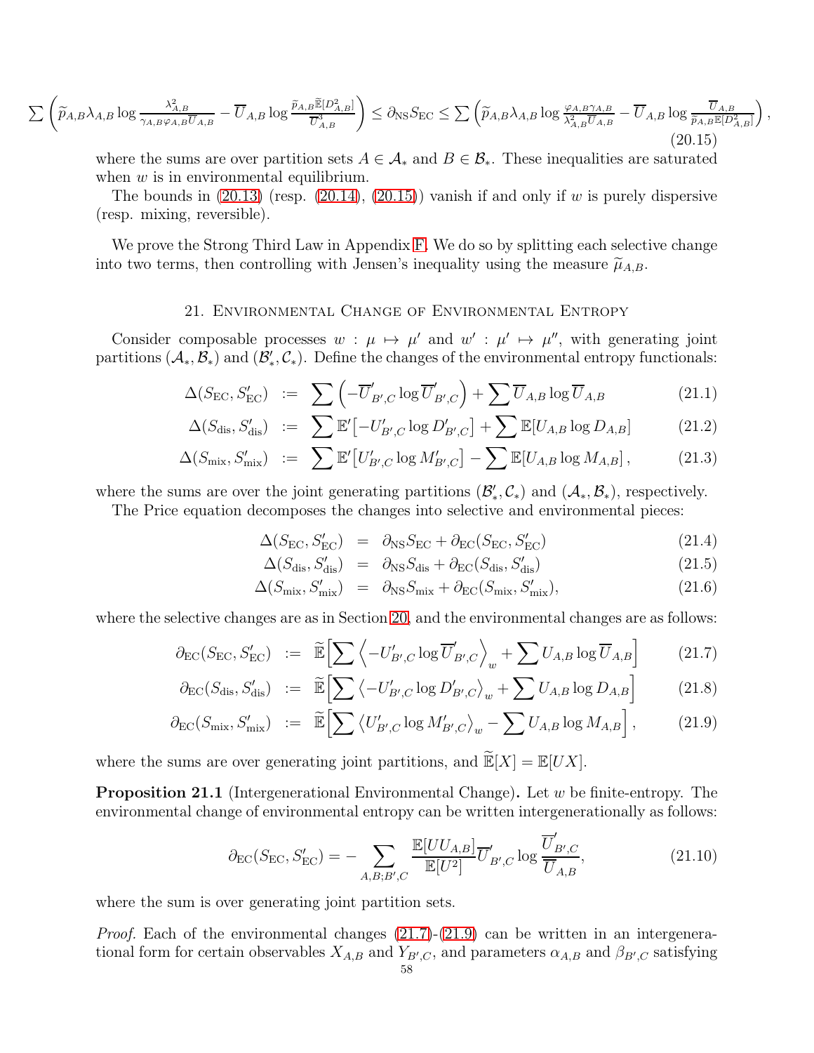$$\sum\left(\widetilde{p}_{A,B}\lambda_{A,B}\log\frac{\lambda^2_{A,B}}{\gamma_{A,B}\varphi_{A,B}\overline{U}_{A,B}}-\overline{U}_{A,B}\log\frac{\widetilde{p}_{A,B}\widetilde{\mathbb{E}}[D^2_{A,B}]}{\overline{U}^3_{A,B}}\right)\leq\partial_{\mathrm{NS}}S_{\mathrm{EC}}\leq\sum\left(\widetilde{p}_{A,B}\lambda_{A,B}\log\frac{\varphi_{A,B}\gamma_{A,B}}{\lambda^2_{A,B}\overline{U}_{A,B}}-\overline{U}_{A,B}\log\frac{\overline{U}_{A,B}}{\widetilde{p}_{A,B}\mathbb{E}[D^2_{A,B}]}\right), \tag{20.15}$$

where the sums are over partition sets $A \in \mathcal{A}_*$ and $B \in \mathcal{B}_*$. These inequalities are saturated when $w$ is in environmental equilibrium.

The bounds in (20.13) (resp. (20.14), (20.15)) vanish if and only if $w$ is purely dispersive (resp. mixing, reversible).

We prove the Strong Third Law in Appendix F. We do so by splitting each selective change into two terms, then controlling with Jensen's inequality using the measure $\widetilde{\mu}_{A,B}$.

## 21. Environmental Change of Environmental Entropy

Consider composable processes $w : \mu \mapsto \mu'$ and $w' : \mu' \mapsto \mu''$, with generating joint partitions $(\mathcal{A}_*, \mathcal{B}_*)$ and $(\mathcal{B}'_*, \mathcal{C}_*)$. Define the changes of the environmental entropy functionals:

$$\Delta(S_{\mathrm{EC}}, S'_{\mathrm{EC}}) := \sum\left(-\overline{U}'_{B',C}\log\overline{U}'_{B',C}\right)+\sum\overline{U}_{A,B}\log\overline{U}_{A,B} \tag{21.1}$$

$$\Delta(S_{\mathrm{dis}}, S'_{\mathrm{dis}}) := \sum\mathbb{E}'\big[-U'_{B',C}\log D'_{B',C}\big]+\sum\mathbb{E}[U_{A,B}\log D_{A,B}] \tag{21.2}$$

$$\Delta(S_{\mathrm{mix}}, S'_{\mathrm{mix}}) := \sum\mathbb{E}'\big[U'_{B',C}\log M'_{B',C}\big]-\sum\mathbb{E}[U_{A,B}\log M_{A,B}], \tag{21.3}$$

where the sums are over the joint generating partitions $(\mathcal{B}'_*, \mathcal{C}_*)$ and $(\mathcal{A}_*, \mathcal{B}_*)$, respectively.

The Price equation decomposes the changes into selective and environmental pieces:

$$\Delta(S_{\mathrm{EC}}, S'_{\mathrm{EC}}) = \partial_{\mathrm{NS}}S_{\mathrm{EC}}+\partial_{\mathrm{EC}}(S_{\mathrm{EC}}, S'_{\mathrm{EC}}) \tag{21.4}$$

$$\Delta(S_{\mathrm{dis}}, S'_{\mathrm{dis}}) = \partial_{\mathrm{NS}}S_{\mathrm{dis}}+\partial_{\mathrm{EC}}(S_{\mathrm{dis}}, S'_{\mathrm{dis}}) \tag{21.5}$$

$$\Delta(S_{\mathrm{mix}}, S'_{\mathrm{mix}}) = \partial_{\mathrm{NS}}S_{\mathrm{mix}}+\partial_{\mathrm{EC}}(S_{\mathrm{mix}}, S'_{\mathrm{mix}}), \tag{21.6}$$

where the selective changes are as in Section 20, and the environmental changes are as follows:

$$\partial_{\mathrm{EC}}(S_{\mathrm{EC}}, S'_{\mathrm{EC}}) := \widetilde{\mathbb{E}}\Big[\sum\left\langle -U'_{B',C}\log\overline{U}'_{B',C}\right\rangle_w+\sum U_{A,B}\log\overline{U}_{A,B}\Big] \tag{21.7}$$

$$\partial_{\mathrm{EC}}(S_{\mathrm{dis}}, S'_{\mathrm{dis}}) := \widetilde{\mathbb{E}}\Big[\sum\left\langle -U'_{B',C}\log D'_{B',C}\right\rangle_w+\sum U_{A,B}\log D_{A,B}\Big] \tag{21.8}$$

$$\partial_{\mathrm{EC}}(S_{\mathrm{mix}}, S'_{\mathrm{mix}}) := \widetilde{\mathbb{E}}\Big[\sum\left\langle U'_{B',C}\log M'_{B',C}\right\rangle_w-\sum U_{A,B}\log M_{A,B}\Big], \tag{21.9}$$

where the sums are over generating joint partitions, and $\widetilde{\mathbb{E}}[X] = \mathbb{E}[UX]$.

**Proposition 21.1** (Intergenerational Environmental Change)**.** Let $w$ be finite-entropy. The environmental change of environmental entropy can be written intergenerationally as follows:

$$\partial_{\mathrm{EC}}(S_{\mathrm{EC}}, S'_{\mathrm{EC}}) = -\sum_{A,B;B',C}\frac{\mathbb{E}[UU_{A,B}]}{\mathbb{E}[U^2]}\overline{U}'_{B',C}\log\frac{\overline{U}'_{B',C}}{\overline{U}_{A,B}}, \tag{21.10}$$

where the sum is over generating joint partition sets.

*Proof.* Each of the environmental changes (21.7)-(21.9) can be written in an intergenerational form for certain observables $X_{A,B}$ and $Y_{B',C}$, and parameters $\alpha_{A,B}$ and $\beta_{B',C}$ satisfying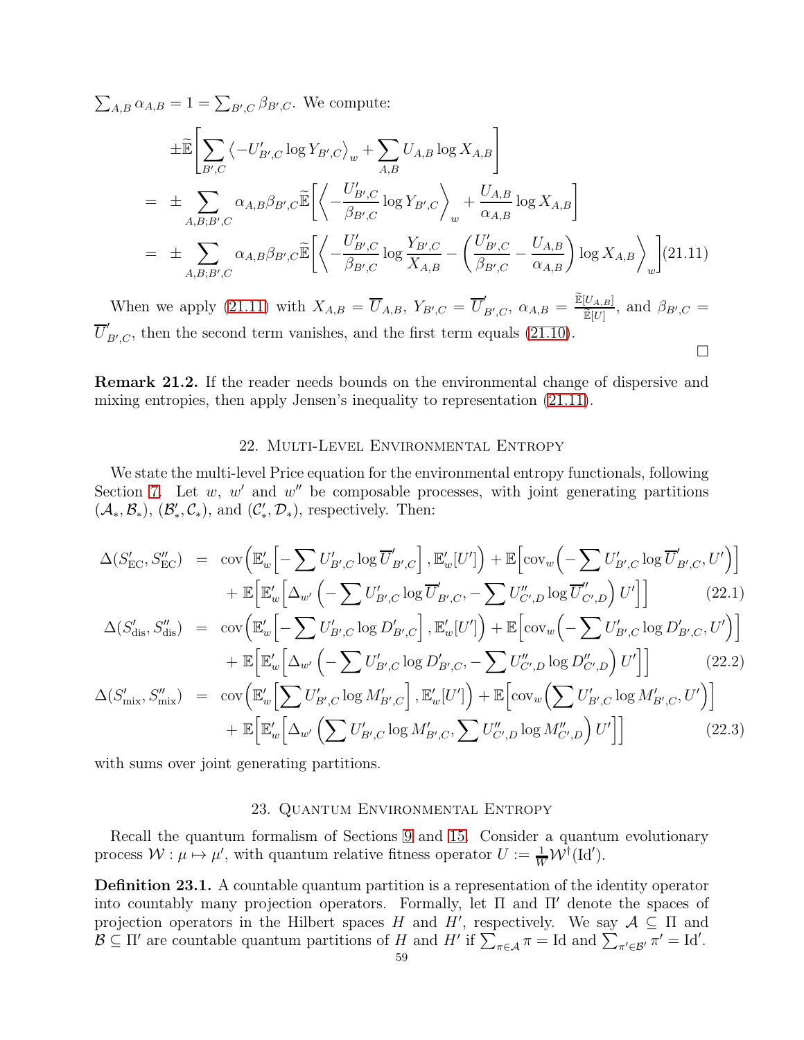$\sum_{A,B} \alpha_{A,B} = 1 = \sum_{B',C} \beta_{B',C}$. We compute:

$$
\begin{aligned}
&\pm\widetilde{\mathbb{E}}\Bigg[\sum_{B',C} \left\langle -U'_{B',C} \log Y_{B',C} \right\rangle_w + \sum_{A,B} U_{A,B} \log X_{A,B}\Bigg] \\
&= \pm \sum_{A,B;B',C} \alpha_{A,B}\beta_{B',C} \widetilde{\mathbb{E}}\Bigg[\left\langle -\frac{U'_{B',C}}{\beta_{B',C}} \log Y_{B',C} \right\rangle_w + \frac{U_{A,B}}{\alpha_{A,B}} \log X_{A,B}\Bigg] \\
&= \pm \sum_{A,B;B',C} \alpha_{A,B}\beta_{B',C} \widetilde{\mathbb{E}}\Bigg[\left\langle -\frac{U'_{B',C}}{\beta_{B',C}} \log \frac{Y_{B',C}}{X_{A,B}} - \left(\frac{U'_{B',C}}{\beta_{B',C}} - \frac{U_{A,B}}{\alpha_{A,B}}\right) \log X_{A,B} \right\rangle_w\Bigg] \quad (21.11)
\end{aligned}
$$

When we apply (21.11) with $X_{A,B} = \overline{U}_{A,B}$, $Y_{B',C} = \overline{U}'_{B',C}$, $\alpha_{A,B} = \frac{\widetilde{\mathbb{E}}[U_{A,B}]}{\widetilde{\mathbb{E}}[U]}$, and $\beta_{B',C} = \overline{U}'_{B',C}$, then the second term vanishes, and the first term equals (21.10).

□

**Remark 21.2.** If the reader needs bounds on the environmental change of dispersive and mixing entropies, then apply Jensen's inequality to representation (21.11).

## 22. Multi-Level Environmental Entropy

We state the multi-level Price equation for the environmental entropy functionals, following Section 7. Let $w$, $w'$ and $w''$ be composable processes, with joint generating partitions $(\mathcal{A}_*, \mathcal{B}_*)$, $(\mathcal{B}'_*, \mathcal{C}_*)$, and $(\mathcal{C}'_*, \mathcal{D}_*)$, respectively. Then:

$$
\begin{aligned}
\Delta(S'_{\mathrm{EC}}, S''_{\mathrm{EC}}) &= \mathrm{cov}\Big(\mathbb{E}'_w\Big[-\sum U'_{B',C} \log \overline{U}'_{B',C}\Big], \mathbb{E}'_w[U']\Big) + \mathbb{E}\Big[\mathrm{cov}_w\Big(-\sum U'_{B',C} \log \overline{U}'_{B',C}, U'\Big)\Big] \\
&\quad + \mathbb{E}\Big[\mathbb{E}'_w\Big[\Delta_{w'}\Big(-\sum U'_{B',C} \log \overline{U}'_{B',C}, -\sum U''_{C',D} \log \overline{U}''_{C',D}\Big) U'\Big]\Big] \qquad (22.1) \\
\Delta(S'_{\mathrm{dis}}, S''_{\mathrm{dis}}) &= \mathrm{cov}\Big(\mathbb{E}'_w\Big[-\sum U'_{B',C} \log D'_{B',C}\Big], \mathbb{E}'_w[U']\Big) + \mathbb{E}\Big[\mathrm{cov}_w\Big(-\sum U'_{B',C} \log D'_{B',C}, U'\Big)\Big] \\
&\quad + \mathbb{E}\Big[\mathbb{E}'_w\Big[\Delta_{w'}\Big(-\sum U'_{B',C} \log D'_{B',C}, -\sum U''_{C',D} \log D''_{C',D}\Big) U'\Big]\Big] \qquad (22.2) \\
\Delta(S'_{\mathrm{mix}}, S''_{\mathrm{mix}}) &= \mathrm{cov}\Big(\mathbb{E}'_w\Big[\sum U'_{B',C} \log M'_{B',C}\Big], \mathbb{E}'_w[U']\Big) + \mathbb{E}\Big[\mathrm{cov}_w\Big(\sum U'_{B',C} \log M'_{B',C}, U'\Big)\Big] \\
&\quad + \mathbb{E}\Big[\mathbb{E}'_w\Big[\Delta_{w'}\Big(\sum U'_{B',C} \log M'_{B',C}, \sum U''_{C',D} \log M''_{C',D}\Big) U'\Big]\Big] \qquad (22.3)
\end{aligned}
$$

with sums over joint generating partitions.

## 23. Quantum Environmental Entropy

Recall the quantum formalism of Sections 9 and 15. Consider a quantum evolutionary process $\mathcal{W} : \mu \mapsto \mu'$, with quantum relative fitness operator $U := \frac{1}{W}\mathcal{W}^\dagger(\mathrm{Id}')$.

**Definition 23.1.** A countable quantum partition is a representation of the identity operator into countably many projection operators. Formally, let $\Pi$ and $\Pi'$ denote the spaces of projection operators in the Hilbert spaces $H$ and $H'$, respectively. We say $\mathcal{A} \subseteq \Pi$ and $\mathcal{B} \subseteq \Pi'$ are countable quantum partitions of $H$ and $H'$ if $\sum_{\pi \in \mathcal{A}} \pi = \mathrm{Id}$ and $\sum_{\pi' \in \mathcal{B}} \pi' = \mathrm{Id}'$.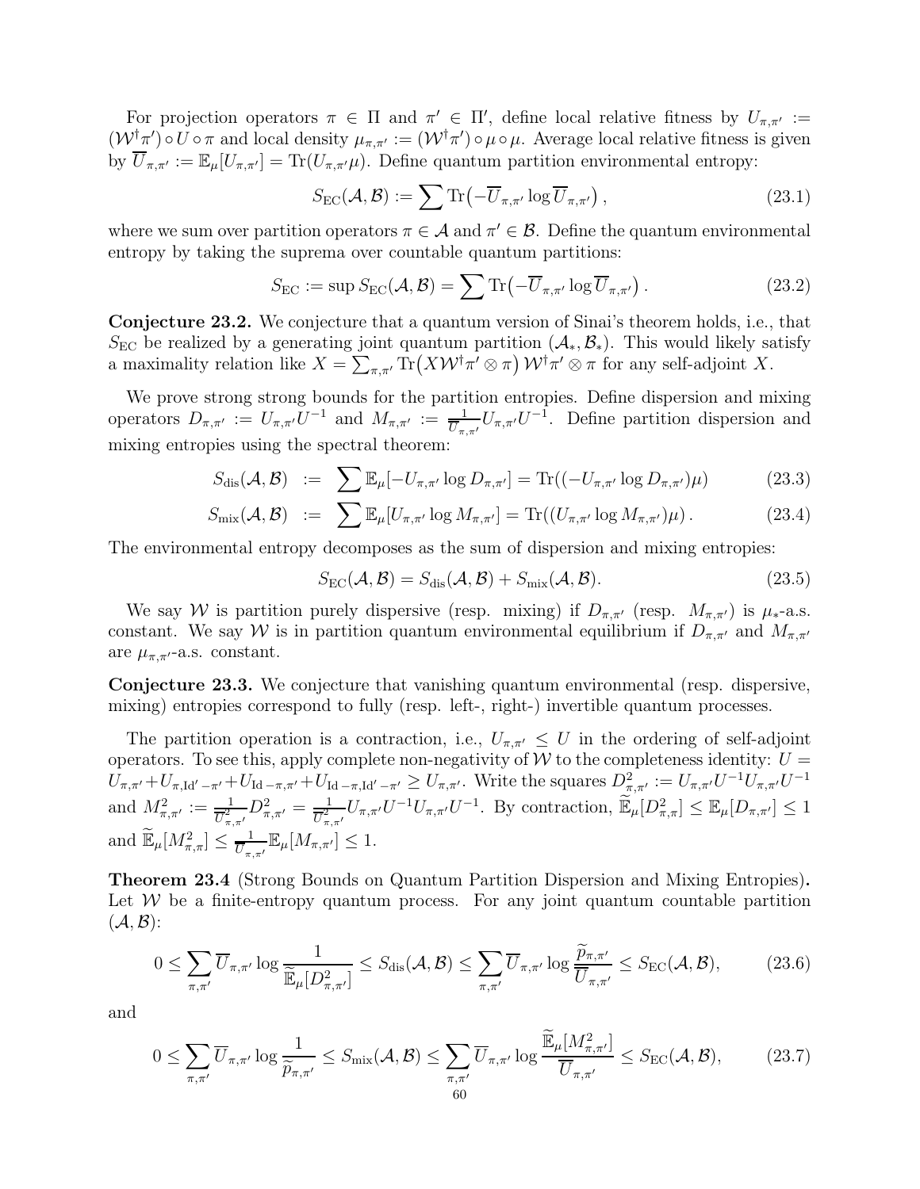For projection operators $\pi \in \Pi$ and $\pi' \in \Pi'$, define local relative fitness by $U_{\pi,\pi'} := (\mathcal{W}^\dagger \pi') \circ U \circ \pi$ and local density $\mu_{\pi,\pi'} := (\mathcal{W}^\dagger \pi') \circ \mu \circ \mu$. Average local relative fitness is given by $\overline{U}_{\pi,\pi'} := \mathbb{E}_\mu[U_{\pi,\pi'}] = \operatorname{Tr}(U_{\pi,\pi'}\mu)$. Define quantum partition environmental entropy:

$$S_{\mathrm{EC}}(\mathcal{A}, \mathcal{B}) := \sum \operatorname{Tr}\left(-\overline{U}_{\pi,\pi'} \log \overline{U}_{\pi,\pi'}\right), \tag{23.1}$$

where we sum over partition operators $\pi \in \mathcal{A}$ and $\pi' \in \mathcal{B}$. Define the quantum environmental entropy by taking the suprema over countable quantum partitions:

$$S_{\mathrm{EC}} := \sup S_{\mathrm{EC}}(\mathcal{A}, \mathcal{B}) = \sum \operatorname{Tr}\left(-\overline{U}_{\pi,\pi'} \log \overline{U}_{\pi,\pi'}\right). \tag{23.2}$$

**Conjecture 23.2.** We conjecture that a quantum version of Sinai's theorem holds, i.e., that $S_{\mathrm{EC}}$ be realized by a generating joint quantum partition $(\mathcal{A}_*, \mathcal{B}_*)$. This would likely satisfy a maximality relation like $X = \sum_{\pi,\pi'} \operatorname{Tr}\left(X \mathcal{W}^\dagger \pi' \otimes \pi\right) \mathcal{W}^\dagger \pi' \otimes \pi$ for any self-adjoint $X$.

We prove strong strong bounds for the partition entropies. Define dispersion and mixing operators $D_{\pi,\pi'} := U_{\pi,\pi'} U^{-1}$ and $M_{\pi,\pi'} := \frac{1}{\overline{U}_{\pi,\pi'}} U_{\pi,\pi'} U^{-1}$. Define partition dispersion and mixing entropies using the spectral theorem:

$$S_{\mathrm{dis}}(\mathcal{A}, \mathcal{B}) := \sum \mathbb{E}_\mu[-U_{\pi,\pi'} \log D_{\pi,\pi'}] = \operatorname{Tr}((-U_{\pi,\pi'} \log D_{\pi,\pi'})\mu) \tag{23.3}$$

$$S_{\mathrm{mix}}(\mathcal{A}, \mathcal{B}) := \sum \mathbb{E}_\mu[U_{\pi,\pi'} \log M_{\pi,\pi'}] = \operatorname{Tr}((U_{\pi,\pi'} \log M_{\pi,\pi'})\mu). \tag{23.4}$$

The environmental entropy decomposes as the sum of dispersion and mixing entropies:

$$S_{\mathrm{EC}}(\mathcal{A}, \mathcal{B}) = S_{\mathrm{dis}}(\mathcal{A}, \mathcal{B}) + S_{\mathrm{mix}}(\mathcal{A}, \mathcal{B}). \tag{23.5}$$

We say $\mathcal{W}$ is partition purely dispersive (resp. mixing) if $D_{\pi,\pi'}$ (resp. $M_{\pi,\pi'}$) is $\mu_*$-a.s. constant. We say $\mathcal{W}$ is in partition quantum environmental equilibrium if $D_{\pi,\pi'}$ and $M_{\pi,\pi'}$ are $\mu_{\pi,\pi'}$-a.s. constant.

**Conjecture 23.3.** We conjecture that vanishing quantum environmental (resp. dispersive, mixing) entropies correspond to fully (resp. left-, right-) invertible quantum processes.

The partition operation is a contraction, i.e., $U_{\pi,\pi'} \le U$ in the ordering of self-adjoint operators. To see this, apply complete non-negativity of $\mathcal{W}$ to the completeness identity: $U = U_{\pi,\pi'} + U_{\pi,\mathrm{Id}'-\pi'} + U_{\mathrm{Id}-\pi,\pi'} + U_{\mathrm{Id}-\pi,\mathrm{Id}'-\pi'} \ge U_{\pi,\pi'}$. Write the squares $D^2_{\pi,\pi'} := U_{\pi,\pi'} U^{-1} U_{\pi,\pi'} U^{-1}$ and $M^2_{\pi,\pi'} := \frac{1}{\overline{U}^2_{\pi,\pi'}} D^2_{\pi,\pi'} = \frac{1}{\overline{U}^2_{\pi,\pi'}} U_{\pi,\pi'} U^{-1} U_{\pi,\pi'} U^{-1}$. By contraction, $\widetilde{\mathbb{E}}_\mu[D^2_{\pi,\pi}] \le \mathbb{E}_\mu[D_{\pi,\pi'}] \le 1$ and $\widetilde{\mathbb{E}}_\mu[M^2_{\pi,\pi}] \le \frac{1}{\overline{U}_{\pi,\pi'}} \mathbb{E}_\mu[M_{\pi,\pi'}] \le 1$.

**Theorem 23.4** (Strong Bounds on Quantum Partition Dispersion and Mixing Entropies)**.** Let $\mathcal{W}$ be a finite-entropy quantum process. For any joint quantum countable partition $(\mathcal{A}, \mathcal{B})$:

$$0 \le \sum_{\pi,\pi'} \overline{U}_{\pi,\pi'} \log \frac{1}{\widetilde{\mathbb{E}}_\mu[D^2_{\pi,\pi'}]} \le S_{\mathrm{dis}}(\mathcal{A}, \mathcal{B}) \le \sum_{\pi,\pi'} \overline{U}_{\pi,\pi'} \log \frac{\widetilde{p}_{\pi,\pi'}}{\overline{U}_{\pi,\pi'}} \le S_{\mathrm{EC}}(\mathcal{A}, \mathcal{B}), \tag{23.6}$$

and

$$0 \le \sum_{\pi,\pi'} \overline{U}_{\pi,\pi'} \log \frac{1}{\widetilde{p}_{\pi,\pi'}} \le S_{\mathrm{mix}}(\mathcal{A}, \mathcal{B}) \le \sum_{\pi,\pi'} \overline{U}_{\pi,\pi'} \log \frac{\widetilde{\mathbb{E}}_\mu[M^2_{\pi,\pi'}]}{\overline{U}_{\pi,\pi'}} \le S_{\mathrm{EC}}(\mathcal{A}, \mathcal{B}), \tag{23.7}$$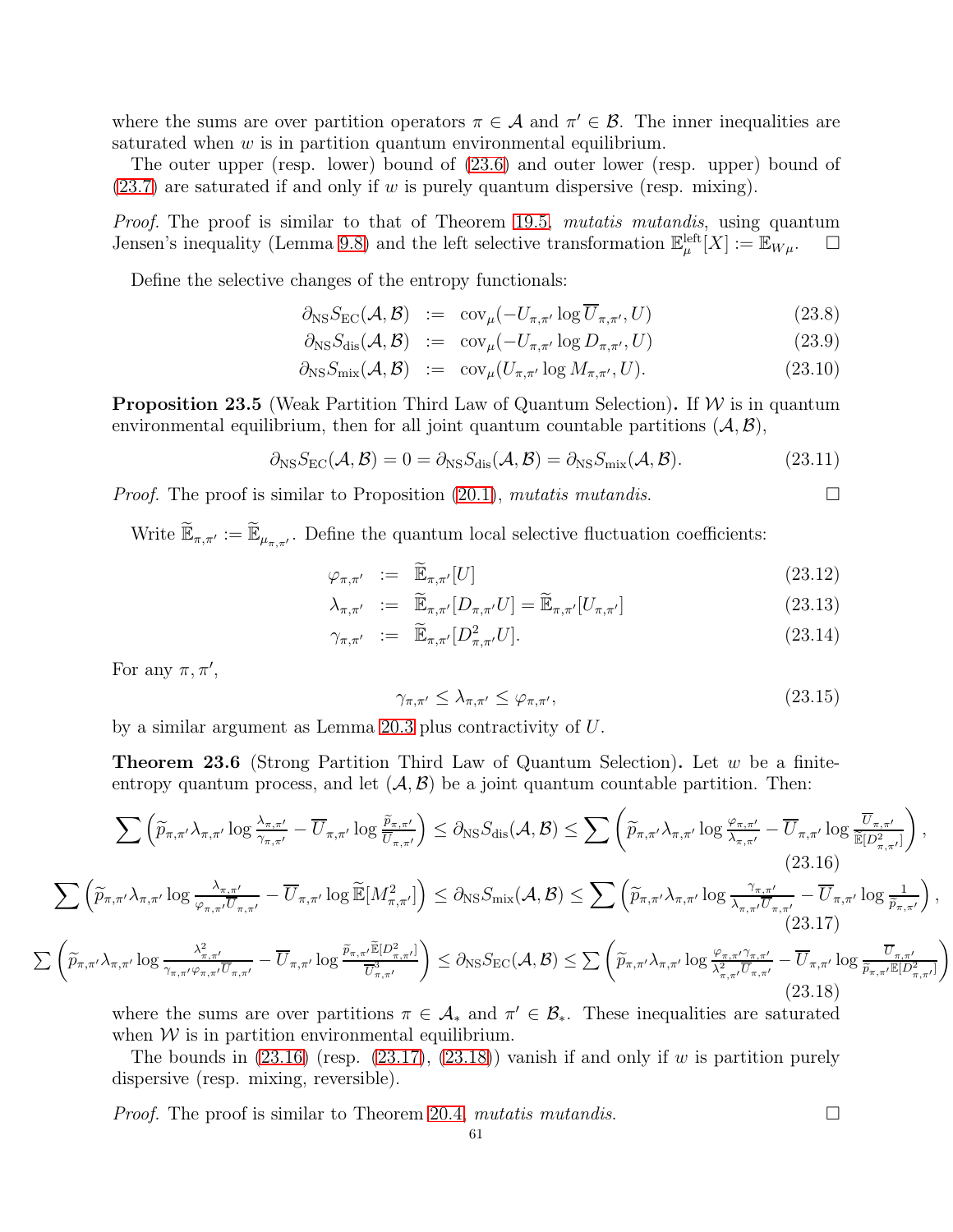where the sums are over partition operators $\pi \in \mathcal{A}$ and $\pi' \in \mathcal{B}$. The inner inequalities are saturated when $w$ is in partition quantum environmental equilibrium.

The outer upper (resp. lower) bound of (23.6) and outer lower (resp. upper) bound of (23.7) are saturated if and only if $w$ is purely quantum dispersive (resp. mixing).

*Proof.* The proof is similar to that of Theorem 19.5, *mutatis mutandis*, using quantum Jensen's inequality (Lemma 9.8) and the left selective transformation $\mathbb{E}^{\text{left}}_{\mu}[X] := \mathbb{E}_{W\mu}$. $\square$

Define the selective changes of the entropy functionals:

$$
\begin{aligned}
\partial_{\text{NS}} S_{\text{EC}}(\mathcal{A},\mathcal{B}) &:= \operatorname{cov}_{\mu}(-U_{\pi,\pi'} \log \overline{U}_{\pi,\pi'}, U) && (23.8)\\
\partial_{\text{NS}} S_{\text{dis}}(\mathcal{A},\mathcal{B}) &:= \operatorname{cov}_{\mu}(-U_{\pi,\pi'} \log D_{\pi,\pi'}, U) && (23.9)\\
\partial_{\text{NS}} S_{\text{mix}}(\mathcal{A},\mathcal{B}) &:= \operatorname{cov}_{\mu}(U_{\pi,\pi'} \log M_{\pi,\pi'}, U). && (23.10)
\end{aligned}
$$

**Proposition 23.5** (Weak Partition Third Law of Quantum Selection)**.** If $\mathcal{W}$ is in quantum environmental equilibrium, then for all joint quantum countable partitions $(\mathcal{A},\mathcal{B})$,

$$
\partial_{\text{NS}} S_{\text{EC}}(\mathcal{A},\mathcal{B}) = 0 = \partial_{\text{NS}} S_{\text{dis}}(\mathcal{A},\mathcal{B}) = \partial_{\text{NS}} S_{\text{mix}}(\mathcal{A},\mathcal{B}). \tag{23.11}
$$

*Proof.* The proof is similar to Proposition (20.1), *mutatis mutandis*. $\square$

Write $\widetilde{\mathbb{E}}_{\pi,\pi'} := \widetilde{\mathbb{E}}_{\mu_{\pi,\pi'}}$. Define the quantum local selective fluctuation coefficients:

$$
\begin{aligned}
\varphi_{\pi,\pi'} &:= \widetilde{\mathbb{E}}_{\pi,\pi'}[U] && (23.12)\\
\lambda_{\pi,\pi'} &:= \widetilde{\mathbb{E}}_{\pi,\pi'}[D_{\pi,\pi'}U] = \widetilde{\mathbb{E}}_{\pi,\pi'}[U_{\pi,\pi'}] && (23.13)\\
\gamma_{\pi,\pi'} &:= \widetilde{\mathbb{E}}_{\pi,\pi'}[D^2_{\pi,\pi'}U]. && (23.14)
\end{aligned}
$$

For any $\pi, \pi'$,

$$
\gamma_{\pi,\pi'} \leq \lambda_{\pi,\pi'} \leq \varphi_{\pi,\pi'}, \tag{23.15}
$$

by a similar argument as Lemma 20.3 plus contractivity of $U$.

**Theorem 23.6** (Strong Partition Third Law of Quantum Selection)**.** Let $w$ be a finite-entropy quantum process, and let $(\mathcal{A},\mathcal{B})$ be a joint quantum countable partition. Then:

$$
\sum \left( \widetilde{p}_{\pi,\pi'} \lambda_{\pi,\pi'} \log \frac{\lambda_{\pi,\pi'}}{\gamma_{\pi,\pi'}} - \overline{U}_{\pi,\pi'} \log \frac{\widetilde{p}_{\pi,\pi'}}{\overline{U}_{\pi,\pi'}} \right) \leq \partial_{\text{NS}} S_{\text{dis}}(\mathcal{A},\mathcal{B}) \leq \sum \left( \widetilde{p}_{\pi,\pi'} \lambda_{\pi,\pi'} \log \frac{\varphi_{\pi,\pi'}}{\lambda_{\pi,\pi'}} - \overline{U}_{\pi,\pi'} \log \frac{\overline{U}_{\pi,\pi'}}{\widetilde{\mathbb{E}}[D^2_{\pi,\pi'}]} \right), \tag{23.16}
$$

$$
\sum \left( \widetilde{p}_{\pi,\pi'} \lambda_{\pi,\pi'} \log \frac{\lambda_{\pi,\pi'}}{\varphi_{\pi,\pi'} \overline{U}_{\pi,\pi'}} - \overline{U}_{\pi,\pi'} \log \widetilde{\mathbb{E}}[M^2_{\pi,\pi'}] \right) \leq \partial_{\text{NS}} S_{\text{mix}}(\mathcal{A},\mathcal{B}) \leq \sum \left( \widetilde{p}_{\pi,\pi'} \lambda_{\pi,\pi'} \log \frac{\gamma_{\pi,\pi'}}{\lambda_{\pi,\pi'} \overline{U}_{\pi,\pi'}} - \overline{U}_{\pi,\pi'} \log \frac{1}{\widetilde{p}_{\pi,\pi'}} \right), \tag{23.17}
$$

$$
\sum \left( \widetilde{p}_{\pi,\pi'} \lambda_{\pi,\pi'} \log \frac{\lambda^2_{\pi,\pi'}}{\gamma_{\pi,\pi'} \varphi_{\pi,\pi'} \overline{U}_{\pi,\pi'}} - \overline{U}_{\pi,\pi'} \log \frac{\widetilde{p}_{\pi,\pi'} \widetilde{\mathbb{E}}[D^2_{\pi,\pi'}]}{\overline{U}^3_{\pi,\pi'}} \right) \leq \partial_{\text{NS}} S_{\text{EC}}(\mathcal{A},\mathcal{B}) \leq \sum \left( \widetilde{p}_{\pi,\pi'} \lambda_{\pi,\pi'} \log \frac{\varphi_{\pi,\pi'} \gamma_{\pi,\pi'}}{\lambda^2_{\pi,\pi'} \overline{U}_{\pi,\pi'}} - \overline{U}_{\pi,\pi'} \log \frac{\overline{U}_{\pi,\pi'}}{\widetilde{p}_{\pi,\pi'} \widetilde{\mathbb{E}}[D^2_{\pi,\pi'}]} \right) \tag{23.18}
$$

where the sums are over partitions $\pi \in \mathcal{A}_*$ and $\pi' \in \mathcal{B}_*$. These inequalities are saturated when $\mathcal{W}$ is in partition environmental equilibrium.

The bounds in (23.16) (resp. (23.17), (23.18)) vanish if and only if $w$ is partition purely dispersive (resp. mixing, reversible).

*Proof.* The proof is similar to Theorem 20.4, *mutatis mutandis*. $\square$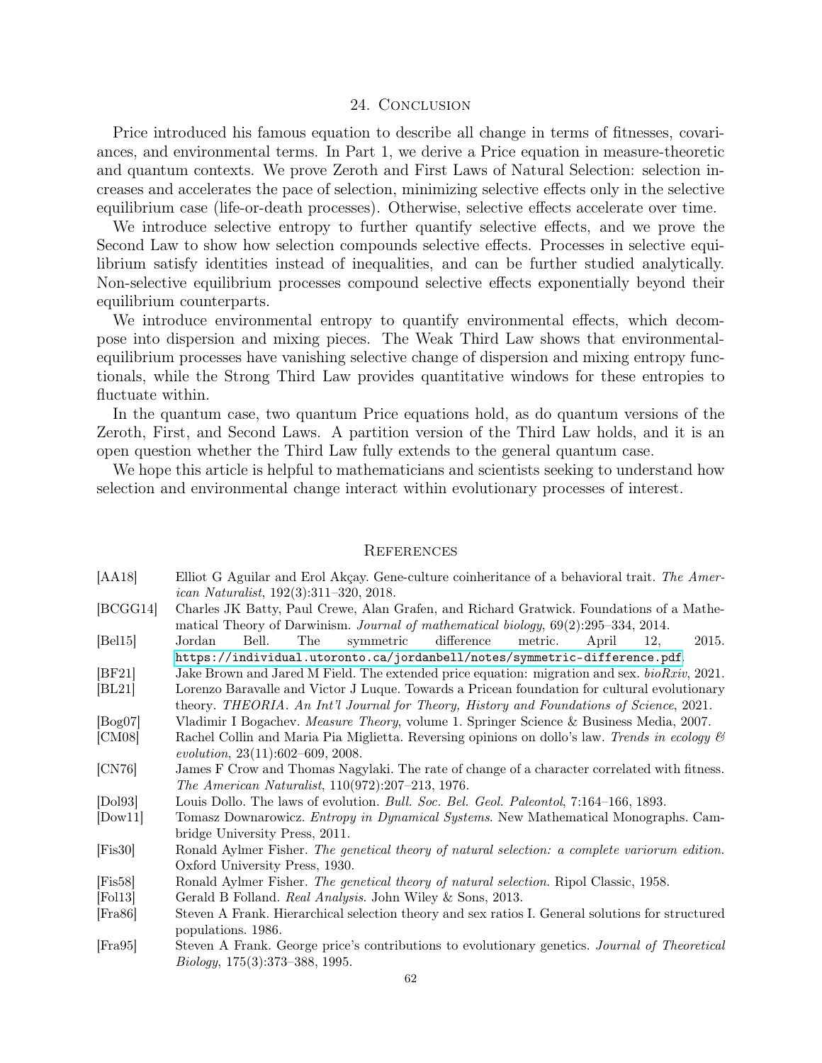## 24. Conclusion

Price introduced his famous equation to describe all change in terms of fitnesses, covariances, and environmental terms. In Part 1, we derive a Price equation in measure-theoretic and quantum contexts. We prove Zeroth and First Laws of Natural Selection: selection increases and accelerates the pace of selection, minimizing selective effects only in the selective equilibrium case (life-or-death processes). Otherwise, selective effects accelerate over time.

We introduce selective entropy to further quantify selective effects, and we prove the Second Law to show how selection compounds selective effects. Processes in selective equilibrium satisfy identities instead of inequalities, and can be further studied analytically. Non-selective equilibrium processes compound selective effects exponentially beyond their equilibrium counterparts.

We introduce environmental entropy to quantify environmental effects, which decompose into dispersion and mixing pieces. The Weak Third Law shows that environmental-equilibrium processes have vanishing selective change of dispersion and mixing entropy functionals, while the Strong Third Law provides quantitative windows for these entropies to fluctuate within.

In the quantum case, two quantum Price equations hold, as do quantum versions of the Zeroth, First, and Second Laws. A partition version of the Third Law holds, and it is an open question whether the Third Law fully extends to the general quantum case.

We hope this article is helpful to mathematicians and scientists seeking to understand how selection and environmental change interact within evolutionary processes of interest.

## References

- [AA18] Elliot G Aguilar and Erol Akçay. Gene-culture coinheritance of a behavioral trait. *The American Naturalist*, 192(3):311–320, 2018.
- [BCGG14] Charles JK Batty, Paul Crewe, Alan Grafen, and Richard Gratwick. Foundations of a Mathematical Theory of Darwinism. *Journal of mathematical biology*, 69(2):295–334, 2014.
- [Bel15] Jordan Bell. The symmetric difference metric. April 12, 2015. https://individual.utoronto.ca/jordanbell/notes/symmetric-difference.pdf.
- [BF21] Jake Brown and Jared M Field. The extended price equation: migration and sex. *bioRxiv*, 2021.
- [BL21] Lorenzo Baravalle and Victor J Luque. Towards a Pricean foundation for cultural evolutionary theory. *THEORIA. An Int'l Journal for Theory, History and Foundations of Science*, 2021.
- [Bog07] Vladimir I Bogachev. *Measure Theory*, volume 1. Springer Science & Business Media, 2007.
- [CM08] Rachel Collin and Maria Pia Miglietta. Reversing opinions on dollo's law. *Trends in ecology & evolution*, 23(11):602–609, 2008.
- [CN76] James F Crow and Thomas Nagylaki. The rate of change of a character correlated with fitness. *The American Naturalist*, 110(972):207–213, 1976.
- [Dol93] Louis Dollo. The laws of evolution. *Bull. Soc. Bel. Geol. Paleontol*, 7:164–166, 1893.
- [Dow11] Tomasz Downarowicz. *Entropy in Dynamical Systems*. New Mathematical Monographs. Cambridge University Press, 2011.
- [Fis30] Ronald Aylmer Fisher. *The genetical theory of natural selection: a complete variorum edition*. Oxford University Press, 1930.
- [Fis58] Ronald Aylmer Fisher. *The genetical theory of natural selection*. Ripol Classic, 1958.
- [Fol13] Gerald B Folland. *Real Analysis*. John Wiley & Sons, 2013.
- [Fra86] Steven A Frank. Hierarchical selection theory and sex ratios I. General solutions for structured populations. 1986.
- [Fra95] Steven A Frank. George price's contributions to evolutionary genetics. *Journal of Theoretical Biology*, 175(3):373–388, 1995.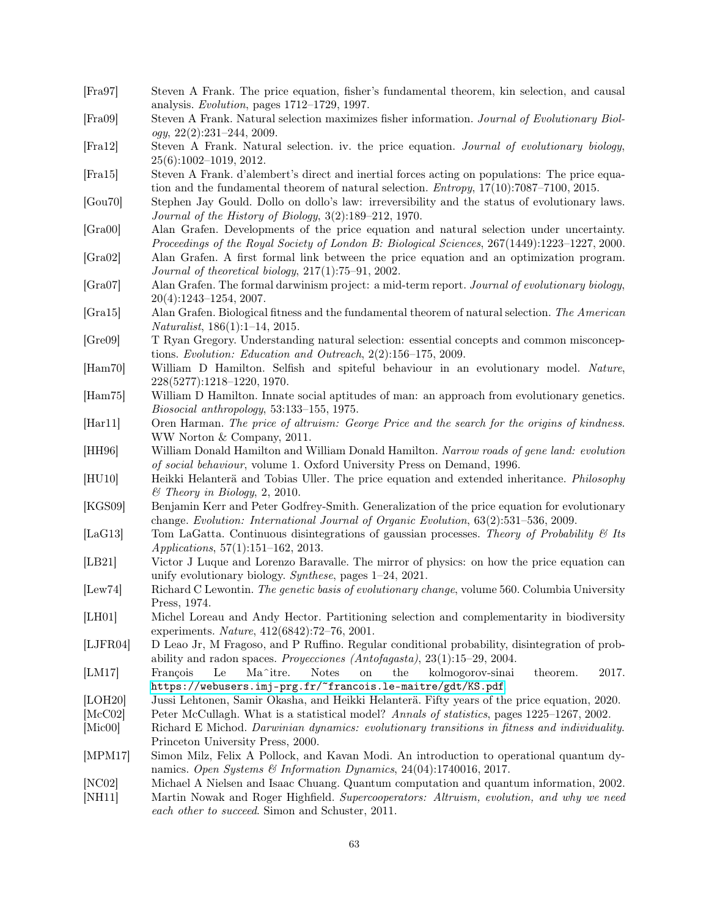[Fra97] Steven A Frank. The price equation, fisher's fundamental theorem, kin selection, and causal analysis. *Evolution*, pages 1712–1729, 1997.

[Fra09] Steven A Frank. Natural selection maximizes fisher information. *Journal of Evolutionary Biology*, 22(2):231–244, 2009.

[Fra12] Steven A Frank. Natural selection. iv. the price equation. *Journal of evolutionary biology*, 25(6):1002–1019, 2012.

[Fra15] Steven A Frank. d'alembert's direct and inertial forces acting on populations: The price equation and the fundamental theorem of natural selection. *Entropy*, 17(10):7087–7100, 2015.

[Gou70] Stephen Jay Gould. Dollo on dollo's law: irreversibility and the status of evolutionary laws. *Journal of the History of Biology*, 3(2):189–212, 1970.

[Gra00] Alan Grafen. Developments of the price equation and natural selection under uncertainty. *Proceedings of the Royal Society of London B: Biological Sciences*, 267(1449):1223–1227, 2000.

[Gra02] Alan Grafen. A first formal link between the price equation and an optimization program. *Journal of theoretical biology*, 217(1):75–91, 2002.

[Gra07] Alan Grafen. The formal darwinism project: a mid-term report. *Journal of evolutionary biology*, 20(4):1243–1254, 2007.

[Gra15] Alan Grafen. Biological fitness and the fundamental theorem of natural selection. *The American Naturalist*, 186(1):1–14, 2015.

[Gre09] T Ryan Gregory. Understanding natural selection: essential concepts and common misconceptions. *Evolution: Education and Outreach*, 2(2):156–175, 2009.

[Ham70] William D Hamilton. Selfish and spiteful behaviour in an evolutionary model. *Nature*, 228(5277):1218–1220, 1970.

[Ham75] William D Hamilton. Innate social aptitudes of man: an approach from evolutionary genetics. *Biosocial anthropology*, 53:133–155, 1975.

[Har11] Oren Harman. *The price of altruism: George Price and the search for the origins of kindness*. WW Norton & Company, 2011.

[HH96] William Donald Hamilton and William Donald Hamilton. *Narrow roads of gene land: evolution of social behaviour*, volume 1. Oxford University Press on Demand, 1996.

[HU10] Heikki Helanterä and Tobias Uller. The price equation and extended inheritance. *Philosophy & Theory in Biology*, 2, 2010.

[KGS09] Benjamin Kerr and Peter Godfrey-Smith. Generalization of the price equation for evolutionary change. *Evolution: International Journal of Organic Evolution*, 63(2):531–536, 2009.

[LaG13] Tom LaGatta. Continuous disintegrations of gaussian processes. *Theory of Probability & Its Applications*, 57(1):151–162, 2013.

[LB21] Victor J Luque and Lorenzo Baravalle. The mirror of physics: on how the price equation can unify evolutionary biology. *Synthese*, pages 1–24, 2021.

[Lew74] Richard C Lewontin. *The genetic basis of evolutionary change*, volume 560. Columbia University Press, 1974.

[LH01] Michel Loreau and Andy Hector. Partitioning selection and complementarity in biodiversity experiments. *Nature*, 412(6842):72–76, 2001.

[LJFR04] D Leao Jr, M Fragoso, and P Ruffino. Regular conditional probability, disintegration of probability and radon spaces. *Proyecciones (Antofagasta)*, 23(1):15–29, 2004.

[LM17] François Le Maˆitre. Notes on the kolmogorov-sinai theorem. 2017. https://webusers.imj-prg.fr/~francois.le-maitre/gdt/KS.pdf

[LOH20] Jussi Lehtonen, Samir Okasha, and Heikki Helanterä. Fifty years of the price equation, 2020.

[McC02] Peter McCullagh. What is a statistical model? *Annals of statistics*, pages 1225–1267, 2002.

[Mic00] Richard E Michod. *Darwinian dynamics: evolutionary transitions in fitness and individuality*. Princeton University Press, 2000.

[MPM17] Simon Milz, Felix A Pollock, and Kavan Modi. An introduction to operational quantum dynamics. *Open Systems & Information Dynamics*, 24(04):1740016, 2017.

[NC02] Michael A Nielsen and Isaac Chuang. Quantum computation and quantum information, 2002.

[NH11] Martin Nowak and Roger Highfield. *Supercooperators: Altruism, evolution, and why we need each other to succeed*. Simon and Schuster, 2011.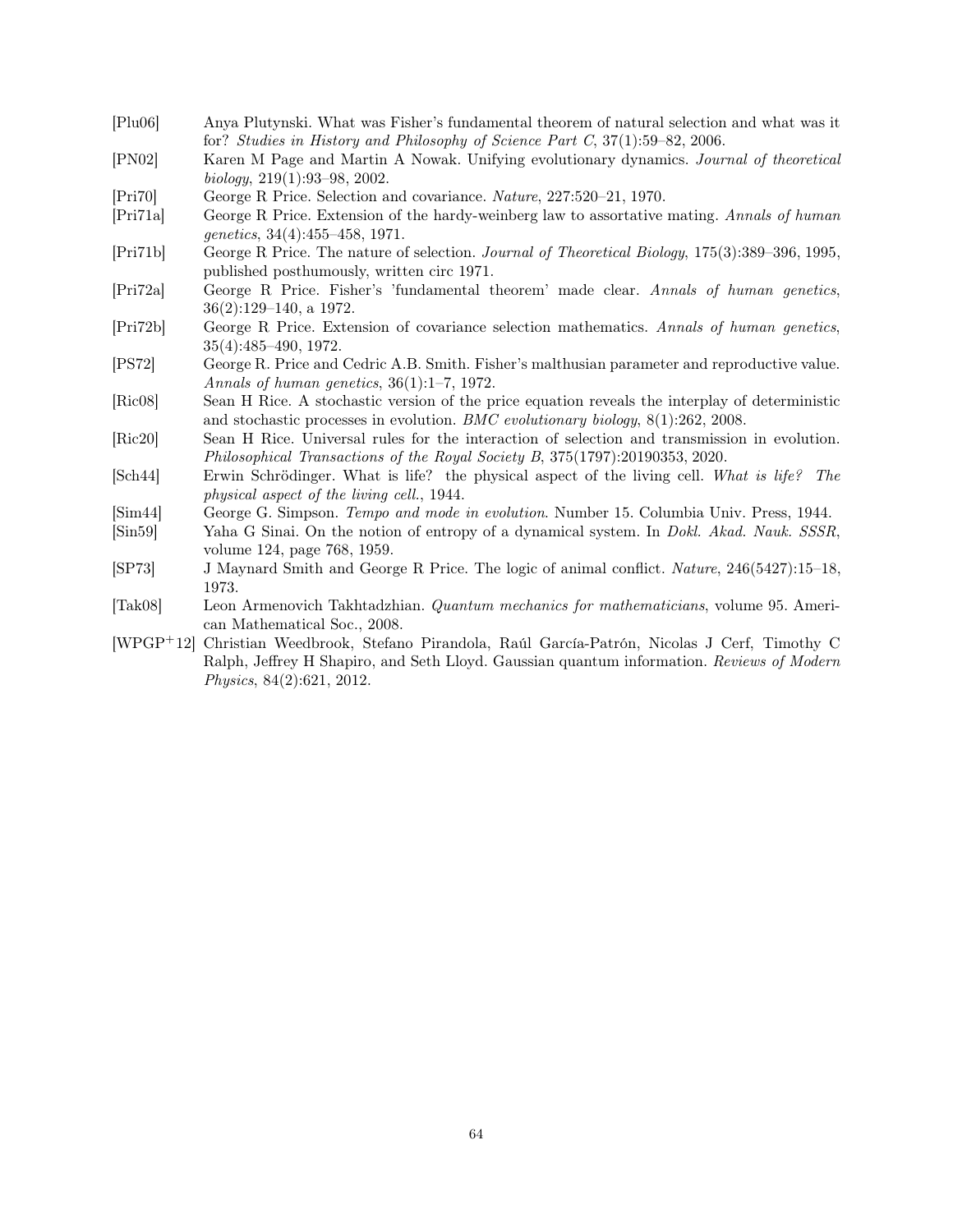[Plu06] Anya Plutynski. What was Fisher's fundamental theorem of natural selection and what was it for? *Studies in History and Philosophy of Science Part C*, 37(1):59–82, 2006.

[PN02] Karen M Page and Martin A Nowak. Unifying evolutionary dynamics. *Journal of theoretical biology*, 219(1):93–98, 2002.

[Pri70] George R Price. Selection and covariance. *Nature*, 227:520–21, 1970.

[Pri71a] George R Price. Extension of the hardy-weinberg law to assortative mating. *Annals of human genetics*, 34(4):455–458, 1971.

[Pri71b] George R Price. The nature of selection. *Journal of Theoretical Biology*, 175(3):389–396, 1995, published posthumously, written circ 1971.

[Pri72a] George R Price. Fisher's 'fundamental theorem' made clear. *Annals of human genetics*, 36(2):129–140, a 1972.

[Pri72b] George R Price. Extension of covariance selection mathematics. *Annals of human genetics*, 35(4):485–490, 1972.

[PS72] George R. Price and Cedric A.B. Smith. Fisher's malthusian parameter and reproductive value. *Annals of human genetics*, 36(1):1–7, 1972.

[Ric08] Sean H Rice. A stochastic version of the price equation reveals the interplay of deterministic and stochastic processes in evolution. *BMC evolutionary biology*, 8(1):262, 2008.

[Ric20] Sean H Rice. Universal rules for the interaction of selection and transmission in evolution. *Philosophical Transactions of the Royal Society B*, 375(1797):20190353, 2020.

[Sch44] Erwin Schrödinger. What is life? the physical aspect of the living cell. *What is life? The physical aspect of the living cell.*, 1944.

[Sim44] George G. Simpson. *Tempo and mode in evolution*. Number 15. Columbia Univ. Press, 1944.

[Sin59] Yaha G Sinai. On the notion of entropy of a dynamical system. In *Dokl. Akad. Nauk. SSSR*, volume 124, page 768, 1959.

[SP73] J Maynard Smith and George R Price. The logic of animal conflict. *Nature*, 246(5427):15–18, 1973.

[Tak08] Leon Armenovich Takhtadzhian. *Quantum mechanics for mathematicians*, volume 95. American Mathematical Soc., 2008.

[WPGP+12] Christian Weedbrook, Stefano Pirandola, Raúl García-Patrón, Nicolas J Cerf, Timothy C Ralph, Jeffrey H Shapiro, and Seth Lloyd. Gaussian quantum information. *Reviews of Modern Physics*, 84(2):621, 2012.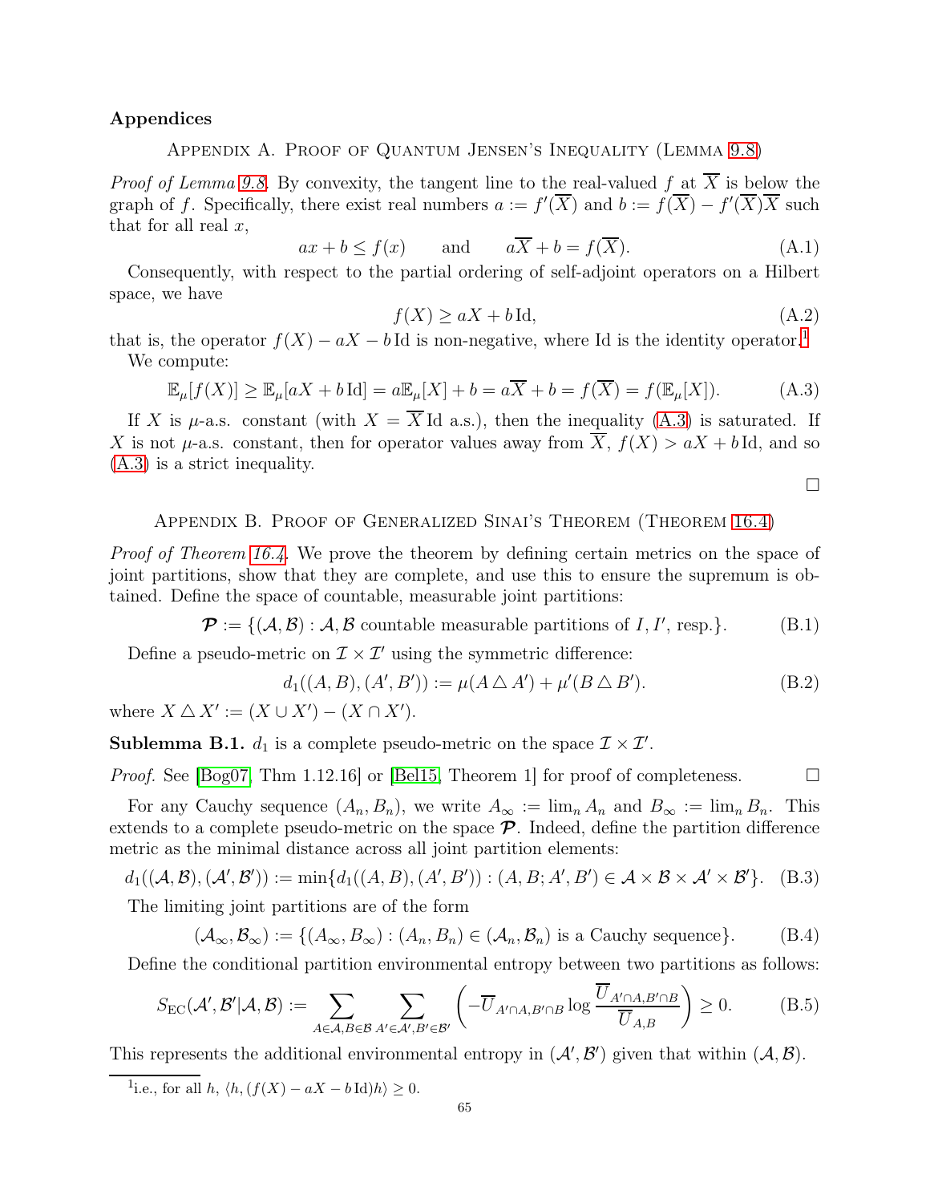# Appendices

## Appendix A. Proof of Quantum Jensen's Inequality (Lemma 9.8)

*Proof of Lemma 9.8.* By convexity, the tangent line to the real-valued $f$ at $\overline{X}$ is below the graph of $f$. Specifically, there exist real numbers $a := f'(\overline{X})$ and $b := f(\overline{X}) - f'(\overline{X})\overline{X}$ such that for all real $x$,

$$ax + b \leq f(x) \qquad \text{and} \qquad a\overline{X} + b = f(\overline{X}). \tag{A.1}$$

Consequently, with respect to the partial ordering of self-adjoint operators on a Hilbert space, we have

$$f(X) \geq aX + b\,\mathrm{Id}, \tag{A.2}$$

that is, the operator $f(X) - aX - b\,\mathrm{Id}$ is non-negative, where Id is the identity operator.[1]

We compute:

$$\mathbb{E}_\mu[f(X)] \geq \mathbb{E}_\mu[aX + b\,\mathrm{Id}] = a\mathbb{E}_\mu[X] + b = a\overline{X} + b = f(\overline{X}) = f(\mathbb{E}_\mu[X]). \tag{A.3}$$

If $X$ is $\mu$-a.s. constant (with $X = \overline{X}\,\mathrm{Id}$ a.s.), then the inequality (A.3) is saturated. If $X$ is not $\mu$-a.s. constant, then for operator values away from $\overline{X}$, $f(X) > aX + b\,\mathrm{Id}$, and so (A.3) is a strict inequality.

□

## Appendix B. Proof of Generalized Sinai's Theorem (Theorem 16.4)

*Proof of Theorem 16.4.* We prove the theorem by defining certain metrics on the space of joint partitions, show that they are complete, and use this to ensure the supremum is obtained. Define the space of countable, measurable joint partitions:

$$\boldsymbol{\mathcal{P}} := \{(\mathcal{A}, \mathcal{B}) : \mathcal{A}, \mathcal{B} \text{ countable measurable partitions of } I, I', \text{resp.}\}. \tag{B.1}$$

Define a pseudo-metric on $\mathcal{I} \times \mathcal{I}'$ using the symmetric difference:

$$d_1((A, B), (A', B')) := \mu(A \triangle A') + \mu'(B \triangle B'). \tag{B.2}$$

where $X \triangle X' := (X \cup X') - (X \cap X')$.

**Sublemma B.1.** $d_1$ is a complete pseudo-metric on the space $\mathcal{I} \times \mathcal{I}'$.

*Proof.* See [Bog07, Thm 1.12.16] or [Bel15, Theorem 1] for proof of completeness. □

For any Cauchy sequence $(A_n, B_n)$, we write $A_\infty := \lim_n A_n$ and $B_\infty := \lim_n B_n$. This extends to a complete pseudo-metric on the space $\boldsymbol{\mathcal{P}}$. Indeed, define the partition difference metric as the minimal distance across all joint partition elements:

$$d_1((\mathcal{A}, \mathcal{B}), (\mathcal{A}', \mathcal{B}')) := \min\{d_1((A, B), (A', B')) : (A, B; A', B') \in \mathcal{A} \times \mathcal{B} \times \mathcal{A}' \times \mathcal{B}'\}. \tag{B.3}$$

The limiting joint partitions are of the form

$$(\mathcal{A}_\infty, \mathcal{B}_\infty) := \{(A_\infty, B_\infty) : (A_n, B_n) \in (\mathcal{A}_n, \mathcal{B}_n) \text{ is a Cauchy sequence}\}. \tag{B.4}$$

Define the conditional partition environmental entropy between two partitions as follows:

$$S_{\mathrm{EC}}(\mathcal{A}', \mathcal{B}' | \mathcal{A}, \mathcal{B}) := \sum_{A \in \mathcal{A}, B \in \mathcal{B}} \sum_{A' \in \mathcal{A}', B' \in \mathcal{B}'} \left( -\overline{U}_{A' \cap A, B' \cap B} \log \frac{\overline{U}_{A' \cap A, B' \cap B}}{\overline{U}_{A,B}} \right) \geq 0. \tag{B.5}$$

This represents the additional environmental entropy in $(\mathcal{A}', \mathcal{B}')$ given that within $(\mathcal{A}, \mathcal{B})$.

[1] i.e., for all $h$, $\langle h, (f(X) - aX - b\,\mathrm{Id})h \rangle \geq 0$.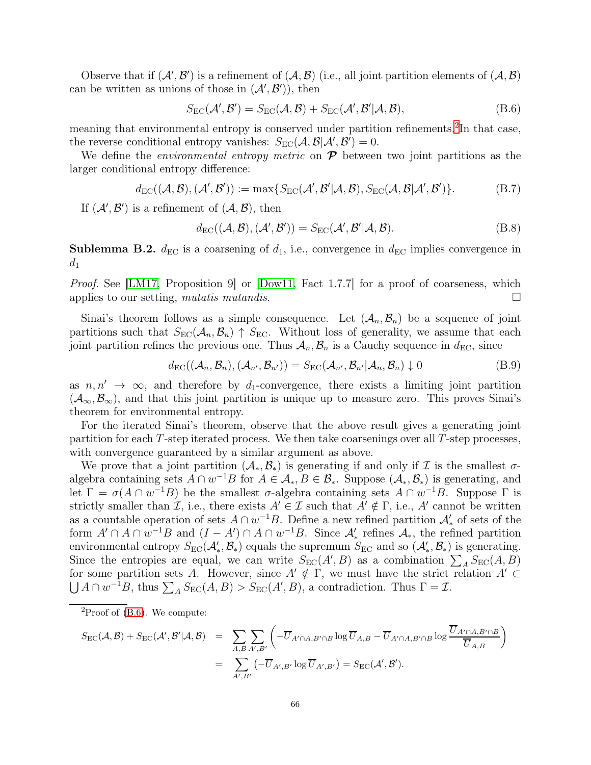Observe that if $(\mathcal{A}', \mathcal{B}')$ is a refinement of $(\mathcal{A}, \mathcal{B})$ (i.e., all joint partition elements of $(\mathcal{A}, \mathcal{B})$ can be written as unions of those in $(\mathcal{A}', \mathcal{B}')$), then

$$S_{\mathrm{EC}}(\mathcal{A}', \mathcal{B}') = S_{\mathrm{EC}}(\mathcal{A}, \mathcal{B}) + S_{\mathrm{EC}}(\mathcal{A}', \mathcal{B}' | \mathcal{A}, \mathcal{B}), \tag{B.6}$$

meaning that environmental entropy is conserved under partition refinements.[2] In that case, the reverse conditional entropy vanishes: $S_{\mathrm{EC}}(\mathcal{A}, \mathcal{B} | \mathcal{A}', \mathcal{B}') = 0$.

We define the *environmental entropy metric* on $\boldsymbol{\mathcal{P}}$ between two joint partitions as the larger conditional entropy difference:

$$d_{\mathrm{EC}}((\mathcal{A}, \mathcal{B}), (\mathcal{A}', \mathcal{B}')) := \max\{S_{\mathrm{EC}}(\mathcal{A}', \mathcal{B}' | \mathcal{A}, \mathcal{B}), S_{\mathrm{EC}}(\mathcal{A}, \mathcal{B} | \mathcal{A}', \mathcal{B}')\}. \tag{B.7}$$

If $(\mathcal{A}', \mathcal{B}')$ is a refinement of $(\mathcal{A}, \mathcal{B})$, then

$$d_{\mathrm{EC}}((\mathcal{A}, \mathcal{B}), (\mathcal{A}', \mathcal{B}')) = S_{\mathrm{EC}}(\mathcal{A}', \mathcal{B}' | \mathcal{A}, \mathcal{B}). \tag{B.8}$$

**Sublemma B.2.** $d_{\mathrm{EC}}$ is a coarsening of $d_1$, i.e., convergence in $d_{\mathrm{EC}}$ implies convergence in $d_1$

*Proof.* See [LM17, Proposition 9] or [Dow11, Fact 1.7.7] for a proof of coarseness, which applies to our setting, *mutatis mutandis*. ☐

Sinai's theorem follows as a simple consequence. Let $(\mathcal{A}_n, \mathcal{B}_n)$ be a sequence of joint partitions such that $S_{\mathrm{EC}}(\mathcal{A}_n, \mathcal{B}_n) \uparrow S_{\mathrm{EC}}$. Without loss of generality, we assume that each joint partition refines the previous one. Thus $\mathcal{A}_n, \mathcal{B}_n$ is a Cauchy sequence in $d_{\mathrm{EC}}$, since

$$d_{\mathrm{EC}}((\mathcal{A}_n, \mathcal{B}_n), (\mathcal{A}_{n'}, \mathcal{B}_{n'})) = S_{\mathrm{EC}}(\mathcal{A}_{n'}, \mathcal{B}_{n'} | \mathcal{A}_n, \mathcal{B}_n) \downarrow 0 \tag{B.9}$$

as $n, n' \to \infty$, and therefore by $d_1$-convergence, there exists a limiting joint partition $(\mathcal{A}_\infty, \mathcal{B}_\infty)$, and that this joint partition is unique up to measure zero. This proves Sinai's theorem for environmental entropy.

For the iterated Sinai's theorem, observe that the above result gives a generating joint partition for each $T$-step iterated process. We then take coarsenings over all $T$-step processes, with convergence guaranteed by a similar argument as above.

We prove that a joint partition $(\mathcal{A}_*, \mathcal{B}_*)$ is generating if and only if $\mathcal{I}$ is the smallest $\sigma$-algebra containing sets $A \cap w^{-1}B$ for $A \in \mathcal{A}_*, B \in \mathcal{B}_*$. Suppose $(\mathcal{A}_*, \mathcal{B}_*)$ is generating, and let $\Gamma = \sigma(A \cap w^{-1}B)$ be the smallest $\sigma$-algebra containing sets $A \cap w^{-1}B$. Suppose $\Gamma$ is strictly smaller than $\mathcal{I}$, i.e., there exists $A' \in \mathcal{I}$ such that $A' \notin \Gamma$, i.e., $A'$ cannot be written as a countable operation of sets $A \cap w^{-1}B$. Define a new refined partition $\mathcal{A}'_*$ of sets of the form $A' \cap A \cap w^{-1}B$ and $(I - A') \cap A \cap w^{-1}B$. Since $\mathcal{A}'_*$ refines $\mathcal{A}_*$, the refined partition environmental entropy $S_{\mathrm{EC}}(\mathcal{A}'_*, \mathcal{B}_*)$ equals the supremum $S_{\mathrm{EC}}$ and so $(\mathcal{A}'_*, \mathcal{B}_*)$ is generating. Since the entropies are equal, we can write $S_{\mathrm{EC}}(A', B)$ as a combination $\sum_A S_{\mathrm{EC}}(A, B)$ for some partition sets $A$. However, since $A' \notin \Gamma$, we must have the strict relation $A' \subset \bigcup A \cap w^{-1}B$, thus $\sum_A S_{\mathrm{EC}}(A, B) > S_{\mathrm{EC}}(A', B)$, a contradiction. Thus $\Gamma = \mathcal{I}$.

---

[2] Proof of (B.6). We compute:

$$\begin{aligned}
S_{\mathrm{EC}}(\mathcal{A}, \mathcal{B}) + S_{\mathrm{EC}}(\mathcal{A}', \mathcal{B}' | \mathcal{A}, \mathcal{B}) &= \sum_{A,B} \sum_{A',B'} \left( -\overline{U}_{A' \cap A, B' \cap B} \log \overline{U}_{A,B} - \overline{U}_{A' \cap A, B' \cap B} \log \frac{\overline{U}_{A' \cap A, B' \cap B}}{\overline{U}_{A,B}} \right) \\
&= \sum_{A',B'} \left( -\overline{U}_{A',B'} \log \overline{U}_{A',B'} \right) = S_{\mathrm{EC}}(\mathcal{A}', \mathcal{B}').
\end{aligned}$$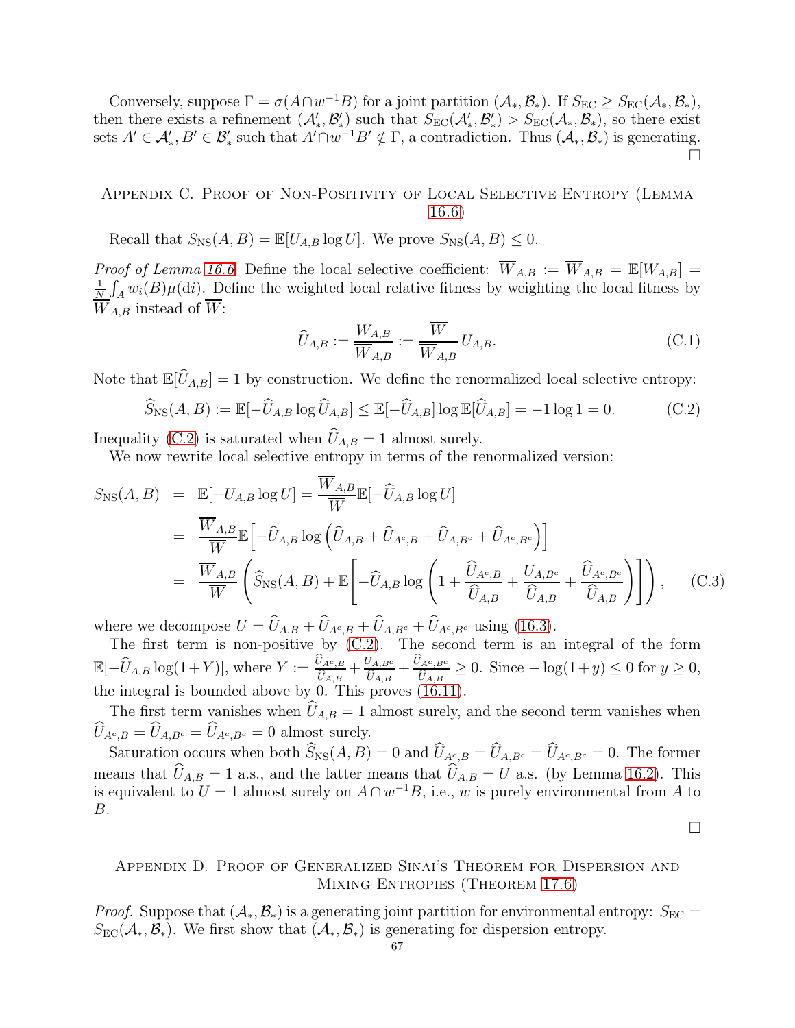Conversely, suppose $\Gamma = \sigma(A \cap w^{-1}B)$ for a joint partition $(\mathcal{A}_*, \mathcal{B}_*)$. If $S_{\mathrm{EC}} \geq S_{\mathrm{EC}}(\mathcal{A}_*, \mathcal{B}_*)$, then there exists a refinement $(\mathcal{A}'_*, \mathcal{B}'_*)$ such that $S_{\mathrm{EC}}(\mathcal{A}'_*, \mathcal{B}'_*) > S_{\mathrm{EC}}(\mathcal{A}_*, \mathcal{B}_*)$, so there exist sets $A' \in \mathcal{A}'_*, B' \in \mathcal{B}'_*$ such that $A' \cap w^{-1}B' \notin \Gamma$, a contradiction. Thus $(\mathcal{A}_*, \mathcal{B}_*)$ is generating. □

## Appendix C. Proof of Non-Positivity of Local Selective Entropy (Lemma 16.6)

Recall that $S_{\mathrm{NS}}(A, B) = \mathbb{E}[U_{A,B} \log U]$. We prove $S_{\mathrm{NS}}(A, B) \leq 0$.

*Proof of Lemma 16.6.* Define the local selective coefficient: $\overline{W}_{A,B} := \overline{W}_{A,B} = \mathbb{E}[W_{A,B}] = \frac{1}{N}\int_A w_i(B)\mu(\mathrm{d}i)$. Define the weighted local relative fitness by weighting the local fitness by $\overline{W}_{A,B}$ instead of $\overline{W}$:

$$\widehat{U}_{A,B} := \frac{W_{A,B}}{\overline{W}_{A,B}} := \frac{\overline{W}}{\overline{W}_{A,B}} U_{A,B}. \tag{C.1}$$

Note that $\mathbb{E}[\widehat{U}_{A,B}] = 1$ by construction. We define the renormalized local selective entropy:

$$\widehat{S}_{\mathrm{NS}}(A, B) := \mathbb{E}[-\widehat{U}_{A,B} \log \widehat{U}_{A,B}] \leq \mathbb{E}[-\widehat{U}_{A,B}] \log \mathbb{E}[\widehat{U}_{A,B}] = -1 \log 1 = 0. \tag{C.2}$$

Inequality (C.2) is saturated when $\widehat{U}_{A,B} = 1$ almost surely.

We now rewrite local selective entropy in terms of the renormalized version:

$$\begin{aligned}
S_{\mathrm{NS}}(A, B) &= \mathbb{E}[-U_{A,B} \log U] = \frac{\overline{W}_{A,B}}{\overline{W}} \mathbb{E}[-\widehat{U}_{A,B} \log U] \\
&= \frac{\overline{W}_{A,B}}{\overline{W}} \mathbb{E}\Big[-\widehat{U}_{A,B} \log \left(\widehat{U}_{A,B} + \widehat{U}_{A^c,B} + \widehat{U}_{A,B^c} + \widehat{U}_{A^c,B^c}\right)\Big] \\
&= \frac{\overline{W}_{A,B}}{\overline{W}} \left(\widehat{S}_{\mathrm{NS}}(A, B) + \mathbb{E}\left[-\widehat{U}_{A,B} \log \left(1 + \frac{\widehat{U}_{A^c,B}}{\widehat{U}_{A,B}} + \frac{U_{A,B^c}}{\widehat{U}_{A,B}} + \frac{\widehat{U}_{A^c,B^c}}{\widehat{U}_{A,B}}\right)\right]\right),
\end{aligned} \tag{C.3}$$

where we decompose $U = \widehat{U}_{A,B} + \widehat{U}_{A^c,B} + \widehat{U}_{A,B^c} + \widehat{U}_{A^c,B^c}$ using (16.3).

The first term is non-positive by (C.2). The second term is an integral of the form $\mathbb{E}[-\widehat{U}_{A,B} \log(1+Y)]$, where $Y := \frac{\widehat{U}_{A^c,B}}{\widehat{U}_{A,B}} + \frac{U_{A,B^c}}{\widehat{U}_{A,B}} + \frac{\widehat{U}_{A^c,B^c}}{\widehat{U}_{A,B}} \geq 0$. Since $-\log(1+y) \leq 0$ for $y \geq 0$, the integral is bounded above by 0. This proves (16.11).

The first term vanishes when $\widehat{U}_{A,B} = 1$ almost surely, and the second term vanishes when $\widehat{U}_{A^c,B} = \widehat{U}_{A,B^c} = \widehat{U}_{A^c,B^c} = 0$ almost surely.

Saturation occurs when both $\widehat{S}_{\mathrm{NS}}(A, B) = 0$ and $\widehat{U}_{A^c,B} = \widehat{U}_{A,B^c} = \widehat{U}_{A^c,B^c} = 0$. The former means that $\widehat{U}_{A,B} = 1$ a.s., and the latter means that $\widehat{U}_{A,B} = U$ a.s. (by Lemma 16.2). This is equivalent to $U = 1$ almost surely on $A \cap w^{-1}B$, i.e., $w$ is purely environmental from $A$ to $B$.

□

## Appendix D. Proof of Generalized Sinai's Theorem for Dispersion and Mixing Entropies (Theorem 17.6)

*Proof.* Suppose that $(\mathcal{A}_*, \mathcal{B}_*)$ is a generating joint partition for environmental entropy: $S_{\mathrm{EC}} = S_{\mathrm{EC}}(\mathcal{A}_*, \mathcal{B}_*)$. We first show that $(\mathcal{A}_*, \mathcal{B}_*)$ is generating for dispersion entropy.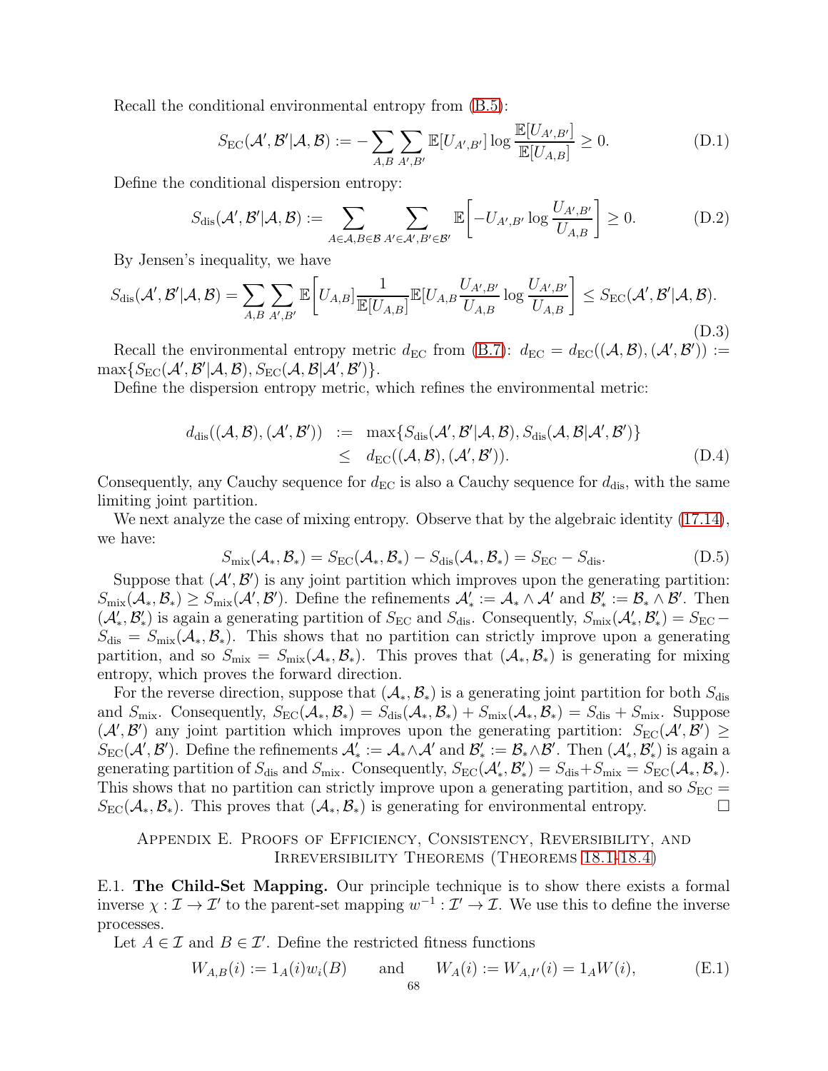Recall the conditional environmental entropy from (B.5):

$$S_{\mathrm{EC}}(\mathcal{A}', \mathcal{B}' | \mathcal{A}, \mathcal{B}) := -\sum_{A,B} \sum_{A',B'} \mathbb{E}[U_{A',B'}] \log \frac{\mathbb{E}[U_{A',B'}]}{\mathbb{E}[U_{A,B}]} \geq 0. \tag{D.1}$$

Define the conditional dispersion entropy:

$$S_{\mathrm{dis}}(\mathcal{A}', \mathcal{B}' | \mathcal{A}, \mathcal{B}) := \sum_{A \in \mathcal{A}, B \in \mathcal{B}} \sum_{A' \in \mathcal{A}', B' \in \mathcal{B}'} \mathbb{E}\left[ -U_{A',B'} \log \frac{U_{A',B'}}{U_{A,B}} \right] \geq 0. \tag{D.2}$$

By Jensen's inequality, we have

$$S_{\mathrm{dis}}(\mathcal{A}', \mathcal{B}' | \mathcal{A}, \mathcal{B}) = \sum_{A,B} \sum_{A',B'} \mathbb{E}\left[ U_{A,B} \frac{1}{\mathbb{E}[U_{A,B}]} \mathbb{E}[U_{A,B} \frac{U_{A',B'}}{U_{A,B}} \log \frac{U_{A',B'}}{U_{A,B}} \right] \leq S_{\mathrm{EC}}(\mathcal{A}', \mathcal{B}' | \mathcal{A}, \mathcal{B}). \tag{D.3}$$

Recall the environmental entropy metric $d_{\mathrm{EC}}$ from (B.7): $d_{\mathrm{EC}} = d_{\mathrm{EC}}((\mathcal{A}, \mathcal{B}), (\mathcal{A}', \mathcal{B}')) := \max\{S_{\mathrm{EC}}(\mathcal{A}', \mathcal{B}' | \mathcal{A}, \mathcal{B}), S_{\mathrm{EC}}(\mathcal{A}, \mathcal{B} | \mathcal{A}', \mathcal{B}')\}$.

Define the dispersion entropy metric, which refines the environmental metric:

$$\begin{aligned} d_{\mathrm{dis}}((\mathcal{A}, \mathcal{B}), (\mathcal{A}', \mathcal{B}')) &:= \max\{S_{\mathrm{dis}}(\mathcal{A}', \mathcal{B}' | \mathcal{A}, \mathcal{B}), S_{\mathrm{dis}}(\mathcal{A}, \mathcal{B} | \mathcal{A}', \mathcal{B}')\} \\ &\leq d_{\mathrm{EC}}((\mathcal{A}, \mathcal{B}), (\mathcal{A}', \mathcal{B}')). \end{aligned} \tag{D.4}$$

Consequently, any Cauchy sequence for $d_{\mathrm{EC}}$ is also a Cauchy sequence for $d_{\mathrm{dis}}$, with the same limiting joint partition.

We next analyze the case of mixing entropy. Observe that by the algebraic identity (17.14), we have:

$$S_{\mathrm{mix}}(\mathcal{A}_*, \mathcal{B}_*) = S_{\mathrm{EC}}(\mathcal{A}_*, \mathcal{B}_*) - S_{\mathrm{dis}}(\mathcal{A}_*, \mathcal{B}_*) = S_{\mathrm{EC}} - S_{\mathrm{dis}}. \tag{D.5}$$

Suppose that $(\mathcal{A}', \mathcal{B}')$ is any joint partition which improves upon the generating partition: $S_{\mathrm{mix}}(\mathcal{A}_*, \mathcal{B}_*) \geq S_{\mathrm{mix}}(\mathcal{A}', \mathcal{B}')$. Define the refinements $\mathcal{A}'_* := \mathcal{A}_* \wedge \mathcal{A}'$ and $\mathcal{B}'_* := \mathcal{B}_* \wedge \mathcal{B}'$. Then $(\mathcal{A}'_*, \mathcal{B}'_*)$ is again a generating partition of $S_{\mathrm{EC}}$ and $S_{\mathrm{dis}}$. Consequently, $S_{\mathrm{mix}}(\mathcal{A}'_*, \mathcal{B}'_*) = S_{\mathrm{EC}} - S_{\mathrm{dis}} = S_{\mathrm{mix}}(\mathcal{A}_*, \mathcal{B}_*)$. This shows that no partition can strictly improve upon a generating partition, and so $S_{\mathrm{mix}} = S_{\mathrm{mix}}(\mathcal{A}_*, \mathcal{B}_*)$. This proves that $(\mathcal{A}_*, \mathcal{B}_*)$ is generating for mixing entropy, which proves the forward direction.

For the reverse direction, suppose that $(\mathcal{A}_*, \mathcal{B}_*)$ is a generating joint partition for both $S_{\mathrm{dis}}$ and $S_{\mathrm{mix}}$. Consequently, $S_{\mathrm{EC}}(\mathcal{A}_*, \mathcal{B}_*) = S_{\mathrm{dis}}(\mathcal{A}_*, \mathcal{B}_*) + S_{\mathrm{mix}}(\mathcal{A}_*, \mathcal{B}_*) = S_{\mathrm{dis}} + S_{\mathrm{mix}}$. Suppose $(\mathcal{A}', \mathcal{B}')$ any joint partition which improves upon the generating partition: $S_{\mathrm{EC}}(\mathcal{A}', \mathcal{B}') \geq S_{\mathrm{EC}}(\mathcal{A}', \mathcal{B}')$. Define the refinements $\mathcal{A}'_* := \mathcal{A}_* \wedge \mathcal{A}'$ and $\mathcal{B}'_* := \mathcal{B}_* \wedge \mathcal{B}'$. Then $(\mathcal{A}'_*, \mathcal{B}'_*)$ is again a generating partition of $S_{\mathrm{dis}}$ and $S_{\mathrm{mix}}$. Consequently, $S_{\mathrm{EC}}(\mathcal{A}'_*, \mathcal{B}'_*) = S_{\mathrm{dis}} + S_{\mathrm{mix}} = S_{\mathrm{EC}}(\mathcal{A}_*, \mathcal{B}_*)$. This shows that no partition can strictly improve upon a generating partition, and so $S_{\mathrm{EC}} = S_{\mathrm{EC}}(\mathcal{A}_*, \mathcal{B}_*)$. This proves that $(\mathcal{A}_*, \mathcal{B}_*)$ is generating for environmental entropy. □

## Appendix E. Proofs of Efficiency, Consistency, Reversibility, and Irreversibility Theorems (Theorems 18.1–18.4)

E.1. **The Child-Set Mapping.** Our principle technique is to show there exists a formal inverse $\chi : \mathcal{I} \to \mathcal{I}'$ to the parent-set mapping $w^{-1} : \mathcal{I}' \to \mathcal{I}$. We use this to define the inverse processes.

Let $A \in \mathcal{I}$ and $B \in \mathcal{I}'$. Define the restricted fitness functions

$$W_{A,B}(i) := 1_A(i) w_i(B) \qquad \text{and} \qquad W_A(i) := W_{A,I'}(i) = 1_A W(i), \tag{E.1}$$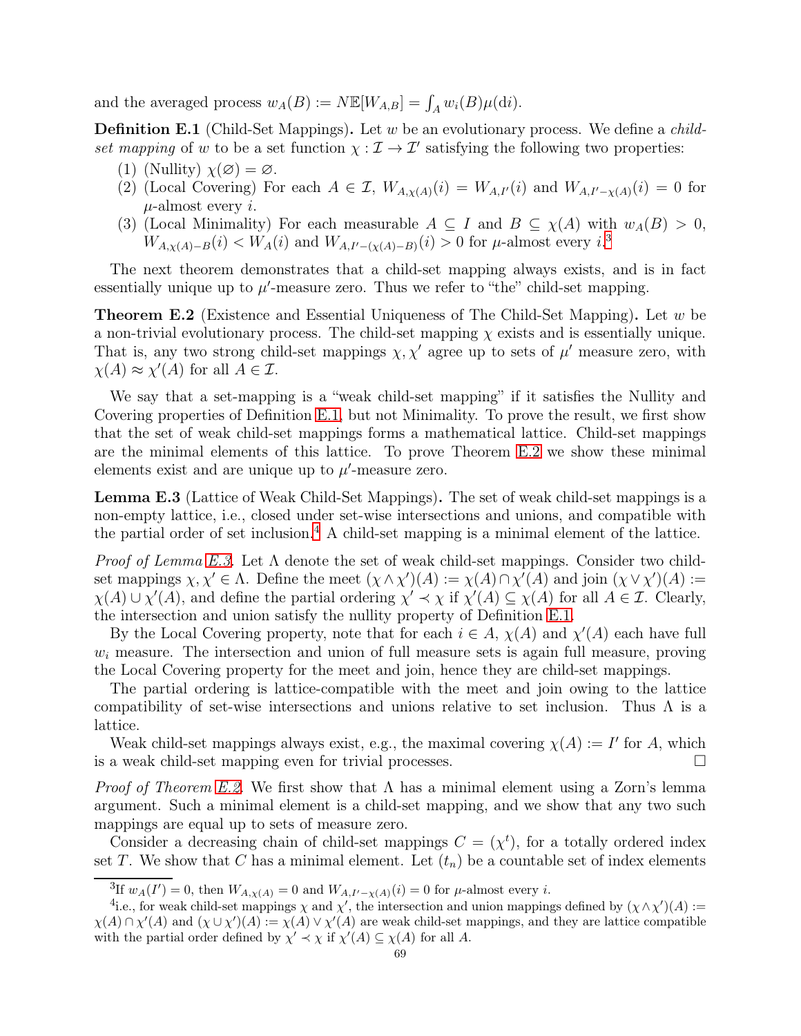and the averaged process $w_A(B) := N\mathbb{E}[W_{A,B}] = \int_A w_i(B)\mu(\mathrm{d}i)$.

**Definition E.1** (Child-Set Mappings)**.** Let $w$ be an evolutionary process. We define a *child-set mapping* of $w$ to be a set function $\chi : \mathcal{I} \to \mathcal{I}'$ satisfying the following two properties:

(1) (Nullity) $\chi(\varnothing) = \varnothing$.

(2) (Local Covering) For each $A \in \mathcal{I}$, $W_{A,\chi(A)}(i) = W_{A,I'}(i)$ and $W_{A,I'-\chi(A)}(i) = 0$ for $\mu$-almost every $i$.

(3) (Local Minimality) For each measurable $A \subseteq I$ and $B \subseteq \chi(A)$ with $w_A(B) > 0$, $W_{A,\chi(A)-B}(i) < W_A(i)$ and $W_{A,I'-(\chi(A)-B)}(i) > 0$ for $\mu$-almost every $i$.[3]

The next theorem demonstrates that a child-set mapping always exists, and is in fact essentially unique up to $\mu'$-measure zero. Thus we refer to "the" child-set mapping.

**Theorem E.2** (Existence and Essential Uniqueness of The Child-Set Mapping)**.** *Let $w$ be a non-trivial evolutionary process. The child-set mapping $\chi$ exists and is essentially unique. That is, any two strong child-set mappings $\chi, \chi'$ agree up to sets of $\mu'$ measure zero, with $\chi(A) \approx \chi'(A)$ for all $A \in \mathcal{I}$.*

We say that a set-mapping is a "weak child-set mapping" if it satisfies the Nullity and Covering properties of Definition E.1, but not Minimality. To prove the result, we first show that the set of weak child-set mappings forms a mathematical lattice. Child-set mappings are the minimal elements of this lattice. To prove Theorem E.2 we show these minimal elements exist and are unique up to $\mu'$-measure zero.

**Lemma E.3** (Lattice of Weak Child-Set Mappings)**.** *The set of weak child-set mappings is a non-empty lattice, i.e., closed under set-wise intersections and unions, and compatible with the partial order of set inclusion.*[4] *A child-set mapping is a minimal element of the lattice.*

*Proof of Lemma E.3.* Let $\Lambda$ denote the set of weak child-set mappings. Consider two child-set mappings $\chi, \chi' \in \Lambda$. Define the meet $(\chi \wedge \chi')(A) := \chi(A) \cap \chi'(A)$ and join $(\chi \vee \chi')(A) := \chi(A) \cup \chi'(A)$, and define the partial ordering $\chi' \prec \chi$ if $\chi'(A) \subseteq \chi(A)$ for all $A \in \mathcal{I}$. Clearly, the intersection and union satisfy the nullity property of Definition E.1.

By the Local Covering property, note that for each $i \in A$, $\chi(A)$ and $\chi'(A)$ each have full $w_i$ measure. The intersection and union of full measure sets is again full measure, proving the Local Covering property for the meet and join, hence they are child-set mappings.

The partial ordering is lattice-compatible with the meet and join owing to the lattice compatibility of set-wise intersections and unions relative to set inclusion. Thus $\Lambda$ is a lattice.

Weak child-set mappings always exist, e.g., the maximal covering $\chi(A) := I'$ for $A$, which is a weak child-set mapping even for trivial processes. $\square$

*Proof of Theorem E.2.* We first show that $\Lambda$ has a minimal element using a Zorn's lemma argument. Such a minimal element is a child-set mapping, and we show that any two such mappings are equal up to sets of measure zero.

Consider a decreasing chain of child-set mappings $C = (\chi^t)$, for a totally ordered index set $T$. We show that $C$ has a minimal element. Let $(t_n)$ be a countable set of index elements

[3] If $w_A(I') = 0$, then $W_{A,\chi(A)} = 0$ and $W_{A,I'-\chi(A)}(i) = 0$ for $\mu$-almost every $i$.

[4] i.e., for weak child-set mappings $\chi$ and $\chi'$, the intersection and union mappings defined by $(\chi \wedge \chi')(A) := \chi(A) \cap \chi'(A)$ and $(\chi \cup \chi')(A) := \chi(A) \vee \chi'(A)$ are weak child-set mappings, and they are lattice compatible with the partial order defined by $\chi' \prec \chi$ if $\chi'(A) \subseteq \chi(A)$ for all $A$.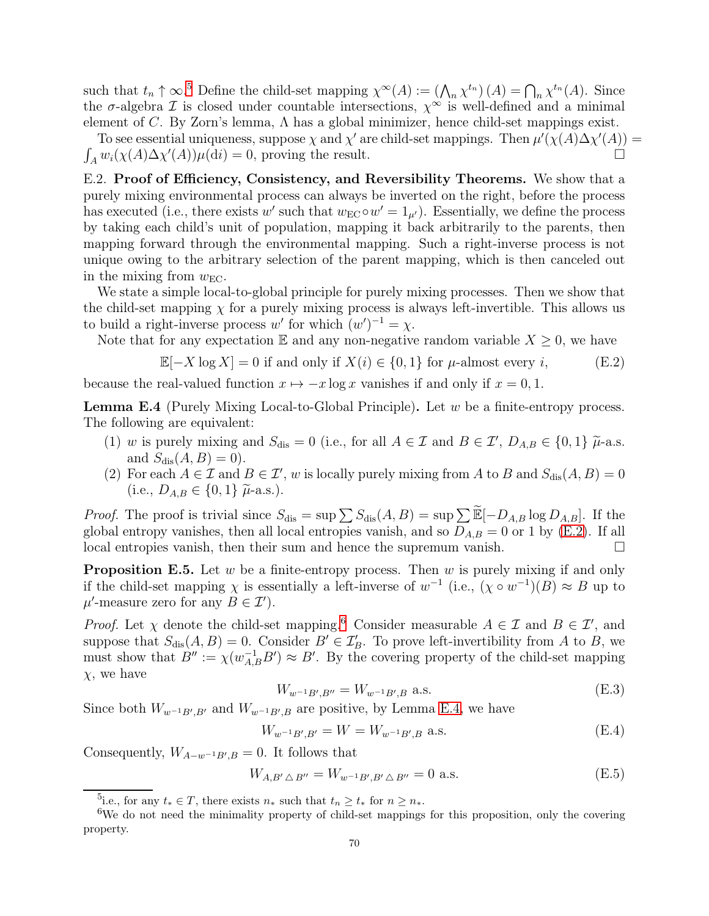such that $t_n \uparrow \infty$.[5] Define the child-set mapping $\chi^\infty(A) := \left(\bigwedge_n \chi^{t_n}\right)(A) = \bigcap_n \chi^{t_n}(A)$. Since the $\sigma$-algebra $\mathcal{I}$ is closed under countable intersections, $\chi^\infty$ is well-defined and a minimal element of $C$. By Zorn's lemma, $\Lambda$ has a global minimizer, hence child-set mappings exist.

To see essential uniqueness, suppose $\chi$ and $\chi'$ are child-set mappings. Then $\mu'(\chi(A)\Delta\chi'(A)) = \int_A w_i(\chi(A)\Delta\chi'(A))\mu(\mathrm{d}i) = 0$, proving the result. □

E.2. **Proof of Efficiency, Consistency, and Reversibility Theorems.** We show that a purely mixing environmental process can always be inverted on the right, before the process has executed (i.e., there exists $w'$ such that $w_{\mathrm{EC}} \circ w' = 1_{\mu'}$). Essentially, we define the process by taking each child's unit of population, mapping it back arbitrarily to the parents, then mapping forward through the environmental mapping. Such a right-inverse process is not unique owing to the arbitrary selection of the parent mapping, which is then canceled out in the mixing from $w_{\mathrm{EC}}$.

We state a simple local-to-global principle for purely mixing processes. Then we show that the child-set mapping $\chi$ for a purely mixing process is always left-invertible. This allows us to build a right-inverse process $w'$ for which $(w')^{-1} = \chi$.

Note that for any expectation $\mathbb{E}$ and any non-negative random variable $X \geq 0$, we have

$$\mathbb{E}[-X \log X] = 0 \text{ if and only if } X(i) \in \{0, 1\} \text{ for } \mu\text{-almost every } i, \tag{E.2}$$

because the real-valued function $x \mapsto -x \log x$ vanishes if and only if $x = 0, 1$.

**Lemma E.4** (Purely Mixing Local-to-Global Principle)**.** Let $w$ be a finite-entropy process. The following are equivalent:

1. $w$ is purely mixing and $S_{\mathrm{dis}} = 0$ (i.e., for all $A \in \mathcal{I}$ and $B \in \mathcal{I}'$, $D_{A,B} \in \{0, 1\}$ $\widetilde{\mu}$-a.s. and $S_{\mathrm{dis}}(A, B) = 0$).
2. For each $A \in \mathcal{I}$ and $B \in \mathcal{I}'$, $w$ is locally purely mixing from $A$ to $B$ and $S_{\mathrm{dis}}(A, B) = 0$ (i.e., $D_{A,B} \in \{0, 1\}$ $\widetilde{\mu}$-a.s.).

*Proof.* The proof is trivial since $S_{\mathrm{dis}} = \sup \sum S_{\mathrm{dis}}(A, B) = \sup \sum \widetilde{\mathbb{E}}[-D_{A,B} \log D_{A,B}]$. If the global entropy vanishes, then all local entropies vanish, and so $D_{A,B} = 0$ or $1$ by (E.2). If all local entropies vanish, then their sum and hence the supremum vanish. □

**Proposition E.5.** Let $w$ be a finite-entropy process. Then $w$ is purely mixing if and only if the child-set mapping $\chi$ is essentially a left-inverse of $w^{-1}$ (i.e., $(\chi \circ w^{-1})(B) \approx B$ up to $\mu'$-measure zero for any $B \in \mathcal{I}'$).

*Proof.* Let $\chi$ denote the child-set mapping.[6] Consider measurable $A \in \mathcal{I}$ and $B \in \mathcal{I}'$, and suppose that $S_{\mathrm{dis}}(A, B) = 0$. Consider $B' \in \mathcal{I}'_B$. To prove left-invertibility from $A$ to $B$, we must show that $B'' := \chi(w_{A,B}^{-1} B') \approx B'$. By the covering property of the child-set mapping $\chi$, we have

$$W_{w^{-1}B', B''} = W_{w^{-1}B', B} \text{ a.s.} \tag{E.3}$$

Since both $W_{w^{-1}B', B'}$ and $W_{w^{-1}B', B}$ are positive, by Lemma E.4, we have

$$W_{w^{-1}B', B'} = W = W_{w^{-1}B', B} \text{ a.s.} \tag{E.4}$$

Consequently, $W_{A - w^{-1}B', B} = 0$. It follows that

$$W_{A, B' \triangle B''} = W_{w^{-1}B', B' \triangle B''} = 0 \text{ a.s.} \tag{E.5}$$

[5] i.e., for any $t_* \in T$, there exists $n_*$ such that $t_n \geq t_*$ for $n \geq n_*$.

[6] We do not need the minimality property of child-set mappings for this proposition, only the covering property.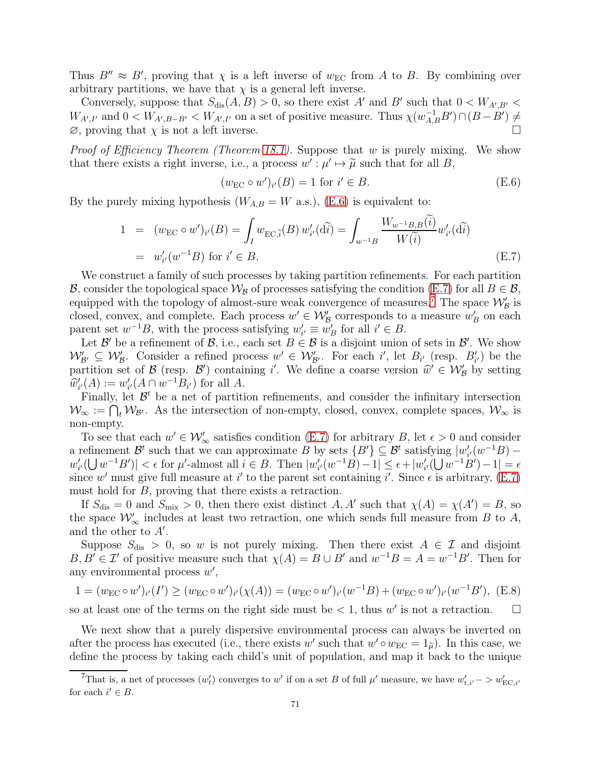Thus $B'' \approx B'$, proving that $\chi$ is a left inverse of $w_{\mathrm{EC}}$ from $A$ to $B$. By combining over arbitrary partitions, we have that $\chi$ is a general left inverse.

Conversely, suppose that $S_{\mathrm{dis}}(A, B) > 0$, so there exist $A'$ and $B'$ such that $0 < W_{A',B'} < W_{A',I'}$ and $0 < W_{A',B-B'} < W_{A',I'}$ on a set of positive measure. Thus $\chi(w_{A,B}^{-1}B') \cap (B - B') \neq \varnothing$, proving that $\chi$ is not a left inverse. $\square$

*Proof of Efficiency Theorem (Theorem 18.1).* Suppose that $w$ is purely mixing. We show that there exists a right inverse, i.e., a process $w' : \mu' \mapsto \widetilde{\mu}$ such that for all $B$,

$$(w_{\mathrm{EC}} \circ w')_{i'}(B) = 1 \text{ for } i' \in B. \tag{E.6}$$

By the purely mixing hypothesis ($W_{A,B} = W$ a.s.), (E.6) is equivalent to:

$$\begin{aligned} 1 &= (w_{\mathrm{EC}} \circ w')_{i'}(B) = \int_I w_{\mathrm{EC},\widetilde{i}}(B)\, w'_{i'}(d\widetilde{i}) = \int_{w^{-1}B} \frac{W_{w^{-1}B,B}(\widetilde{i})}{W(\widetilde{i})} w'_{i'}(d\widetilde{i}) \\ &= w'_{i'}(w^{-1}B) \text{ for } i' \in B. \end{aligned} \tag{E.7}$$

We construct a family of such processes by taking partition refinements. For each partition $\mathcal{B}$, consider the topological space $\mathcal{W}_{\mathcal{B}}$ of processes satisfying the condition (E.7) for all $B \in \mathcal{B}$, equipped with the topology of almost-sure weak convergence of measures.[7] The space $\mathcal{W}'_{\mathcal{B}}$ is closed, convex, and complete. Each process $w' \in \mathcal{W}'_{\mathcal{B}}$ corresponds to a measure $w'_B$ on each parent set $w^{-1}B$, with the process satisfying $w'_{i'} \equiv w'_B$ for all $i' \in B$.

Let $\mathcal{B}'$ be a refinement of $\mathcal{B}$, i.e., each set $B \in \mathcal{B}$ is a disjoint union of sets in $\mathcal{B}'$. We show $\mathcal{W}'_{\mathcal{B}'} \subseteq \mathcal{W}'_{\mathcal{B}}$. Consider a refined process $w' \in \mathcal{W}'_{\mathcal{B}'}$. For each $i'$, let $B_{i'}$ (resp. $B'_{i'}$) be the partition set of $\mathcal{B}$ (resp. $\mathcal{B}'$) containing $i'$. We define a coarse version $\widehat{w}' \in \mathcal{W}'_{\mathcal{B}}$ by setting $\widehat{w}'_{i'}(A) := w'_{i'}(A \cap w^{-1}B_{i'})$ for all $A$.

Finally, let $\mathcal{B}^t$ be a net of partition refinements, and consider the infinitary intersection $\mathcal{W}_\infty := \bigcap_t \mathcal{W}_{\mathcal{B}^t}$. As the intersection of non-empty, closed, convex, complete spaces, $\mathcal{W}_\infty$ is non-empty.

To see that each $w' \in \mathcal{W}'_\infty$ satisfies condition (E.7) for arbitrary $B$, let $\epsilon > 0$ and consider a refinement $\mathcal{B}^t$ such that we can approximate $B$ by sets $\{B'\} \subseteq \mathcal{B}^t$ satisfying $|w'_{i'}(w^{-1}B) - w'_{i'}(\bigcup w^{-1}B')| < \epsilon$ for $\mu'$-almost all $i \in B$. Then $|w'_{i'}(w^{-1}B) - 1| \leq \epsilon + |w'_{i'}(\bigcup w^{-1}B') - 1| = \epsilon$ since $w'$ must give full measure at $i'$ to the parent set containing $i'$. Since $\epsilon$ is arbitrary, (E.7) must hold for $B$, proving that there exists a retraction.

If $S_{\mathrm{dis}} = 0$ and $S_{\mathrm{mix}} > 0$, then there exist distinct $A, A'$ such that $\chi(A) = \chi(A') = B$, so the space $\mathcal{W}'_\infty$ includes at least two retraction, one which sends full measure from $B$ to $A$, and the other to $A'$.

Suppose $S_{\mathrm{dis}} > 0$, so $w$ is not purely mixing. Then there exist $A \in \mathcal{I}$ and disjoint $B, B' \in \mathcal{I}'$ of positive measure such that $\chi(A) = B \cup B'$ and $w^{-1}B = A = w^{-1}B'$. Then for any environmental process $w'$,

$$1 = (w_{\mathrm{EC}} \circ w')_{i'}(I') \geq (w_{\mathrm{EC}} \circ w')_{i'}(\chi(A)) = (w_{\mathrm{EC}} \circ w')_{i'}(w^{-1}B) + (w_{\mathrm{EC}} \circ w')_{i'}(w^{-1}B'), \tag{E.8}$$

so at least one of the terms on the right side must be $< 1$, thus $w'$ is not a retraction. $\square$

We next show that a purely dispersive environmental process can always be inverted on after the process has executed (i.e., there exists $w'$ such that $w' \circ w_{\mathrm{EC}} = 1_{\widetilde{\mu}}$). In this case, we define the process by taking each child's unit of population, and map it back to the unique

[7] That is, a net of processes $(w'_t)$ converges to $w'$ if on a set $B$ of full $\mu'$ measure, we have $w'_{t,i'} -> w'_{\mathrm{EC},i'}$ for each $i' \in B$.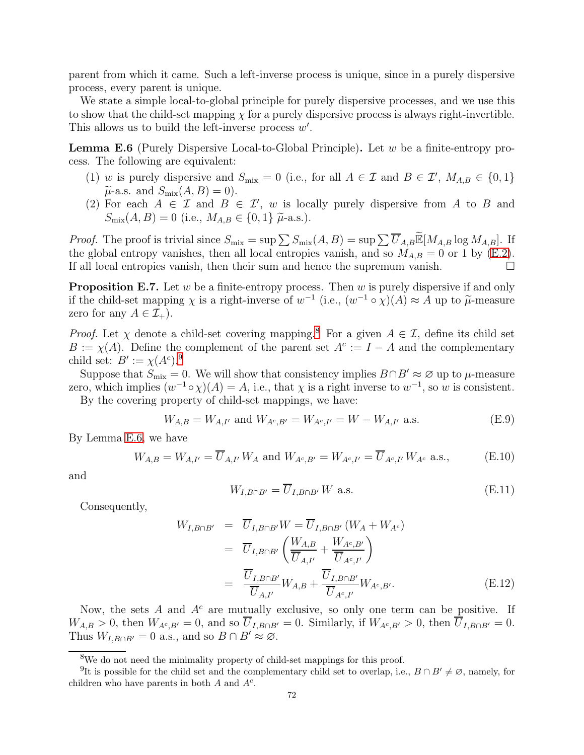parent from which it came. Such a left-inverse process is unique, since in a purely dispersive process, every parent is unique.

We state a simple local-to-global principle for purely dispersive processes, and we use this to show that the child-set mapping $\chi$ for a purely dispersive process is always right-invertible. This allows us to build the left-inverse process $w'$.

**Lemma E.6** (Purely Dispersive Local-to-Global Principle)**.** Let $w$ be a finite-entropy process. The following are equivalent:

1. $w$ is purely dispersive and $S_{\text{mix}} = 0$ (i.e., for all $A \in \mathcal{I}$ and $B \in \mathcal{I}'$, $M_{A,B} \in \{0,1\}$ $\widetilde{\mu}$-a.s. and $S_{\text{mix}}(A,B) = 0$).
2. For each $A \in \mathcal{I}$ and $B \in \mathcal{I}'$, $w$ is locally purely dispersive from $A$ to $B$ and $S_{\text{mix}}(A,B) = 0$ (i.e., $M_{A,B} \in \{0,1\}$ $\widetilde{\mu}$-a.s.).

*Proof.* The proof is trivial since $S_{\text{mix}} = \sup \sum S_{\text{mix}}(A,B) = \sup \sum \overline{U}_{A,B} \widetilde{\mathbb{E}}[M_{A,B} \log M_{A,B}]$. If the global entropy vanishes, then all local entropies vanish, and so $M_{A,B} = 0$ or $1$ by (E.2). If all local entropies vanish, then their sum and hence the supremum vanish. □

**Proposition E.7.** Let $w$ be a finite-entropy process. Then $w$ is purely dispersive if and only if the child-set mapping $\chi$ is a right-inverse of $w^{-1}$ (i.e., $(w^{-1} \circ \chi)(A) \approx A$ up to $\widetilde{\mu}$-measure zero for any $A \in \mathcal{I}_+$).

*Proof.* Let $\chi$ denote a child-set covering mapping.[8] For a given $A \in \mathcal{I}$, define its child set $B := \chi(A)$. Define the complement of the parent set $A^c := I - A$ and the complementary child set: $B' := \chi(A^c)$.[9]

Suppose that $S_{\text{mix}} = 0$. We will show that consistency implies $B \cap B' \approx \varnothing$ up to $\mu$-measure zero, which implies $(w^{-1} \circ \chi)(A) = A$, i.e., that $\chi$ is a right inverse to $w^{-1}$, so $w$ is consistent.

By the covering property of child-set mappings, we have:

$$W_{A,B} = W_{A,I'} \text{ and } W_{A^c,B'} = W_{A^c,I'} = W - W_{A,I'} \text{ a.s.} \tag{E.9}$$

By Lemma E.6, we have

$$W_{A,B} = W_{A,I'} = \overline{U}_{A,I'}\, W_A \text{ and } W_{A^c,B'} = W_{A^c,I'} = \overline{U}_{A^c,I'}\, W_{A^c} \text{ a.s.,} \tag{E.10}$$

and

$$W_{I,B\cap B'} = \overline{U}_{I,B\cap B'}\, W \text{ a.s.} \tag{E.11}$$

Consequently,

$$\begin{aligned} W_{I,B\cap B'} &= \overline{U}_{I,B\cap B'} W = \overline{U}_{I,B\cap B'}\, (W_A + W_{A^c}) \\ &= \overline{U}_{I,B\cap B'} \left( \frac{W_{A,B}}{\overline{U}_{A,I'}} + \frac{W_{A^c,B'}}{\overline{U}_{A^c,I'}} \right) \\ &= \frac{\overline{U}_{I,B\cap B'}}{\overline{U}_{A,I'}} W_{A,B} + \frac{\overline{U}_{I,B\cap B'}}{\overline{U}_{A^c,I'}} W_{A^c,B'}. \end{aligned} \tag{E.12}$$

Now, the sets $A$ and $A^c$ are mutually exclusive, so only one term can be positive. If $W_{A,B} > 0$, then $W_{A^c,B'} = 0$, and so $\overline{U}_{I,B\cap B'} = 0$. Similarly, if $W_{A^c,B'} > 0$, then $\overline{U}_{I,B\cap B'} = 0$. Thus $W_{I,B\cap B'} = 0$ a.s., and so $B \cap B' \approx \varnothing$.

[8] We do not need the minimality property of child-set mappings for this proof.

[9] It is possible for the child set and the complementary child set to overlap, i.e., $B \cap B' \neq \varnothing$, namely, for children who have parents in both $A$ and $A^c$.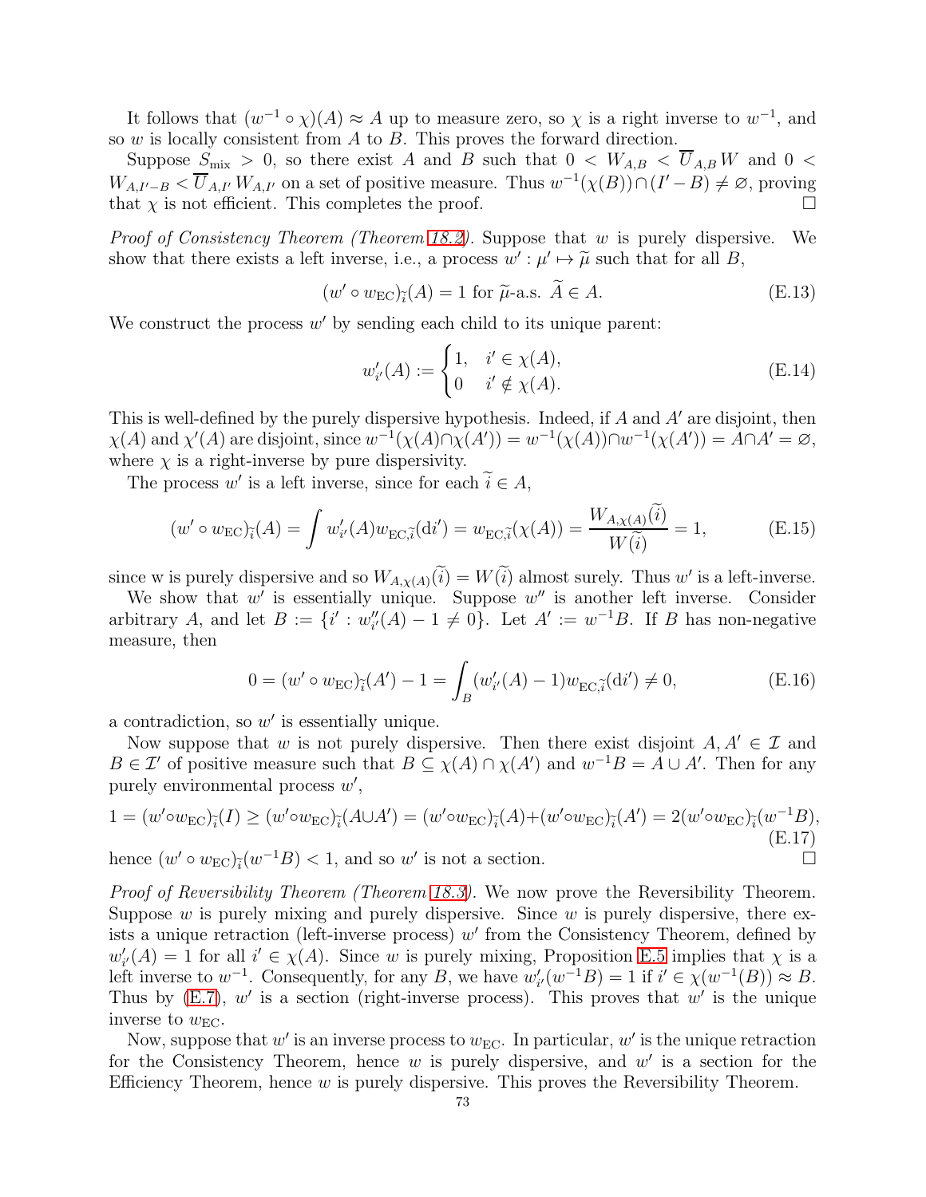It follows that $(w^{-1} \circ \chi)(A) \approx A$ up to measure zero, so $\chi$ is a right inverse to $w^{-1}$, and so $w$ is locally consistent from $A$ to $B$. This proves the forward direction.

Suppose $S_{\text{mix}} > 0$, so there exist $A$ and $B$ such that $0 < W_{A,B} < \overline{U}_{A,B} W$ and $0 < W_{A,I'-B} < \overline{U}_{A,I'} W_{A,I'}$ on a set of positive measure. Thus $w^{-1}(\chi(B)) \cap (I' - B) \neq \varnothing$, proving that $\chi$ is not efficient. This completes the proof. $\square$

*Proof of Consistency Theorem (Theorem 18.2).* Suppose that $w$ is purely dispersive. We show that there exists a left inverse, i.e., a process $w' : \mu' \mapsto \widetilde{\mu}$ such that for all $B$,

$$(w' \circ w_{\text{EC}})_{\widetilde{i}}(A) = 1 \text{ for } \widetilde{\mu}\text{-a.s. } \widetilde{A} \in A. \tag{E.13}$$

We construct the process $w'$ by sending each child to its unique parent:

$$w'_{i'}(A) := \begin{cases} 1, & i' \in \chi(A), \\ 0 & i' \notin \chi(A). \end{cases} \tag{E.14}$$

This is well-defined by the purely dispersive hypothesis. Indeed, if $A$ and $A'$ are disjoint, then $\chi(A)$ and $\chi'(A)$ are disjoint, since $w^{-1}(\chi(A) \cap \chi(A')) = w^{-1}(\chi(A)) \cap w^{-1}(\chi(A')) = A \cap A' = \varnothing$, where $\chi$ is a right-inverse by pure dispersivity.

The process $w'$ is a left inverse, since for each $\widetilde{i} \in A$,

$$(w' \circ w_{\text{EC}})_{\widetilde{i}}(A) = \int w'_{i'}(A) w_{\text{EC},\widetilde{i}}(\mathrm{d}i') = w_{\text{EC},\widetilde{i}}(\chi(A)) = \frac{W_{A,\chi(A)}(\widetilde{i})}{W(\widetilde{i})} = 1, \tag{E.15}$$

since w is purely dispersive and so $W_{A,\chi(A)}(\widetilde{i}) = W(\widetilde{i})$ almost surely. Thus $w'$ is a left-inverse.

We show that $w'$ is essentially unique. Suppose $w''$ is another left inverse. Consider arbitrary $A$, and let $B := \{i' : w''_{i'}(A) - 1 \neq 0\}$. Let $A' := w^{-1}B$. If $B$ has non-negative measure, then

$$0 = (w' \circ w_{\text{EC}})_{\widetilde{i}}(A') - 1 = \int_B (w'_{i'}(A) - 1) w_{\text{EC},\widetilde{i}}(\mathrm{d}i') \neq 0, \tag{E.16}$$

a contradiction, so $w'$ is essentially unique.

Now suppose that $w$ is not purely dispersive. Then there exist disjoint $A, A' \in \mathcal{I}$ and $B \in \mathcal{I}'$ of positive measure such that $B \subseteq \chi(A) \cap \chi(A')$ and $w^{-1}B = A \cup A'$. Then for any purely environmental process $w'$,

$$1 = (w' \circ w_{\text{EC}})_{\widetilde{i}}(I) \geq (w' \circ w_{\text{EC}})_{\widetilde{i}}(A \cup A') = (w' \circ w_{\text{EC}})_{\widetilde{i}}(A) + (w' \circ w_{\text{EC}})_{\widetilde{i}}(A') = 2(w' \circ w_{\text{EC}})_{\widetilde{i}}(w^{-1}B), \tag{E.17}$$

hence $(w' \circ w_{\text{EC}})_{\widetilde{i}}(w^{-1}B) < 1$, and so $w'$ is not a section. $\square$

*Proof of Reversibility Theorem (Theorem 18.3).* We now prove the Reversibility Theorem. Suppose $w$ is purely mixing and purely dispersive. Since $w$ is purely dispersive, there exists a unique retraction (left-inverse process) $w'$ from the Consistency Theorem, defined by $w'_{i'}(A) = 1$ for all $i' \in \chi(A)$. Since $w$ is purely mixing, Proposition E.5 implies that $\chi$ is a left inverse to $w^{-1}$. Consequently, for any $B$, we have $w'_{i'}(w^{-1}B) = 1$ if $i' \in \chi(w^{-1}(B)) \approx B$. Thus by (E.7), $w'$ is a section (right-inverse process). This proves that $w'$ is the unique inverse to $w_{\text{EC}}$.

Now, suppose that $w'$ is an inverse process to $w_{\text{EC}}$. In particular, $w'$ is the unique retraction for the Consistency Theorem, hence $w$ is purely dispersive, and $w'$ is a section for the Efficiency Theorem, hence $w$ is purely dispersive. This proves the Reversibility Theorem.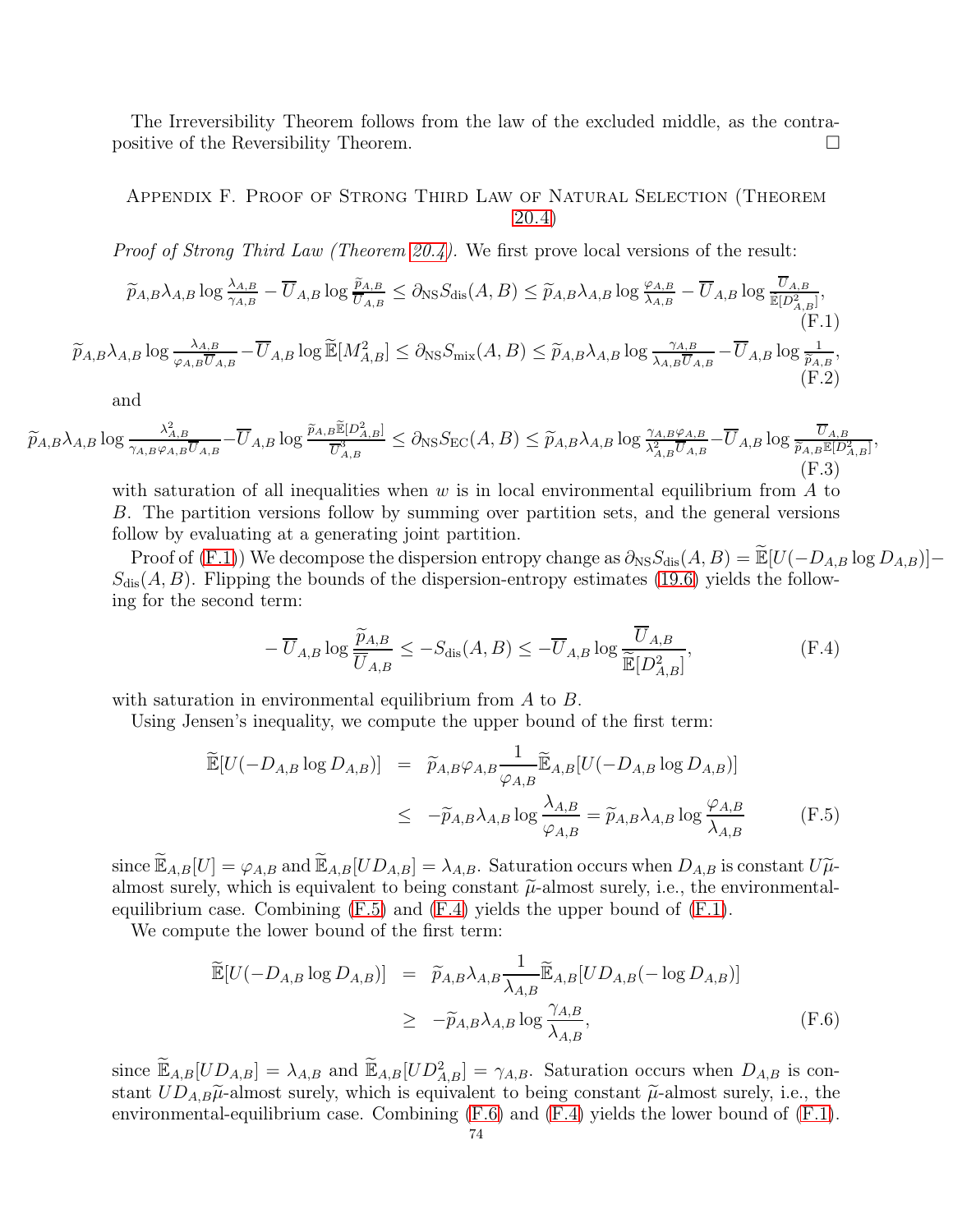The Irreversibility Theorem follows from the law of the excluded middle, as the contrapositive of the Reversibility Theorem. □

## Appendix F. Proof of Strong Third Law of Natural Selection (Theorem 20.4)

*Proof of Strong Third Law (Theorem 20.4).* We first prove local versions of the result:

$$\widetilde{p}_{A,B}\lambda_{A,B}\log\frac{\lambda_{A,B}}{\gamma_{A,B}} - \overline{U}_{A,B}\log\frac{\widetilde{p}_{A,B}}{\overline{U}_{A,B}} \leq \partial_{\rm NS}S_{\rm dis}(A,B) \leq \widetilde{p}_{A,B}\lambda_{A,B}\log\frac{\varphi_{A,B}}{\lambda_{A,B}} - \overline{U}_{A,B}\log\frac{\overline{U}_{A,B}}{\widetilde{\mathbb{E}}[D^2_{A,B}]}, \tag{F.1}$$

$$\widetilde{p}_{A,B}\lambda_{A,B}\log\frac{\lambda_{A,B}}{\varphi_{A,B}\overline{U}_{A,B}} - \overline{U}_{A,B}\log\widetilde{\mathbb{E}}[M^2_{A,B}] \leq \partial_{\rm NS}S_{\rm mix}(A,B) \leq \widetilde{p}_{A,B}\lambda_{A,B}\log\frac{\gamma_{A,B}}{\lambda_{A,B}\overline{U}_{A,B}} - \overline{U}_{A,B}\log\frac{1}{\widetilde{p}_{A,B}}, \tag{F.2}$$

and

$$\widetilde{p}_{A,B}\lambda_{A,B}\log\frac{\lambda^2_{A,B}}{\gamma_{A,B}\varphi_{A,B}\overline{U}_{A,B}} - \overline{U}_{A,B}\log\frac{\widetilde{p}_{A,B}\widetilde{\mathbb{E}}[D^2_{A,B}]}{\overline{U}^3_{A,B}} \leq \partial_{\rm NS}S_{\rm EC}(A,B) \leq \widetilde{p}_{A,B}\lambda_{A,B}\log\frac{\gamma_{A,B}\varphi_{A,B}}{\lambda^2_{A,B}\overline{U}_{A,B}} - \overline{U}_{A,B}\log\frac{\overline{U}_{A,B}}{\widetilde{p}_{A,B}\widetilde{\mathbb{E}}[D^2_{A,B}]}, \tag{F.3}$$

with saturation of all inequalities when $w$ is in local environmental equilibrium from $A$ to $B$. The partition versions follow by summing over partition sets, and the general versions follow by evaluating at a generating joint partition.

Proof of (F.1)) We decompose the dispersion entropy change as $\partial_{\rm NS}S_{\rm dis}(A,B) = \widetilde{\mathbb{E}}[U(-D_{A,B}\log D_{A,B})] - S_{\rm dis}(A,B)$. Flipping the bounds of the dispersion-entropy estimates (19.6) yields the following for the second term:

$$-\overline{U}_{A,B}\log\frac{\widetilde{p}_{A,B}}{\overline{U}_{A,B}} \leq -S_{\rm dis}(A,B) \leq -\overline{U}_{A,B}\log\frac{\overline{U}_{A,B}}{\widetilde{\mathbb{E}}[D^2_{A,B}]}, \tag{F.4}$$

with saturation in environmental equilibrium from $A$ to $B$.

Using Jensen's inequality, we compute the upper bound of the first term:

$$\begin{aligned}
\widetilde{\mathbb{E}}[U(-D_{A,B}\log D_{A,B})] &= \widetilde{p}_{A,B}\varphi_{A,B}\frac{1}{\varphi_{A,B}}\widetilde{\mathbb{E}}_{A,B}[U(-D_{A,B}\log D_{A,B})] \\
&\leq -\widetilde{p}_{A,B}\lambda_{A,B}\log\frac{\lambda_{A,B}}{\varphi_{A,B}} = \widetilde{p}_{A,B}\lambda_{A,B}\log\frac{\varphi_{A,B}}{\lambda_{A,B}}
\end{aligned} \tag{F.5}$$

since $\widetilde{\mathbb{E}}_{A,B}[U] = \varphi_{A,B}$ and $\widetilde{\mathbb{E}}_{A,B}[UD_{A,B}] = \lambda_{A,B}$. Saturation occurs when $D_{A,B}$ is constant $U\widetilde{\mu}$-almost surely, which is equivalent to being constant $\widetilde{\mu}$-almost surely, i.e., the environmental-equilibrium case. Combining (F.5) and (F.4) yields the upper bound of (F.1).

We compute the lower bound of the first term:

$$\begin{aligned}
\widetilde{\mathbb{E}}[U(-D_{A,B}\log D_{A,B})] &= \widetilde{p}_{A,B}\lambda_{A,B}\frac{1}{\lambda_{A,B}}\widetilde{\mathbb{E}}_{A,B}[UD_{A,B}(-\log D_{A,B})] \\
&\geq -\widetilde{p}_{A,B}\lambda_{A,B}\log\frac{\gamma_{A,B}}{\lambda_{A,B}},
\end{aligned} \tag{F.6}$$

since $\widetilde{\mathbb{E}}_{A,B}[UD_{A,B}] = \lambda_{A,B}$ and $\widetilde{\mathbb{E}}_{A,B}[UD^2_{A,B}] = \gamma_{A,B}$. Saturation occurs when $D_{A,B}$ is constant $UD_{A,B}\widetilde{\mu}$-almost surely, which is equivalent to being constant $\widetilde{\mu}$-almost surely, i.e., the environmental-equilibrium case. Combining (F.6) and (F.4) yields the lower bound of (F.1).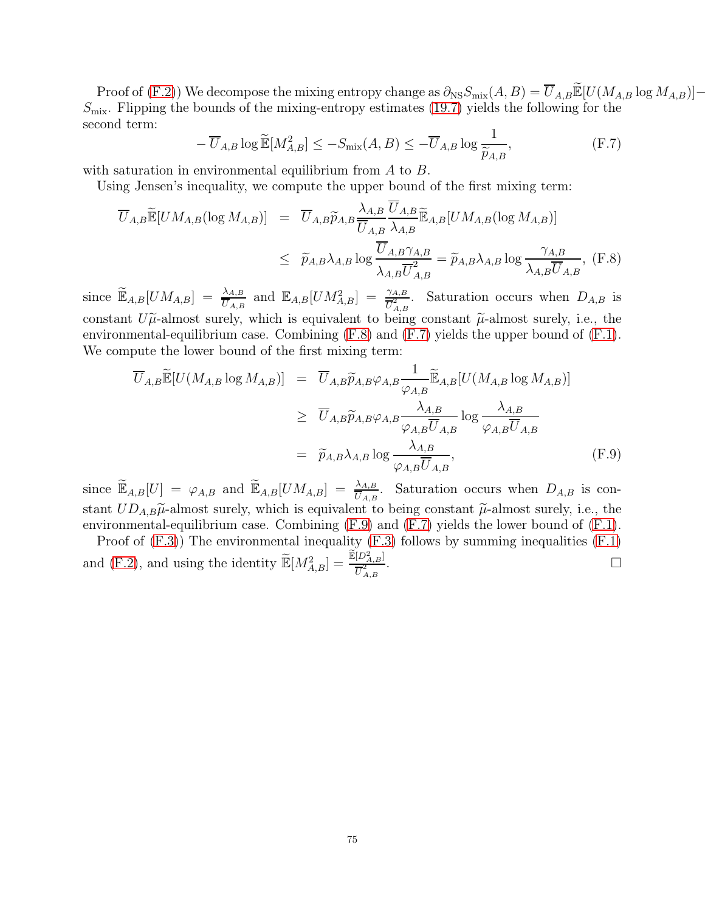Proof of (F.2)) We decompose the mixing entropy change as $\partial_{\rm NS} S_{\rm mix}(A,B) = \overline{U}_{A,B}\widetilde{\mathbb{E}}[U(M_{A,B}\log M_{A,B})] - S_{\rm mix}$. Flipping the bounds of the mixing-entropy estimates (19.7) yields the following for the second term:

$$-\overline{U}_{A,B}\log\widetilde{\mathbb{E}}[M_{A,B}^2] \leq -S_{\rm mix}(A,B) \leq -\overline{U}_{A,B}\log\frac{1}{\widetilde{p}_{A,B}}, \tag{F.7}$$

with saturation in environmental equilibrium from $A$ to $B$.

Using Jensen's inequality, we compute the upper bound of the first mixing term:

$$\begin{aligned}
\overline{U}_{A,B}\widetilde{\mathbb{E}}[UM_{A,B}(\log M_{A,B})] &= \overline{U}_{A,B}\widetilde{p}_{A,B}\frac{\lambda_{A,B}}{\overline{U}_{A,B}}\frac{\overline{U}_{A,B}}{\lambda_{A,B}}\widetilde{\mathbb{E}}_{A,B}[UM_{A,B}(\log M_{A,B})] \\
&\leq \widetilde{p}_{A,B}\lambda_{A,B}\log\frac{\overline{U}_{A,B}\gamma_{A,B}}{\lambda_{A,B}\overline{U}_{A,B}^2} = \widetilde{p}_{A,B}\lambda_{A,B}\log\frac{\gamma_{A,B}}{\lambda_{A,B}\overline{U}_{A,B}}, \quad \text{(F.8)}
\end{aligned}$$

since $\widetilde{\mathbb{E}}_{A,B}[UM_{A,B}] = \frac{\lambda_{A,B}}{\overline{U}_{A,B}}$ and $\mathbb{E}_{A,B}[UM_{A,B}^2] = \frac{\gamma_{A,B}}{\overline{U}_{A,B}^2}$. Saturation occurs when $D_{A,B}$ is constant $U\widetilde{\mu}$-almost surely, which is equivalent to being constant $\widetilde{\mu}$-almost surely, i.e., the environmental-equilibrium case. Combining (F.8) and (F.7) yields the upper bound of (F.1). We compute the lower bound of the first mixing term:

$$\begin{aligned}
\overline{U}_{A,B}\widetilde{\mathbb{E}}[U(M_{A,B}\log M_{A,B})] &= \overline{U}_{A,B}\widetilde{p}_{A,B}\varphi_{A,B}\frac{1}{\varphi_{A,B}}\widetilde{\mathbb{E}}_{A,B}[U(M_{A,B}\log M_{A,B})] \\
&\geq \overline{U}_{A,B}\widetilde{p}_{A,B}\varphi_{A,B}\frac{\lambda_{A,B}}{\varphi_{A,B}\overline{U}_{A,B}}\log\frac{\lambda_{A,B}}{\varphi_{A,B}\overline{U}_{A,B}} \\
&= \widetilde{p}_{A,B}\lambda_{A,B}\log\frac{\lambda_{A,B}}{\varphi_{A,B}\overline{U}_{A,B}}, \quad \text{(F.9)}
\end{aligned}$$

since $\widetilde{\mathbb{E}}_{A,B}[U] = \varphi_{A,B}$ and $\widetilde{\mathbb{E}}_{A,B}[UM_{A,B}] = \frac{\lambda_{A,B}}{\overline{U}_{A,B}}$. Saturation occurs when $D_{A,B}$ is constant $UD_{A,B}\widetilde{\mu}$-almost surely, which is equivalent to being constant $\widetilde{\mu}$-almost surely, i.e., the environmental-equilibrium case. Combining (F.9) and (F.7) yields the lower bound of (F.1).

Proof of (F.3)) The environmental inequality (F.3) follows by summing inequalities (F.1) and (F.2), and using the identity $\widetilde{\mathbb{E}}[M_{A,B}^2] = \frac{\widetilde{\mathbb{E}}[D_{A,B}^2]}{\overline{U}_{A,B}^2}$. □